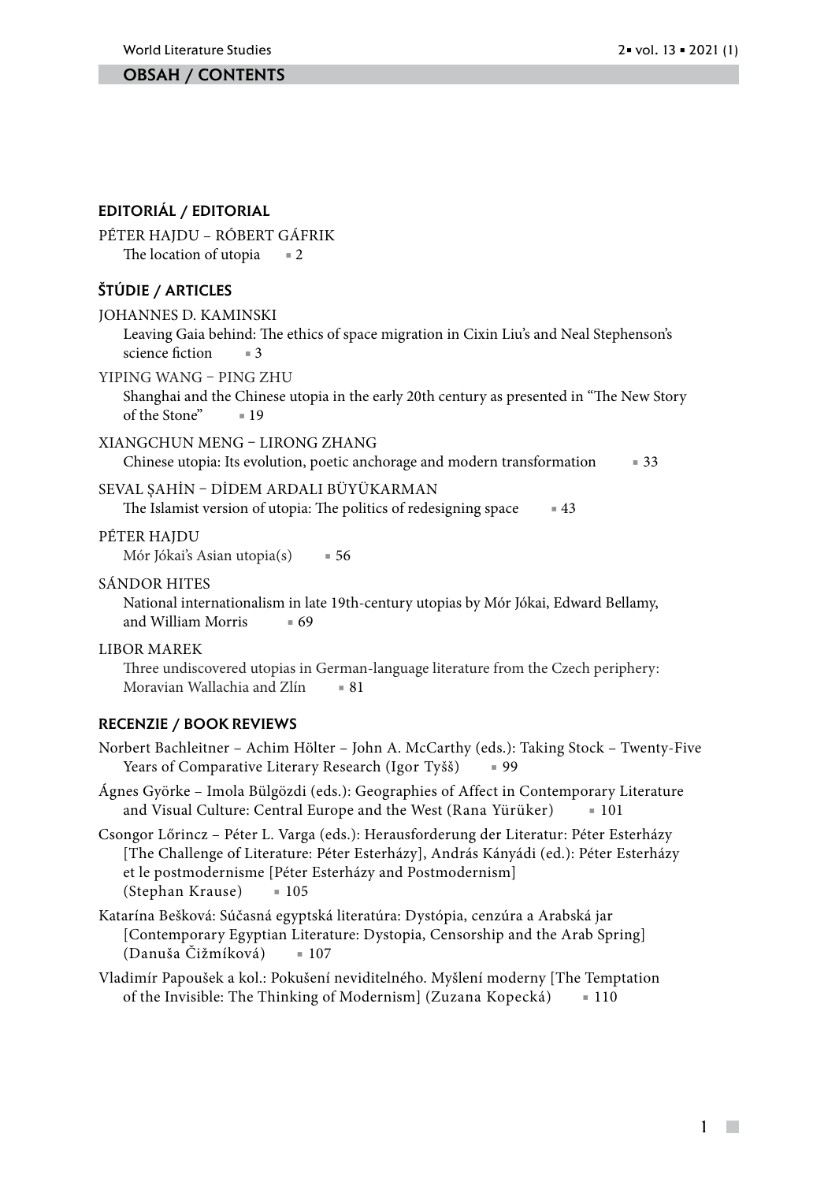# OBSAH / CONTENTS

## EDITORIÁL / EDITORIAL

PÉTER HAJDU – RÓBERT GÁFRIK
The location of utopia ▪ 2

## ŠTÚDIE / ARTICLES

JOHANNES D. KAMINSKI
Leaving Gaia behind: The ethics of space migration in Cixin Liu's and Neal Stephenson's science fiction ▪ 3

YIPING WANG – PING ZHU
Shanghai and the Chinese utopia in the early 20th century as presented in "The New Story of the Stone" ▪ 19

XIANGCHUN MENG – LIRONG ZHANG
Chinese utopia: Its evolution, poetic anchorage and modern transformation ▪ 33

SEVAL ŞAHİN – DİDEM ARDALI BÜYÜKARMAN
The Islamist version of utopia: The politics of redesigning space ▪ 43

PÉTER HAJDU
Mór Jókai's Asian utopia(s) ▪ 56

SÁNDOR HITES
National internationalism in late 19th-century utopias by Mór Jókai, Edward Bellamy, and William Morris ▪ 69

LIBOR MAREK
Three undiscovered utopias in German-language literature from the Czech periphery: Moravian Wallachia and Zlín ▪ 81

## RECENZIE / BOOK REVIEWS

Norbert Bachleitner – Achim Hölter – John A. McCarthy (eds.): Taking Stock – Twenty-Five Years of Comparative Literary Research (Igor Tyšš) ▪ 99

Ágnes Györke – Imola Bülgözdi (eds.): Geographies of Affect in Contemporary Literature and Visual Culture: Central Europe and the West (Rana Yürüker) ▪ 101

Csongor Lőrincz – Péter L. Varga (eds.): Herausforderung der Literatur: Péter Esterházy [The Challenge of Literature: Péter Esterházy], András Kányádi (ed.): Péter Esterházy et le postmodernisme [Péter Esterházy and Postmodernism] (Stephan Krause) ▪ 105

Katarína Bešková: Súčasná egyptská literatúra: Dystópia, cenzúra a Arabská jar [Contemporary Egyptian Literature: Dystopia, Censorship and the Arab Spring] (Danuša Čižmíková) ▪ 107

Vladimír Papoušek a kol.: Pokušení neviditelného. Myšlení moderny [The Temptation of the Invisible: The Thinking of Modernism] (Zuzana Kopecká) ▪ 110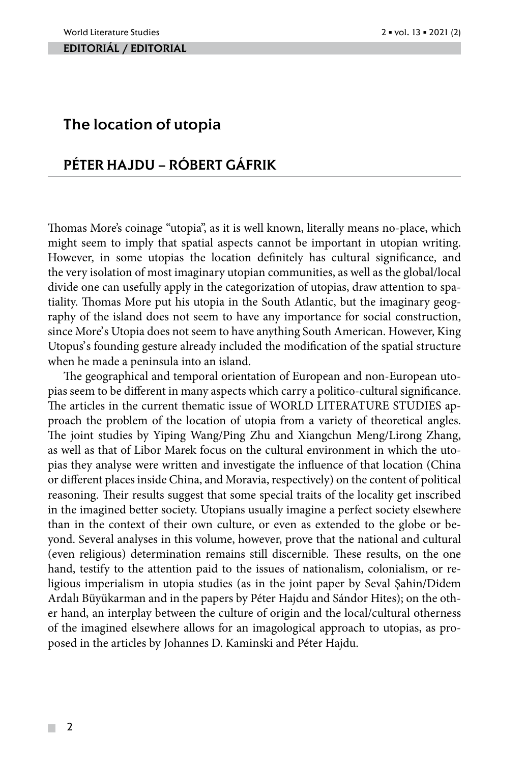**EDITORIÁL / EDITORIAL**

# The location of utopia

## PÉTER HAJDU – RÓBERT GÁFRIK

Thomas More's coinage "utopia", as it is well known, literally means no-place, which might seem to imply that spatial aspects cannot be important in utopian writing. However, in some utopias the location definitely has cultural significance, and the very isolation of most imaginary utopian communities, as well as the global/local divide one can usefully apply in the categorization of utopias, draw attention to spatiality. Thomas More put his utopia in the South Atlantic, but the imaginary geography of the island does not seem to have any importance for social construction, since More's Utopia does not seem to have anything South American. However, King Utopus's founding gesture already included the modification of the spatial structure when he made a peninsula into an island.

The geographical and temporal orientation of European and non-European utopias seem to be different in many aspects which carry a politico-cultural significance. The articles in the current thematic issue of WORLD LITERATURE STUDIES approach the problem of the location of utopia from a variety of theoretical angles. The joint studies by Yiping Wang/Ping Zhu and Xiangchun Meng/Lirong Zhang, as well as that of Libor Marek focus on the cultural environment in which the utopias they analyse were written and investigate the influence of that location (China or different places inside China, and Moravia, respectively) on the content of political reasoning. Their results suggest that some special traits of the locality get inscribed in the imagined better society. Utopians usually imagine a perfect society elsewhere than in the context of their own culture, or even as extended to the globe or beyond. Several analyses in this volume, however, prove that the national and cultural (even religious) determination remains still discernible. These results, on the one hand, testify to the attention paid to the issues of nationalism, colonialism, or religious imperialism in utopia studies (as in the joint paper by Seval Şahin/Didem Ardalı Büyükarman and in the papers by Péter Hajdu and Sándor Hites); on the other hand, an interplay between the culture of origin and the local/cultural otherness of the imagined elsewhere allows for an imagological approach to utopias, as proposed in the articles by Johannes D. Kaminski and Péter Hajdu.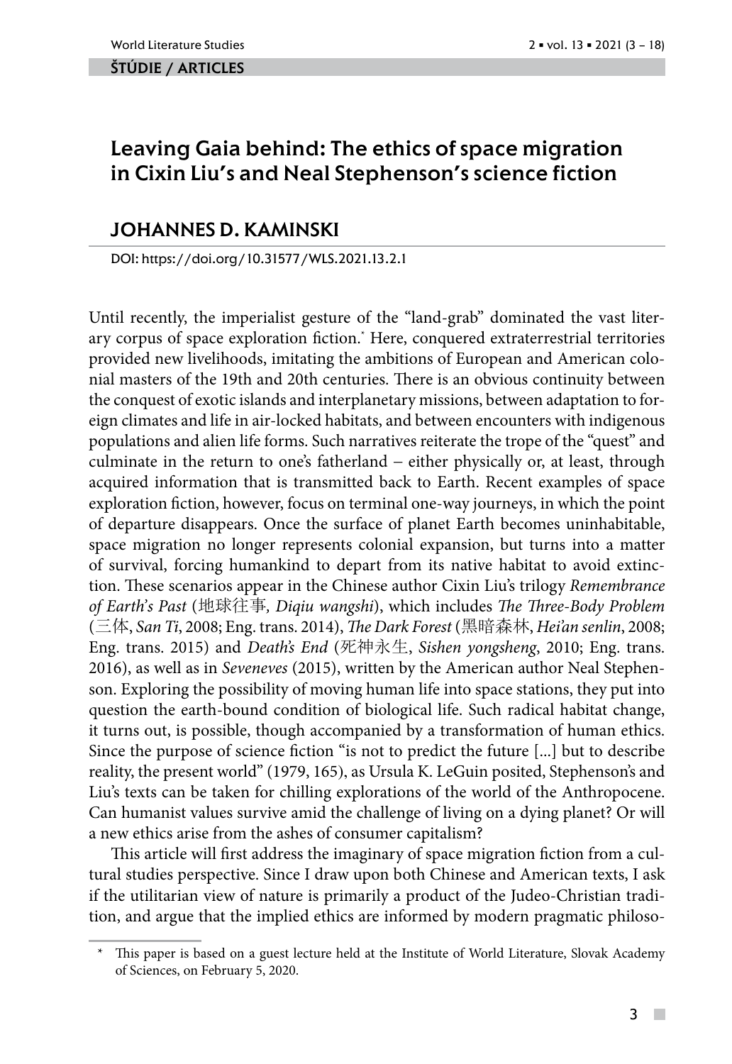**ŠTÚDIE / ARTICLES**

# Leaving Gaia behind: The ethics of space migration in Cixin Liu's and Neal Stephenson's science fiction

## JOHANNES D. KAMINSKI

DOI: https://doi.org/10.31577/WLS.2021.13.2.1

Until recently, the imperialist gesture of the "land-grab" dominated the vast literary corpus of space exploration fiction.* Here, conquered extraterrestrial territories provided new livelihoods, imitating the ambitions of European and American colonial masters of the 19th and 20th centuries. There is an obvious continuity between the conquest of exotic islands and interplanetary missions, between adaptation to foreign climates and life in air-locked habitats, and between encounters with indigenous populations and alien life forms. Such narratives reiterate the trope of the "quest" and culminate in the return to one's fatherland – either physically or, at least, through acquired information that is transmitted back to Earth. Recent examples of space exploration fiction, however, focus on terminal one-way journeys, in which the point of departure disappears. Once the surface of planet Earth becomes uninhabitable, space migration no longer represents colonial expansion, but turns into a matter of survival, forcing humankind to depart from its native habitat to avoid extinction. These scenarios appear in the Chinese author Cixin Liu's trilogy *Remembrance of Earth's Past* (地球往事, *Diqiu wangshi*), which includes *The Three-Body Problem* (三体, *San Ti*, 2008; Eng. trans. 2014), *The Dark Forest* (黑暗森林, *Hei'an senlin*, 2008; Eng. trans. 2015) and *Death's End* (死神永生, *Sishen yongsheng*, 2010; Eng. trans. 2016), as well as in *Seveneves* (2015), written by the American author Neal Stephenson. Exploring the possibility of moving human life into space stations, they put into question the earth-bound condition of biological life. Such radical habitat change, it turns out, is possible, though accompanied by a transformation of human ethics. Since the purpose of science fiction "is not to predict the future [...] but to describe reality, the present world" (1979, 165), as Ursula K. LeGuin posited, Stephenson's and Liu's texts can be taken for chilling explorations of the world of the Anthropocene. Can humanist values survive amid the challenge of living on a dying planet? Or will a new ethics arise from the ashes of consumer capitalism?

This article will first address the imaginary of space migration fiction from a cultural studies perspective. Since I draw upon both Chinese and American texts, I ask if the utilitarian view of nature is primarily a product of the Judeo-Christian tradition, and argue that the implied ethics are informed by modern pragmatic philoso-

---

\* This paper is based on a guest lecture held at the Institute of World Literature, Slovak Academy of Sciences, on February 5, 2020.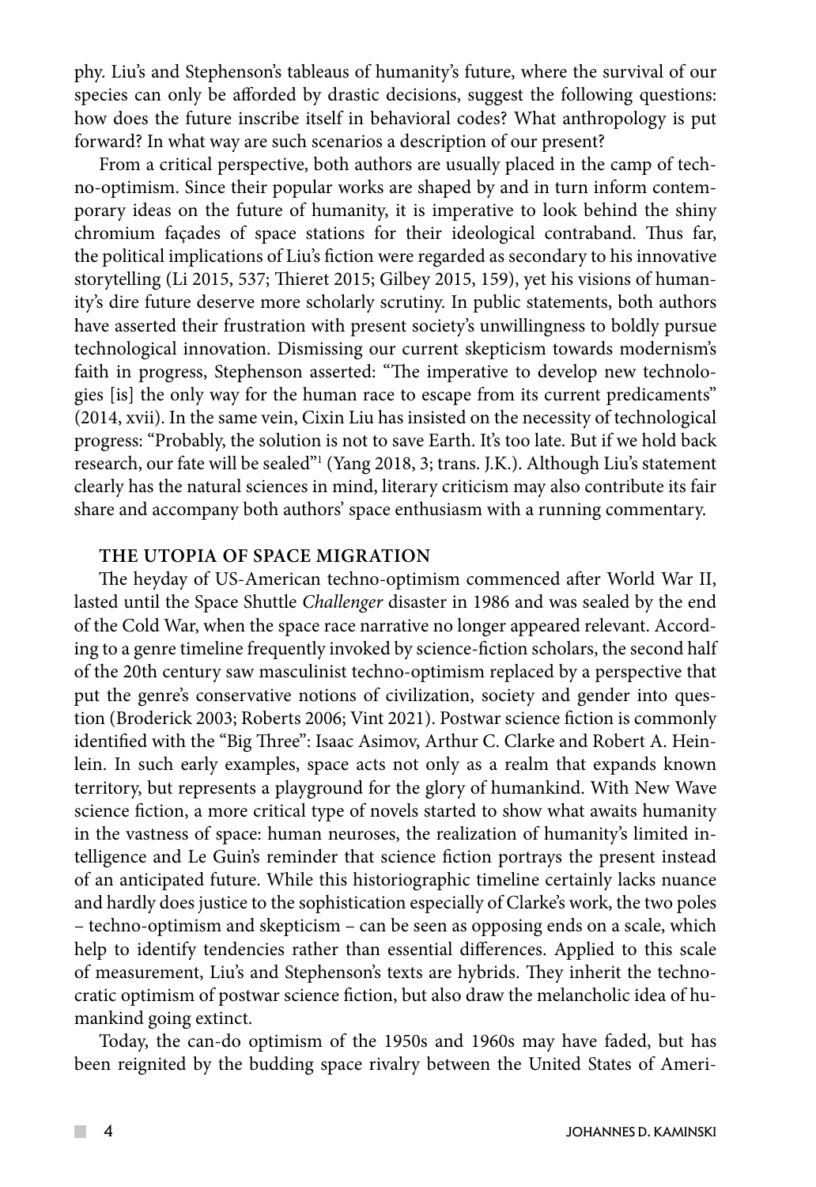phy. Liu's and Stephenson's tableaus of humanity's future, where the survival of our species can only be afforded by drastic decisions, suggest the following questions: how does the future inscribe itself in behavioral codes? What anthropology is put forward? In what way are such scenarios a description of our present?

From a critical perspective, both authors are usually placed in the camp of techno-optimism. Since their popular works are shaped by and in turn inform contemporary ideas on the future of humanity, it is imperative to look behind the shiny chromium façades of space stations for their ideological contraband. Thus far, the political implications of Liu's fiction were regarded as secondary to his innovative storytelling (Li 2015, 537; Thieret 2015; Gilbey 2015, 159), yet his visions of humanity's dire future deserve more scholarly scrutiny. In public statements, both authors have asserted their frustration with present society's unwillingness to boldly pursue technological innovation. Dismissing our current skepticism towards modernism's faith in progress, Stephenson asserted: "The imperative to develop new technologies [is] the only way for the human race to escape from its current predicaments" (2014, xvii). In the same vein, Cixin Liu has insisted on the necessity of technological progress: "Probably, the solution is not to save Earth. It's too late. But if we hold back research, our fate will be sealed"[1] (Yang 2018, 3; trans. J.K.). Although Liu's statement clearly has the natural sciences in mind, literary criticism may also contribute its fair share and accompany both authors' space enthusiasm with a running commentary.

## THE UTOPIA OF SPACE MIGRATION

The heyday of US-American techno-optimism commenced after World War II, lasted until the Space Shuttle *Challenger* disaster in 1986 and was sealed by the end of the Cold War, when the space race narrative no longer appeared relevant. According to a genre timeline frequently invoked by science-fiction scholars, the second half of the 20th century saw masculinist techno-optimism replaced by a perspective that put the genre's conservative notions of civilization, society and gender into question (Broderick 2003; Roberts 2006; Vint 2021). Postwar science fiction is commonly identified with the "Big Three": Isaac Asimov, Arthur C. Clarke and Robert A. Heinlein. In such early examples, space acts not only as a realm that expands known territory, but represents a playground for the glory of humankind. With New Wave science fiction, a more critical type of novels started to show what awaits humanity in the vastness of space: human neuroses, the realization of humanity's limited intelligence and Le Guin's reminder that science fiction portrays the present instead of an anticipated future. While this historiographic timeline certainly lacks nuance and hardly does justice to the sophistication especially of Clarke's work, the two poles – techno-optimism and skepticism – can be seen as opposing ends on a scale, which help to identify tendencies rather than essential differences. Applied to this scale of measurement, Liu's and Stephenson's texts are hybrids. They inherit the technocratic optimism of postwar science fiction, but also draw the melancholic idea of humankind going extinct.

Today, the can-do optimism of the 1950s and 1960s may have faded, but has been reignited by the budding space rivalry between the United States of Ameri-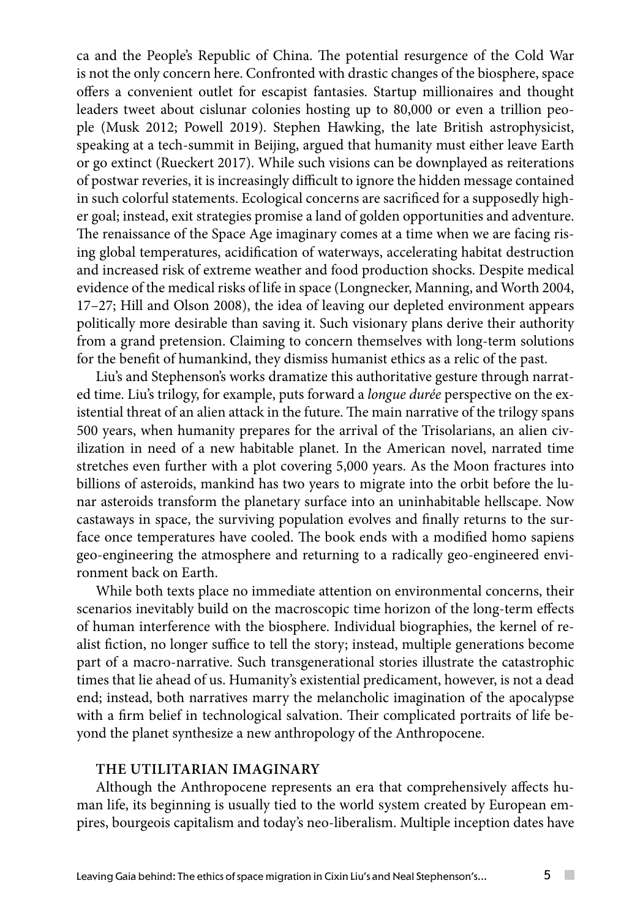ca and the People's Republic of China. The potential resurgence of the Cold War is not the only concern here. Confronted with drastic changes of the biosphere, space offers a convenient outlet for escapist fantasies. Startup millionaires and thought leaders tweet about cislunar colonies hosting up to 80,000 or even a trillion people (Musk 2012; Powell 2019). Stephen Hawking, the late British astrophysicist, speaking at a tech-summit in Beijing, argued that humanity must either leave Earth or go extinct (Rueckert 2017). While such visions can be downplayed as reiterations of postwar reveries, it is increasingly difficult to ignore the hidden message contained in such colorful statements. Ecological concerns are sacrificed for a supposedly higher goal; instead, exit strategies promise a land of golden opportunities and adventure. The renaissance of the Space Age imaginary comes at a time when we are facing rising global temperatures, acidification of waterways, accelerating habitat destruction and increased risk of extreme weather and food production shocks. Despite medical evidence of the medical risks of life in space (Longnecker, Manning, and Worth 2004, 17–27; Hill and Olson 2008), the idea of leaving our depleted environment appears politically more desirable than saving it. Such visionary plans derive their authority from a grand pretension. Claiming to concern themselves with long-term solutions for the benefit of humankind, they dismiss humanist ethics as a relic of the past.

Liu's and Stephenson's works dramatize this authoritative gesture through narrated time. Liu's trilogy, for example, puts forward a *longue durée* perspective on the existential threat of an alien attack in the future. The main narrative of the trilogy spans 500 years, when humanity prepares for the arrival of the Trisolarians, an alien civilization in need of a new habitable planet. In the American novel, narrated time stretches even further with a plot covering 5,000 years. As the Moon fractures into billions of asteroids, mankind has two years to migrate into the orbit before the lunar asteroids transform the planetary surface into an uninhabitable hellscape. Now castaways in space, the surviving population evolves and finally returns to the surface once temperatures have cooled. The book ends with a modified homo sapiens geo-engineering the atmosphere and returning to a radically geo-engineered environment back on Earth.

While both texts place no immediate attention on environmental concerns, their scenarios inevitably build on the macroscopic time horizon of the long-term effects of human interference with the biosphere. Individual biographies, the kernel of realist fiction, no longer suffice to tell the story; instead, multiple generations become part of a macro-narrative. Such transgenerational stories illustrate the catastrophic times that lie ahead of us. Humanity's existential predicament, however, is not a dead end; instead, both narratives marry the melancholic imagination of the apocalypse with a firm belief in technological salvation. Their complicated portraits of life beyond the planet synthesize a new anthropology of the Anthropocene.

## THE UTILITARIAN IMAGINARY

Although the Anthropocene represents an era that comprehensively affects human life, its beginning is usually tied to the world system created by European empires, bourgeois capitalism and today's neo-liberalism. Multiple inception dates have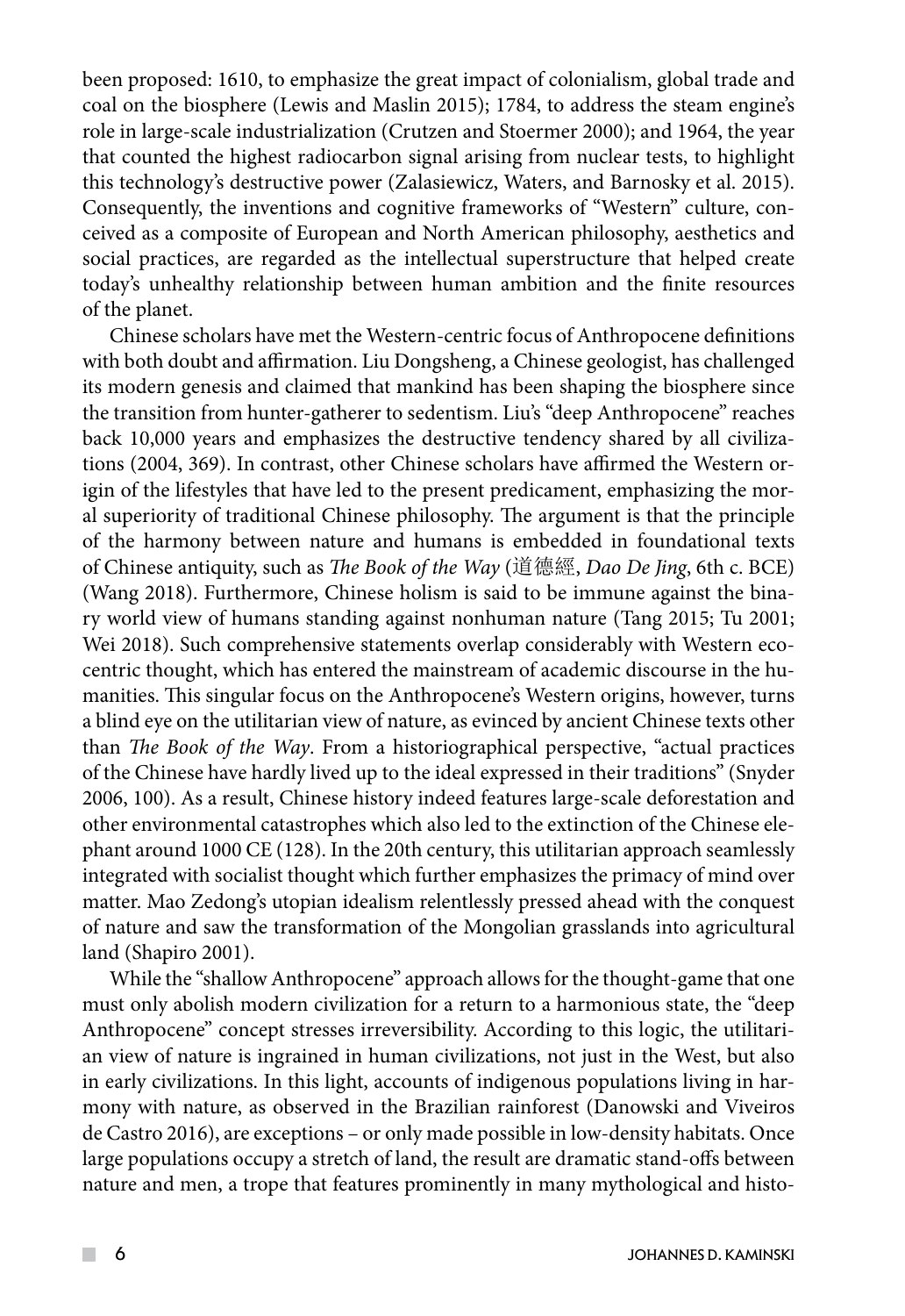been proposed: 1610, to emphasize the great impact of colonialism, global trade and coal on the biosphere (Lewis and Maslin 2015); 1784, to address the steam engine's role in large-scale industrialization (Crutzen and Stoermer 2000); and 1964, the year that counted the highest radiocarbon signal arising from nuclear tests, to highlight this technology's destructive power (Zalasiewicz, Waters, and Barnosky et al. 2015). Consequently, the inventions and cognitive frameworks of "Western" culture, conceived as a composite of European and North American philosophy, aesthetics and social practices, are regarded as the intellectual superstructure that helped create today's unhealthy relationship between human ambition and the finite resources of the planet.

Chinese scholars have met the Western-centric focus of Anthropocene definitions with both doubt and affirmation. Liu Dongsheng, a Chinese geologist, has challenged its modern genesis and claimed that mankind has been shaping the biosphere since the transition from hunter-gatherer to sedentism. Liu's "deep Anthropocene" reaches back 10,000 years and emphasizes the destructive tendency shared by all civilizations (2004, 369). In contrast, other Chinese scholars have affirmed the Western origin of the lifestyles that have led to the present predicament, emphasizing the moral superiority of traditional Chinese philosophy. The argument is that the principle of the harmony between nature and humans is embedded in foundational texts of Chinese antiquity, such as *The Book of the Way* (道德經, *Dao De Jing*, 6th c. BCE) (Wang 2018). Furthermore, Chinese holism is said to be immune against the binary world view of humans standing against nonhuman nature (Tang 2015; Tu 2001; Wei 2018). Such comprehensive statements overlap considerably with Western ecocentric thought, which has entered the mainstream of academic discourse in the humanities. This singular focus on the Anthropocene's Western origins, however, turns a blind eye on the utilitarian view of nature, as evinced by ancient Chinese texts other than *The Book of the Way*. From a historiographical perspective, "actual practices of the Chinese have hardly lived up to the ideal expressed in their traditions" (Snyder 2006, 100). As a result, Chinese history indeed features large-scale deforestation and other environmental catastrophes which also led to the extinction of the Chinese elephant around 1000 CE (128). In the 20th century, this utilitarian approach seamlessly integrated with socialist thought which further emphasizes the primacy of mind over matter. Mao Zedong's utopian idealism relentlessly pressed ahead with the conquest of nature and saw the transformation of the Mongolian grasslands into agricultural land (Shapiro 2001).

While the "shallow Anthropocene" approach allows for the thought-game that one must only abolish modern civilization for a return to a harmonious state, the "deep Anthropocene" concept stresses irreversibility. According to this logic, the utilitarian view of nature is ingrained in human civilizations, not just in the West, but also in early civilizations. In this light, accounts of indigenous populations living in harmony with nature, as observed in the Brazilian rainforest (Danowski and Viveiros de Castro 2016), are exceptions – or only made possible in low-density habitats. Once large populations occupy a stretch of land, the result are dramatic stand-offs between nature and men, a trope that features prominently in many mythological and histo-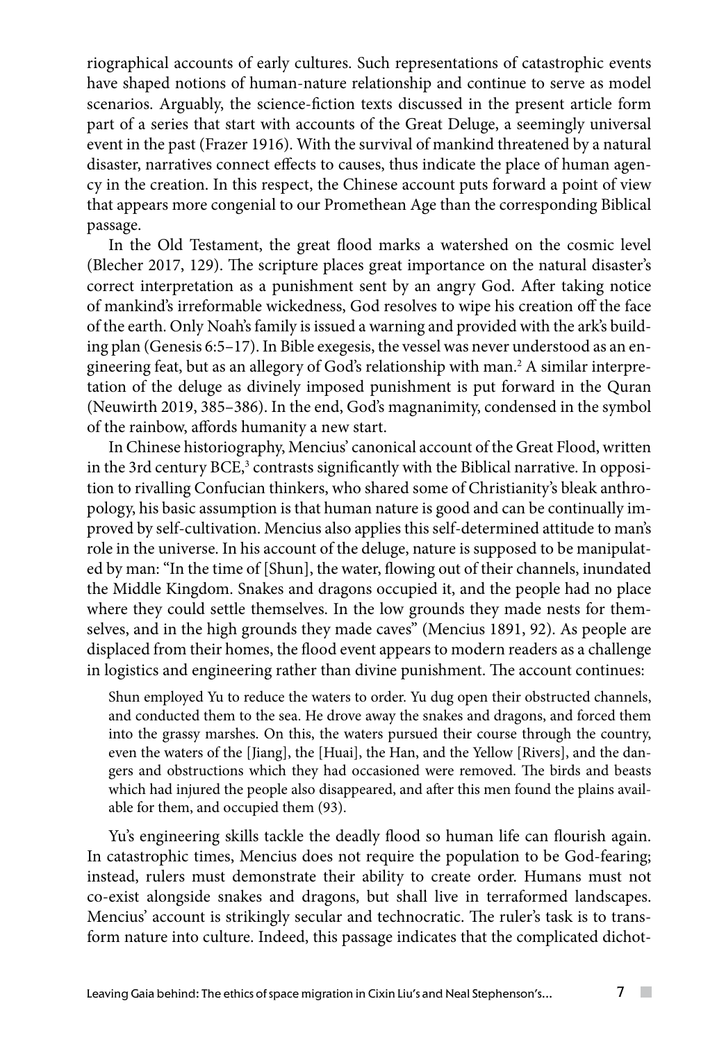riographical accounts of early cultures. Such representations of catastrophic events have shaped notions of human-nature relationship and continue to serve as model scenarios. Arguably, the science-fiction texts discussed in the present article form part of a series that start with accounts of the Great Deluge, a seemingly universal event in the past (Frazer 1916). With the survival of mankind threatened by a natural disaster, narratives connect effects to causes, thus indicate the place of human agency in the creation. In this respect, the Chinese account puts forward a point of view that appears more congenial to our Promethean Age than the corresponding Biblical passage.

In the Old Testament, the great flood marks a watershed on the cosmic level (Blecher 2017, 129). The scripture places great importance on the natural disaster's correct interpretation as a punishment sent by an angry God. After taking notice of mankind's irreformable wickedness, God resolves to wipe his creation off the face of the earth. Only Noah's family is issued a warning and provided with the ark's building plan (Genesis 6:5–17). In Bible exegesis, the vessel was never understood as an engineering feat, but as an allegory of God's relationship with man.[2] A similar interpretation of the deluge as divinely imposed punishment is put forward in the Quran (Neuwirth 2019, 385–386). In the end, God's magnanimity, condensed in the symbol of the rainbow, affords humanity a new start.

In Chinese historiography, Mencius' canonical account of the Great Flood, written in the 3rd century BCE,[3] contrasts significantly with the Biblical narrative. In opposition to rivalling Confucian thinkers, who shared some of Christianity's bleak anthropology, his basic assumption is that human nature is good and can be continually improved by self-cultivation. Mencius also applies this self-determined attitude to man's role in the universe. In his account of the deluge, nature is supposed to be manipulated by man: "In the time of [Shun], the water, flowing out of their channels, inundated the Middle Kingdom. Snakes and dragons occupied it, and the people had no place where they could settle themselves. In the low grounds they made nests for themselves, and in the high grounds they made caves" (Mencius 1891, 92). As people are displaced from their homes, the flood event appears to modern readers as a challenge in logistics and engineering rather than divine punishment. The account continues:

> Shun employed Yu to reduce the waters to order. Yu dug open their obstructed channels, and conducted them to the sea. He drove away the snakes and dragons, and forced them into the grassy marshes. On this, the waters pursued their course through the country, even the waters of the [Jiang], the [Huai], the Han, and the Yellow [Rivers], and the dangers and obstructions which they had occasioned were removed. The birds and beasts which had injured the people also disappeared, and after this men found the plains available for them, and occupied them (93).

Yu's engineering skills tackle the deadly flood so human life can flourish again. In catastrophic times, Mencius does not require the population to be God-fearing; instead, rulers must demonstrate their ability to create order. Humans must not co-exist alongside snakes and dragons, but shall live in terraformed landscapes. Mencius' account is strikingly secular and technocratic. The ruler's task is to transform nature into culture. Indeed, this passage indicates that the complicated dichot-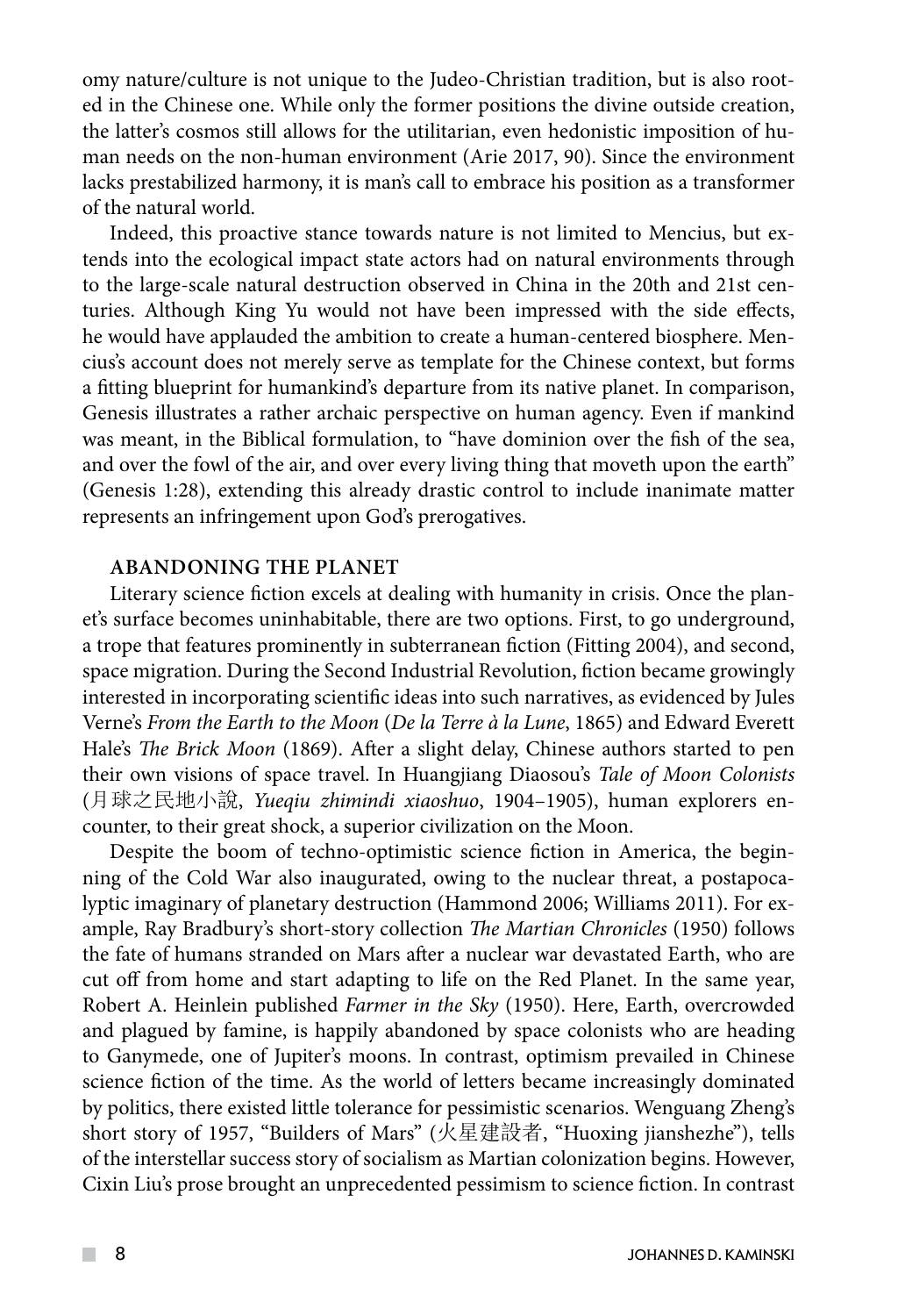omy nature/culture is not unique to the Judeo-Christian tradition, but is also rooted in the Chinese one. While only the former positions the divine outside creation, the latter's cosmos still allows for the utilitarian, even hedonistic imposition of human needs on the non-human environment (Arie 2017, 90). Since the environment lacks prestabilized harmony, it is man's call to embrace his position as a transformer of the natural world.

Indeed, this proactive stance towards nature is not limited to Mencius, but extends into the ecological impact state actors had on natural environments through to the large-scale natural destruction observed in China in the 20th and 21st centuries. Although King Yu would not have been impressed with the side effects, he would have applauded the ambition to create a human-centered biosphere. Mencius's account does not merely serve as template for the Chinese context, but forms a fitting blueprint for humankind's departure from its native planet. In comparison, Genesis illustrates a rather archaic perspective on human agency. Even if mankind was meant, in the Biblical formulation, to "have dominion over the fish of the sea, and over the fowl of the air, and over every living thing that moveth upon the earth" (Genesis 1:28), extending this already drastic control to include inanimate matter represents an infringement upon God's prerogatives.

## ABANDONING THE PLANET

Literary science fiction excels at dealing with humanity in crisis. Once the planet's surface becomes uninhabitable, there are two options. First, to go underground, a trope that features prominently in subterranean fiction (Fitting 2004), and second, space migration. During the Second Industrial Revolution, fiction became growingly interested in incorporating scientific ideas into such narratives, as evidenced by Jules Verne's *From the Earth to the Moon* (*De la Terre à la Lune*, 1865) and Edward Everett Hale's *The Brick Moon* (1869). After a slight delay, Chinese authors started to pen their own visions of space travel. In Huangjiang Diaosou's *Tale of Moon Colonists* (月球之民地小說, *Yueqiu zhimindi xiaoshuo*, 1904–1905), human explorers encounter, to their great shock, a superior civilization on the Moon.

Despite the boom of techno-optimistic science fiction in America, the beginning of the Cold War also inaugurated, owing to the nuclear threat, a postapocalyptic imaginary of planetary destruction (Hammond 2006; Williams 2011). For example, Ray Bradbury's short-story collection *The Martian Chronicles* (1950) follows the fate of humans stranded on Mars after a nuclear war devastated Earth, who are cut off from home and start adapting to life on the Red Planet. In the same year, Robert A. Heinlein published *Farmer in the Sky* (1950). Here, Earth, overcrowded and plagued by famine, is happily abandoned by space colonists who are heading to Ganymede, one of Jupiter's moons. In contrast, optimism prevailed in Chinese science fiction of the time. As the world of letters became increasingly dominated by politics, there existed little tolerance for pessimistic scenarios. Wenguang Zheng's short story of 1957, "Builders of Mars" (火星建設者, "Huoxing jianshezhe"), tells of the interstellar success story of socialism as Martian colonization begins. However, Cixin Liu's prose brought an unprecedented pessimism to science fiction. In contrast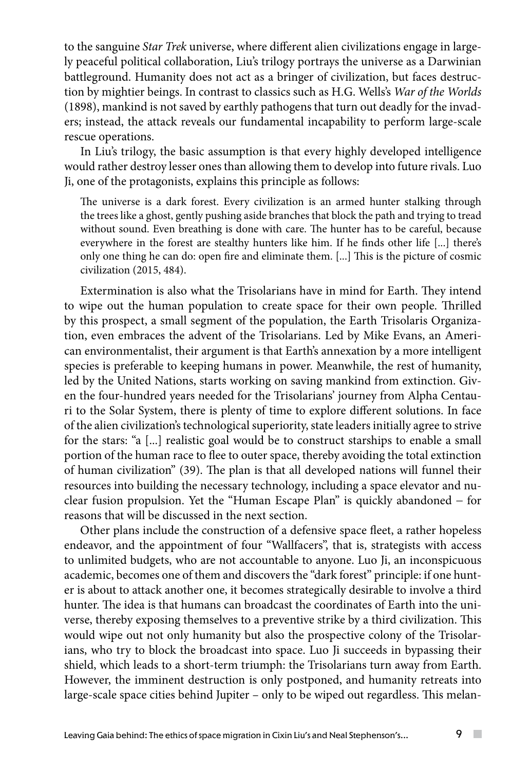to the sanguine *Star Trek* universe, where different alien civilizations engage in largely peaceful political collaboration, Liu's trilogy portrays the universe as a Darwinian battleground. Humanity does not act as a bringer of civilization, but faces destruction by mightier beings. In contrast to classics such as H.G. Wells's *War of the Worlds* (1898), mankind is not saved by earthly pathogens that turn out deadly for the invaders; instead, the attack reveals our fundamental incapability to perform large-scale rescue operations.

In Liu's trilogy, the basic assumption is that every highly developed intelligence would rather destroy lesser ones than allowing them to develop into future rivals. Luo Ji, one of the protagonists, explains this principle as follows:

> The universe is a dark forest. Every civilization is an armed hunter stalking through the trees like a ghost, gently pushing aside branches that block the path and trying to tread without sound. Even breathing is done with care. The hunter has to be careful, because everywhere in the forest are stealthy hunters like him. If he finds other life [...] there's only one thing he can do: open fire and eliminate them. [...] This is the picture of cosmic civilization (2015, 484).

Extermination is also what the Trisolarians have in mind for Earth. They intend to wipe out the human population to create space for their own people. Thrilled by this prospect, a small segment of the population, the Earth Trisolaris Organization, even embraces the advent of the Trisolarians. Led by Mike Evans, an American environmentalist, their argument is that Earth's annexation by a more intelligent species is preferable to keeping humans in power. Meanwhile, the rest of humanity, led by the United Nations, starts working on saving mankind from extinction. Given the four-hundred years needed for the Trisolarians' journey from Alpha Centauri to the Solar System, there is plenty of time to explore different solutions. In face of the alien civilization's technological superiority, state leaders initially agree to strive for the stars: "a [...] realistic goal would be to construct starships to enable a small portion of the human race to flee to outer space, thereby avoiding the total extinction of human civilization" (39). The plan is that all developed nations will funnel their resources into building the necessary technology, including a space elevator and nuclear fusion propulsion. Yet the "Human Escape Plan" is quickly abandoned – for reasons that will be discussed in the next section.

Other plans include the construction of a defensive space fleet, a rather hopeless endeavor, and the appointment of four "Wallfacers", that is, strategists with access to unlimited budgets, who are not accountable to anyone. Luo Ji, an inconspicuous academic, becomes one of them and discovers the "dark forest" principle: if one hunter is about to attack another one, it becomes strategically desirable to involve a third hunter. The idea is that humans can broadcast the coordinates of Earth into the universe, thereby exposing themselves to a preventive strike by a third civilization. This would wipe out not only humanity but also the prospective colony of the Trisolarians, who try to block the broadcast into space. Luo Ji succeeds in bypassing their shield, which leads to a short-term triumph: the Trisolarians turn away from Earth. However, the imminent destruction is only postponed, and humanity retreats into large-scale space cities behind Jupiter – only to be wiped out regardless. This melan-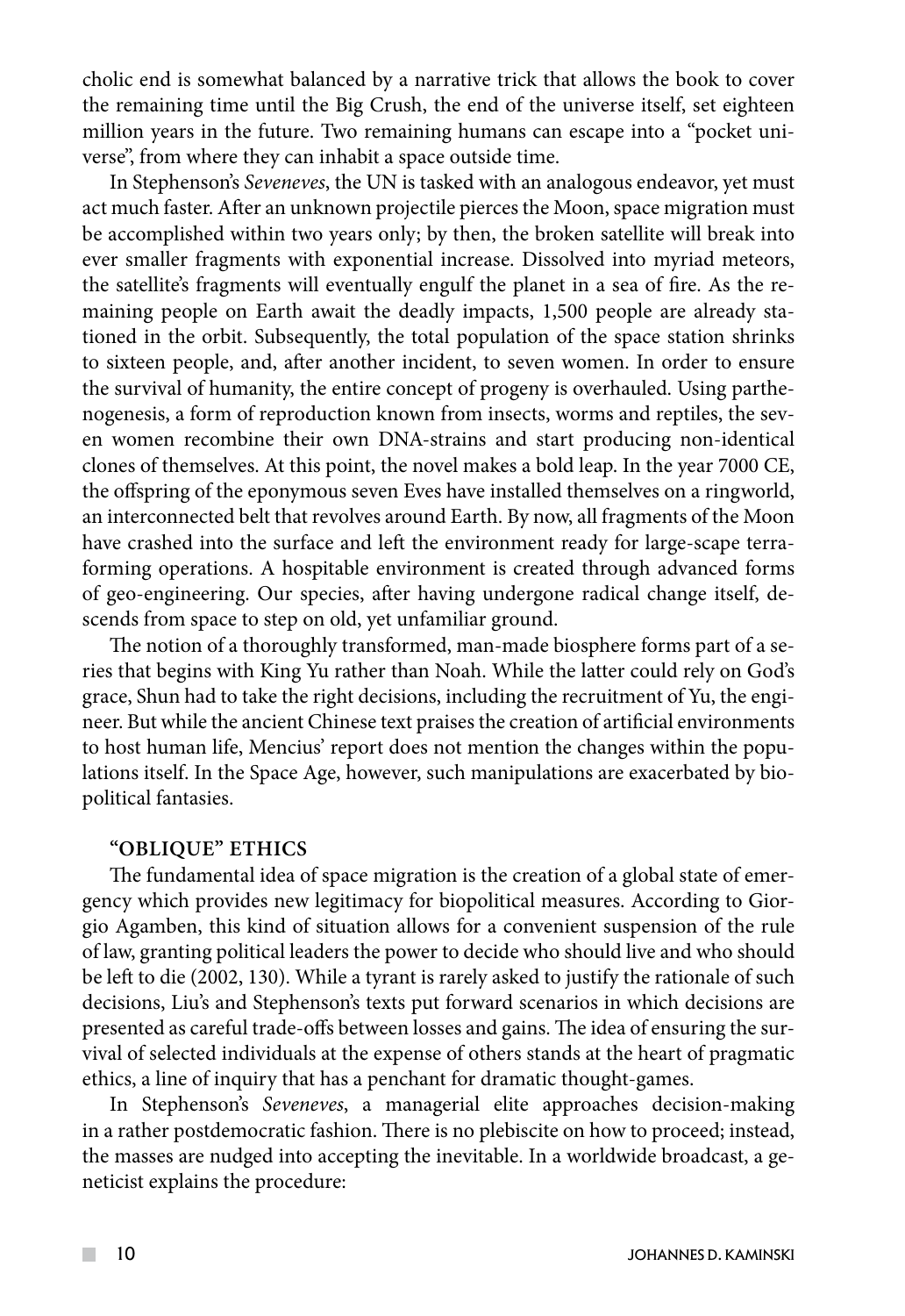cholic end is somewhat balanced by a narrative trick that allows the book to cover the remaining time until the Big Crush, the end of the universe itself, set eighteen million years in the future. Two remaining humans can escape into a "pocket universe", from where they can inhabit a space outside time.

In Stephenson's *Seveneves*, the UN is tasked with an analogous endeavor, yet must act much faster. After an unknown projectile pierces the Moon, space migration must be accomplished within two years only; by then, the broken satellite will break into ever smaller fragments with exponential increase. Dissolved into myriad meteors, the satellite's fragments will eventually engulf the planet in a sea of fire. As the remaining people on Earth await the deadly impacts, 1,500 people are already stationed in the orbit. Subsequently, the total population of the space station shrinks to sixteen people, and, after another incident, to seven women. In order to ensure the survival of humanity, the entire concept of progeny is overhauled. Using parthenogenesis, a form of reproduction known from insects, worms and reptiles, the seven women recombine their own DNA-strains and start producing non-identical clones of themselves. At this point, the novel makes a bold leap. In the year 7000 CE, the offspring of the eponymous seven Eves have installed themselves on a ringworld, an interconnected belt that revolves around Earth. By now, all fragments of the Moon have crashed into the surface and left the environment ready for large-scape terraforming operations. A hospitable environment is created through advanced forms of geo-engineering. Our species, after having undergone radical change itself, descends from space to step on old, yet unfamiliar ground.

The notion of a thoroughly transformed, man-made biosphere forms part of a series that begins with King Yu rather than Noah. While the latter could rely on God's grace, Shun had to take the right decisions, including the recruitment of Yu, the engineer. But while the ancient Chinese text praises the creation of artificial environments to host human life, Mencius' report does not mention the changes within the populations itself. In the Space Age, however, such manipulations are exacerbated by biopolitical fantasies.

### "OBLIQUE" ETHICS

The fundamental idea of space migration is the creation of a global state of emergency which provides new legitimacy for biopolitical measures. According to Giorgio Agamben, this kind of situation allows for a convenient suspension of the rule of law, granting political leaders the power to decide who should live and who should be left to die (2002, 130). While a tyrant is rarely asked to justify the rationale of such decisions, Liu's and Stephenson's texts put forward scenarios in which decisions are presented as careful trade-offs between losses and gains. The idea of ensuring the survival of selected individuals at the expense of others stands at the heart of pragmatic ethics, a line of inquiry that has a penchant for dramatic thought-games.

In Stephenson's *Seveneves*, a managerial elite approaches decision-making in a rather postdemocratic fashion. There is no plebiscite on how to proceed; instead, the masses are nudged into accepting the inevitable. In a worldwide broadcast, a geneticist explains the procedure: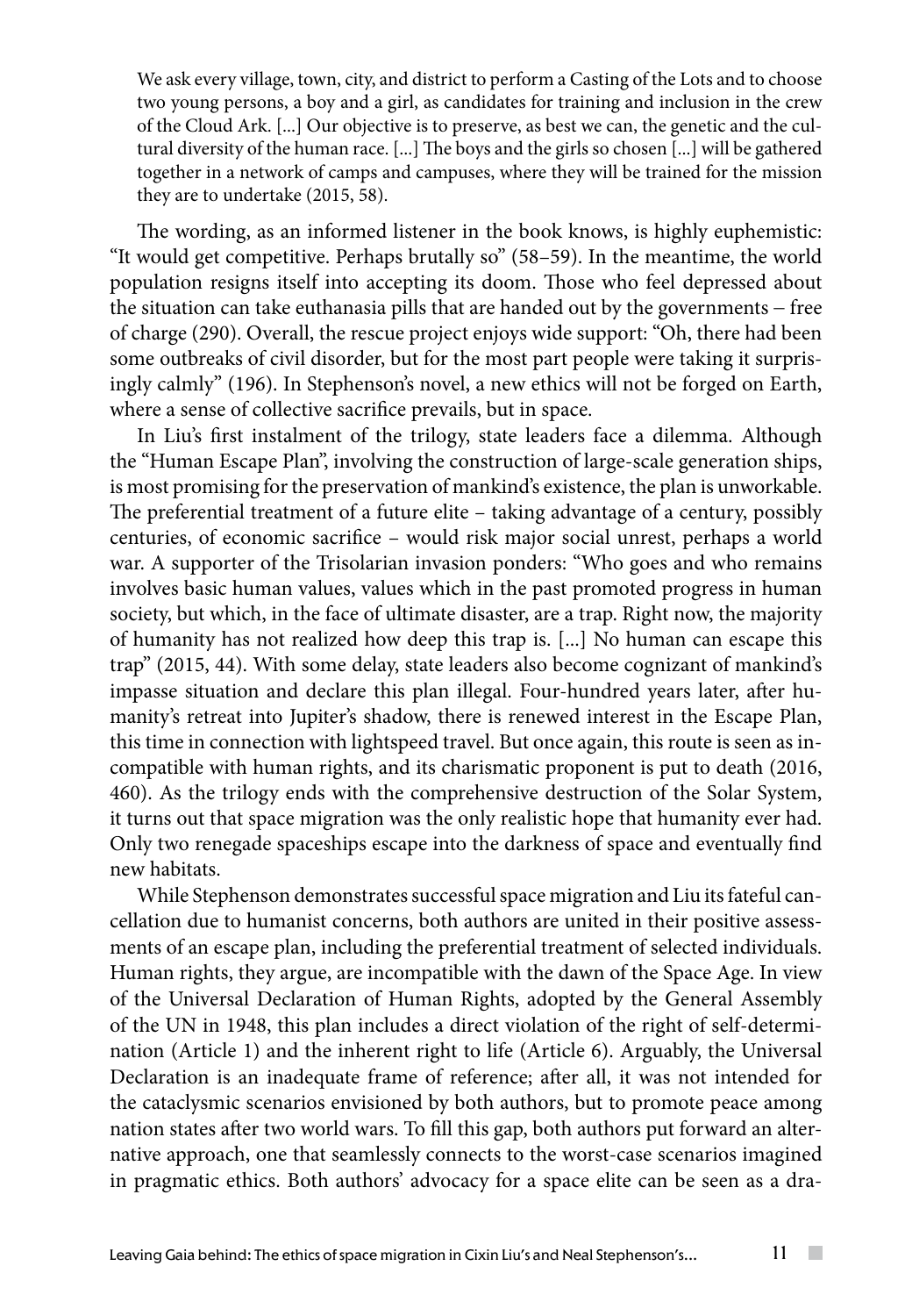> We ask every village, town, city, and district to perform a Casting of the Lots and to choose two young persons, a boy and a girl, as candidates for training and inclusion in the crew of the Cloud Ark. [...] Our objective is to preserve, as best we can, the genetic and the cultural diversity of the human race. [...] The boys and the girls so chosen [...] will be gathered together in a network of camps and campuses, where they will be trained for the mission they are to undertake (2015, 58).

The wording, as an informed listener in the book knows, is highly euphemistic: "It would get competitive. Perhaps brutally so" (58–59). In the meantime, the world population resigns itself into accepting its doom. Those who feel depressed about the situation can take euthanasia pills that are handed out by the governments – free of charge (290). Overall, the rescue project enjoys wide support: "Oh, there had been some outbreaks of civil disorder, but for the most part people were taking it surprisingly calmly" (196). In Stephenson's novel, a new ethics will not be forged on Earth, where a sense of collective sacrifice prevails, but in space.

In Liu's first instalment of the trilogy, state leaders face a dilemma. Although the "Human Escape Plan", involving the construction of large-scale generation ships, is most promising for the preservation of mankind's existence, the plan is unworkable. The preferential treatment of a future elite – taking advantage of a century, possibly centuries, of economic sacrifice – would risk major social unrest, perhaps a world war. A supporter of the Trisolarian invasion ponders: "Who goes and who remains involves basic human values, values which in the past promoted progress in human society, but which, in the face of ultimate disaster, are a trap. Right now, the majority of humanity has not realized how deep this trap is. [...] No human can escape this trap" (2015, 44). With some delay, state leaders also become cognizant of mankind's impasse situation and declare this plan illegal. Four-hundred years later, after humanity's retreat into Jupiter's shadow, there is renewed interest in the Escape Plan, this time in connection with lightspeed travel. But once again, this route is seen as incompatible with human rights, and its charismatic proponent is put to death (2016, 460). As the trilogy ends with the comprehensive destruction of the Solar System, it turns out that space migration was the only realistic hope that humanity ever had. Only two renegade spaceships escape into the darkness of space and eventually find new habitats.

While Stephenson demonstrates successful space migration and Liu its fateful cancellation due to humanist concerns, both authors are united in their positive assessments of an escape plan, including the preferential treatment of selected individuals. Human rights, they argue, are incompatible with the dawn of the Space Age. In view of the Universal Declaration of Human Rights, adopted by the General Assembly of the UN in 1948, this plan includes a direct violation of the right of self-determination (Article 1) and the inherent right to life (Article 6). Arguably, the Universal Declaration is an inadequate frame of reference; after all, it was not intended for the cataclysmic scenarios envisioned by both authors, but to promote peace among nation states after two world wars. To fill this gap, both authors put forward an alternative approach, one that seamlessly connects to the worst-case scenarios imagined in pragmatic ethics. Both authors' advocacy for a space elite can be seen as a dra-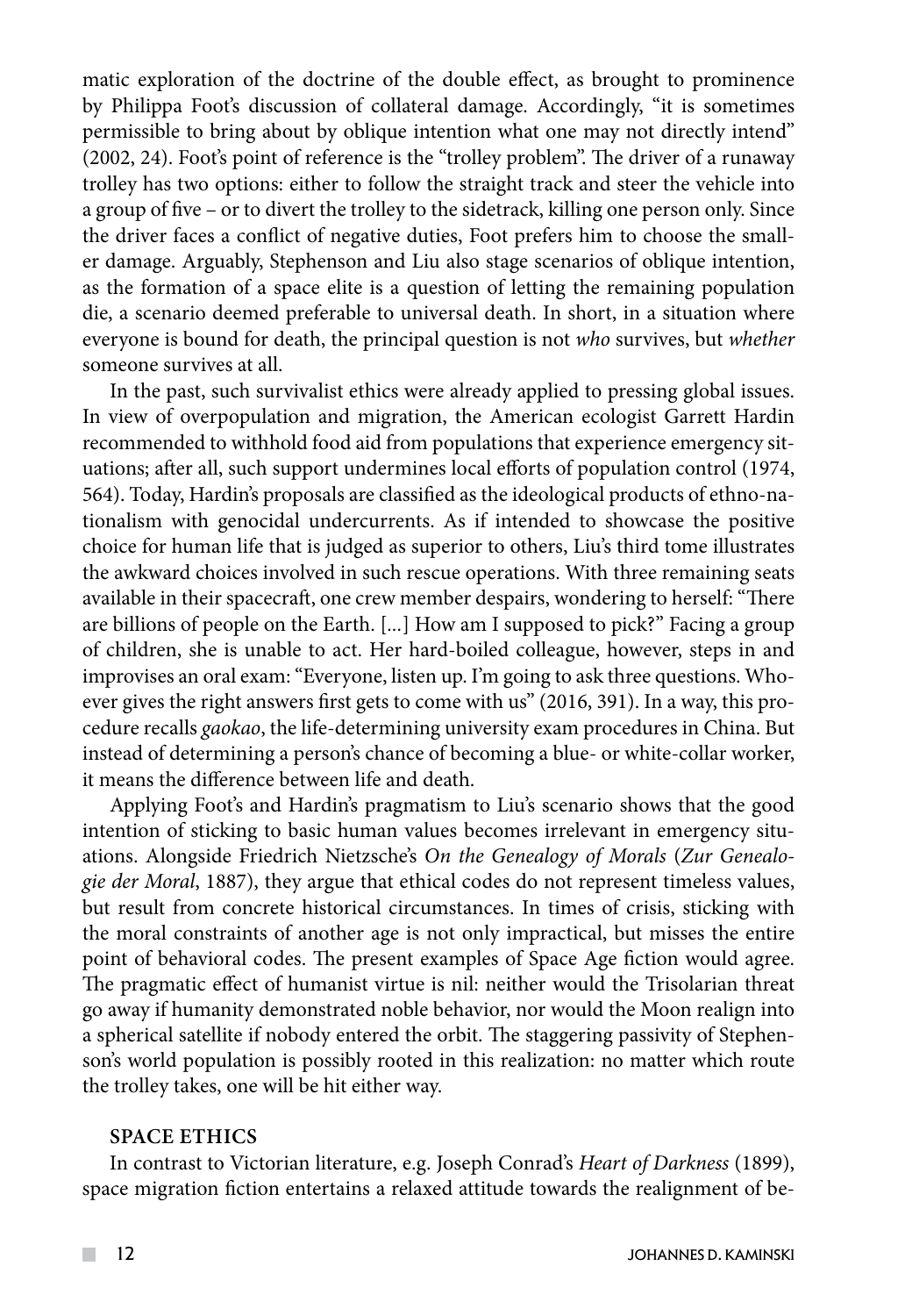matic exploration of the doctrine of the double effect, as brought to prominence by Philippa Foot's discussion of collateral damage. Accordingly, "it is sometimes permissible to bring about by oblique intention what one may not directly intend" (2002, 24). Foot's point of reference is the "trolley problem". The driver of a runaway trolley has two options: either to follow the straight track and steer the vehicle into a group of five – or to divert the trolley to the sidetrack, killing one person only. Since the driver faces a conflict of negative duties, Foot prefers him to choose the smaller damage. Arguably, Stephenson and Liu also stage scenarios of oblique intention, as the formation of a space elite is a question of letting the remaining population die, a scenario deemed preferable to universal death. In short, in a situation where everyone is bound for death, the principal question is not *who* survives, but *whether* someone survives at all.

In the past, such survivalist ethics were already applied to pressing global issues. In view of overpopulation and migration, the American ecologist Garrett Hardin recommended to withhold food aid from populations that experience emergency situations; after all, such support undermines local efforts of population control (1974, 564). Today, Hardin's proposals are classified as the ideological products of ethno-nationalism with genocidal undercurrents. As if intended to showcase the positive choice for human life that is judged as superior to others, Liu's third tome illustrates the awkward choices involved in such rescue operations. With three remaining seats available in their spacecraft, one crew member despairs, wondering to herself: "There are billions of people on the Earth. [...] How am I supposed to pick?" Facing a group of children, she is unable to act. Her hard-boiled colleague, however, steps in and improvises an oral exam: "Everyone, listen up. I'm going to ask three questions. Whoever gives the right answers first gets to come with us" (2016, 391). In a way, this procedure recalls *gaokao*, the life-determining university exam procedures in China. But instead of determining a person's chance of becoming a blue- or white-collar worker, it means the difference between life and death.

Applying Foot's and Hardin's pragmatism to Liu's scenario shows that the good intention of sticking to basic human values becomes irrelevant in emergency situations. Alongside Friedrich Nietzsche's *On the Genealogy of Morals* (*Zur Genealogie der Moral*, 1887), they argue that ethical codes do not represent timeless values, but result from concrete historical circumstances. In times of crisis, sticking with the moral constraints of another age is not only impractical, but misses the entire point of behavioral codes. The present examples of Space Age fiction would agree. The pragmatic effect of humanist virtue is nil: neither would the Trisolarian threat go away if humanity demonstrated noble behavior, nor would the Moon realign into a spherical satellite if nobody entered the orbit. The staggering passivity of Stephenson's world population is possibly rooted in this realization: no matter which route the trolley takes, one will be hit either way.

## SPACE ETHICS

In contrast to Victorian literature, e.g. Joseph Conrad's *Heart of Darkness* (1899), space migration fiction entertains a relaxed attitude towards the realignment of be-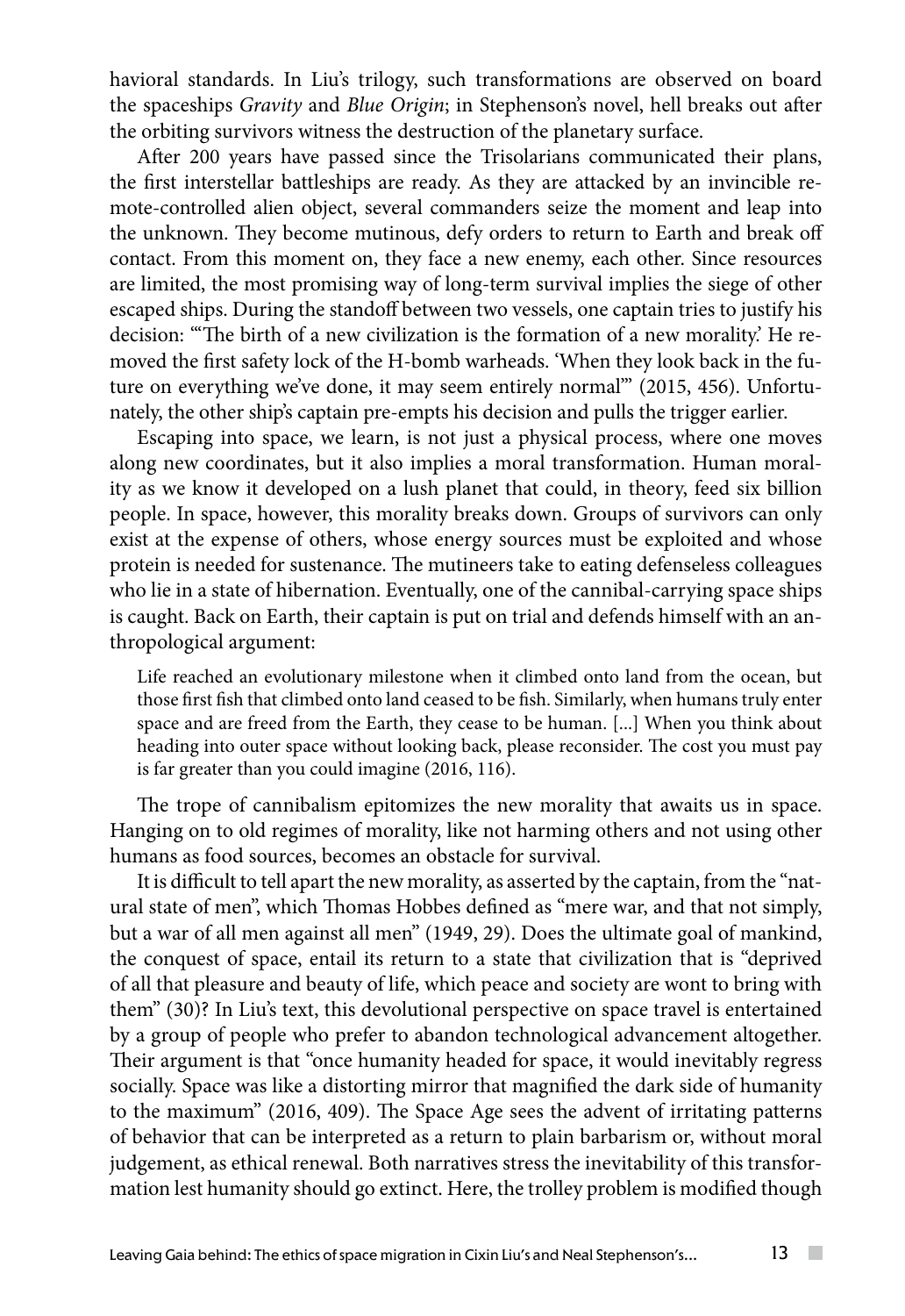havioral standards. In Liu's trilogy, such transformations are observed on board the spaceships *Gravity* and *Blue Origin*; in Stephenson's novel, hell breaks out after the orbiting survivors witness the destruction of the planetary surface.

After 200 years have passed since the Trisolarians communicated their plans, the first interstellar battleships are ready. As they are attacked by an invincible remote-controlled alien object, several commanders seize the moment and leap into the unknown. They become mutinous, defy orders to return to Earth and break off contact. From this moment on, they face a new enemy, each other. Since resources are limited, the most promising way of long-term survival implies the siege of other escaped ships. During the standoff between two vessels, one captain tries to justify his decision: "'The birth of a new civilization is the formation of a new morality.' He removed the first safety lock of the H-bomb warheads. 'When they look back in the future on everything we've done, it may seem entirely normal'" (2015, 456). Unfortunately, the other ship's captain pre-empts his decision and pulls the trigger earlier.

Escaping into space, we learn, is not just a physical process, where one moves along new coordinates, but it also implies a moral transformation. Human morality as we know it developed on a lush planet that could, in theory, feed six billion people. In space, however, this morality breaks down. Groups of survivors can only exist at the expense of others, whose energy sources must be exploited and whose protein is needed for sustenance. The mutineers take to eating defenseless colleagues who lie in a state of hibernation. Eventually, one of the cannibal-carrying space ships is caught. Back on Earth, their captain is put on trial and defends himself with an anthropological argument:

> Life reached an evolutionary milestone when it climbed onto land from the ocean, but those first fish that climbed onto land ceased to be fish. Similarly, when humans truly enter space and are freed from the Earth, they cease to be human. [...] When you think about heading into outer space without looking back, please reconsider. The cost you must pay is far greater than you could imagine (2016, 116).

The trope of cannibalism epitomizes the new morality that awaits us in space. Hanging on to old regimes of morality, like not harming others and not using other humans as food sources, becomes an obstacle for survival.

It is difficult to tell apart the new morality, as asserted by the captain, from the "natural state of men", which Thomas Hobbes defined as "mere war, and that not simply, but a war of all men against all men" (1949, 29). Does the ultimate goal of mankind, the conquest of space, entail its return to a state that civilization that is "deprived of all that pleasure and beauty of life, which peace and society are wont to bring with them" (30)? In Liu's text, this devolutional perspective on space travel is entertained by a group of people who prefer to abandon technological advancement altogether. Their argument is that "once humanity headed for space, it would inevitably regress socially. Space was like a distorting mirror that magnified the dark side of humanity to the maximum" (2016, 409). The Space Age sees the advent of irritating patterns of behavior that can be interpreted as a return to plain barbarism or, without moral judgement, as ethical renewal. Both narratives stress the inevitability of this transformation lest humanity should go extinct. Here, the trolley problem is modified though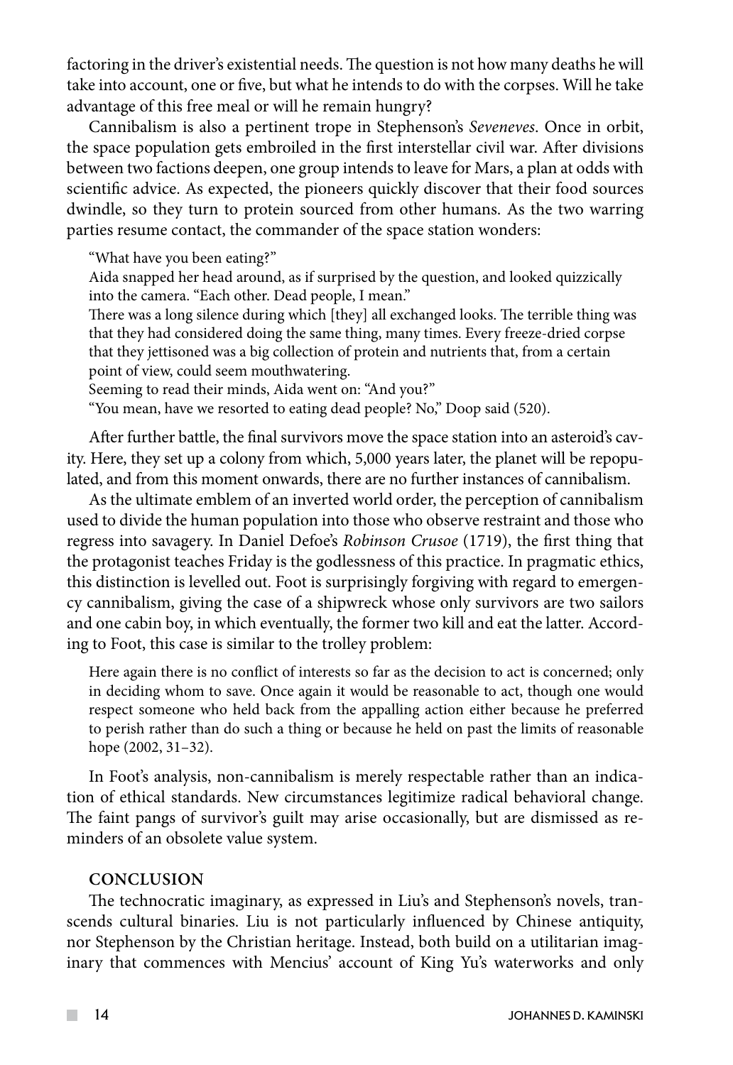factoring in the driver's existential needs. The question is not how many deaths he will take into account, one or five, but what he intends to do with the corpses. Will he take advantage of this free meal or will he remain hungry?

Cannibalism is also a pertinent trope in Stephenson's *Seveneves*. Once in orbit, the space population gets embroiled in the first interstellar civil war. After divisions between two factions deepen, one group intends to leave for Mars, a plan at odds with scientific advice. As expected, the pioneers quickly discover that their food sources dwindle, so they turn to protein sourced from other humans. As the two warring parties resume contact, the commander of the space station wonders:

> "What have you been eating?"
> Aida snapped her head around, as if surprised by the question, and looked quizzically into the camera. "Each other. Dead people, I mean."
> There was a long silence during which [they] all exchanged looks. The terrible thing was that they had considered doing the same thing, many times. Every freeze-dried corpse that they jettisoned was a big collection of protein and nutrients that, from a certain point of view, could seem mouthwatering.
> Seeming to read their minds, Aida went on: "And you?"
> "You mean, have we resorted to eating dead people? No," Doop said (520).

After further battle, the final survivors move the space station into an asteroid's cavity. Here, they set up a colony from which, 5,000 years later, the planet will be repopulated, and from this moment onwards, there are no further instances of cannibalism.

As the ultimate emblem of an inverted world order, the perception of cannibalism used to divide the human population into those who observe restraint and those who regress into savagery. In Daniel Defoe's *Robinson Crusoe* (1719), the first thing that the protagonist teaches Friday is the godlessness of this practice. In pragmatic ethics, this distinction is levelled out. Foot is surprisingly forgiving with regard to emergency cannibalism, giving the case of a shipwreck whose only survivors are two sailors and one cabin boy, in which eventually, the former two kill and eat the latter. According to Foot, this case is similar to the trolley problem:

> Here again there is no conflict of interests so far as the decision to act is concerned; only in deciding whom to save. Once again it would be reasonable to act, though one would respect someone who held back from the appalling action either because he preferred to perish rather than do such a thing or because he held on past the limits of reasonable hope (2002, 31–32).

In Foot's analysis, non-cannibalism is merely respectable rather than an indication of ethical standards. New circumstances legitimize radical behavioral change. The faint pangs of survivor's guilt may arise occasionally, but are dismissed as reminders of an obsolete value system.

## CONCLUSION

The technocratic imaginary, as expressed in Liu's and Stephenson's novels, transcends cultural binaries. Liu is not particularly influenced by Chinese antiquity, nor Stephenson by the Christian heritage. Instead, both build on a utilitarian imaginary that commences with Mencius' account of King Yu's waterworks and only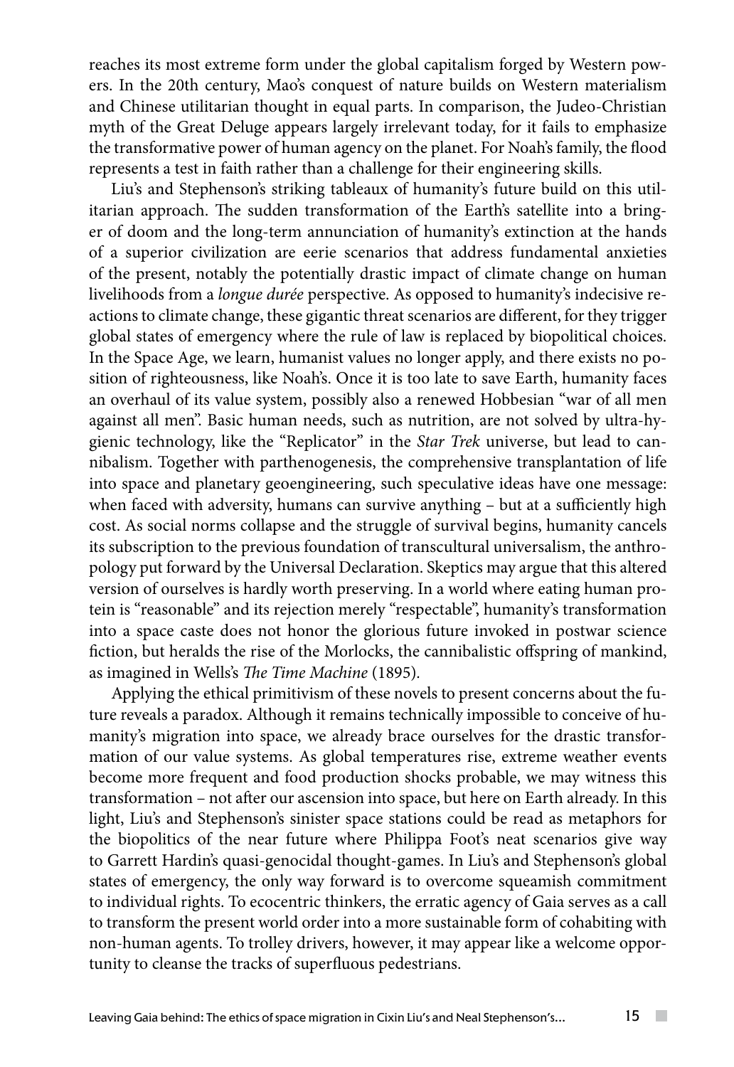reaches its most extreme form under the global capitalism forged by Western powers. In the 20th century, Mao's conquest of nature builds on Western materialism and Chinese utilitarian thought in equal parts. In comparison, the Judeo-Christian myth of the Great Deluge appears largely irrelevant today, for it fails to emphasize the transformative power of human agency on the planet. For Noah's family, the flood represents a test in faith rather than a challenge for their engineering skills.

Liu's and Stephenson's striking tableaux of humanity's future build on this utilitarian approach. The sudden transformation of the Earth's satellite into a bringer of doom and the long-term annunciation of humanity's extinction at the hands of a superior civilization are eerie scenarios that address fundamental anxieties of the present, notably the potentially drastic impact of climate change on human livelihoods from a *longue durée* perspective. As opposed to humanity's indecisive reactions to climate change, these gigantic threat scenarios are different, for they trigger global states of emergency where the rule of law is replaced by biopolitical choices. In the Space Age, we learn, humanist values no longer apply, and there exists no position of righteousness, like Noah's. Once it is too late to save Earth, humanity faces an overhaul of its value system, possibly also a renewed Hobbesian "war of all men against all men". Basic human needs, such as nutrition, are not solved by ultra-hygienic technology, like the "Replicator" in the *Star Trek* universe, but lead to cannibalism. Together with parthenogenesis, the comprehensive transplantation of life into space and planetary geoengineering, such speculative ideas have one message: when faced with adversity, humans can survive anything – but at a sufficiently high cost. As social norms collapse and the struggle of survival begins, humanity cancels its subscription to the previous foundation of transcultural universalism, the anthropology put forward by the Universal Declaration. Skeptics may argue that this altered version of ourselves is hardly worth preserving. In a world where eating human protein is "reasonable" and its rejection merely "respectable", humanity's transformation into a space caste does not honor the glorious future invoked in postwar science fiction, but heralds the rise of the Morlocks, the cannibalistic offspring of mankind, as imagined in Wells's *The Time Machine* (1895).

Applying the ethical primitivism of these novels to present concerns about the future reveals a paradox. Although it remains technically impossible to conceive of humanity's migration into space, we already brace ourselves for the drastic transformation of our value systems. As global temperatures rise, extreme weather events become more frequent and food production shocks probable, we may witness this transformation – not after our ascension into space, but here on Earth already. In this light, Liu's and Stephenson's sinister space stations could be read as metaphors for the biopolitics of the near future where Philippa Foot's neat scenarios give way to Garrett Hardin's quasi-genocidal thought-games. In Liu's and Stephenson's global states of emergency, the only way forward is to overcome squeamish commitment to individual rights. To ecocentric thinkers, the erratic agency of Gaia serves as a call to transform the present world order into a more sustainable form of cohabiting with non-human agents. To trolley drivers, however, it may appear like a welcome opportunity to cleanse the tracks of superfluous pedestrians.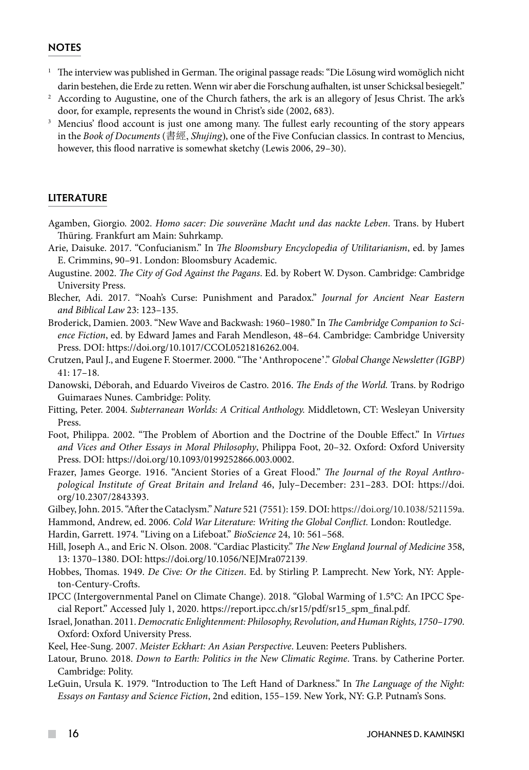## NOTES

[1] The interview was published in German. The original passage reads: "Die Lösung wird womöglich nicht darin bestehen, die Erde zu retten. Wenn wir aber die Forschung aufhalten, ist unser Schicksal besiegelt."

[2] According to Augustine, one of the Church fathers, the ark is an allegory of Jesus Christ. The ark's door, for example, represents the wound in Christ's side (2002, 683).

[3] Mencius' flood account is just one among many. The fullest early recounting of the story appears in the *Book of Documents* (書經, *Shujing*), one of the Five Confucian classics. In contrast to Mencius, however, this flood narrative is somewhat sketchy (Lewis 2006, 29–30).

## LITERATURE

Agamben, Giorgio. 2002. *Homo sacer: Die souveräne Macht und das nackte Leben*. Trans. by Hubert Thüring. Frankfurt am Main: Suhrkamp.

Arie, Daisuke. 2017. "Confucianism." In *The Bloomsbury Encyclopedia of Utilitarianism*, ed. by James E. Crimmins, 90–91. London: Bloomsbury Academic.

Augustine. 2002. *The City of God Against the Pagans*. Ed. by Robert W. Dyson. Cambridge: Cambridge University Press.

Blecher, Adi. 2017. "Noah's Curse: Punishment and Paradox." *Journal for Ancient Near Eastern and Biblical Law* 23: 123–135.

Broderick, Damien. 2003. "New Wave and Backwash: 1960–1980." In *The Cambridge Companion to Science Fiction*, ed. by Edward James and Farah Mendleson, 48–64. Cambridge: Cambridge University Press. DOI: https://doi.org/10.1017/CCOL0521816262.004.

Crutzen, Paul J., and Eugene F. Stoermer. 2000. "The 'Anthropocene'." *Global Change Newsletter (IGBP)* 41: 17–18.

Danowski, Déborah, and Eduardo Viveiros de Castro. 2016. *The Ends of the World.* Trans. by Rodrigo Guimaraes Nunes. Cambridge: Polity.

Fitting, Peter. 2004. *Subterranean Worlds: A Critical Anthology.* Middletown, CT: Wesleyan University Press.

Foot, Philippa. 2002. "The Problem of Abortion and the Doctrine of the Double Effect." In *Virtues and Vices and Other Essays in Moral Philosophy*, Philippa Foot, 20–32. Oxford: Oxford University Press. DOI: https://doi.org/10.1093/0199252866.003.0002.

Frazer, James George. 1916. "Ancient Stories of a Great Flood." *The Journal of the Royal Anthropological Institute of Great Britain and Ireland* 46, July–December: 231–283. DOI: https://doi.org/10.2307/2843393.

Gilbey, John. 2015. "After the Cataclysm." *Nature* 521 (7551): 159. DOI: https://doi.org/10.1038/521159a.

Hammond, Andrew, ed. 2006. *Cold War Literature: Writing the Global Conflict.* London: Routledge.

Hardin, Garrett. 1974. "Living on a Lifeboat." *BioScience* 24, 10: 561–568.

Hill, Joseph A., and Eric N. Olson. 2008. "Cardiac Plasticity." *The New England Journal of Medicine* 358, 13: 1370–1380. DOI: https://doi.org/10.1056/NEJMra072139.

Hobbes, Thomas. 1949. *De Cive: Or the Citizen*. Ed. by Stirling P. Lamprecht. New York, NY: Appleton-Century-Crofts.

IPCC (Intergovernmental Panel on Climate Change). 2018. "Global Warming of 1.5°C: An IPCC Special Report." Accessed July 1, 2020. https://report.ipcc.ch/sr15/pdf/sr15_spm_final.pdf.

Israel, Jonathan. 2011. *Democratic Enlightenment: Philosophy, Revolution, and Human Rights, 1750–1790*. Oxford: Oxford University Press.

Keel, Hee-Sung. 2007. *Meister Eckhart: An Asian Perspective*. Leuven: Peeters Publishers.

Latour, Bruno. 2018. *Down to Earth: Politics in the New Climatic Regime*. Trans. by Catherine Porter. Cambridge: Polity.

LeGuin, Ursula K. 1979. "Introduction to The Left Hand of Darkness." In *The Language of the Night: Essays on Fantasy and Science Fiction*, 2nd edition, 155–159. New York, NY: G.P. Putnam's Sons.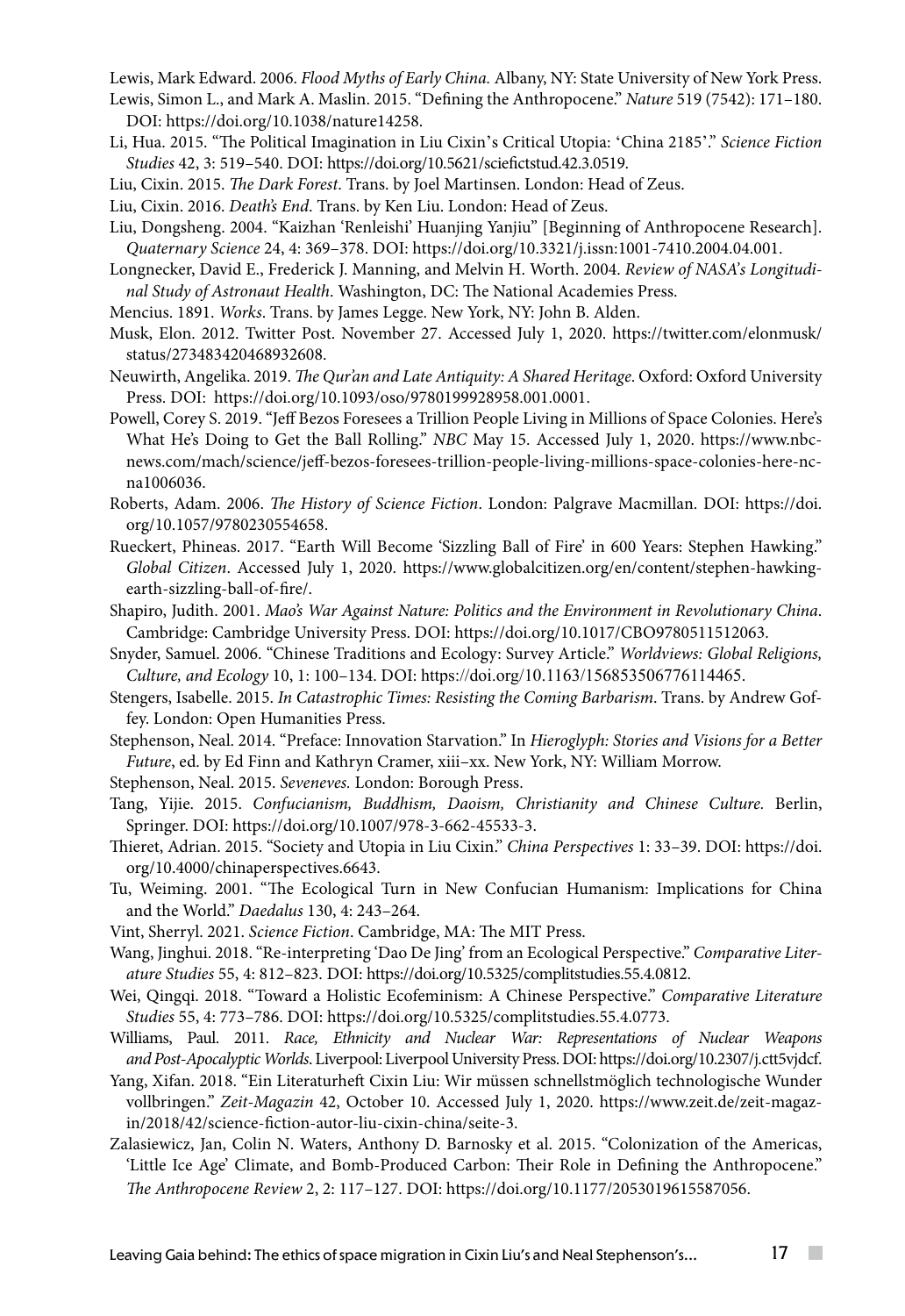Lewis, Mark Edward. 2006. *Flood Myths of Early China.* Albany, NY: State University of New York Press.

Lewis, Simon L., and Mark A. Maslin. 2015. "Defining the Anthropocene." *Nature* 519 (7542): 171–180. DOI: https://doi.org/10.1038/nature14258.

Li, Hua. 2015. "The Political Imagination in Liu Cixin's Critical Utopia: 'China 2185'." *Science Fiction Studies* 42, 3: 519–540. DOI: https://doi.org/10.5621/sciefictstud.42.3.0519.

Liu, Cixin. 2015. *The Dark Forest*. Trans. by Joel Martinsen. London: Head of Zeus.

Liu, Cixin. 2016. *Death's End*. Trans. by Ken Liu. London: Head of Zeus.

Liu, Dongsheng. 2004. "Kaizhan 'Renleishi' Huanjing Yanjiu" [Beginning of Anthropocene Research]. *Quaternary Science* 24, 4: 369–378. DOI: https://doi.org/10.3321/j.issn:1001-7410.2004.04.001.

Longnecker, David E., Frederick J. Manning, and Melvin H. Worth. 2004. *Review of NASA's Longitudinal Study of Astronaut Health*. Washington, DC: The National Academies Press.

Mencius. 1891. *Works*. Trans. by James Legge. New York, NY: John B. Alden.

Musk, Elon. 2012. Twitter Post. November 27. Accessed July 1, 2020. https://twitter.com/elonmusk/status/273483420468932608.

Neuwirth, Angelika. 2019. *The Qur'an and Late Antiquity: A Shared Heritage*. Oxford: Oxford University Press. DOI: https://doi.org/10.1093/oso/9780199928958.001.0001.

Powell, Corey S. 2019. "Jeff Bezos Foresees a Trillion People Living in Millions of Space Colonies. Here's What He's Doing to Get the Ball Rolling." *NBC* May 15. Accessed July 1, 2020. https://www.nbcnews.com/mach/science/jeff-bezos-foresees-trillion-people-living-millions-space-colonies-here-ncna1006036.

Roberts, Adam. 2006. *The History of Science Fiction*. London: Palgrave Macmillan. DOI: https://doi.org/10.1057/9780230554658.

Rueckert, Phineas. 2017. "Earth Will Become 'Sizzling Ball of Fire' in 600 Years: Stephen Hawking." *Global Citizen*. Accessed July 1, 2020. https://www.globalcitizen.org/en/content/stephen-hawking-earth-sizzling-ball-of-fire/.

Shapiro, Judith. 2001. *Mao's War Against Nature: Politics and the Environment in Revolutionary China*. Cambridge: Cambridge University Press. DOI: https://doi.org/10.1017/CBO9780511512063.

Snyder, Samuel. 2006. "Chinese Traditions and Ecology: Survey Article." *Worldviews: Global Religions, Culture, and Ecology* 10, 1: 100–134. DOI: https://doi.org/10.1163/156853506776114465.

Stengers, Isabelle. 2015. *In Catastrophic Times: Resisting the Coming Barbarism*. Trans. by Andrew Goffey. London: Open Humanities Press.

Stephenson, Neal. 2014. "Preface: Innovation Starvation." In *Hieroglyph: Stories and Visions for a Better Future*, ed. by Ed Finn and Kathryn Cramer, xiii–xx. New York, NY: William Morrow.

Stephenson, Neal. 2015. *Seveneves.* London: Borough Press.

Tang, Yijie. 2015. *Confucianism, Buddhism, Daoism, Christianity and Chinese Culture.* Berlin, Springer. DOI: https://doi.org/10.1007/978-3-662-45533-3.

Thieret, Adrian. 2015. "Society and Utopia in Liu Cixin." *China Perspectives* 1: 33–39. DOI: https://doi.org/10.4000/chinaperspectives.6643.

Tu, Weiming. 2001. "The Ecological Turn in New Confucian Humanism: Implications for China and the World." *Daedalus* 130, 4: 243–264.

Vint, Sherryl. 2021. *Science Fiction*. Cambridge, MA: The MIT Press.

Wang, Jinghui. 2018. "Re-interpreting 'Dao De Jing' from an Ecological Perspective." *Comparative Literature Studies* 55, 4: 812–823. DOI: https://doi.org/10.5325/complitstudies.55.4.0812.

Wei, Qingqi. 2018. "Toward a Holistic Ecofeminism: A Chinese Perspective." *Comparative Literature Studies* 55, 4: 773–786. DOI: https://doi.org/10.5325/complitstudies.55.4.0773.

Williams, Paul. 2011. *Race, Ethnicity and Nuclear War: Representations of Nuclear Weapons and Post-Apocalyptic Worlds*. Liverpool: Liverpool University Press. DOI: https://doi.org/10.2307/j.ctt5vjdcf.

Yang, Xifan. 2018. "Ein Literaturheft Cixin Liu: Wir müssen schnellstmöglich technologische Wunder vollbringen." *Zeit-Magazin* 42, October 10. Accessed July 1, 2020. https://www.zeit.de/zeit-magazin/2018/42/science-fiction-autor-liu-cixin-china/seite-3.

Zalasiewicz, Jan, Colin N. Waters, Anthony D. Barnosky et al. 2015. "Colonization of the Americas, 'Little Ice Age' Climate, and Bomb-Produced Carbon: Their Role in Defining the Anthropocene." *The Anthropocene Review* 2, 2: 117–127. DOI: https://doi.org/10.1177/2053019615587056.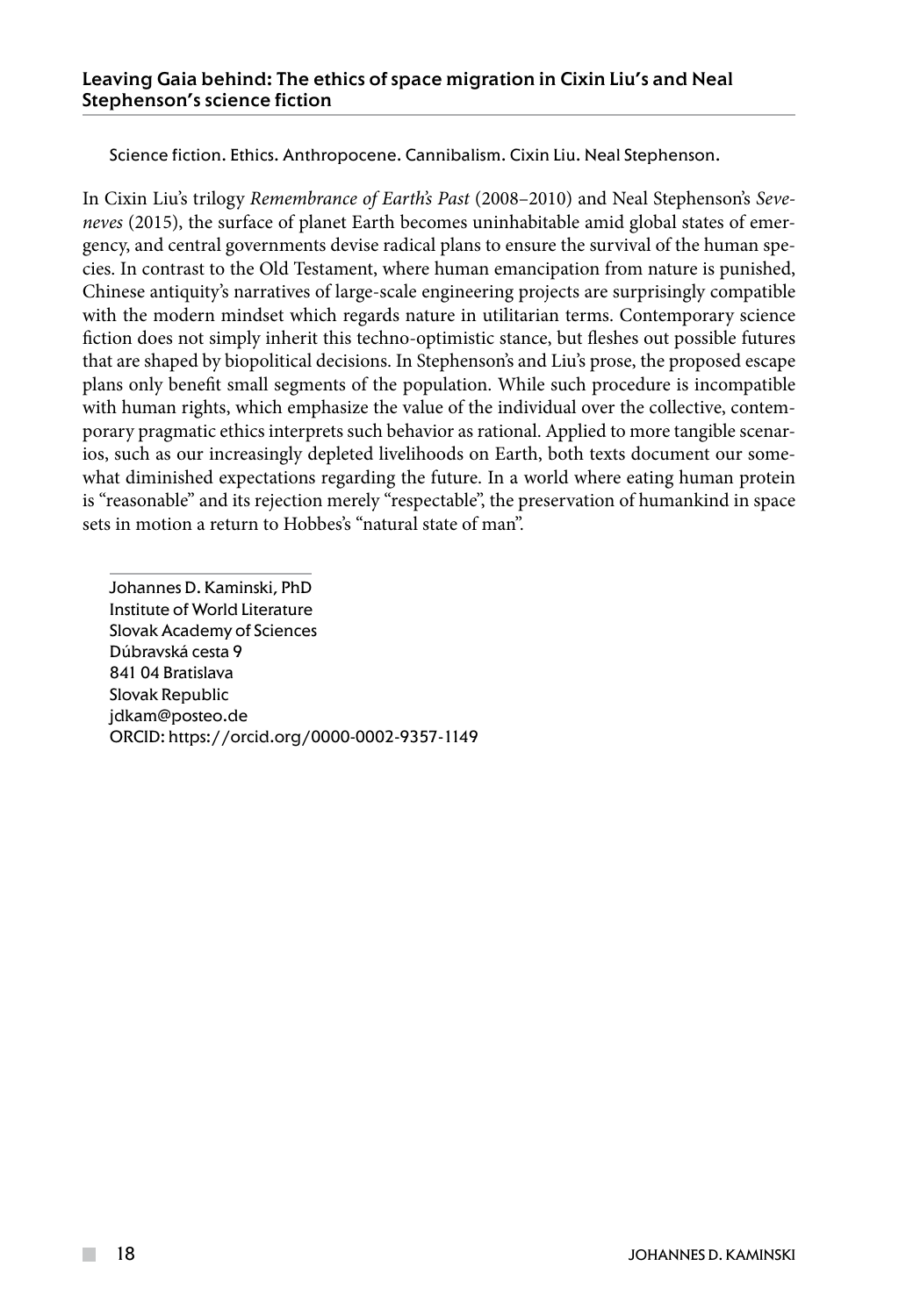## Leaving Gaia behind: The ethics of space migration in Cixin Liu's and Neal Stephenson's science fiction

Science fiction. Ethics. Anthropocene. Cannibalism. Cixin Liu. Neal Stephenson.

In Cixin Liu's trilogy *Remembrance of Earth's Past* (2008–2010) and Neal Stephenson's *Seveneves* (2015), the surface of planet Earth becomes uninhabitable amid global states of emergency, and central governments devise radical plans to ensure the survival of the human species. In contrast to the Old Testament, where human emancipation from nature is punished, Chinese antiquity's narratives of large-scale engineering projects are surprisingly compatible with the modern mindset which regards nature in utilitarian terms. Contemporary science fiction does not simply inherit this techno-optimistic stance, but fleshes out possible futures that are shaped by biopolitical decisions. In Stephenson's and Liu's prose, the proposed escape plans only benefit small segments of the population. While such procedure is incompatible with human rights, which emphasize the value of the individual over the collective, contemporary pragmatic ethics interprets such behavior as rational. Applied to more tangible scenarios, such as our increasingly depleted livelihoods on Earth, both texts document our somewhat diminished expectations regarding the future. In a world where eating human protein is "reasonable" and its rejection merely "respectable", the preservation of humankind in space sets in motion a return to Hobbes's "natural state of man".

---

Johannes D. Kaminski, PhD
Institute of World Literature
Slovak Academy of Sciences
Dúbravská cesta 9
841 04 Bratislava
Slovak Republic
jdkam@posteo.de
ORCID: https://orcid.org/0000-0002-9357-1149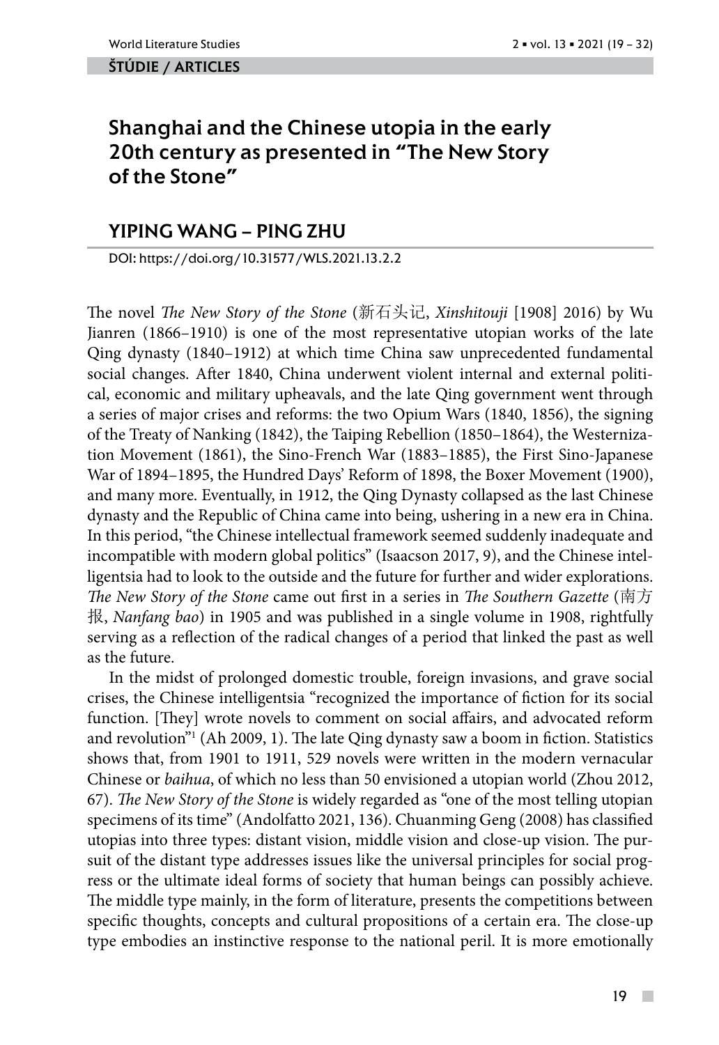ŠTÚDIE / ARTICLES

# Shanghai and the Chinese utopia in the early 20th century as presented in "The New Story of the Stone"

## YIPING WANG – PING ZHU

DOI: https://doi.org/10.31577/WLS.2021.13.2.2

The novel *The New Story of the Stone* (新石头记, *Xinshitouji* [1908] 2016) by Wu Jianren (1866–1910) is one of the most representative utopian works of the late Qing dynasty (1840–1912) at which time China saw unprecedented fundamental social changes. After 1840, China underwent violent internal and external political, economic and military upheavals, and the late Qing government went through a series of major crises and reforms: the two Opium Wars (1840, 1856), the signing of the Treaty of Nanking (1842), the Taiping Rebellion (1850–1864), the Westernization Movement (1861), the Sino-French War (1883–1885), the First Sino-Japanese War of 1894–1895, the Hundred Days' Reform of 1898, the Boxer Movement (1900), and many more. Eventually, in 1912, the Qing Dynasty collapsed as the last Chinese dynasty and the Republic of China came into being, ushering in a new era in China. In this period, "the Chinese intellectual framework seemed suddenly inadequate and incompatible with modern global politics" (Isaacson 2017, 9), and the Chinese intelligentsia had to look to the outside and the future for further and wider explorations. *The New Story of the Stone* came out first in a series in *The Southern Gazette* (南方报, *Nanfang bao*) in 1905 and was published in a single volume in 1908, rightfully serving as a reflection of the radical changes of a period that linked the past as well as the future.

In the midst of prolonged domestic trouble, foreign invasions, and grave social crises, the Chinese intelligentsia "recognized the importance of fiction for its social function. [They] wrote novels to comment on social affairs, and advocated reform and revolution"[1] (Ah 2009, 1). The late Qing dynasty saw a boom in fiction. Statistics shows that, from 1901 to 1911, 529 novels were written in the modern vernacular Chinese or *baihua*, of which no less than 50 envisioned a utopian world (Zhou 2012, 67). *The New Story of the Stone* is widely regarded as "one of the most telling utopian specimens of its time" (Andolfatto 2021, 136). Chuanming Geng (2008) has classified utopias into three types: distant vision, middle vision and close-up vision. The pursuit of the distant type addresses issues like the universal principles for social progress or the ultimate ideal forms of society that human beings can possibly achieve. The middle type mainly, in the form of literature, presents the competitions between specific thoughts, concepts and cultural propositions of a certain era. The close-up type embodies an instinctive response to the national peril. It is more emotionally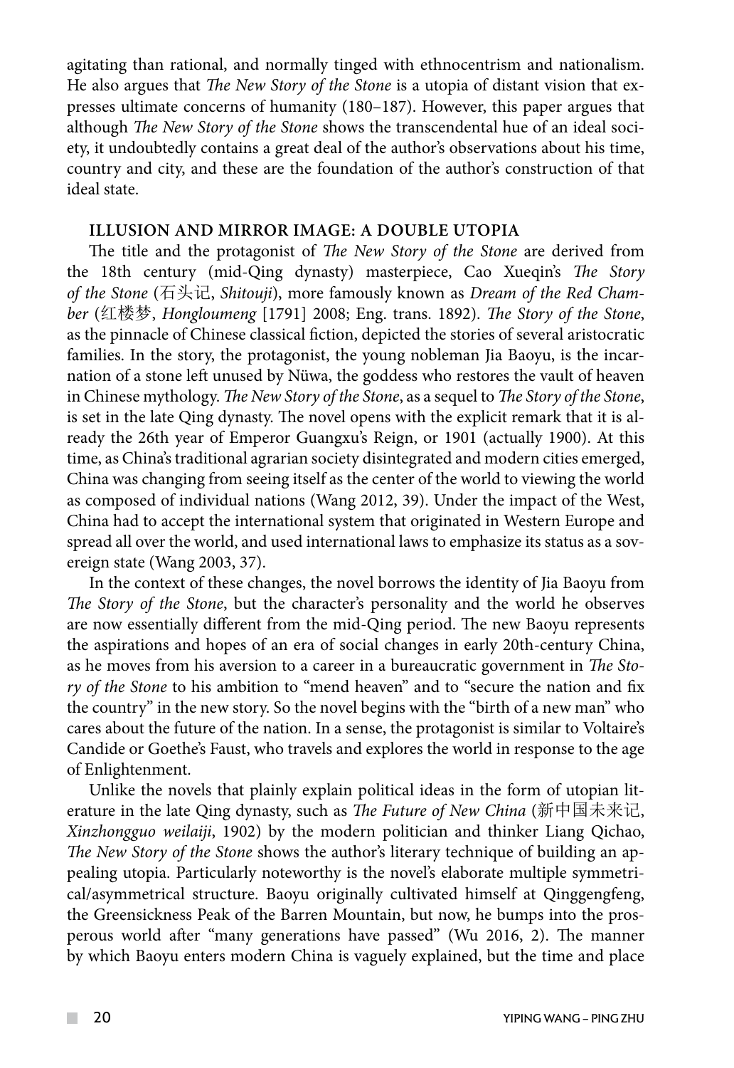agitating than rational, and normally tinged with ethnocentrism and nationalism. He also argues that *The New Story of the Stone* is a utopia of distant vision that expresses ultimate concerns of humanity (180–187). However, this paper argues that although *The New Story of the Stone* shows the transcendental hue of an ideal society, it undoubtedly contains a great deal of the author's observations about his time, country and city, and these are the foundation of the author's construction of that ideal state.

## ILLUSION AND MIRROR IMAGE: A DOUBLE UTOPIA

The title and the protagonist of *The New Story of the Stone* are derived from the 18th century (mid-Qing dynasty) masterpiece, Cao Xueqin's *The Story of the Stone* (石头记, *Shitouji*), more famously known as *Dream of the Red Chamber* (红楼梦, *Hongloumeng* [1791] 2008; Eng. trans. 1892). *The Story of the Stone*, as the pinnacle of Chinese classical fiction, depicted the stories of several aristocratic families. In the story, the protagonist, the young nobleman Jia Baoyu, is the incarnation of a stone left unused by Nüwa, the goddess who restores the vault of heaven in Chinese mythology. *The New Story of the Stone*, as a sequel to *The Story of the Stone*, is set in the late Qing dynasty. The novel opens with the explicit remark that it is already the 26th year of Emperor Guangxu's Reign, or 1901 (actually 1900). At this time, as China's traditional agrarian society disintegrated and modern cities emerged, China was changing from seeing itself as the center of the world to viewing the world as composed of individual nations (Wang 2012, 39). Under the impact of the West, China had to accept the international system that originated in Western Europe and spread all over the world, and used international laws to emphasize its status as a sovereign state (Wang 2003, 37).

In the context of these changes, the novel borrows the identity of Jia Baoyu from *The Story of the Stone*, but the character's personality and the world he observes are now essentially different from the mid-Qing period. The new Baoyu represents the aspirations and hopes of an era of social changes in early 20th-century China, as he moves from his aversion to a career in a bureaucratic government in *The Story of the Stone* to his ambition to "mend heaven" and to "secure the nation and fix the country" in the new story. So the novel begins with the "birth of a new man" who cares about the future of the nation. In a sense, the protagonist is similar to Voltaire's Candide or Goethe's Faust, who travels and explores the world in response to the age of Enlightenment.

Unlike the novels that plainly explain political ideas in the form of utopian literature in the late Qing dynasty, such as *The Future of New China* (新中国未来记, *Xinzhongguo weilaiji*, 1902) by the modern politician and thinker Liang Qichao, *The New Story of the Stone* shows the author's literary technique of building an appealing utopia. Particularly noteworthy is the novel's elaborate multiple symmetrical/asymmetrical structure. Baoyu originally cultivated himself at Qinggengfeng, the Greensickness Peak of the Barren Mountain, but now, he bumps into the prosperous world after "many generations have passed" (Wu 2016, 2). The manner by which Baoyu enters modern China is vaguely explained, but the time and place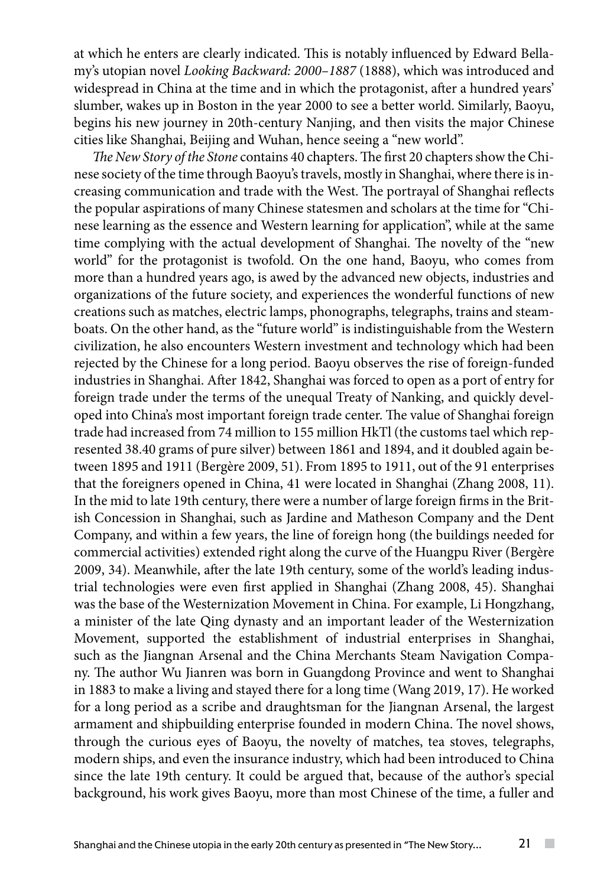at which he enters are clearly indicated. This is notably influenced by Edward Bellamy's utopian novel *Looking Backward: 2000–1887* (1888), which was introduced and widespread in China at the time and in which the protagonist, after a hundred years' slumber, wakes up in Boston in the year 2000 to see a better world. Similarly, Baoyu, begins his new journey in 20th-century Nanjing, and then visits the major Chinese cities like Shanghai, Beijing and Wuhan, hence seeing a "new world".

*The New Story of the Stone* contains 40 chapters. The first 20 chapters show the Chinese society of the time through Baoyu's travels, mostly in Shanghai, where there is increasing communication and trade with the West. The portrayal of Shanghai reflects the popular aspirations of many Chinese statesmen and scholars at the time for "Chinese learning as the essence and Western learning for application", while at the same time complying with the actual development of Shanghai. The novelty of the "new world" for the protagonist is twofold. On the one hand, Baoyu, who comes from more than a hundred years ago, is awed by the advanced new objects, industries and organizations of the future society, and experiences the wonderful functions of new creations such as matches, electric lamps, phonographs, telegraphs, trains and steamboats. On the other hand, as the "future world" is indistinguishable from the Western civilization, he also encounters Western investment and technology which had been rejected by the Chinese for a long period. Baoyu observes the rise of foreign-funded industries in Shanghai. After 1842, Shanghai was forced to open as a port of entry for foreign trade under the terms of the unequal Treaty of Nanking, and quickly developed into China's most important foreign trade center. The value of Shanghai foreign trade had increased from 74 million to 155 million HkTl (the customs tael which represented 38.40 grams of pure silver) between 1861 and 1894, and it doubled again between 1895 and 1911 (Bergère 2009, 51). From 1895 to 1911, out of the 91 enterprises that the foreigners opened in China, 41 were located in Shanghai (Zhang 2008, 11). In the mid to late 19th century, there were a number of large foreign firms in the British Concession in Shanghai, such as Jardine and Matheson Company and the Dent Company, and within a few years, the line of foreign hong (the buildings needed for commercial activities) extended right along the curve of the Huangpu River (Bergère 2009, 34). Meanwhile, after the late 19th century, some of the world's leading industrial technologies were even first applied in Shanghai (Zhang 2008, 45). Shanghai was the base of the Westernization Movement in China. For example, Li Hongzhang, a minister of the late Qing dynasty and an important leader of the Westernization Movement, supported the establishment of industrial enterprises in Shanghai, such as the Jiangnan Arsenal and the China Merchants Steam Navigation Company. The author Wu Jianren was born in Guangdong Province and went to Shanghai in 1883 to make a living and stayed there for a long time (Wang 2019, 17). He worked for a long period as a scribe and draughtsman for the Jiangnan Arsenal, the largest armament and shipbuilding enterprise founded in modern China. The novel shows, through the curious eyes of Baoyu, the novelty of matches, tea stoves, telegraphs, modern ships, and even the insurance industry, which had been introduced to China since the late 19th century. It could be argued that, because of the author's special background, his work gives Baoyu, more than most Chinese of the time, a fuller and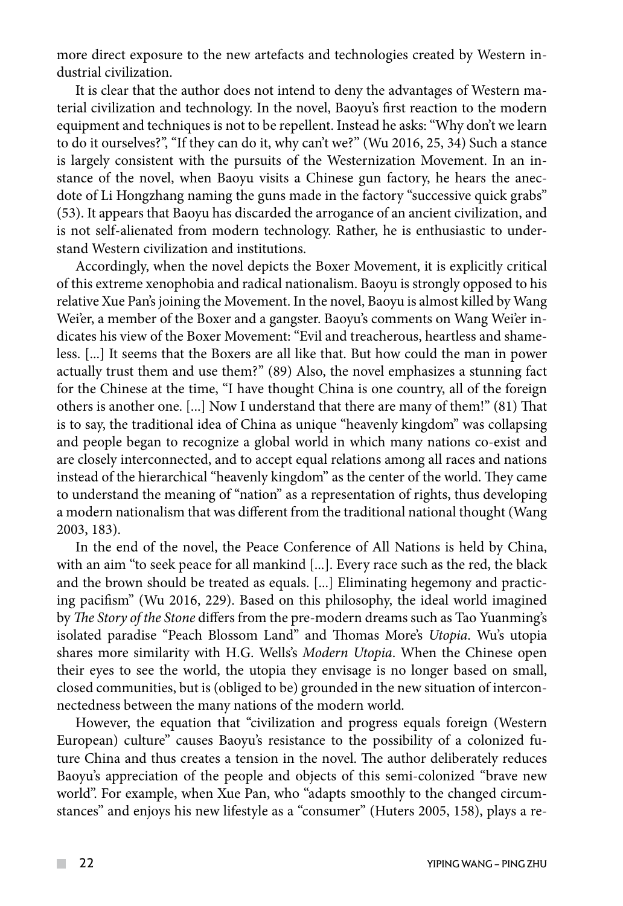more direct exposure to the new artefacts and technologies created by Western industrial civilization.

It is clear that the author does not intend to deny the advantages of Western material civilization and technology. In the novel, Baoyu's first reaction to the modern equipment and techniques is not to be repellent. Instead he asks: "Why don't we learn to do it ourselves?", "If they can do it, why can't we?" (Wu 2016, 25, 34) Such a stance is largely consistent with the pursuits of the Westernization Movement. In an instance of the novel, when Baoyu visits a Chinese gun factory, he hears the anecdote of Li Hongzhang naming the guns made in the factory "successive quick grabs" (53). It appears that Baoyu has discarded the arrogance of an ancient civilization, and is not self-alienated from modern technology. Rather, he is enthusiastic to understand Western civilization and institutions.

Accordingly, when the novel depicts the Boxer Movement, it is explicitly critical of this extreme xenophobia and radical nationalism. Baoyu is strongly opposed to his relative Xue Pan's joining the Movement. In the novel, Baoyu is almost killed by Wang Wei'er, a member of the Boxer and a gangster. Baoyu's comments on Wang Wei'er indicates his view of the Boxer Movement: "Evil and treacherous, heartless and shameless. [...] It seems that the Boxers are all like that. But how could the man in power actually trust them and use them?" (89) Also, the novel emphasizes a stunning fact for the Chinese at the time, "I have thought China is one country, all of the foreign others is another one. [...] Now I understand that there are many of them!" (81) That is to say, the traditional idea of China as unique "heavenly kingdom" was collapsing and people began to recognize a global world in which many nations co-exist and are closely interconnected, and to accept equal relations among all races and nations instead of the hierarchical "heavenly kingdom" as the center of the world. They came to understand the meaning of "nation" as a representation of rights, thus developing a modern nationalism that was different from the traditional national thought (Wang 2003, 183).

In the end of the novel, the Peace Conference of All Nations is held by China, with an aim "to seek peace for all mankind [...]. Every race such as the red, the black and the brown should be treated as equals. [...] Eliminating hegemony and practicing pacifism" (Wu 2016, 229). Based on this philosophy, the ideal world imagined by *The Story of the Stone* differs from the pre-modern dreams such as Tao Yuanming's isolated paradise "Peach Blossom Land" and Thomas More's *Utopia*. Wu's utopia shares more similarity with H.G. Wells's *Modern Utopia*. When the Chinese open their eyes to see the world, the utopia they envisage is no longer based on small, closed communities, but is (obliged to be) grounded in the new situation of interconnectedness between the many nations of the modern world.

However, the equation that "civilization and progress equals foreign (Western European) culture" causes Baoyu's resistance to the possibility of a colonized future China and thus creates a tension in the novel. The author deliberately reduces Baoyu's appreciation of the people and objects of this semi-colonized "brave new world". For example, when Xue Pan, who "adapts smoothly to the changed circumstances" and enjoys his new lifestyle as a "consumer" (Huters 2005, 158), plays a re-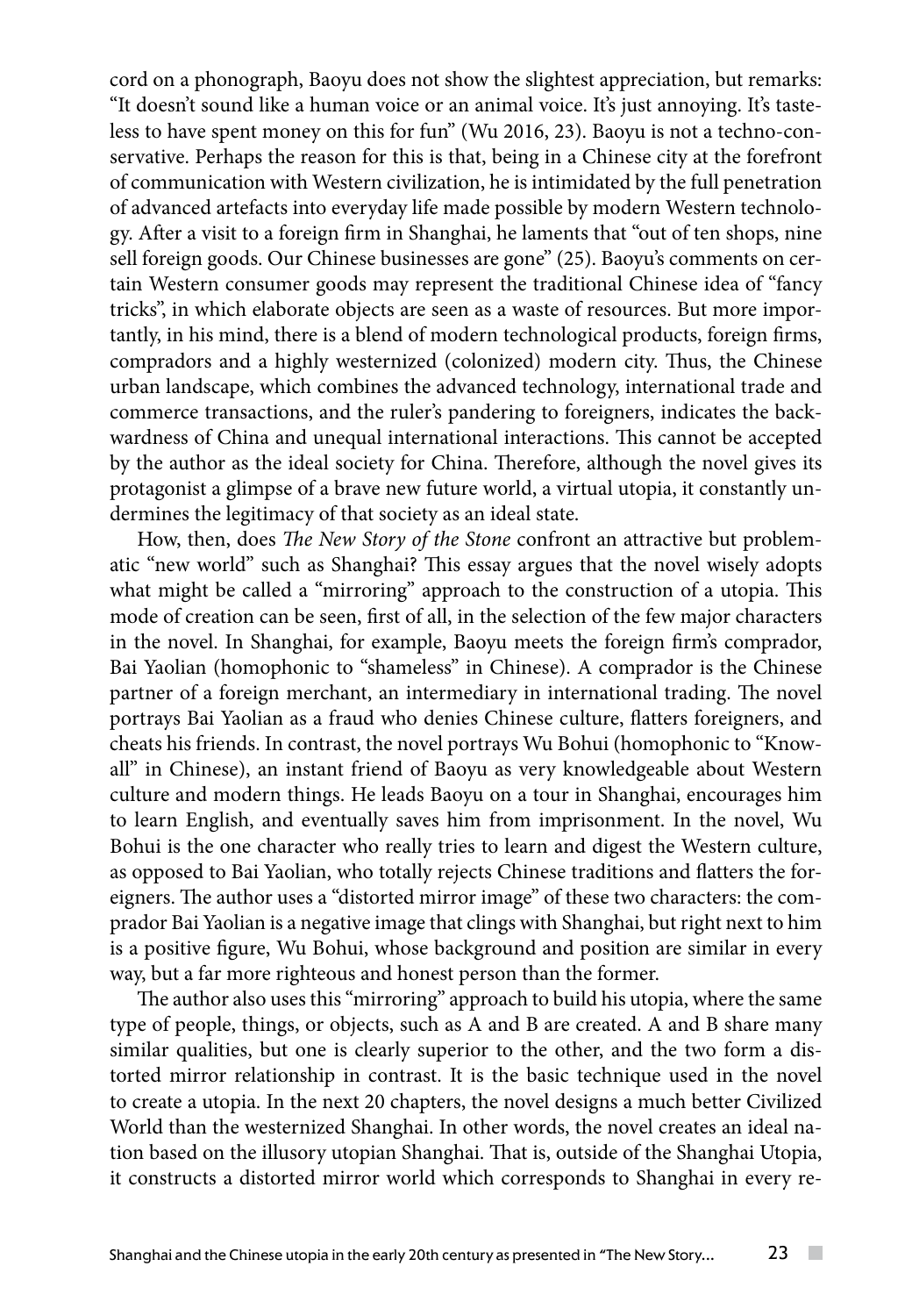cord on a phonograph, Baoyu does not show the slightest appreciation, but remarks: "It doesn't sound like a human voice or an animal voice. It's just annoying. It's tasteless to have spent money on this for fun" (Wu 2016, 23). Baoyu is not a techno-conservative. Perhaps the reason for this is that, being in a Chinese city at the forefront of communication with Western civilization, he is intimidated by the full penetration of advanced artefacts into everyday life made possible by modern Western technology. After a visit to a foreign firm in Shanghai, he laments that "out of ten shops, nine sell foreign goods. Our Chinese businesses are gone" (25). Baoyu's comments on certain Western consumer goods may represent the traditional Chinese idea of "fancy tricks", in which elaborate objects are seen as a waste of resources. But more importantly, in his mind, there is a blend of modern technological products, foreign firms, compradors and a highly westernized (colonized) modern city. Thus, the Chinese urban landscape, which combines the advanced technology, international trade and commerce transactions, and the ruler's pandering to foreigners, indicates the backwardness of China and unequal international interactions. This cannot be accepted by the author as the ideal society for China. Therefore, although the novel gives its protagonist a glimpse of a brave new future world, a virtual utopia, it constantly undermines the legitimacy of that society as an ideal state.

How, then, does *The New Story of the Stone* confront an attractive but problematic "new world" such as Shanghai? This essay argues that the novel wisely adopts what might be called a "mirroring" approach to the construction of a utopia. This mode of creation can be seen, first of all, in the selection of the few major characters in the novel. In Shanghai, for example, Baoyu meets the foreign firm's comprador, Bai Yaolian (homophonic to "shameless" in Chinese). A comprador is the Chinese partner of a foreign merchant, an intermediary in international trading. The novel portrays Bai Yaolian as a fraud who denies Chinese culture, flatters foreigners, and cheats his friends. In contrast, the novel portrays Wu Bohui (homophonic to "Know-all" in Chinese), an instant friend of Baoyu as very knowledgeable about Western culture and modern things. He leads Baoyu on a tour in Shanghai, encourages him to learn English, and eventually saves him from imprisonment. In the novel, Wu Bohui is the one character who really tries to learn and digest the Western culture, as opposed to Bai Yaolian, who totally rejects Chinese traditions and flatters the foreigners. The author uses a "distorted mirror image" of these two characters: the comprador Bai Yaolian is a negative image that clings with Shanghai, but right next to him is a positive figure, Wu Bohui, whose background and position are similar in every way, but a far more righteous and honest person than the former.

The author also uses this "mirroring" approach to build his utopia, where the same type of people, things, or objects, such as A and B are created. A and B share many similar qualities, but one is clearly superior to the other, and the two form a distorted mirror relationship in contrast. It is the basic technique used in the novel to create a utopia. In the next 20 chapters, the novel designs a much better Civilized World than the westernized Shanghai. In other words, the novel creates an ideal nation based on the illusory utopian Shanghai. That is, outside of the Shanghai Utopia, it constructs a distorted mirror world which corresponds to Shanghai in every re-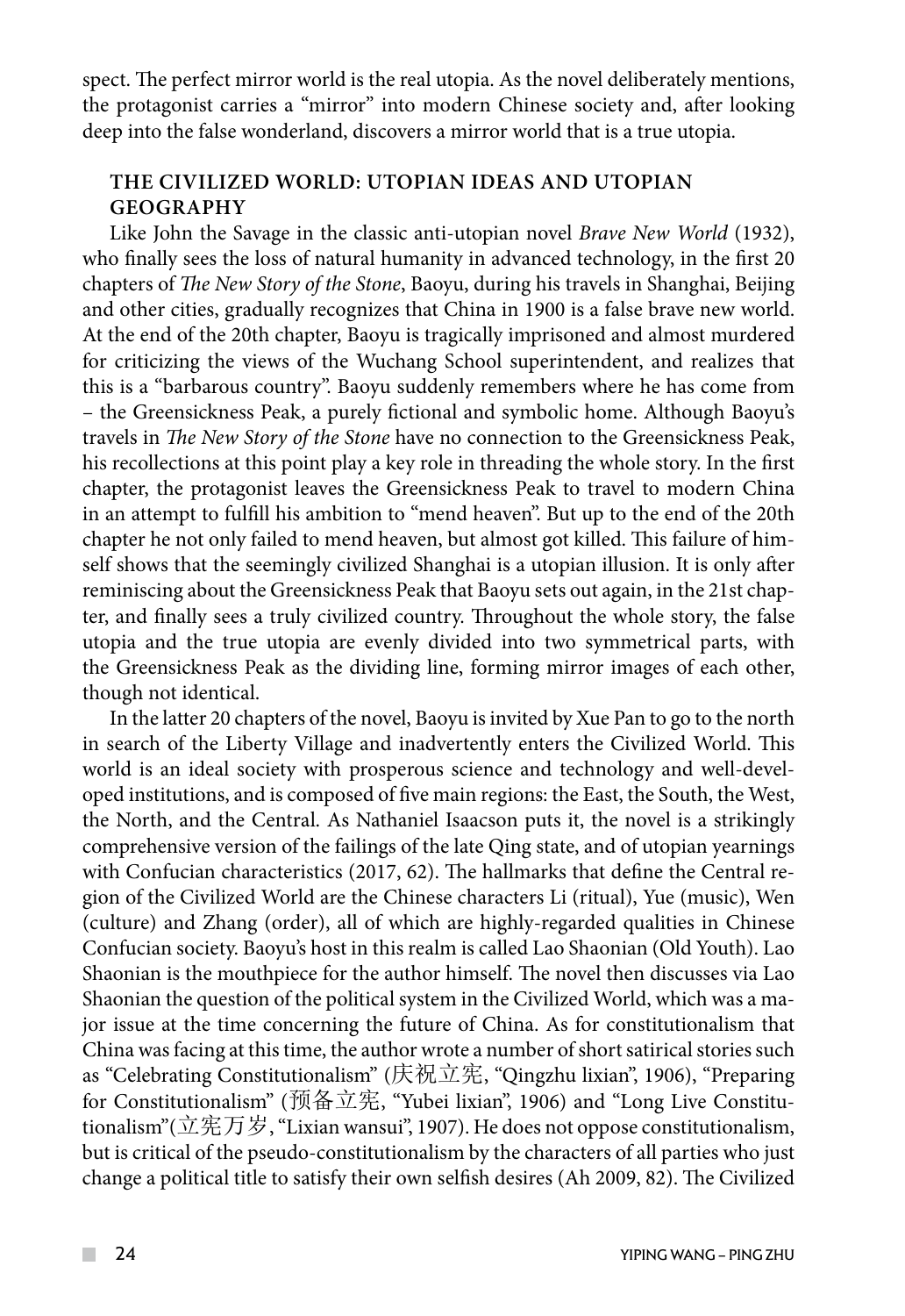spect. The perfect mirror world is the real utopia. As the novel deliberately mentions, the protagonist carries a "mirror" into modern Chinese society and, after looking deep into the false wonderland, discovers a mirror world that is a true utopia.

## THE CIVILIZED WORLD: UTOPIAN IDEAS AND UTOPIAN GEOGRAPHY

Like John the Savage in the classic anti-utopian novel *Brave New World* (1932), who finally sees the loss of natural humanity in advanced technology, in the first 20 chapters of *The New Story of the Stone*, Baoyu, during his travels in Shanghai, Beijing and other cities, gradually recognizes that China in 1900 is a false brave new world. At the end of the 20th chapter, Baoyu is tragically imprisoned and almost murdered for criticizing the views of the Wuchang School superintendent, and realizes that this is a "barbarous country". Baoyu suddenly remembers where he has come from – the Greensickness Peak, a purely fictional and symbolic home. Although Baoyu's travels in *The New Story of the Stone* have no connection to the Greensickness Peak, his recollections at this point play a key role in threading the whole story. In the first chapter, the protagonist leaves the Greensickness Peak to travel to modern China in an attempt to fulfill his ambition to "mend heaven". But up to the end of the 20th chapter he not only failed to mend heaven, but almost got killed. This failure of himself shows that the seemingly civilized Shanghai is a utopian illusion. It is only after reminiscing about the Greensickness Peak that Baoyu sets out again, in the 21st chapter, and finally sees a truly civilized country. Throughout the whole story, the false utopia and the true utopia are evenly divided into two symmetrical parts, with the Greensickness Peak as the dividing line, forming mirror images of each other, though not identical.

In the latter 20 chapters of the novel, Baoyu is invited by Xue Pan to go to the north in search of the Liberty Village and inadvertently enters the Civilized World. This world is an ideal society with prosperous science and technology and well-developed institutions, and is composed of five main regions: the East, the South, the West, the North, and the Central. As Nathaniel Isaacson puts it, the novel is a strikingly comprehensive version of the failings of the late Qing state, and of utopian yearnings with Confucian characteristics (2017, 62). The hallmarks that define the Central region of the Civilized World are the Chinese characters Li (ritual), Yue (music), Wen (culture) and Zhang (order), all of which are highly-regarded qualities in Chinese Confucian society. Baoyu's host in this realm is called Lao Shaonian (Old Youth). Lao Shaonian is the mouthpiece for the author himself. The novel then discusses via Lao Shaonian the question of the political system in the Civilized World, which was a major issue at the time concerning the future of China. As for constitutionalism that China was facing at this time, the author wrote a number of short satirical stories such as "Celebrating Constitutionalism" (庆祝立宪, "Qingzhu lixian", 1906), "Preparing for Constitutionalism" (预备立宪, "Yubei lixian", 1906) and "Long Live Constitutionalism"(立宪万岁, "Lixian wansui", 1907). He does not oppose constitutionalism, but is critical of the pseudo-constitutionalism by the characters of all parties who just change a political title to satisfy their own selfish desires (Ah 2009, 82). The Civilized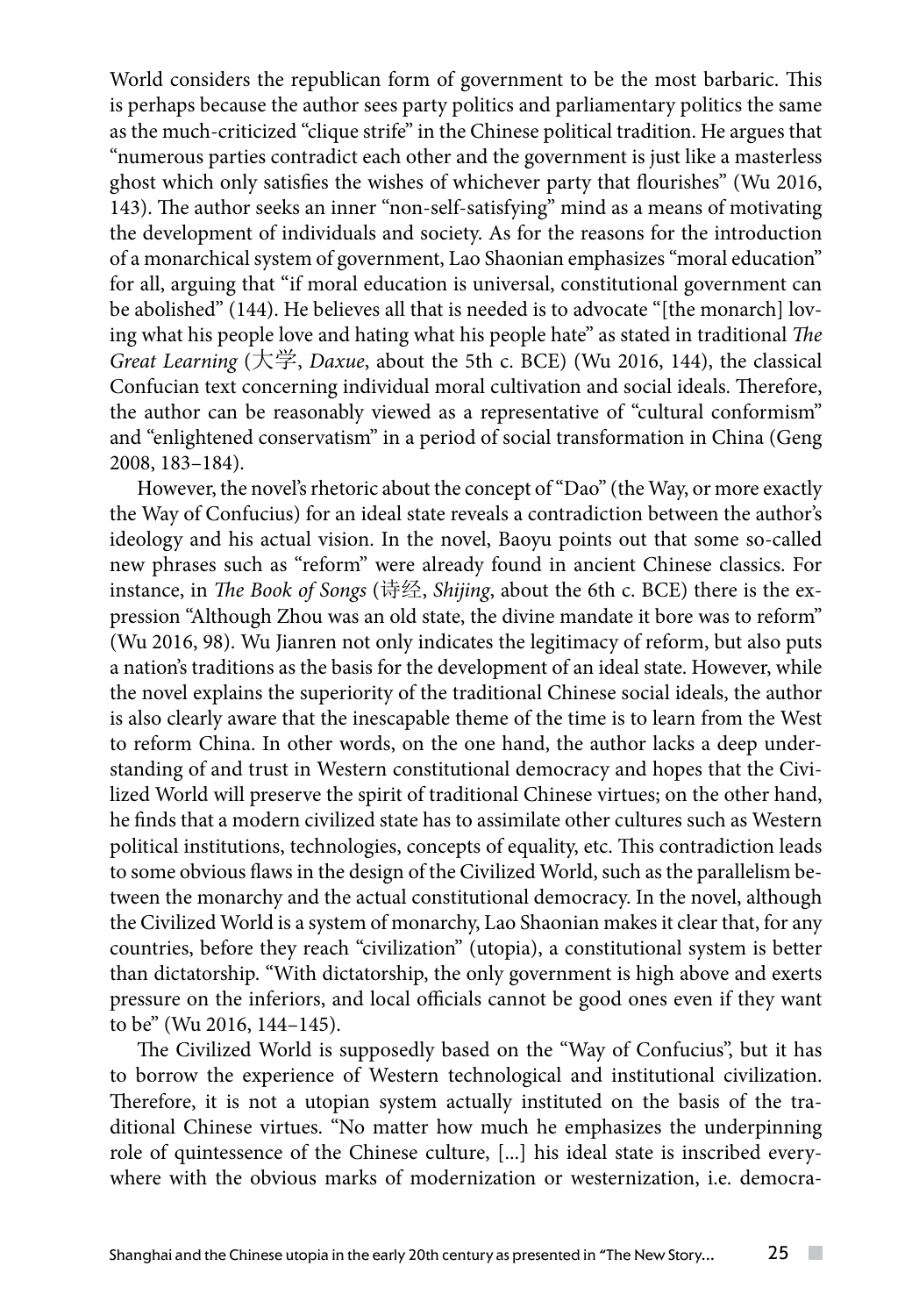World considers the republican form of government to be the most barbaric. This is perhaps because the author sees party politics and parliamentary politics the same as the much-criticized "clique strife" in the Chinese political tradition. He argues that "numerous parties contradict each other and the government is just like a masterless ghost which only satisfies the wishes of whichever party that flourishes" (Wu 2016, 143). The author seeks an inner "non-self-satisfying" mind as a means of motivating the development of individuals and society. As for the reasons for the introduction of a monarchical system of government, Lao Shaonian emphasizes "moral education" for all, arguing that "if moral education is universal, constitutional government can be abolished" (144). He believes all that is needed is to advocate "[the monarch] loving what his people love and hating what his people hate" as stated in traditional *The Great Learning* (大学, *Daxue*, about the 5th c. BCE) (Wu 2016, 144), the classical Confucian text concerning individual moral cultivation and social ideals. Therefore, the author can be reasonably viewed as a representative of "cultural conformism" and "enlightened conservatism" in a period of social transformation in China (Geng 2008, 183–184).

However, the novel's rhetoric about the concept of "Dao" (the Way, or more exactly the Way of Confucius) for an ideal state reveals a contradiction between the author's ideology and his actual vision. In the novel, Baoyu points out that some so-called new phrases such as "reform" were already found in ancient Chinese classics. For instance, in *The Book of Songs* (诗经, *Shijing*, about the 6th c. BCE) there is the expression "Although Zhou was an old state, the divine mandate it bore was to reform" (Wu 2016, 98). Wu Jianren not only indicates the legitimacy of reform, but also puts a nation's traditions as the basis for the development of an ideal state. However, while the novel explains the superiority of the traditional Chinese social ideals, the author is also clearly aware that the inescapable theme of the time is to learn from the West to reform China. In other words, on the one hand, the author lacks a deep understanding of and trust in Western constitutional democracy and hopes that the Civilized World will preserve the spirit of traditional Chinese virtues; on the other hand, he finds that a modern civilized state has to assimilate other cultures such as Western political institutions, technologies, concepts of equality, etc. This contradiction leads to some obvious flaws in the design of the Civilized World, such as the parallelism between the monarchy and the actual constitutional democracy. In the novel, although the Civilized World is a system of monarchy, Lao Shaonian makes it clear that, for any countries, before they reach "civilization" (utopia), a constitutional system is better than dictatorship. "With dictatorship, the only government is high above and exerts pressure on the inferiors, and local officials cannot be good ones even if they want to be" (Wu 2016, 144–145).

The Civilized World is supposedly based on the "Way of Confucius", but it has to borrow the experience of Western technological and institutional civilization. Therefore, it is not a utopian system actually instituted on the basis of the traditional Chinese virtues. "No matter how much he emphasizes the underpinning role of quintessence of the Chinese culture, [...] his ideal state is inscribed everywhere with the obvious marks of modernization or westernization, i.e. democra-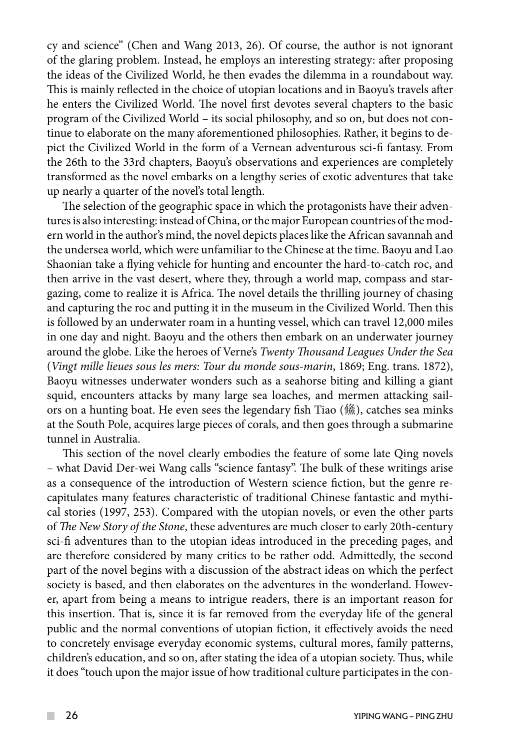cy and science" (Chen and Wang 2013, 26). Of course, the author is not ignorant of the glaring problem. Instead, he employs an interesting strategy: after proposing the ideas of the Civilized World, he then evades the dilemma in a roundabout way. This is mainly reflected in the choice of utopian locations and in Baoyu's travels after he enters the Civilized World. The novel first devotes several chapters to the basic program of the Civilized World – its social philosophy, and so on, but does not continue to elaborate on the many aforementioned philosophies. Rather, it begins to depict the Civilized World in the form of a Vernean adventurous sci-fi fantasy. From the 26th to the 33rd chapters, Baoyu's observations and experiences are completely transformed as the novel embarks on a lengthy series of exotic adventures that take up nearly a quarter of the novel's total length.

The selection of the geographic space in which the protagonists have their adventures is also interesting: instead of China, or the major European countries of the modern world in the author's mind, the novel depicts places like the African savannah and the undersea world, which were unfamiliar to the Chinese at the time. Baoyu and Lao Shaonian take a flying vehicle for hunting and encounter the hard-to-catch roc, and then arrive in the vast desert, where they, through a world map, compass and stargazing, come to realize it is Africa. The novel details the thrilling journey of chasing and capturing the roc and putting it in the museum in the Civilized World. Then this is followed by an underwater roam in a hunting vessel, which can travel 12,000 miles in one day and night. Baoyu and the others then embark on an underwater journey around the globe. Like the heroes of Verne's *Twenty Thousand Leagues Under the Sea* (*Vingt mille lieues sous les mers: Tour du monde sous-marin*, 1869; Eng. trans. 1872), Baoyu witnesses underwater wonders such as a seahorse biting and killing a giant squid, encounters attacks by many large sea loaches, and mermen attacking sailors on a hunting boat. He even sees the legendary fish Tiao (鯈), catches sea minks at the South Pole, acquires large pieces of corals, and then goes through a submarine tunnel in Australia.

This section of the novel clearly embodies the feature of some late Qing novels – what David Der-wei Wang calls "science fantasy". The bulk of these writings arise as a consequence of the introduction of Western science fiction, but the genre recapitulates many features characteristic of traditional Chinese fantastic and mythical stories (1997, 253). Compared with the utopian novels, or even the other parts of *The New Story of the Stone*, these adventures are much closer to early 20th-century sci-fi adventures than to the utopian ideas introduced in the preceding pages, and are therefore considered by many critics to be rather odd. Admittedly, the second part of the novel begins with a discussion of the abstract ideas on which the perfect society is based, and then elaborates on the adventures in the wonderland. However, apart from being a means to intrigue readers, there is an important reason for this insertion. That is, since it is far removed from the everyday life of the general public and the normal conventions of utopian fiction, it effectively avoids the need to concretely envisage everyday economic systems, cultural mores, family patterns, children's education, and so on, after stating the idea of a utopian society. Thus, while it does "touch upon the major issue of how traditional culture participates in the con-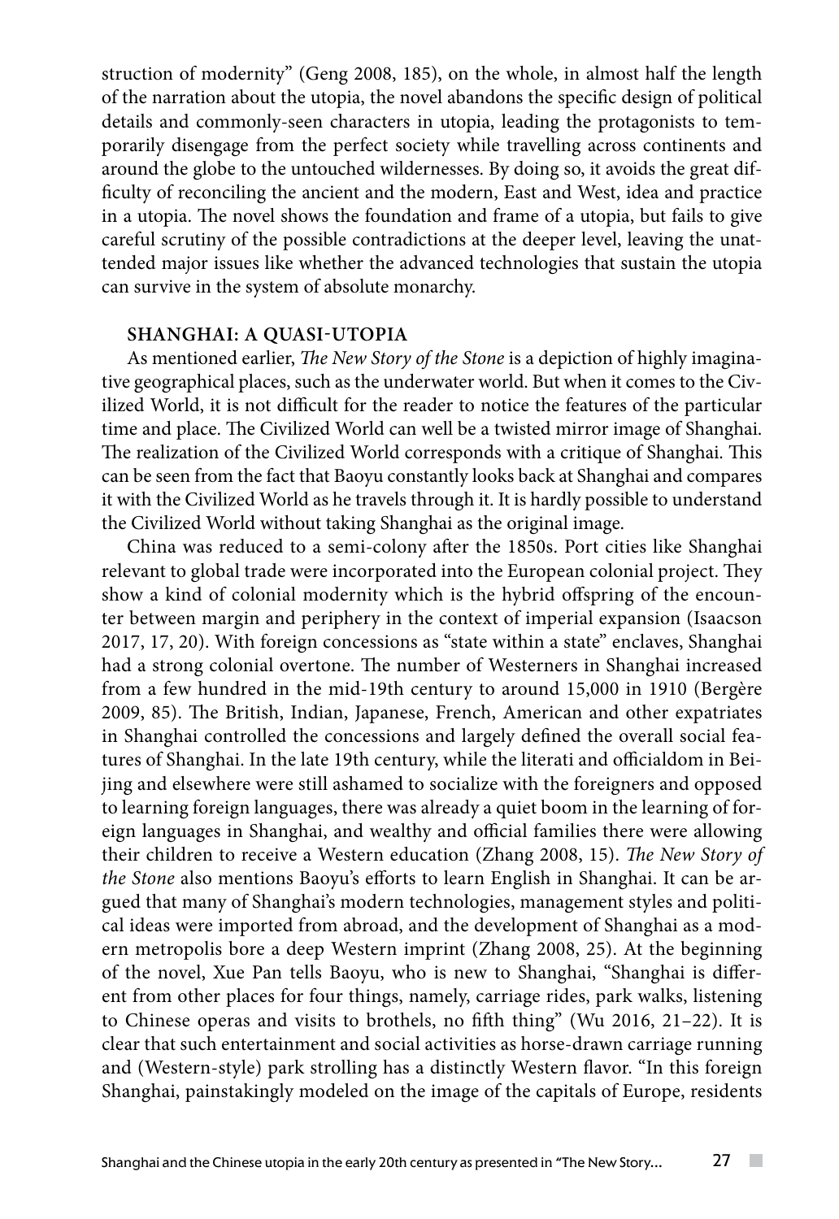struction of modernity" (Geng 2008, 185), on the whole, in almost half the length of the narration about the utopia, the novel abandons the specific design of political details and commonly-seen characters in utopia, leading the protagonists to temporarily disengage from the perfect society while travelling across continents and around the globe to the untouched wildernesses. By doing so, it avoids the great difficulty of reconciling the ancient and the modern, East and West, idea and practice in a utopia. The novel shows the foundation and frame of a utopia, but fails to give careful scrutiny of the possible contradictions at the deeper level, leaving the unattended major issues like whether the advanced technologies that sustain the utopia can survive in the system of absolute monarchy.

## SHANGHAI: A QUASI-UTOPIA

As mentioned earlier, *The New Story of the Stone* is a depiction of highly imaginative geographical places, such as the underwater world. But when it comes to the Civilized World, it is not difficult for the reader to notice the features of the particular time and place. The Civilized World can well be a twisted mirror image of Shanghai. The realization of the Civilized World corresponds with a critique of Shanghai. This can be seen from the fact that Baoyu constantly looks back at Shanghai and compares it with the Civilized World as he travels through it. It is hardly possible to understand the Civilized World without taking Shanghai as the original image.

China was reduced to a semi-colony after the 1850s. Port cities like Shanghai relevant to global trade were incorporated into the European colonial project. They show a kind of colonial modernity which is the hybrid offspring of the encounter between margin and periphery in the context of imperial expansion (Isaacson 2017, 17, 20). With foreign concessions as "state within a state" enclaves, Shanghai had a strong colonial overtone. The number of Westerners in Shanghai increased from a few hundred in the mid-19th century to around 15,000 in 1910 (Bergère 2009, 85). The British, Indian, Japanese, French, American and other expatriates in Shanghai controlled the concessions and largely defined the overall social features of Shanghai. In the late 19th century, while the literati and officialdom in Beijing and elsewhere were still ashamed to socialize with the foreigners and opposed to learning foreign languages, there was already a quiet boom in the learning of foreign languages in Shanghai, and wealthy and official families there were allowing their children to receive a Western education (Zhang 2008, 15). *The New Story of the Stone* also mentions Baoyu's efforts to learn English in Shanghai. It can be argued that many of Shanghai's modern technologies, management styles and political ideas were imported from abroad, and the development of Shanghai as a modern metropolis bore a deep Western imprint (Zhang 2008, 25). At the beginning of the novel, Xue Pan tells Baoyu, who is new to Shanghai, "Shanghai is different from other places for four things, namely, carriage rides, park walks, listening to Chinese operas and visits to brothels, no fifth thing" (Wu 2016, 21–22). It is clear that such entertainment and social activities as horse-drawn carriage running and (Western-style) park strolling has a distinctly Western flavor. "In this foreign Shanghai, painstakingly modeled on the image of the capitals of Europe, residents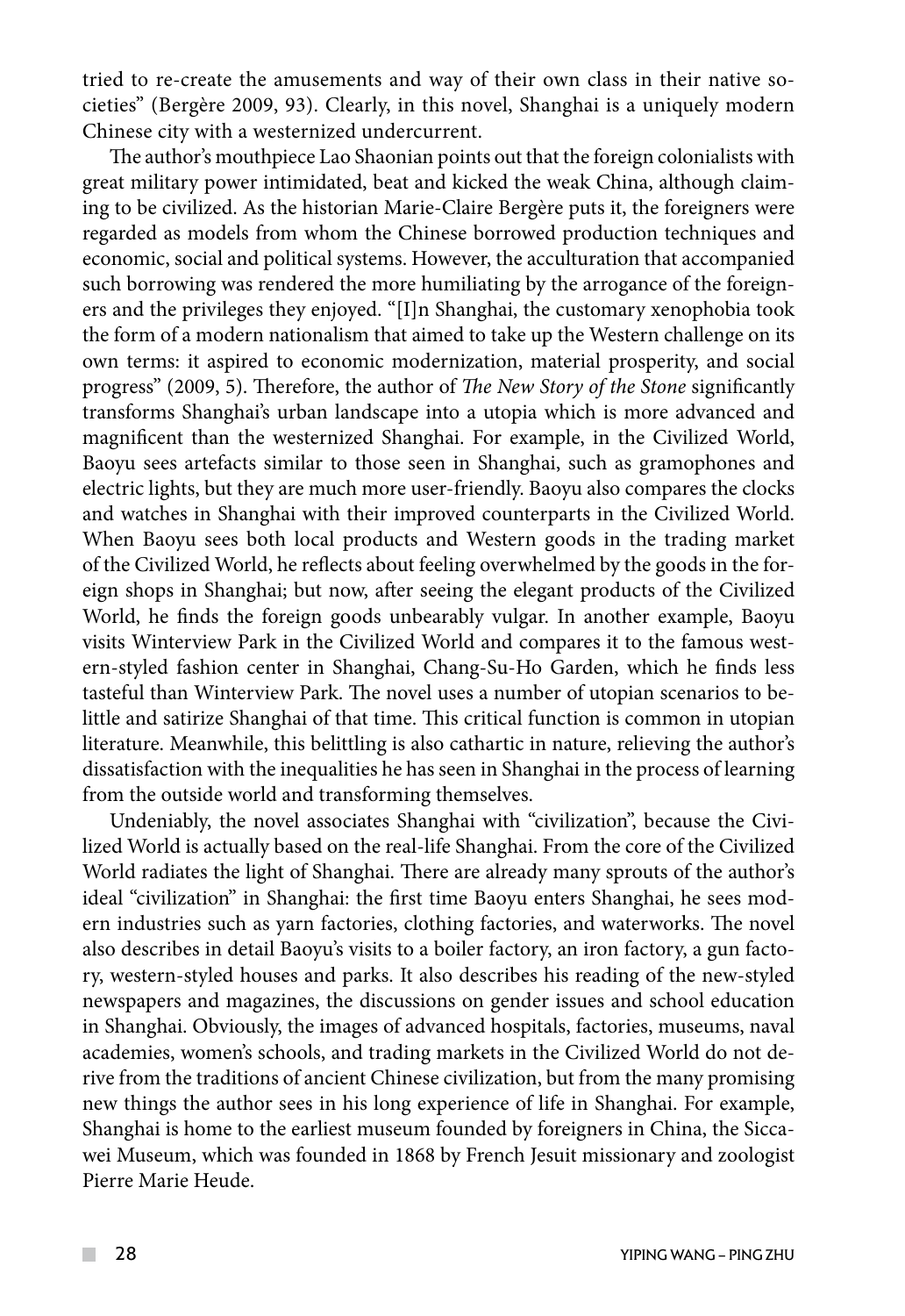tried to re-create the amusements and way of their own class in their native societies" (Bergère 2009, 93). Clearly, in this novel, Shanghai is a uniquely modern Chinese city with a westernized undercurrent.

The author's mouthpiece Lao Shaonian points out that the foreign colonialists with great military power intimidated, beat and kicked the weak China, although claiming to be civilized. As the historian Marie-Claire Bergère puts it, the foreigners were regarded as models from whom the Chinese borrowed production techniques and economic, social and political systems. However, the acculturation that accompanied such borrowing was rendered the more humiliating by the arrogance of the foreigners and the privileges they enjoyed. "[I]n Shanghai, the customary xenophobia took the form of a modern nationalism that aimed to take up the Western challenge on its own terms: it aspired to economic modernization, material prosperity, and social progress" (2009, 5). Therefore, the author of *The New Story of the Stone* significantly transforms Shanghai's urban landscape into a utopia which is more advanced and magnificent than the westernized Shanghai. For example, in the Civilized World, Baoyu sees artefacts similar to those seen in Shanghai, such as gramophones and electric lights, but they are much more user-friendly. Baoyu also compares the clocks and watches in Shanghai with their improved counterparts in the Civilized World. When Baoyu sees both local products and Western goods in the trading market of the Civilized World, he reflects about feeling overwhelmed by the goods in the foreign shops in Shanghai; but now, after seeing the elegant products of the Civilized World, he finds the foreign goods unbearably vulgar. In another example, Baoyu visits Winterview Park in the Civilized World and compares it to the famous western-styled fashion center in Shanghai, Chang-Su-Ho Garden, which he finds less tasteful than Winterview Park. The novel uses a number of utopian scenarios to belittle and satirize Shanghai of that time. This critical function is common in utopian literature. Meanwhile, this belittling is also cathartic in nature, relieving the author's dissatisfaction with the inequalities he has seen in Shanghai in the process of learning from the outside world and transforming themselves.

Undeniably, the novel associates Shanghai with "civilization", because the Civilized World is actually based on the real-life Shanghai. From the core of the Civilized World radiates the light of Shanghai. There are already many sprouts of the author's ideal "civilization" in Shanghai: the first time Baoyu enters Shanghai, he sees modern industries such as yarn factories, clothing factories, and waterworks. The novel also describes in detail Baoyu's visits to a boiler factory, an iron factory, a gun factory, western-styled houses and parks. It also describes his reading of the new-styled newspapers and magazines, the discussions on gender issues and school education in Shanghai. Obviously, the images of advanced hospitals, factories, museums, naval academies, women's schools, and trading markets in the Civilized World do not derive from the traditions of ancient Chinese civilization, but from the many promising new things the author sees in his long experience of life in Shanghai. For example, Shanghai is home to the earliest museum founded by foreigners in China, the Siccawei Museum, which was founded in 1868 by French Jesuit missionary and zoologist Pierre Marie Heude.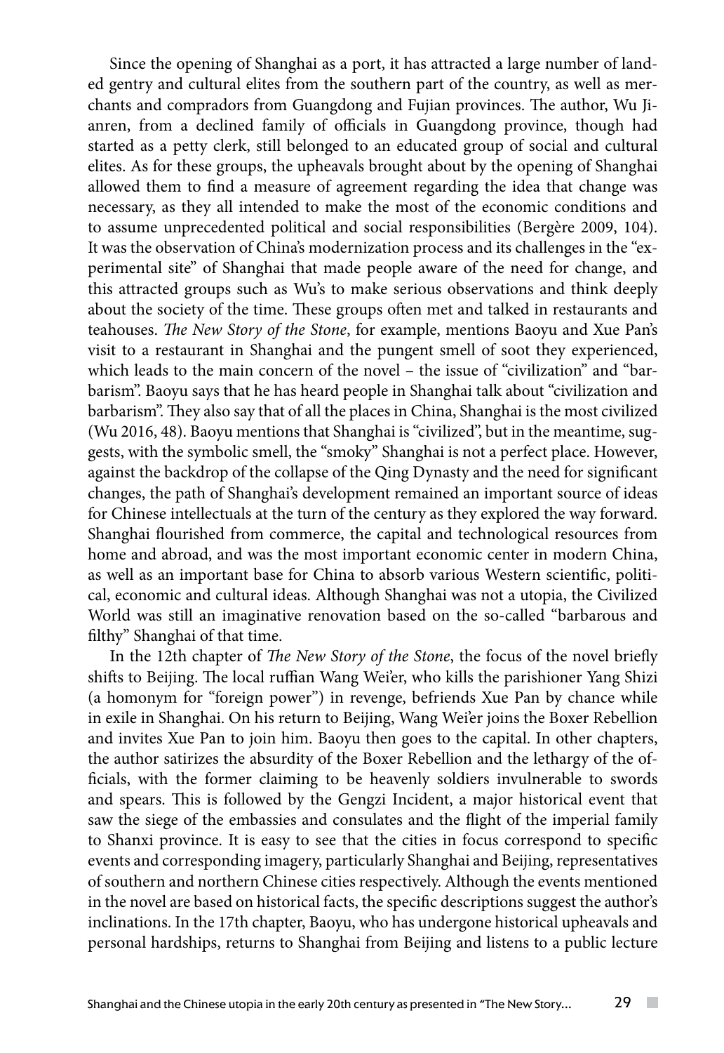Since the opening of Shanghai as a port, it has attracted a large number of landed gentry and cultural elites from the southern part of the country, as well as merchants and compradors from Guangdong and Fujian provinces. The author, Wu Jianren, from a declined family of officials in Guangdong province, though had started as a petty clerk, still belonged to an educated group of social and cultural elites. As for these groups, the upheavals brought about by the opening of Shanghai allowed them to find a measure of agreement regarding the idea that change was necessary, as they all intended to make the most of the economic conditions and to assume unprecedented political and social responsibilities (Bergère 2009, 104). It was the observation of China's modernization process and its challenges in the "experimental site" of Shanghai that made people aware of the need for change, and this attracted groups such as Wu's to make serious observations and think deeply about the society of the time. These groups often met and talked in restaurants and teahouses. *The New Story of the Stone*, for example, mentions Baoyu and Xue Pan's visit to a restaurant in Shanghai and the pungent smell of soot they experienced, which leads to the main concern of the novel – the issue of "civilization" and "barbarism". Baoyu says that he has heard people in Shanghai talk about "civilization and barbarism". They also say that of all the places in China, Shanghai is the most civilized (Wu 2016, 48). Baoyu mentions that Shanghai is "civilized", but in the meantime, suggests, with the symbolic smell, the "smoky" Shanghai is not a perfect place. However, against the backdrop of the collapse of the Qing Dynasty and the need for significant changes, the path of Shanghai's development remained an important source of ideas for Chinese intellectuals at the turn of the century as they explored the way forward. Shanghai flourished from commerce, the capital and technological resources from home and abroad, and was the most important economic center in modern China, as well as an important base for China to absorb various Western scientific, political, economic and cultural ideas. Although Shanghai was not a utopia, the Civilized World was still an imaginative renovation based on the so-called "barbarous and filthy" Shanghai of that time.

In the 12th chapter of *The New Story of the Stone*, the focus of the novel briefly shifts to Beijing. The local ruffian Wang Wei'er, who kills the parishioner Yang Shizi (a homonym for "foreign power") in revenge, befriends Xue Pan by chance while in exile in Shanghai. On his return to Beijing, Wang Wei'er joins the Boxer Rebellion and invites Xue Pan to join him. Baoyu then goes to the capital. In other chapters, the author satirizes the absurdity of the Boxer Rebellion and the lethargy of the officials, with the former claiming to be heavenly soldiers invulnerable to swords and spears. This is followed by the Gengzi Incident, a major historical event that saw the siege of the embassies and consulates and the flight of the imperial family to Shanxi province. It is easy to see that the cities in focus correspond to specific events and corresponding imagery, particularly Shanghai and Beijing, representatives of southern and northern Chinese cities respectively. Although the events mentioned in the novel are based on historical facts, the specific descriptions suggest the author's inclinations. In the 17th chapter, Baoyu, who has undergone historical upheavals and personal hardships, returns to Shanghai from Beijing and listens to a public lecture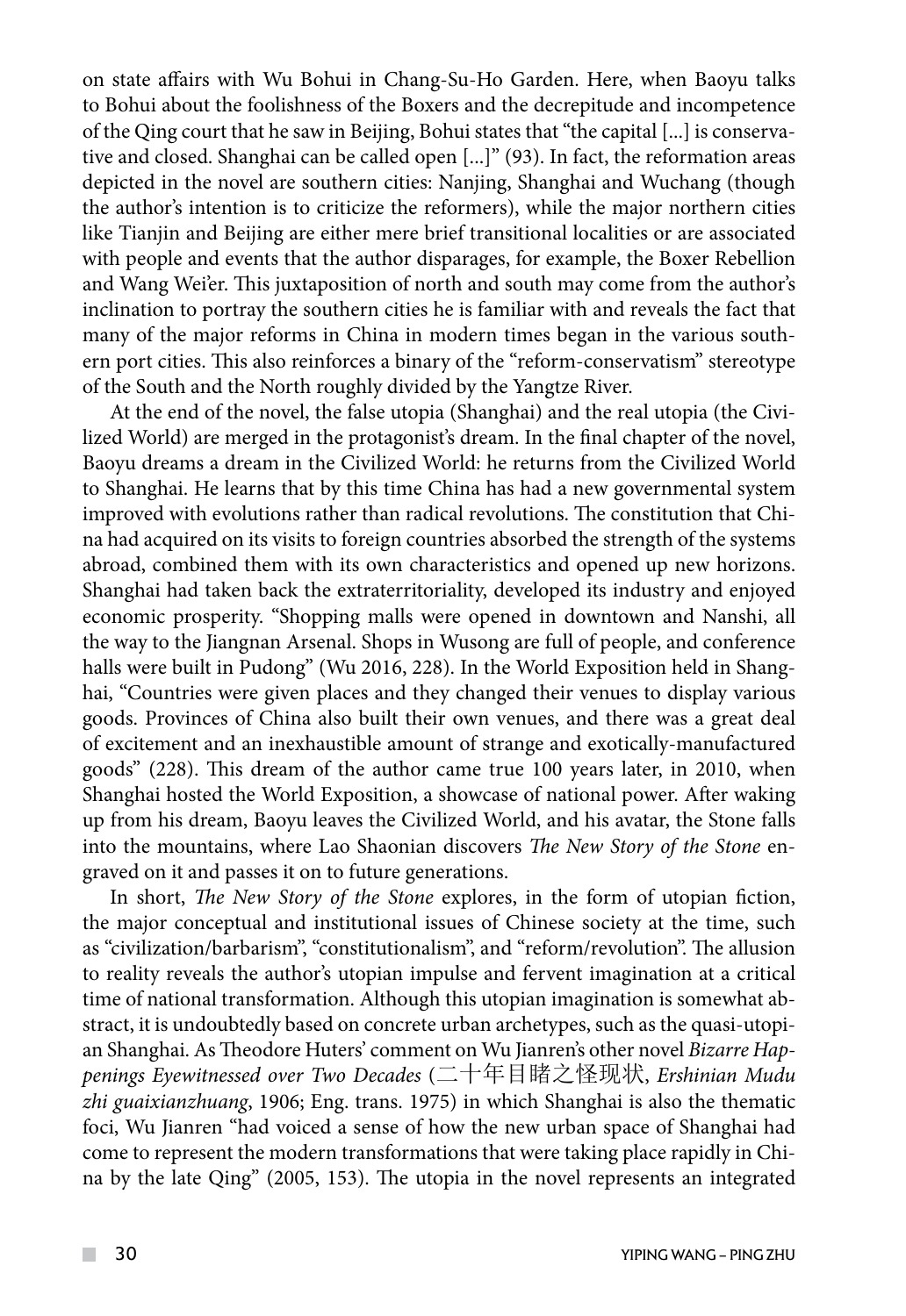on state affairs with Wu Bohui in Chang-Su-Ho Garden. Here, when Baoyu talks to Bohui about the foolishness of the Boxers and the decrepitude and incompetence of the Qing court that he saw in Beijing, Bohui states that "the capital [...] is conservative and closed. Shanghai can be called open [...]" (93). In fact, the reformation areas depicted in the novel are southern cities: Nanjing, Shanghai and Wuchang (though the author's intention is to criticize the reformers), while the major northern cities like Tianjin and Beijing are either mere brief transitional localities or are associated with people and events that the author disparages, for example, the Boxer Rebellion and Wang Wei'er. This juxtaposition of north and south may come from the author's inclination to portray the southern cities he is familiar with and reveals the fact that many of the major reforms in China in modern times began in the various southern port cities. This also reinforces a binary of the "reform-conservatism" stereotype of the South and the North roughly divided by the Yangtze River.

At the end of the novel, the false utopia (Shanghai) and the real utopia (the Civilized World) are merged in the protagonist's dream. In the final chapter of the novel, Baoyu dreams a dream in the Civilized World: he returns from the Civilized World to Shanghai. He learns that by this time China has had a new governmental system improved with evolutions rather than radical revolutions. The constitution that China had acquired on its visits to foreign countries absorbed the strength of the systems abroad, combined them with its own characteristics and opened up new horizons. Shanghai had taken back the extraterritoriality, developed its industry and enjoyed economic prosperity. "Shopping malls were opened in downtown and Nanshi, all the way to the Jiangnan Arsenal. Shops in Wusong are full of people, and conference halls were built in Pudong" (Wu 2016, 228). In the World Exposition held in Shanghai, "Countries were given places and they changed their venues to display various goods. Provinces of China also built their own venues, and there was a great deal of excitement and an inexhaustible amount of strange and exotically-manufactured goods" (228). This dream of the author came true 100 years later, in 2010, when Shanghai hosted the World Exposition, a showcase of national power. After waking up from his dream, Baoyu leaves the Civilized World, and his avatar, the Stone falls into the mountains, where Lao Shaonian discovers *The New Story of the Stone* engraved on it and passes it on to future generations.

In short, *The New Story of the Stone* explores, in the form of utopian fiction, the major conceptual and institutional issues of Chinese society at the time, such as "civilization/barbarism", "constitutionalism", and "reform/revolution". The allusion to reality reveals the author's utopian impulse and fervent imagination at a critical time of national transformation. Although this utopian imagination is somewhat abstract, it is undoubtedly based on concrete urban archetypes, such as the quasi-utopian Shanghai. As Theodore Huters' comment on Wu Jianren's other novel *Bizarre Happenings Eyewitnessed over Two Decades* (二十年目睹之怪现状, *Ershinian Mudu zhi guaixianzhuang*, 1906; Eng. trans. 1975) in which Shanghai is also the thematic foci, Wu Jianren "had voiced a sense of how the new urban space of Shanghai had come to represent the modern transformations that were taking place rapidly in China by the late Qing" (2005, 153). The utopia in the novel represents an integrated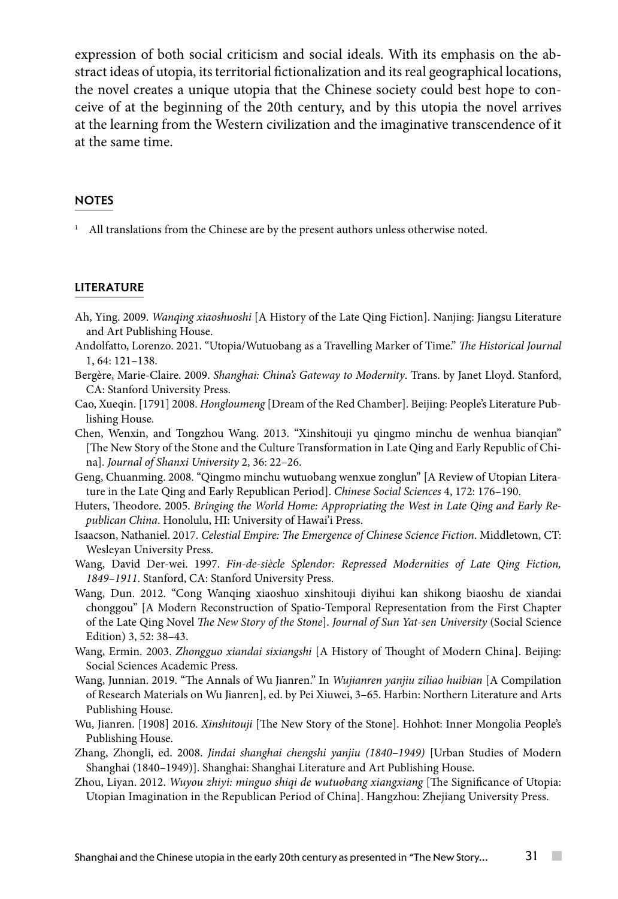expression of both social criticism and social ideals. With its emphasis on the abstract ideas of utopia, its territorial fictionalization and its real geographical locations, the novel creates a unique utopia that the Chinese society could best hope to conceive of at the beginning of the 20th century, and by this utopia the novel arrives at the learning from the Western civilization and the imaginative transcendence of it at the same time.

## NOTES

[1] All translations from the Chinese are by the present authors unless otherwise noted.

## LITERATURE

Ah, Ying. 2009. *Wanqing xiaoshuoshi* [A History of the Late Qing Fiction]. Nanjing: Jiangsu Literature and Art Publishing House.

Andolfatto, Lorenzo. 2021. "Utopia/Wutuobang as a Travelling Marker of Time." *The Historical Journal* 1, 64: 121–138.

Bergère, Marie-Claire. 2009. *Shanghai: China's Gateway to Modernity*. Trans. by Janet Lloyd. Stanford, CA: Stanford University Press.

Cao, Xueqin. [1791] 2008. *Hongloumeng* [Dream of the Red Chamber]. Beijing: People's Literature Publishing House.

Chen, Wenxin, and Tongzhou Wang. 2013. "Xinshitouji yu qingmo minchu de wenhua bianqian" [The New Story of the Stone and the Culture Transformation in Late Qing and Early Republic of China]. *Journal of Shanxi University* 2, 36: 22–26.

Geng, Chuanming. 2008. "Qingmo minchu wutuobang wenxue zonglun" [A Review of Utopian Literature in the Late Qing and Early Republican Period]. *Chinese Social Sciences* 4, 172: 176–190.

Huters, Theodore. 2005. *Bringing the World Home: Appropriating the West in Late Qing and Early Republican China*. Honolulu, HI: University of Hawai'i Press.

Isaacson, Nathaniel. 2017. *Celestial Empire: The Emergence of Chinese Science Fiction*. Middletown, CT: Wesleyan University Press.

Wang, David Der-wei. 1997. *Fin-de-siècle Splendor: Repressed Modernities of Late Qing Fiction, 1849–1911*. Stanford, CA: Stanford University Press.

Wang, Dun. 2012. "Cong Wanqing xiaoshuo xinshitouji diyihui kan shikong biaoshu de xiandai chonggou" [A Modern Reconstruction of Spatio-Temporal Representation from the First Chapter of the Late Qing Novel *The New Story of the Stone*]. *Journal of Sun Yat-sen University* (Social Science Edition) 3, 52: 38–43.

Wang, Ermin. 2003. *Zhongguo xiandai sixiangshi* [A History of Thought of Modern China]. Beijing: Social Sciences Academic Press.

Wang, Junnian. 2019. "The Annals of Wu Jianren." In *Wujianren yanjiu ziliao huibian* [A Compilation of Research Materials on Wu Jianren], ed. by Pei Xiuwei, 3–65. Harbin: Northern Literature and Arts Publishing House.

Wu, Jianren. [1908] 2016. *Xinshitouji* [The New Story of the Stone]. Hohhot: Inner Mongolia People's Publishing House.

Zhang, Zhongli, ed. 2008. *Jindai shanghai chengshi yanjiu (1840–1949)* [Urban Studies of Modern Shanghai (1840–1949)]. Shanghai: Shanghai Literature and Art Publishing House.

Zhou, Liyan. 2012. *Wuyou zhiyi: minguo shiqi de wutuobang xiangxiang* [The Significance of Utopia: Utopian Imagination in the Republican Period of China]. Hangzhou: Zhejiang University Press.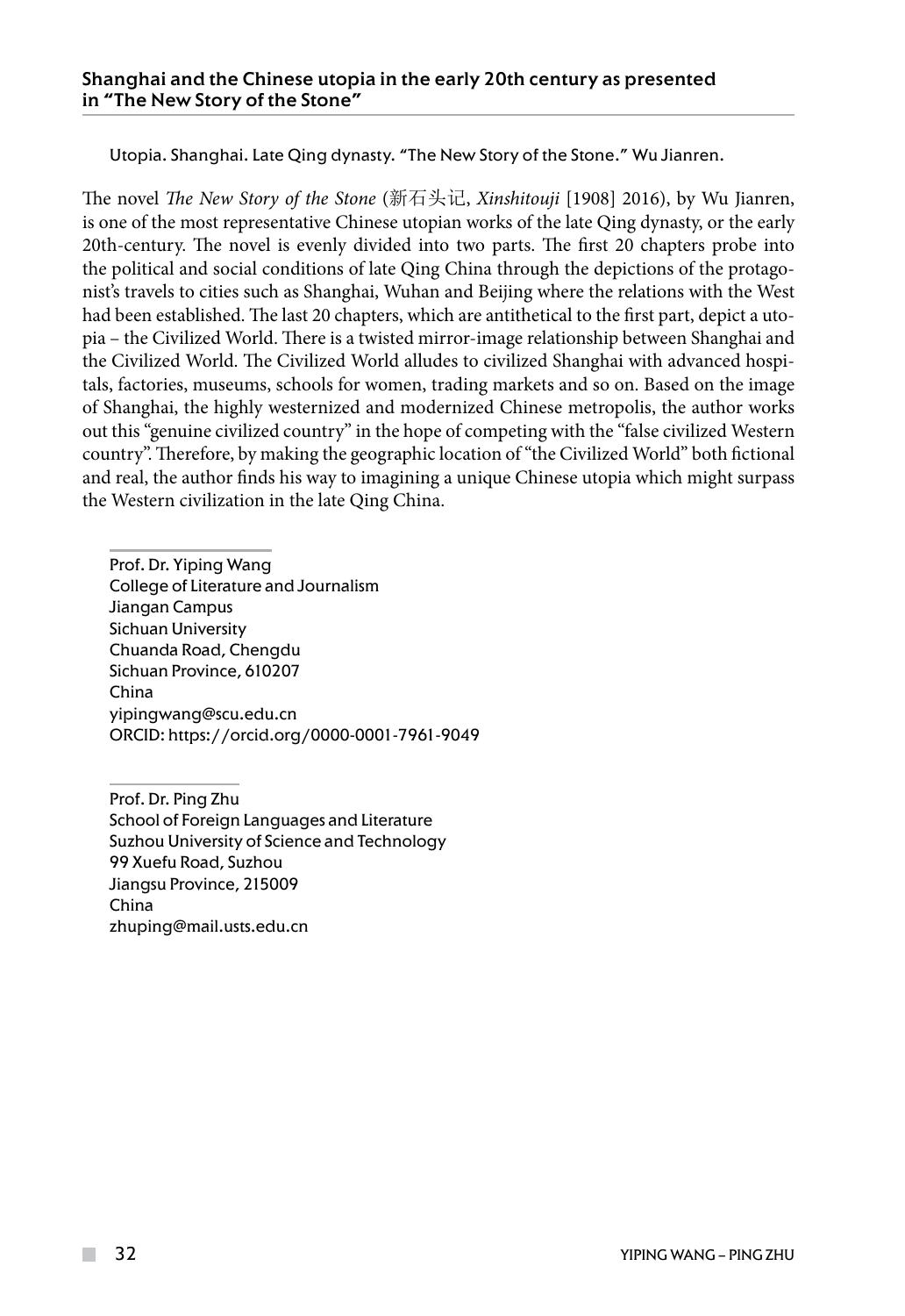## Shanghai and the Chinese utopia in the early 20th century as presented in "The New Story of the Stone"

Utopia. Shanghai. Late Qing dynasty. "The New Story of the Stone." Wu Jianren.

The novel *The New Story of the Stone* (新石头记, *Xinshitouji* [1908] 2016), by Wu Jianren, is one of the most representative Chinese utopian works of the late Qing dynasty, or the early 20th-century. The novel is evenly divided into two parts. The first 20 chapters probe into the political and social conditions of late Qing China through the depictions of the protagonist's travels to cities such as Shanghai, Wuhan and Beijing where the relations with the West had been established. The last 20 chapters, which are antithetical to the first part, depict a utopia – the Civilized World. There is a twisted mirror-image relationship between Shanghai and the Civilized World. The Civilized World alludes to civilized Shanghai with advanced hospitals, factories, museums, schools for women, trading markets and so on. Based on the image of Shanghai, the highly westernized and modernized Chinese metropolis, the author works out this "genuine civilized country" in the hope of competing with the "false civilized Western country". Therefore, by making the geographic location of "the Civilized World" both fictional and real, the author finds his way to imagining a unique Chinese utopia which might surpass the Western civilization in the late Qing China.

Prof. Dr. Yiping Wang
College of Literature and Journalism
Jiangan Campus
Sichuan University
Chuanda Road, Chengdu
Sichuan Province, 610207
China
yipingwang@scu.edu.cn
ORCID: https://orcid.org/0000-0001-7961-9049

Prof. Dr. Ping Zhu
School of Foreign Languages and Literature
Suzhou University of Science and Technology
99 Xuefu Road, Suzhou
Jiangsu Province, 215009
China
zhuping@mail.usts.edu.cn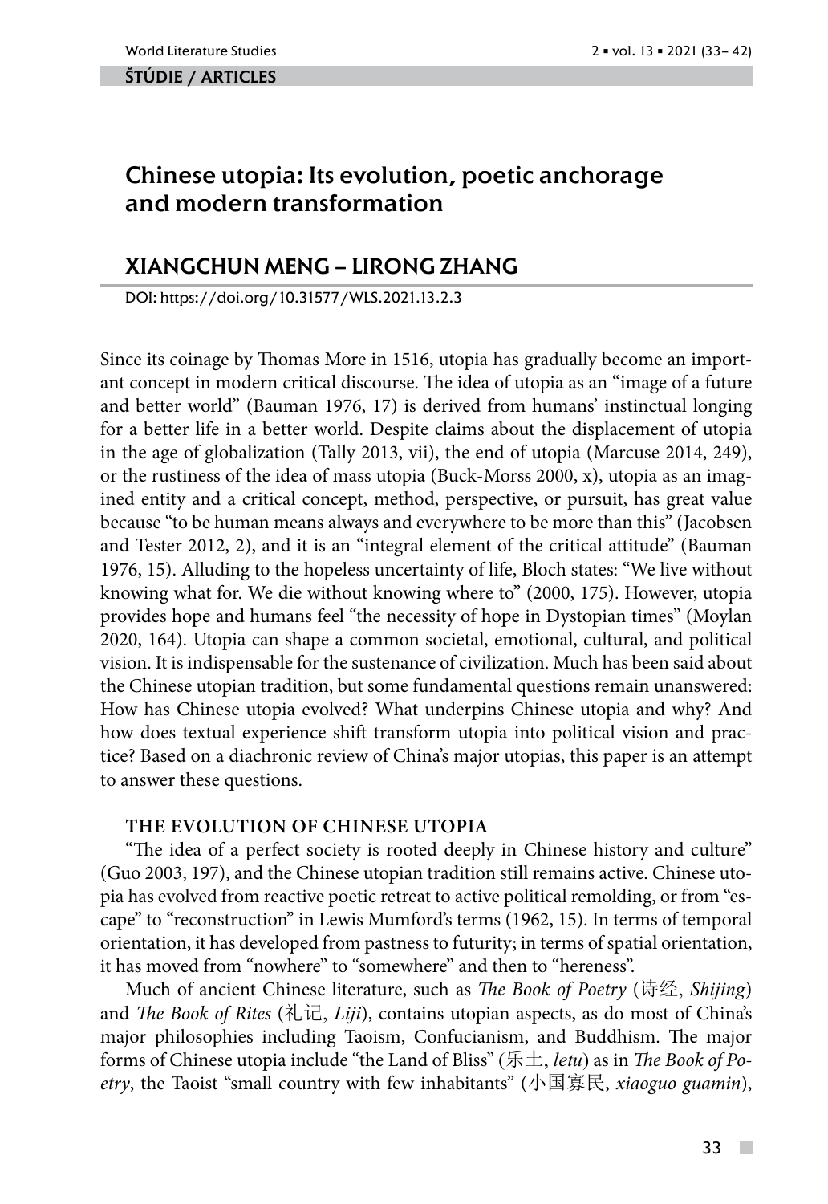ŠTÚDIE / ARTICLES

# Chinese utopia: Its evolution, poetic anchorage and modern transformation

## XIANGCHUN MENG – LIRONG ZHANG

DOI: https://doi.org/10.31577/WLS.2021.13.2.3

Since its coinage by Thomas More in 1516, utopia has gradually become an important concept in modern critical discourse. The idea of utopia as an "image of a future and better world" (Bauman 1976, 17) is derived from humans' instinctual longing for a better life in a better world. Despite claims about the displacement of utopia in the age of globalization (Tally 2013, vii), the end of utopia (Marcuse 2014, 249), or the rustiness of the idea of mass utopia (Buck-Morss 2000, x), utopia as an imagined entity and a critical concept, method, perspective, or pursuit, has great value because "to be human means always and everywhere to be more than this" (Jacobsen and Tester 2012, 2), and it is an "integral element of the critical attitude" (Bauman 1976, 15). Alluding to the hopeless uncertainty of life, Bloch states: "We live without knowing what for. We die without knowing where to" (2000, 175). However, utopia provides hope and humans feel "the necessity of hope in Dystopian times" (Moylan 2020, 164). Utopia can shape a common societal, emotional, cultural, and political vision. It is indispensable for the sustenance of civilization. Much has been said about the Chinese utopian tradition, but some fundamental questions remain unanswered: How has Chinese utopia evolved? What underpins Chinese utopia and why? And how does textual experience shift transform utopia into political vision and practice? Based on a diachronic review of China's major utopias, this paper is an attempt to answer these questions.

### THE EVOLUTION OF CHINESE UTOPIA

"The idea of a perfect society is rooted deeply in Chinese history and culture" (Guo 2003, 197), and the Chinese utopian tradition still remains active. Chinese utopia has evolved from reactive poetic retreat to active political remolding, or from "escape" to "reconstruction" in Lewis Mumford's terms (1962, 15). In terms of temporal orientation, it has developed from pastness to futurity; in terms of spatial orientation, it has moved from "nowhere" to "somewhere" and then to "hereness".

Much of ancient Chinese literature, such as *The Book of Poetry* (诗经, *Shijing*) and *The Book of Rites* (礼记, *Liji*), contains utopian aspects, as do most of China's major philosophies including Taoism, Confucianism, and Buddhism. The major forms of Chinese utopia include "the Land of Bliss" (乐土, *letu*) as in *The Book of Poetry*, the Taoist "small country with few inhabitants" (小国寡民, *xiaoguo guamin*),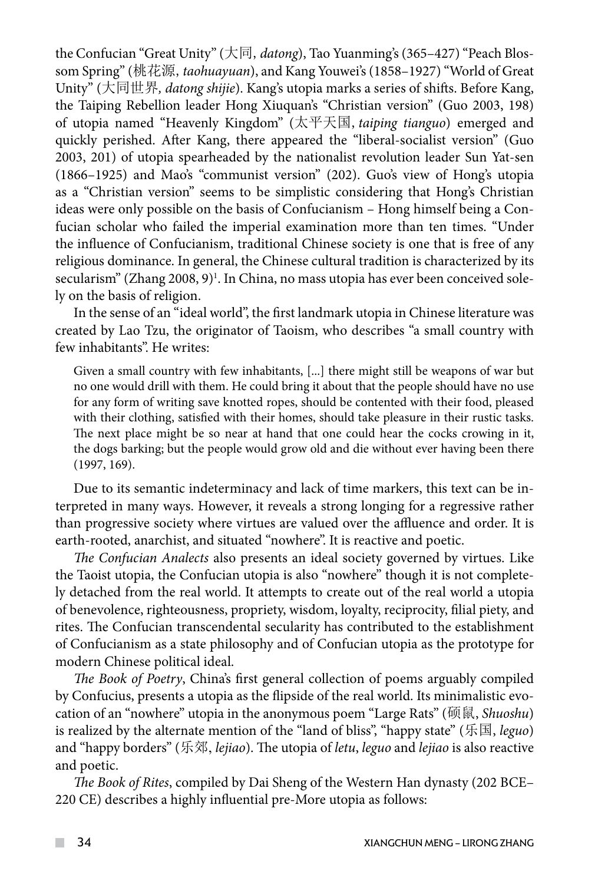the Confucian "Great Unity" (大同, *datong*), Tao Yuanming's (365–427) "Peach Blossom Spring" (桃花源, *taohuayuan*), and Kang Youwei's (1858–1927) "World of Great Unity" (大同世界, *datong shijie*). Kang's utopia marks a series of shifts. Before Kang, the Taiping Rebellion leader Hong Xiuquan's "Christian version" (Guo 2003, 198) of utopia named "Heavenly Kingdom" (太平天国, *taiping tianguo*) emerged and quickly perished. After Kang, there appeared the "liberal-socialist version" (Guo 2003, 201) of utopia spearheaded by the nationalist revolution leader Sun Yat-sen (1866–1925) and Mao's "communist version" (202). Guo's view of Hong's utopia as a "Christian version" seems to be simplistic considering that Hong's Christian ideas were only possible on the basis of Confucianism – Hong himself being a Confucian scholar who failed the imperial examination more than ten times. "Under the influence of Confucianism, traditional Chinese society is one that is free of any religious dominance. In general, the Chinese cultural tradition is characterized by its secularism" (Zhang 2008, 9)[1]. In China, no mass utopia has ever been conceived solely on the basis of religion.

In the sense of an "ideal world", the first landmark utopia in Chinese literature was created by Lao Tzu, the originator of Taoism, who describes "a small country with few inhabitants". He writes:

> Given a small country with few inhabitants, [...] there might still be weapons of war but no one would drill with them. He could bring it about that the people should have no use for any form of writing save knotted ropes, should be contented with their food, pleased with their clothing, satisfied with their homes, should take pleasure in their rustic tasks. The next place might be so near at hand that one could hear the cocks crowing in it, the dogs barking; but the people would grow old and die without ever having been there (1997, 169).

Due to its semantic indeterminacy and lack of time markers, this text can be interpreted in many ways. However, it reveals a strong longing for a regressive rather than progressive society where virtues are valued over the affluence and order. It is earth-rooted, anarchist, and situated "nowhere". It is reactive and poetic.

*The Confucian Analects* also presents an ideal society governed by virtues. Like the Taoist utopia, the Confucian utopia is also "nowhere" though it is not completely detached from the real world. It attempts to create out of the real world a utopia of benevolence, righteousness, propriety, wisdom, loyalty, reciprocity, filial piety, and rites. The Confucian transcendental secularity has contributed to the establishment of Confucianism as a state philosophy and of Confucian utopia as the prototype for modern Chinese political ideal.

*The Book of Poetry*, China's first general collection of poems arguably compiled by Confucius, presents a utopia as the flipside of the real world. Its minimalistic evocation of an "nowhere" utopia in the anonymous poem "Large Rats" (硕鼠, *Shuoshu*) is realized by the alternate mention of the "land of bliss", "happy state" (乐国, *leguo*) and "happy borders" (乐郊, *lejiao*). The utopia of *letu*, *leguo* and *lejiao* is also reactive and poetic.

*The Book of Rites*, compiled by Dai Sheng of the Western Han dynasty (202 BCE–220 CE) describes a highly influential pre-More utopia as follows: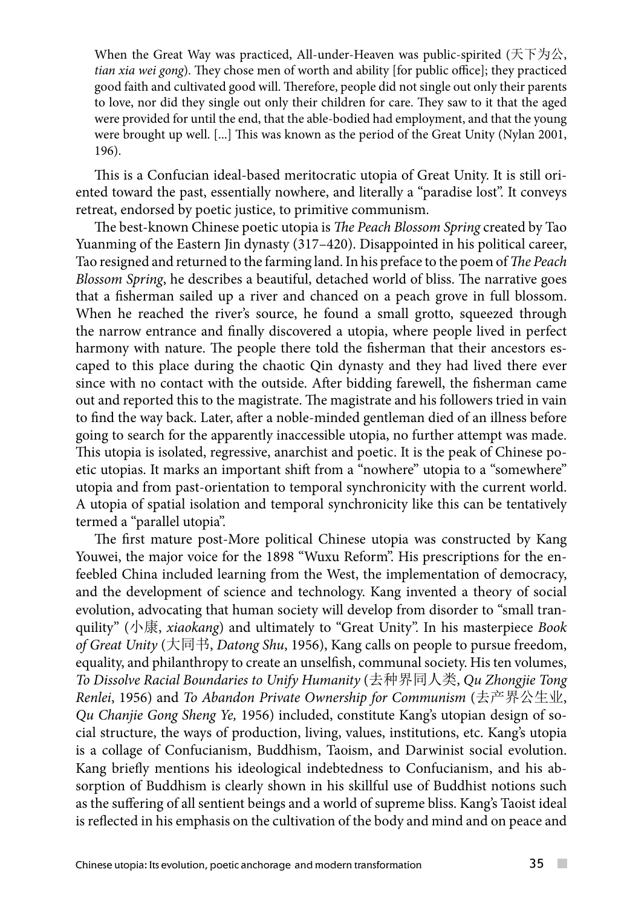> When the Great Way was practiced, All-under-Heaven was public-spirited (天下为公, *tian xia wei gong*). They chose men of worth and ability [for public office]; they practiced good faith and cultivated good will. Therefore, people did not single out only their parents to love, nor did they single out only their children for care. They saw to it that the aged were provided for until the end, that the able-bodied had employment, and that the young were brought up well. [...] This was known as the period of the Great Unity (Nylan 2001, 196).

This is a Confucian ideal-based meritocratic utopia of Great Unity. It is still oriented toward the past, essentially nowhere, and literally a "paradise lost". It conveys retreat, endorsed by poetic justice, to primitive communism.

The best-known Chinese poetic utopia is *The Peach Blossom Spring* created by Tao Yuanming of the Eastern Jin dynasty (317–420). Disappointed in his political career, Tao resigned and returned to the farming land. In his preface to the poem of *The Peach Blossom Spring*, he describes a beautiful, detached world of bliss. The narrative goes that a fisherman sailed up a river and chanced on a peach grove in full blossom. When he reached the river's source, he found a small grotto, squeezed through the narrow entrance and finally discovered a utopia, where people lived in perfect harmony with nature. The people there told the fisherman that their ancestors escaped to this place during the chaotic Qin dynasty and they had lived there ever since with no contact with the outside. After bidding farewell, the fisherman came out and reported this to the magistrate. The magistrate and his followers tried in vain to find the way back. Later, after a noble-minded gentleman died of an illness before going to search for the apparently inaccessible utopia, no further attempt was made. This utopia is isolated, regressive, anarchist and poetic. It is the peak of Chinese poetic utopias. It marks an important shift from a "nowhere" utopia to a "somewhere" utopia and from past-orientation to temporal synchronicity with the current world. A utopia of spatial isolation and temporal synchronicity like this can be tentatively termed a "parallel utopia".

The first mature post-More political Chinese utopia was constructed by Kang Youwei, the major voice for the 1898 "Wuxu Reform". His prescriptions for the enfeebled China included learning from the West, the implementation of democracy, and the development of science and technology. Kang invented a theory of social evolution, advocating that human society will develop from disorder to "small tranquility" (小康, *xiaokang*) and ultimately to "Great Unity". In his masterpiece *Book of Great Unity* (大同书, *Datong Shu*, 1956), Kang calls on people to pursue freedom, equality, and philanthropy to create an unselfish, communal society. His ten volumes, *To Dissolve Racial Boundaries to Unify Humanity* (去种界同人类, *Qu Zhongjie Tong Renlei*, 1956) and *To Abandon Private Ownership for Communism* (去产界公生业, *Qu Chanjie Gong Sheng Ye,* 1956) included, constitute Kang's utopian design of social structure, the ways of production, living, values, institutions, etc. Kang's utopia is a collage of Confucianism, Buddhism, Taoism, and Darwinist social evolution. Kang briefly mentions his ideological indebtedness to Confucianism, and his absorption of Buddhism is clearly shown in his skillful use of Buddhist notions such as the suffering of all sentient beings and a world of supreme bliss. Kang's Taoist ideal is reflected in his emphasis on the cultivation of the body and mind and on peace and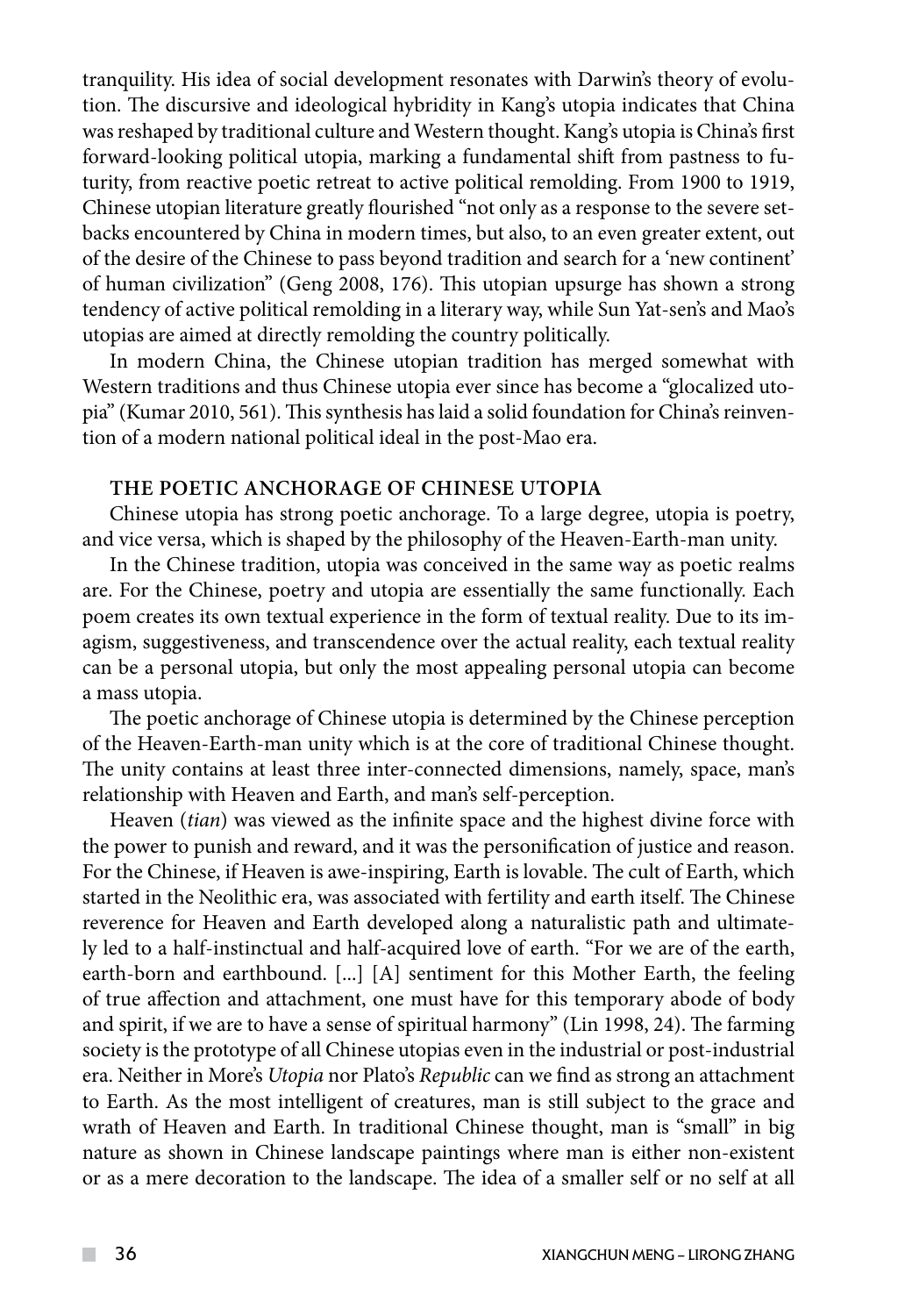tranquility. His idea of social development resonates with Darwin's theory of evolution. The discursive and ideological hybridity in Kang's utopia indicates that China was reshaped by traditional culture and Western thought. Kang's utopia is China's first forward-looking political utopia, marking a fundamental shift from pastness to futurity, from reactive poetic retreat to active political remolding. From 1900 to 1919, Chinese utopian literature greatly flourished "not only as a response to the severe setbacks encountered by China in modern times, but also, to an even greater extent, out of the desire of the Chinese to pass beyond tradition and search for a 'new continent' of human civilization" (Geng 2008, 176). This utopian upsurge has shown a strong tendency of active political remolding in a literary way, while Sun Yat-sen's and Mao's utopias are aimed at directly remolding the country politically.

In modern China, the Chinese utopian tradition has merged somewhat with Western traditions and thus Chinese utopia ever since has become a "glocalized utopia" (Kumar 2010, 561). This synthesis has laid a solid foundation for China's reinvention of a modern national political ideal in the post-Mao era.

## THE POETIC ANCHORAGE OF CHINESE UTOPIA

Chinese utopia has strong poetic anchorage. To a large degree, utopia is poetry, and vice versa, which is shaped by the philosophy of the Heaven-Earth-man unity.

In the Chinese tradition, utopia was conceived in the same way as poetic realms are. For the Chinese, poetry and utopia are essentially the same functionally. Each poem creates its own textual experience in the form of textual reality. Due to its imagism, suggestiveness, and transcendence over the actual reality, each textual reality can be a personal utopia, but only the most appealing personal utopia can become a mass utopia.

The poetic anchorage of Chinese utopia is determined by the Chinese perception of the Heaven-Earth-man unity which is at the core of traditional Chinese thought. The unity contains at least three inter-connected dimensions, namely, space, man's relationship with Heaven and Earth, and man's self-perception.

Heaven (*tian*) was viewed as the infinite space and the highest divine force with the power to punish and reward, and it was the personification of justice and reason. For the Chinese, if Heaven is awe-inspiring, Earth is lovable. The cult of Earth, which started in the Neolithic era, was associated with fertility and earth itself. The Chinese reverence for Heaven and Earth developed along a naturalistic path and ultimately led to a half-instinctual and half-acquired love of earth. "For we are of the earth, earth-born and earthbound. [...] [A] sentiment for this Mother Earth, the feeling of true affection and attachment, one must have for this temporary abode of body and spirit, if we are to have a sense of spiritual harmony" (Lin 1998, 24). The farming society is the prototype of all Chinese utopias even in the industrial or post-industrial era. Neither in More's *Utopia* nor Plato's *Republic* can we find as strong an attachment to Earth. As the most intelligent of creatures, man is still subject to the grace and wrath of Heaven and Earth. In traditional Chinese thought, man is "small" in big nature as shown in Chinese landscape paintings where man is either non-existent or as a mere decoration to the landscape. The idea of a smaller self or no self at all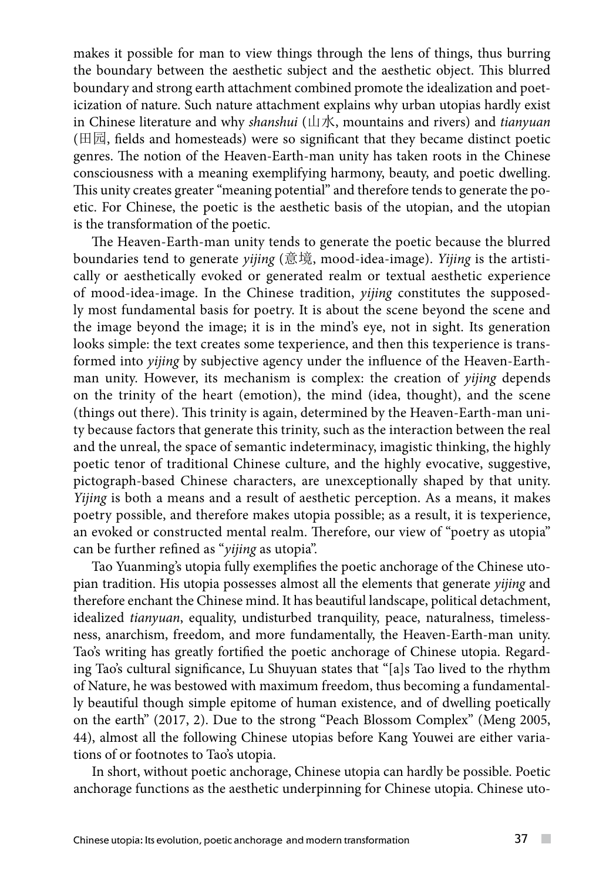makes it possible for man to view things through the lens of things, thus burring the boundary between the aesthetic subject and the aesthetic object. This blurred boundary and strong earth attachment combined promote the idealization and poeticization of nature. Such nature attachment explains why urban utopias hardly exist in Chinese literature and why *shanshui* (山水, mountains and rivers) and *tianyuan* (田园, fields and homesteads) were so significant that they became distinct poetic genres. The notion of the Heaven-Earth-man unity has taken roots in the Chinese consciousness with a meaning exemplifying harmony, beauty, and poetic dwelling. This unity creates greater "meaning potential" and therefore tends to generate the poetic. For Chinese, the poetic is the aesthetic basis of the utopian, and the utopian is the transformation of the poetic.

The Heaven-Earth-man unity tends to generate the poetic because the blurred boundaries tend to generate *yijing* (意境, mood-idea-image). *Yijing* is the artistically or aesthetically evoked or generated realm or textual aesthetic experience of mood-idea-image. In the Chinese tradition, *yijing* constitutes the supposedly most fundamental basis for poetry. It is about the scene beyond the scene and the image beyond the image; it is in the mind's eye, not in sight. Its generation looks simple: the text creates some texperience, and then this texperience is transformed into *yijing* by subjective agency under the influence of the Heaven-Earth-man unity. However, its mechanism is complex: the creation of *yijing* depends on the trinity of the heart (emotion), the mind (idea, thought), and the scene (things out there). This trinity is again, determined by the Heaven-Earth-man unity because factors that generate this trinity, such as the interaction between the real and the unreal, the space of semantic indeterminacy, imagistic thinking, the highly poetic tenor of traditional Chinese culture, and the highly evocative, suggestive, pictograph-based Chinese characters, are unexceptionally shaped by that unity. *Yijing* is both a means and a result of aesthetic perception. As a means, it makes poetry possible, and therefore makes utopia possible; as a result, it is texperience, an evoked or constructed mental realm. Therefore, our view of "poetry as utopia" can be further refined as "*yijing* as utopia".

Tao Yuanming's utopia fully exemplifies the poetic anchorage of the Chinese utopian tradition. His utopia possesses almost all the elements that generate *yijing* and therefore enchant the Chinese mind. It has beautiful landscape, political detachment, idealized *tianyuan*, equality, undisturbed tranquility, peace, naturalness, timelessness, anarchism, freedom, and more fundamentally, the Heaven-Earth-man unity. Tao's writing has greatly fortified the poetic anchorage of Chinese utopia. Regarding Tao's cultural significance, Lu Shuyuan states that "[a]s Tao lived to the rhythm of Nature, he was bestowed with maximum freedom, thus becoming a fundamentally beautiful though simple epitome of human existence, and of dwelling poetically on the earth" (2017, 2). Due to the strong "Peach Blossom Complex" (Meng 2005, 44), almost all the following Chinese utopias before Kang Youwei are either variations of or footnotes to Tao's utopia.

In short, without poetic anchorage, Chinese utopia can hardly be possible. Poetic anchorage functions as the aesthetic underpinning for Chinese utopia. Chinese uto-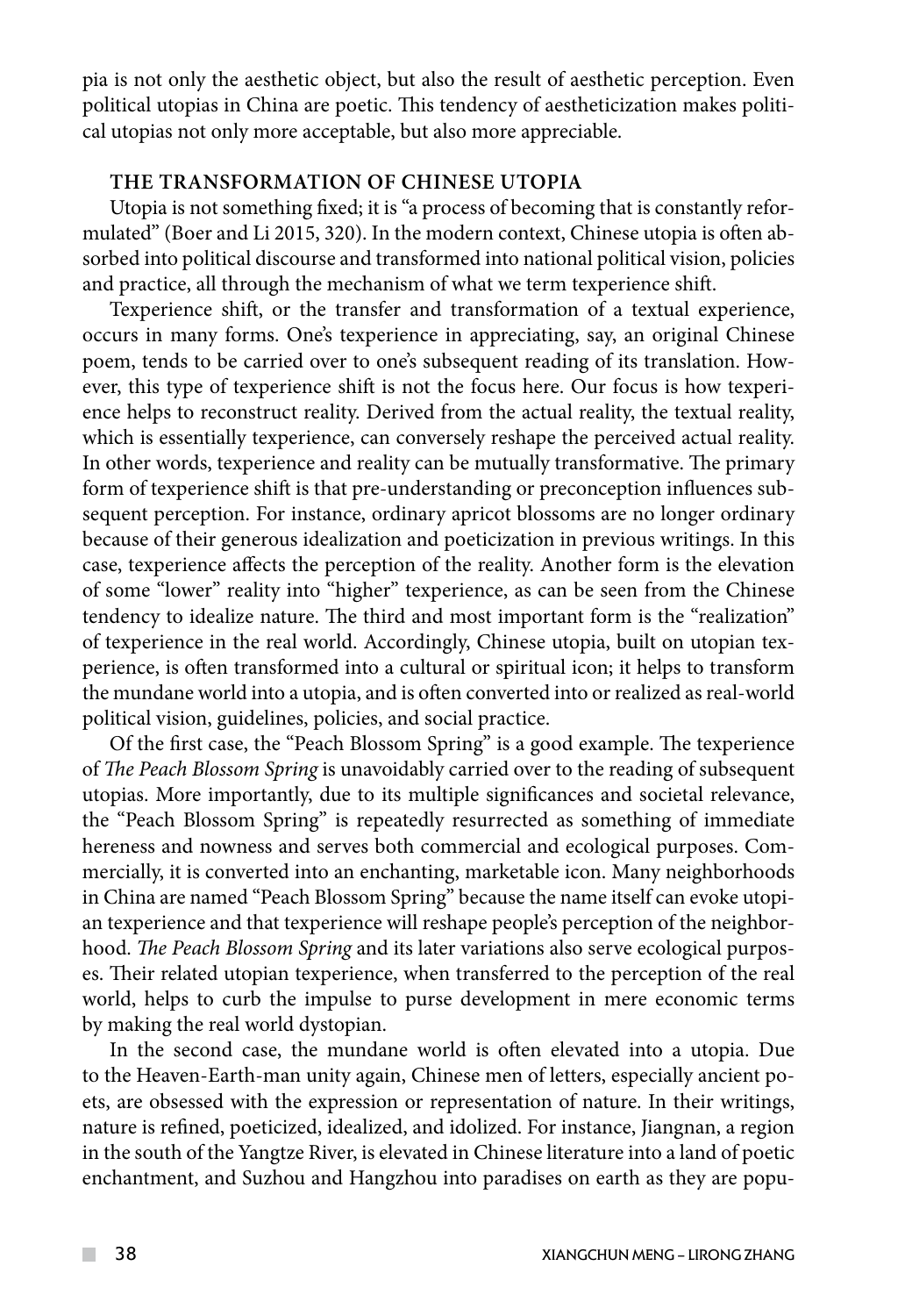pia is not only the aesthetic object, but also the result of aesthetic perception. Even political utopias in China are poetic. This tendency of aestheticization makes political utopias not only more acceptable, but also more appreciable.

## THE TRANSFORMATION OF CHINESE UTOPIA

Utopia is not something fixed; it is "a process of becoming that is constantly reformulated" (Boer and Li 2015, 320). In the modern context, Chinese utopia is often absorbed into political discourse and transformed into national political vision, policies and practice, all through the mechanism of what we term texperience shift.

Texperience shift, or the transfer and transformation of a textual experience, occurs in many forms. One's texperience in appreciating, say, an original Chinese poem, tends to be carried over to one's subsequent reading of its translation. However, this type of texperience shift is not the focus here. Our focus is how texperience helps to reconstruct reality. Derived from the actual reality, the textual reality, which is essentially texperience, can conversely reshape the perceived actual reality. In other words, texperience and reality can be mutually transformative. The primary form of texperience shift is that pre-understanding or preconception influences subsequent perception. For instance, ordinary apricot blossoms are no longer ordinary because of their generous idealization and poeticization in previous writings. In this case, texperience affects the perception of the reality. Another form is the elevation of some "lower" reality into "higher" texperience, as can be seen from the Chinese tendency to idealize nature. The third and most important form is the "realization" of texperience in the real world. Accordingly, Chinese utopia, built on utopian texperience, is often transformed into a cultural or spiritual icon; it helps to transform the mundane world into a utopia, and is often converted into or realized as real-world political vision, guidelines, policies, and social practice.

Of the first case, the "Peach Blossom Spring" is a good example. The texperience of *The Peach Blossom Spring* is unavoidably carried over to the reading of subsequent utopias. More importantly, due to its multiple significances and societal relevance, the "Peach Blossom Spring" is repeatedly resurrected as something of immediate hereness and nowness and serves both commercial and ecological purposes. Commercially, it is converted into an enchanting, marketable icon. Many neighborhoods in China are named "Peach Blossom Spring" because the name itself can evoke utopian texperience and that texperience will reshape people's perception of the neighborhood. *The Peach Blossom Spring* and its later variations also serve ecological purposes. Their related utopian texperience, when transferred to the perception of the real world, helps to curb the impulse to purse development in mere economic terms by making the real world dystopian.

In the second case, the mundane world is often elevated into a utopia. Due to the Heaven-Earth-man unity again, Chinese men of letters, especially ancient poets, are obsessed with the expression or representation of nature. In their writings, nature is refined, poeticized, idealized, and idolized. For instance, Jiangnan, a region in the south of the Yangtze River, is elevated in Chinese literature into a land of poetic enchantment, and Suzhou and Hangzhou into paradises on earth as they are popu-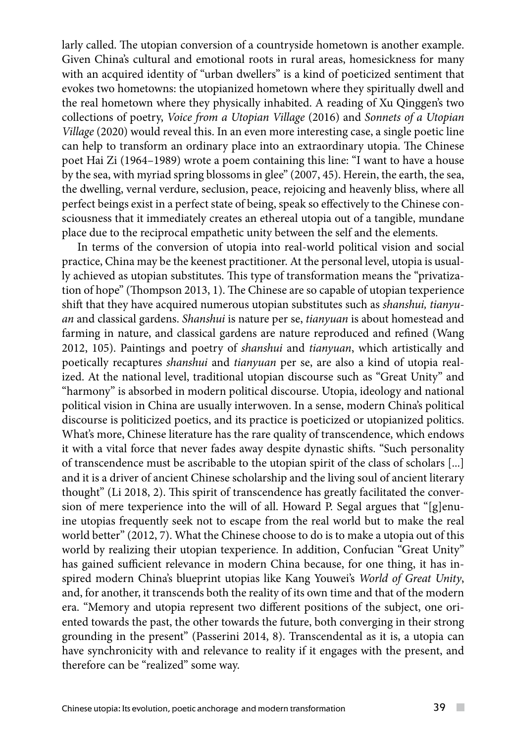larly called. The utopian conversion of a countryside hometown is another example. Given China's cultural and emotional roots in rural areas, homesickness for many with an acquired identity of "urban dwellers" is a kind of poeticized sentiment that evokes two hometowns: the utopianized hometown where they spiritually dwell and the real hometown where they physically inhabited. A reading of Xu Qinggen's two collections of poetry, *Voice from a Utopian Village* (2016) and *Sonnets of a Utopian Village* (2020) would reveal this. In an even more interesting case, a single poetic line can help to transform an ordinary place into an extraordinary utopia. The Chinese poet Hai Zi (1964–1989) wrote a poem containing this line: "I want to have a house by the sea, with myriad spring blossoms in glee" (2007, 45). Herein, the earth, the sea, the dwelling, vernal verdure, seclusion, peace, rejoicing and heavenly bliss, where all perfect beings exist in a perfect state of being, speak so effectively to the Chinese consciousness that it immediately creates an ethereal utopia out of a tangible, mundane place due to the reciprocal empathetic unity between the self and the elements.

In terms of the conversion of utopia into real-world political vision and social practice, China may be the keenest practitioner. At the personal level, utopia is usually achieved as utopian substitutes. This type of transformation means the "privatization of hope" (Thompson 2013, 1). The Chinese are so capable of utopian texperience shift that they have acquired numerous utopian substitutes such as *shanshui, tianyuan* and classical gardens. *Shanshui* is nature per se, *tianyuan* is about homestead and farming in nature, and classical gardens are nature reproduced and refined (Wang 2012, 105). Paintings and poetry of *shanshui* and *tianyuan*, which artistically and poetically recaptures *shanshui* and *tianyuan* per se, are also a kind of utopia realized. At the national level, traditional utopian discourse such as "Great Unity" and "harmony" is absorbed in modern political discourse. Utopia, ideology and national political vision in China are usually interwoven. In a sense, modern China's political discourse is politicized poetics, and its practice is poeticized or utopianized politics. What's more, Chinese literature has the rare quality of transcendence, which endows it with a vital force that never fades away despite dynastic shifts. "Such personality of transcendence must be ascribable to the utopian spirit of the class of scholars [...] and it is a driver of ancient Chinese scholarship and the living soul of ancient literary thought" (Li 2018, 2). This spirit of transcendence has greatly facilitated the conversion of mere texperience into the will of all. Howard P. Segal argues that "[g]enuine utopias frequently seek not to escape from the real world but to make the real world better" (2012, 7). What the Chinese choose to do is to make a utopia out of this world by realizing their utopian texperience. In addition, Confucian "Great Unity" has gained sufficient relevance in modern China because, for one thing, it has inspired modern China's blueprint utopias like Kang Youwei's *World of Great Unity*, and, for another, it transcends both the reality of its own time and that of the modern era. "Memory and utopia represent two different positions of the subject, one oriented towards the past, the other towards the future, both converging in their strong grounding in the present" (Passerini 2014, 8). Transcendental as it is, a utopia can have synchronicity with and relevance to reality if it engages with the present, and therefore can be "realized" some way.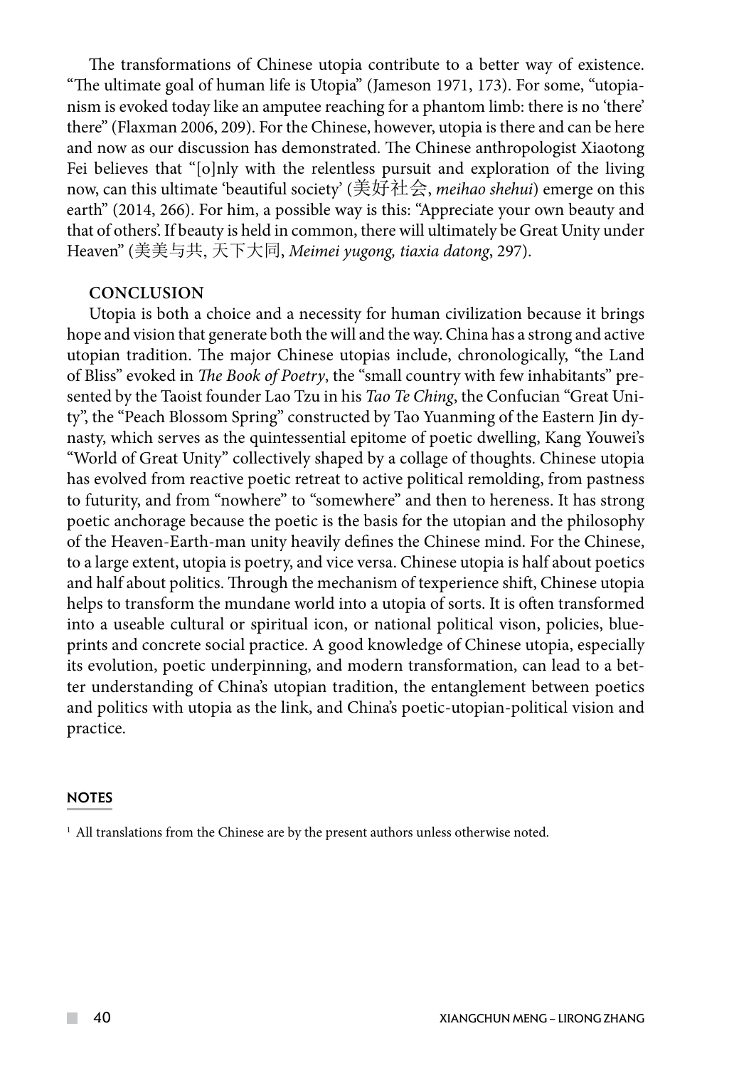The transformations of Chinese utopia contribute to a better way of existence. "The ultimate goal of human life is Utopia" (Jameson 1971, 173). For some, "utopianism is evoked today like an amputee reaching for a phantom limb: there is no 'there' there" (Flaxman 2006, 209). For the Chinese, however, utopia is there and can be here and now as our discussion has demonstrated. The Chinese anthropologist Xiaotong Fei believes that "[o]nly with the relentless pursuit and exploration of the living now, can this ultimate 'beautiful society' (美好社会, *meihao shehui*) emerge on this earth" (2014, 266). For him, a possible way is this: "Appreciate your own beauty and that of others'. If beauty is held in common, there will ultimately be Great Unity under Heaven" (美美与共, 天下大同, *Meimei yugong, tiaxia datong*, 297).

## CONCLUSION

Utopia is both a choice and a necessity for human civilization because it brings hope and vision that generate both the will and the way. China has a strong and active utopian tradition. The major Chinese utopias include, chronologically, "the Land of Bliss" evoked in *The Book of Poetry*, the "small country with few inhabitants" presented by the Taoist founder Lao Tzu in his *Tao Te Ching*, the Confucian "Great Unity", the "Peach Blossom Spring" constructed by Tao Yuanming of the Eastern Jin dynasty, which serves as the quintessential epitome of poetic dwelling, Kang Youwei's "World of Great Unity" collectively shaped by a collage of thoughts. Chinese utopia has evolved from reactive poetic retreat to active political remolding, from pastness to futurity, and from "nowhere" to "somewhere" and then to hereness. It has strong poetic anchorage because the poetic is the basis for the utopian and the philosophy of the Heaven-Earth-man unity heavily defines the Chinese mind. For the Chinese, to a large extent, utopia is poetry, and vice versa. Chinese utopia is half about poetics and half about politics. Through the mechanism of texperience shift, Chinese utopia helps to transform the mundane world into a utopia of sorts. It is often transformed into a useable cultural or spiritual icon, or national political vison, policies, blueprints and concrete social practice. A good knowledge of Chinese utopia, especially its evolution, poetic underpinning, and modern transformation, can lead to a better understanding of China's utopian tradition, the entanglement between poetics and politics with utopia as the link, and China's poetic-utopian-political vision and practice.

## NOTES

[1] All translations from the Chinese are by the present authors unless otherwise noted.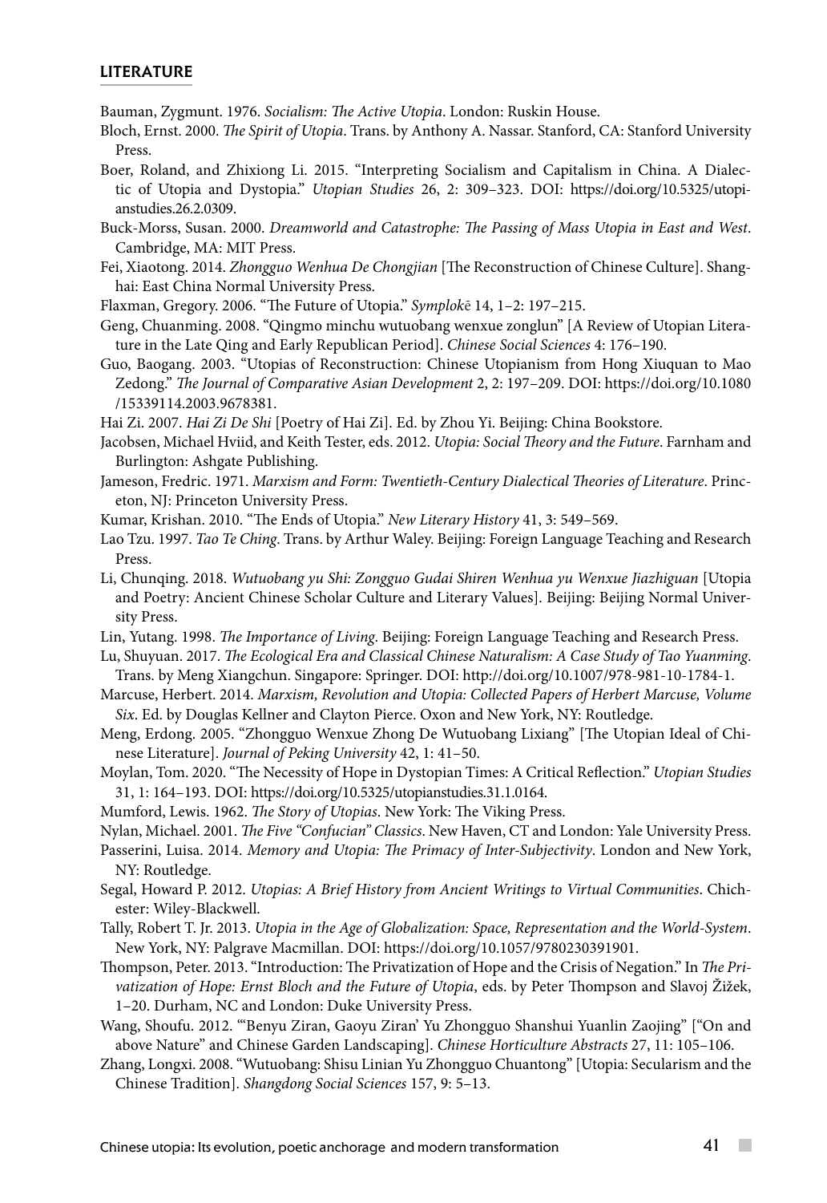## LITERATURE

Bauman, Zygmunt. 1976. *Socialism: The Active Utopia*. London: Ruskin House.

Bloch, Ernst. 2000. *The Spirit of Utopia*. Trans. by Anthony A. Nassar. Stanford, CA: Stanford University Press.

Boer, Roland, and Zhixiong Li. 2015. "Interpreting Socialism and Capitalism in China. A Dialectic of Utopia and Dystopia." *Utopian Studies* 26, 2: 309–323. DOI: https://doi.org/10.5325/utopianstudies.26.2.0309.

Buck-Morss, Susan. 2000. *Dreamworld and Catastrophe: The Passing of Mass Utopia in East and West*. Cambridge, MA: MIT Press.

Fei, Xiaotong. 2014. *Zhongguo Wenhua De Chongjian* [The Reconstruction of Chinese Culture]. Shanghai: East China Normal University Press.

Flaxman, Gregory. 2006. "The Future of Utopia." *Symplokē* 14, 1–2: 197–215.

Geng, Chuanming. 2008. "Qingmo minchu wutuobang wenxue zonglun" [A Review of Utopian Literature in the Late Qing and Early Republican Period]. *Chinese Social Sciences* 4: 176–190.

Guo, Baogang. 2003. "Utopias of Reconstruction: Chinese Utopianism from Hong Xiuquan to Mao Zedong." *The Journal of Comparative Asian Development* 2, 2: 197–209. DOI: https://doi.org/10.1080/15339114.2003.9678381.

Hai Zi. 2007. *Hai Zi De Shi* [Poetry of Hai Zi]. Ed. by Zhou Yi. Beijing: China Bookstore.

Jacobsen, Michael Hviid, and Keith Tester, eds. 2012. *Utopia: Social Theory and the Future*. Farnham and Burlington: Ashgate Publishing.

Jameson, Fredric. 1971. *Marxism and Form: Twentieth-Century Dialectical Theories of Literature*. Princeton, NJ: Princeton University Press.

Kumar, Krishan. 2010. "The Ends of Utopia." *New Literary History* 41, 3: 549–569.

Lao Tzu. 1997. *Tao Te Ching*. Trans. by Arthur Waley. Beijing: Foreign Language Teaching and Research Press.

Li, Chunqing. 2018. *Wutuobang yu Shi: Zongguo Gudai Shiren Wenhua yu Wenxue Jiazhiguan* [Utopia and Poetry: Ancient Chinese Scholar Culture and Literary Values]. Beijing: Beijing Normal University Press.

Lin, Yutang. 1998. *The Importance of Living*. Beijing: Foreign Language Teaching and Research Press.

Lu, Shuyuan. 2017. *The Ecological Era and Classical Chinese Naturalism: A Case Study of Tao Yuanming*. Trans. by Meng Xiangchun. Singapore: Springer. DOI: http://doi.org/10.1007/978-981-10-1784-1.

Marcuse, Herbert. 2014. *Marxism, Revolution and Utopia: Collected Papers of Herbert Marcuse, Volume Six*. Ed. by Douglas Kellner and Clayton Pierce. Oxon and New York, NY: Routledge.

Meng, Erdong. 2005. "Zhongguo Wenxue Zhong De Wutuobang Lixiang" [The Utopian Ideal of Chinese Literature]. *Journal of Peking University* 42, 1: 41–50.

Moylan, Tom. 2020. "The Necessity of Hope in Dystopian Times: A Critical Reflection." *Utopian Studies* 31, 1: 164–193. DOI: https://doi.org/10.5325/utopianstudies.31.1.0164.

Mumford, Lewis. 1962. *The Story of Utopias*. New York: The Viking Press.

Nylan, Michael. 2001. *The Five "Confucian" Classics*. New Haven, CT and London: Yale University Press.

Passerini, Luisa. 2014. *Memory and Utopia: The Primacy of Inter-Subjectivity*. London and New York, NY: Routledge.

Segal, Howard P. 2012. *Utopias: A Brief History from Ancient Writings to Virtual Communities*. Chichester: Wiley-Blackwell.

Tally, Robert T. Jr. 2013. *Utopia in the Age of Globalization: Space, Representation and the World-System*. New York, NY: Palgrave Macmillan. DOI: https://doi.org/10.1057/9780230391901.

Thompson, Peter. 2013. "Introduction: The Privatization of Hope and the Crisis of Negation." In *The Privatization of Hope: Ernst Bloch and the Future of Utopia*, eds. by Peter Thompson and Slavoj Žižek, 1–20. Durham, NC and London: Duke University Press.

Wang, Shoufu. 2012. "'Benyu Ziran, Gaoyu Ziran' Yu Zhongguo Shanshui Yuanlin Zaojing" ["On and above Nature" and Chinese Garden Landscaping]. *Chinese Horticulture Abstracts* 27, 11: 105–106.

Zhang, Longxi. 2008. "Wutuobang: Shisu Linian Yu Zhongguo Chuantong" [Utopia: Secularism and the Chinese Tradition]. *Shangdong Social Sciences* 157, 9: 5–13.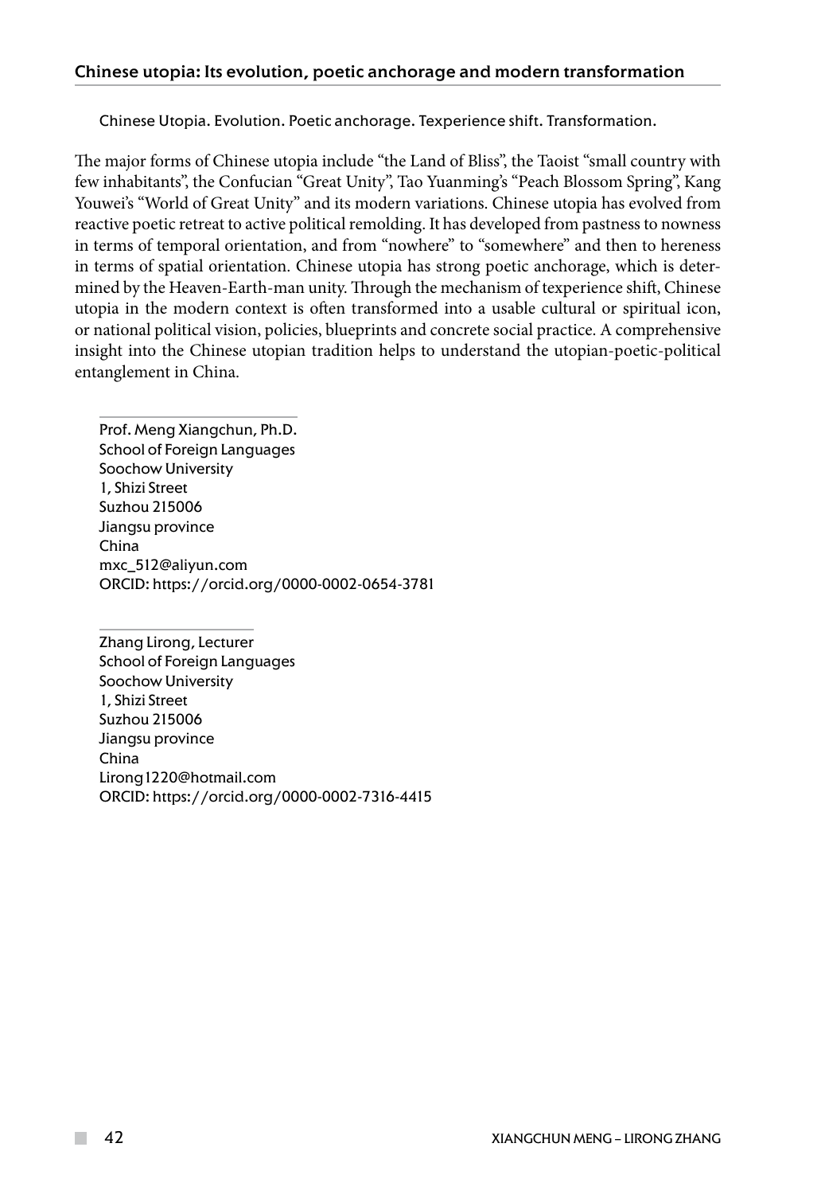## Chinese utopia: Its evolution, poetic anchorage and modern transformation

Chinese Utopia. Evolution. Poetic anchorage. Texperience shift. Transformation.

The major forms of Chinese utopia include "the Land of Bliss", the Taoist "small country with few inhabitants", the Confucian "Great Unity", Tao Yuanming's "Peach Blossom Spring", Kang Youwei's "World of Great Unity" and its modern variations. Chinese utopia has evolved from reactive poetic retreat to active political remolding. It has developed from pastness to nowness in terms of temporal orientation, and from "nowhere" to "somewhere" and then to hereness in terms of spatial orientation. Chinese utopia has strong poetic anchorage, which is determined by the Heaven-Earth-man unity. Through the mechanism of texperience shift, Chinese utopia in the modern context is often transformed into a usable cultural or spiritual icon, or national political vision, policies, blueprints and concrete social practice. A comprehensive insight into the Chinese utopian tradition helps to understand the utopian-poetic-political entanglement in China.

---

Prof. Meng Xiangchun, Ph.D.
School of Foreign Languages
Soochow University
1, Shizi Street
Suzhou 215006
Jiangsu province
China
mxc_512@aliyun.com
ORCID: https://orcid.org/0000-0002-0654-3781

---

Zhang Lirong, Lecturer
School of Foreign Languages
Soochow University
1, Shizi Street
Suzhou 215006
Jiangsu province
China
Lirong1220@hotmail.com
ORCID: https://orcid.org/0000-0002-7316-4415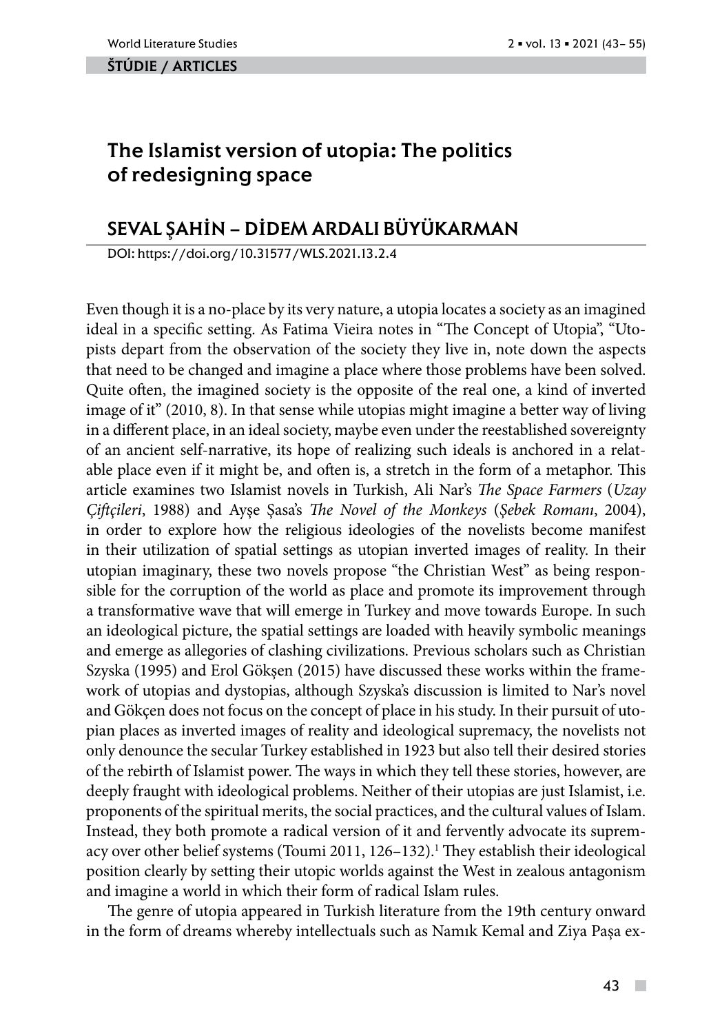**ŠTÚDIE / ARTICLES**

# The Islamist version of utopia: The politics of redesigning space

## SEVAL ŞAHİN – DİDEM ARDALI BÜYÜKARMAN

DOI: https://doi.org/10.31577/WLS.2021.13.2.4

Even though it is a no-place by its very nature, a utopia locates a society as an imagined ideal in a specific setting. As Fatima Vieira notes in "The Concept of Utopia", "Utopists depart from the observation of the society they live in, note down the aspects that need to be changed and imagine a place where those problems have been solved. Quite often, the imagined society is the opposite of the real one, a kind of inverted image of it" (2010, 8). In that sense while utopias might imagine a better way of living in a different place, in an ideal society, maybe even under the reestablished sovereignty of an ancient self-narrative, its hope of realizing such ideals is anchored in a relatable place even if it might be, and often is, a stretch in the form of a metaphor. This article examines two Islamist novels in Turkish, Ali Nar's *The Space Farmers* (*Uzay Çiftçileri*, 1988) and Ayşe Şasa's *The Novel of the Monkeys* (*Şebek Romanı*, 2004), in order to explore how the religious ideologies of the novelists become manifest in their utilization of spatial settings as utopian inverted images of reality. In their utopian imaginary, these two novels propose "the Christian West" as being responsible for the corruption of the world as place and promote its improvement through a transformative wave that will emerge in Turkey and move towards Europe. In such an ideological picture, the spatial settings are loaded with heavily symbolic meanings and emerge as allegories of clashing civilizations. Previous scholars such as Christian Szyska (1995) and Erol Gökşen (2015) have discussed these works within the framework of utopias and dystopias, although Szyska's discussion is limited to Nar's novel and Gökçen does not focus on the concept of place in his study. In their pursuit of utopian places as inverted images of reality and ideological supremacy, the novelists not only denounce the secular Turkey established in 1923 but also tell their desired stories of the rebirth of Islamist power. The ways in which they tell these stories, however, are deeply fraught with ideological problems. Neither of their utopias are just Islamist, i.e. proponents of the spiritual merits, the social practices, and the cultural values of Islam. Instead, they both promote a radical version of it and fervently advocate its supremacy over other belief systems (Toumi 2011, 126–132).[1] They establish their ideological position clearly by setting their utopic worlds against the West in zealous antagonism and imagine a world in which their form of radical Islam rules.

The genre of utopia appeared in Turkish literature from the 19th century onward in the form of dreams whereby intellectuals such as Namık Kemal and Ziya Paşa ex-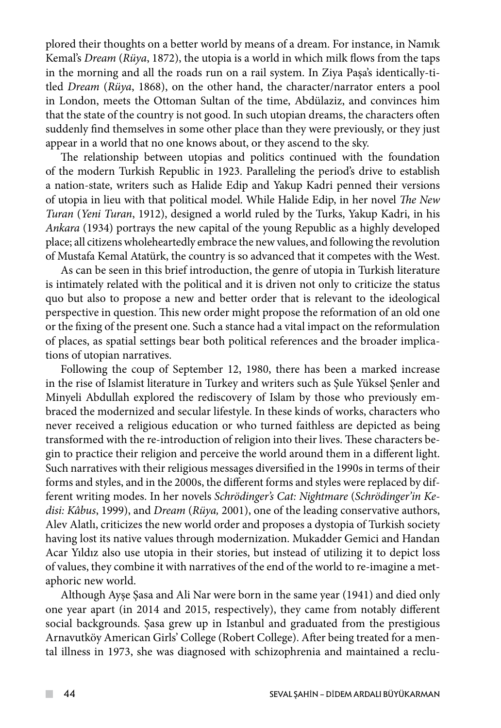plored their thoughts on a better world by means of a dream. For instance, in Namık Kemal's *Dream* (*Rüya*, 1872), the utopia is a world in which milk flows from the taps in the morning and all the roads run on a rail system. In Ziya Paşa's identically-titled *Dream* (*Rüya*, 1868), on the other hand, the character/narrator enters a pool in London, meets the Ottoman Sultan of the time, Abdülaziz, and convinces him that the state of the country is not good. In such utopian dreams, the characters often suddenly find themselves in some other place than they were previously, or they just appear in a world that no one knows about, or they ascend to the sky.

The relationship between utopias and politics continued with the foundation of the modern Turkish Republic in 1923. Paralleling the period's drive to establish a nation-state, writers such as Halide Edip and Yakup Kadri penned their versions of utopia in lieu with that political model. While Halide Edip, in her novel *The New Turan* (*Yeni Turan*, 1912), designed a world ruled by the Turks, Yakup Kadri, in his *Ankara* (1934) portrays the new capital of the young Republic as a highly developed place; all citizens wholeheartedly embrace the new values, and following the revolution of Mustafa Kemal Atatürk, the country is so advanced that it competes with the West.

As can be seen in this brief introduction, the genre of utopia in Turkish literature is intimately related with the political and it is driven not only to criticize the status quo but also to propose a new and better order that is relevant to the ideological perspective in question. This new order might propose the reformation of an old one or the fixing of the present one. Such a stance had a vital impact on the reformulation of places, as spatial settings bear both political references and the broader implications of utopian narratives.

Following the coup of September 12, 1980, there has been a marked increase in the rise of Islamist literature in Turkey and writers such as Şule Yüksel Şenler and Minyeli Abdullah explored the rediscovery of Islam by those who previously embraced the modernized and secular lifestyle. In these kinds of works, characters who never received a religious education or who turned faithless are depicted as being transformed with the re-introduction of religion into their lives. These characters begin to practice their religion and perceive the world around them in a different light. Such narratives with their religious messages diversified in the 1990s in terms of their forms and styles, and in the 2000s, the different forms and styles were replaced by different writing modes. In her novels *Schrödinger's Cat: Nightmare* (*Schrödinger'in Kedisi: Kâbus*, 1999), and *Dream* (*Rüya*, 2001), one of the leading conservative authors, Alev Alatlı, criticizes the new world order and proposes a dystopia of Turkish society having lost its native values through modernization. Mukadder Gemici and Handan Acar Yıldız also use utopia in their stories, but instead of utilizing it to depict loss of values, they combine it with narratives of the end of the world to re-imagine a metaphoric new world.

Although Ayşe Şasa and Ali Nar were born in the same year (1941) and died only one year apart (in 2014 and 2015, respectively), they came from notably different social backgrounds. Şasa grew up in Istanbul and graduated from the prestigious Arnavutköy American Girls' College (Robert College). After being treated for a mental illness in 1973, she was diagnosed with schizophrenia and maintained a reclu-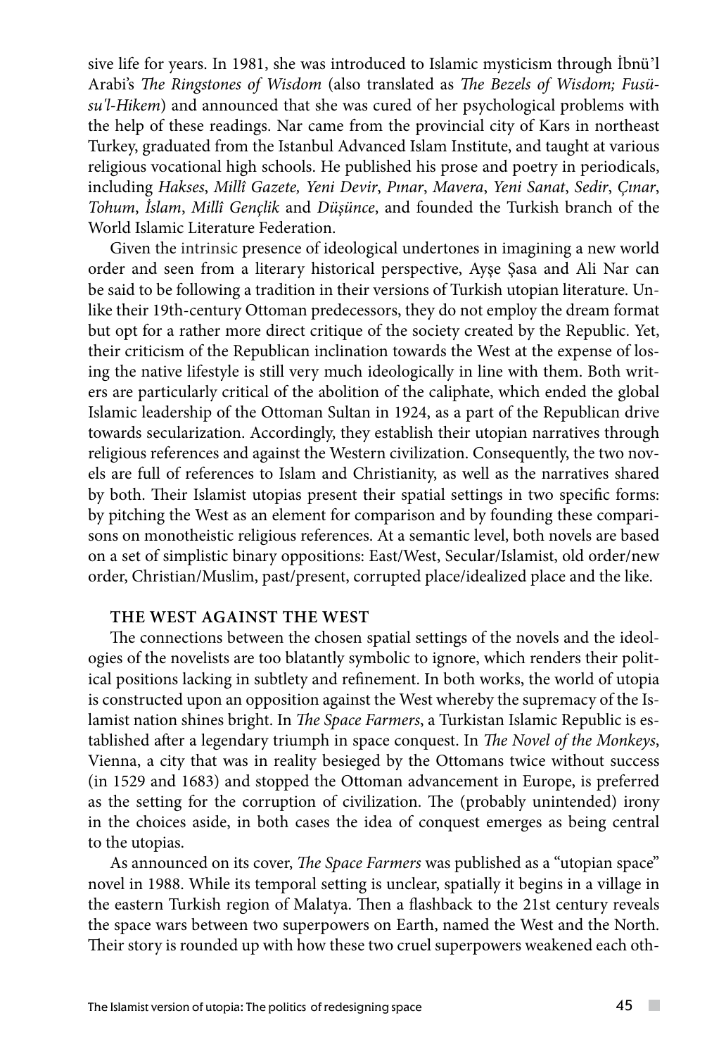sive life for years. In 1981, she was introduced to Islamic mysticism through İbnü'l Arabi's *The Ringstones of Wisdom* (also translated as *The Bezels of Wisdom; Fusüsu'l-Hikem*) and announced that she was cured of her psychological problems with the help of these readings. Nar came from the provincial city of Kars in northeast Turkey, graduated from the Istanbul Advanced Islam Institute, and taught at various religious vocational high schools. He published his prose and poetry in periodicals, including *Hakses*, *Millî Gazete, Yeni Devir*, *Pınar*, *Mavera*, *Yeni Sanat*, *Sedir*, *Çınar*, *Tohum*, *İslam*, *Millî Gençlik* and *Düşünce*, and founded the Turkish branch of the World Islamic Literature Federation.

Given the intrinsic presence of ideological undertones in imagining a new world order and seen from a literary historical perspective, Ayşe Şasa and Ali Nar can be said to be following a tradition in their versions of Turkish utopian literature. Unlike their 19th-century Ottoman predecessors, they do not employ the dream format but opt for a rather more direct critique of the society created by the Republic. Yet, their criticism of the Republican inclination towards the West at the expense of losing the native lifestyle is still very much ideologically in line with them. Both writers are particularly critical of the abolition of the caliphate, which ended the global Islamic leadership of the Ottoman Sultan in 1924, as a part of the Republican drive towards secularization. Accordingly, they establish their utopian narratives through religious references and against the Western civilization. Consequently, the two novels are full of references to Islam and Christianity, as well as the narratives shared by both. Their Islamist utopias present their spatial settings in two specific forms: by pitching the West as an element for comparison and by founding these comparisons on monotheistic religious references. At a semantic level, both novels are based on a set of simplistic binary oppositions: East/West, Secular/Islamist, old order/new order, Christian/Muslim, past/present, corrupted place/idealized place and the like.

## THE WEST AGAINST THE WEST

The connections between the chosen spatial settings of the novels and the ideologies of the novelists are too blatantly symbolic to ignore, which renders their political positions lacking in subtlety and refinement. In both works, the world of utopia is constructed upon an opposition against the West whereby the supremacy of the Islamist nation shines bright. In *The Space Farmers*, a Turkistan Islamic Republic is established after a legendary triumph in space conquest. In *The Novel of the Monkeys*, Vienna, a city that was in reality besieged by the Ottomans twice without success (in 1529 and 1683) and stopped the Ottoman advancement in Europe, is preferred as the setting for the corruption of civilization. The (probably unintended) irony in the choices aside, in both cases the idea of conquest emerges as being central to the utopias.

As announced on its cover, *The Space Farmers* was published as a "utopian space" novel in 1988. While its temporal setting is unclear, spatially it begins in a village in the eastern Turkish region of Malatya. Then a flashback to the 21st century reveals the space wars between two superpowers on Earth, named the West and the North. Their story is rounded up with how these two cruel superpowers weakened each oth-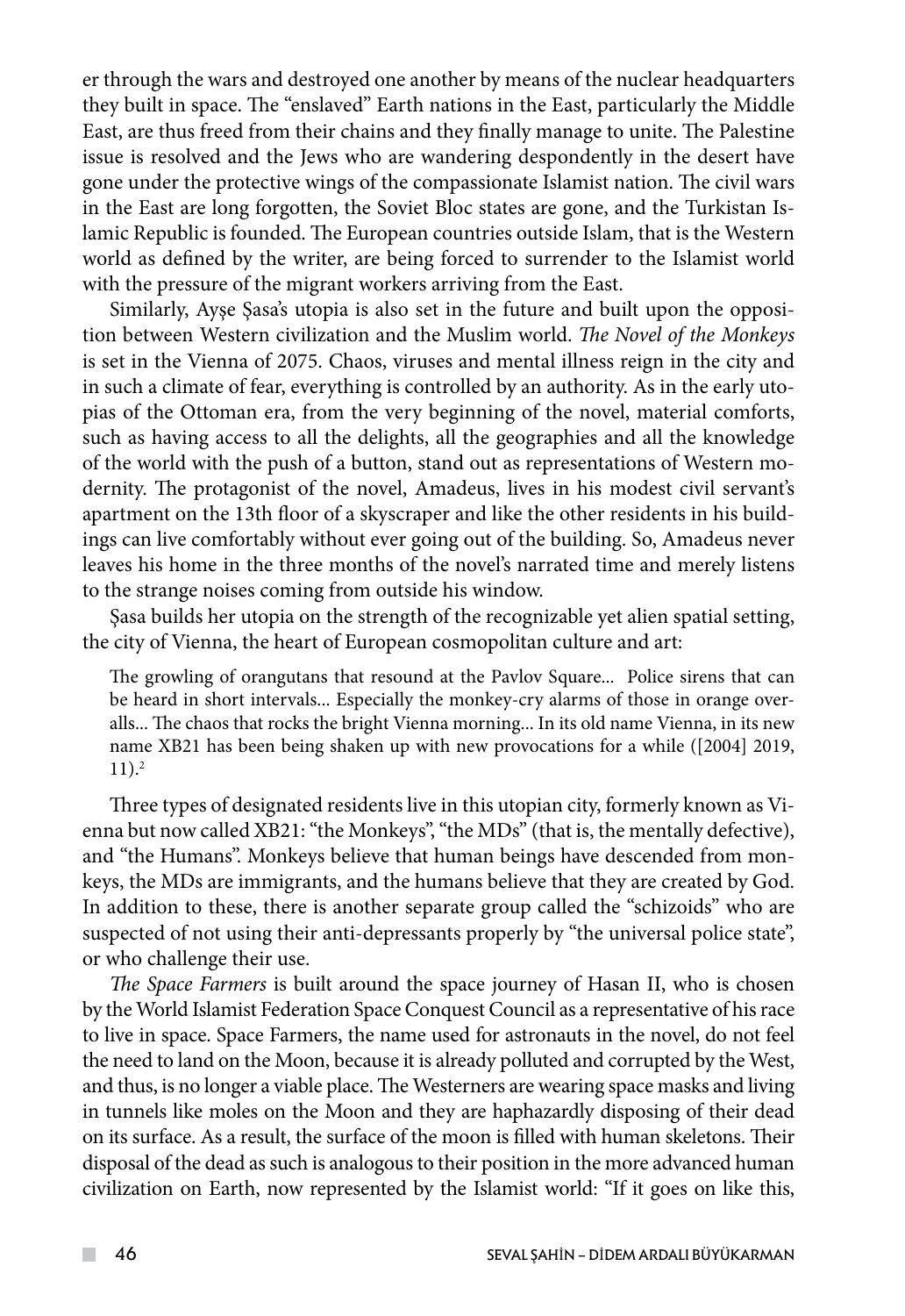er through the wars and destroyed one another by means of the nuclear headquarters they built in space. The "enslaved" Earth nations in the East, particularly the Middle East, are thus freed from their chains and they finally manage to unite. The Palestine issue is resolved and the Jews who are wandering despondently in the desert have gone under the protective wings of the compassionate Islamist nation. The civil wars in the East are long forgotten, the Soviet Bloc states are gone, and the Turkistan Islamic Republic is founded. The European countries outside Islam, that is the Western world as defined by the writer, are being forced to surrender to the Islamist world with the pressure of the migrant workers arriving from the East.

Similarly, Ayşe Şasa's utopia is also set in the future and built upon the opposition between Western civilization and the Muslim world. *The Novel of the Monkeys* is set in the Vienna of 2075. Chaos, viruses and mental illness reign in the city and in such a climate of fear, everything is controlled by an authority. As in the early utopias of the Ottoman era, from the very beginning of the novel, material comforts, such as having access to all the delights, all the geographies and all the knowledge of the world with the push of a button, stand out as representations of Western modernity. The protagonist of the novel, Amadeus, lives in his modest civil servant's apartment on the 13th floor of a skyscraper and like the other residents in his buildings can live comfortably without ever going out of the building. So, Amadeus never leaves his home in the three months of the novel's narrated time and merely listens to the strange noises coming from outside his window.

Şasa builds her utopia on the strength of the recognizable yet alien spatial setting, the city of Vienna, the heart of European cosmopolitan culture and art:

> The growling of orangutans that resound at the Pavlov Square... Police sirens that can be heard in short intervals... Especially the monkey-cry alarms of those in orange overalls... The chaos that rocks the bright Vienna morning... In its old name Vienna, in its new name XB21 has been being shaken up with new provocations for a while ([2004] 2019, 11).[2]

Three types of designated residents live in this utopian city, formerly known as Vienna but now called XB21: "the Monkeys", "the MDs" (that is, the mentally defective), and "the Humans". Monkeys believe that human beings have descended from monkeys, the MDs are immigrants, and the humans believe that they are created by God. In addition to these, there is another separate group called the "schizoids" who are suspected of not using their anti-depressants properly by "the universal police state", or who challenge their use.

*The Space Farmers* is built around the space journey of Hasan II, who is chosen by the World Islamist Federation Space Conquest Council as a representative of his race to live in space. Space Farmers, the name used for astronauts in the novel, do not feel the need to land on the Moon, because it is already polluted and corrupted by the West, and thus, is no longer a viable place. The Westerners are wearing space masks and living in tunnels like moles on the Moon and they are haphazardly disposing of their dead on its surface. As a result, the surface of the moon is filled with human skeletons. Their disposal of the dead as such is analogous to their position in the more advanced human civilization on Earth, now represented by the Islamist world: "If it goes on like this,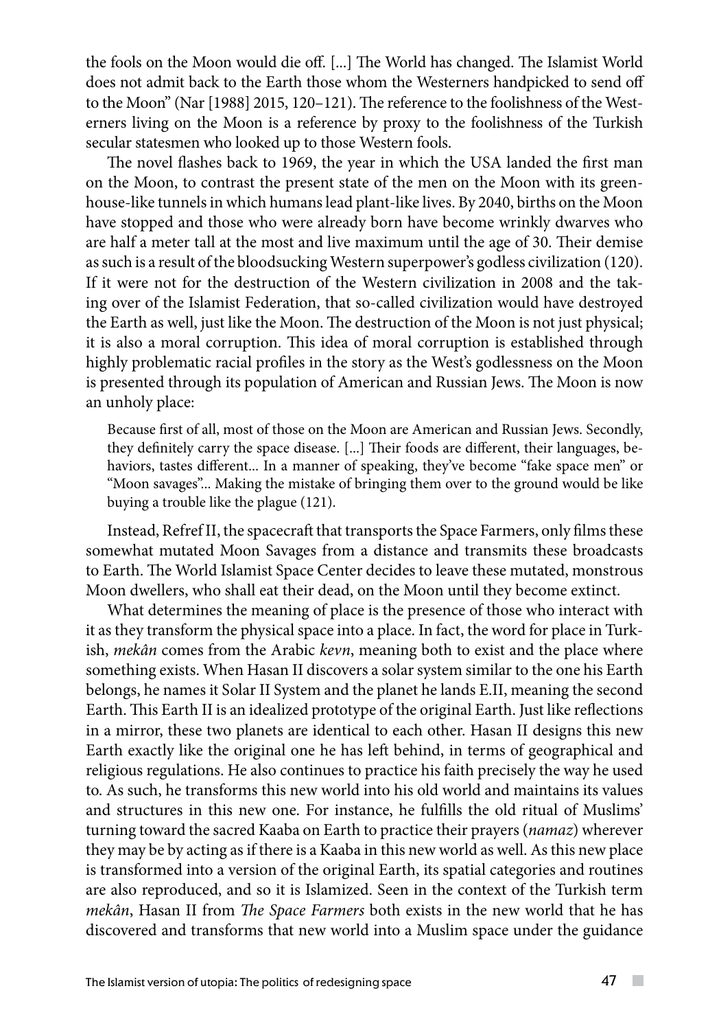the fools on the Moon would die off. [...] The World has changed. The Islamist World does not admit back to the Earth those whom the Westerners handpicked to send off to the Moon" (Nar [1988] 2015, 120–121). The reference to the foolishness of the Westerners living on the Moon is a reference by proxy to the foolishness of the Turkish secular statesmen who looked up to those Western fools.

The novel flashes back to 1969, the year in which the USA landed the first man on the Moon, to contrast the present state of the men on the Moon with its greenhouse-like tunnels in which humans lead plant-like lives. By 2040, births on the Moon have stopped and those who were already born have become wrinkly dwarves who are half a meter tall at the most and live maximum until the age of 30. Their demise as such is a result of the bloodsucking Western superpower's godless civilization (120). If it were not for the destruction of the Western civilization in 2008 and the taking over of the Islamist Federation, that so-called civilization would have destroyed the Earth as well, just like the Moon. The destruction of the Moon is not just physical; it is also a moral corruption. This idea of moral corruption is established through highly problematic racial profiles in the story as the West's godlessness on the Moon is presented through its population of American and Russian Jews. The Moon is now an unholy place:

> Because first of all, most of those on the Moon are American and Russian Jews. Secondly, they definitely carry the space disease. [...] Their foods are different, their languages, behaviors, tastes different... In a manner of speaking, they've become "fake space men" or "Moon savages"... Making the mistake of bringing them over to the ground would be like buying a trouble like the plague (121).

Instead, Refref II, the spacecraft that transports the Space Farmers, only films these somewhat mutated Moon Savages from a distance and transmits these broadcasts to Earth. The World Islamist Space Center decides to leave these mutated, monstrous Moon dwellers, who shall eat their dead, on the Moon until they become extinct.

What determines the meaning of place is the presence of those who interact with it as they transform the physical space into a place. In fact, the word for place in Turkish, *mekân* comes from the Arabic *kevn*, meaning both to exist and the place where something exists. When Hasan II discovers a solar system similar to the one his Earth belongs, he names it Solar II System and the planet he lands E.II, meaning the second Earth. This Earth II is an idealized prototype of the original Earth. Just like reflections in a mirror, these two planets are identical to each other. Hasan II designs this new Earth exactly like the original one he has left behind, in terms of geographical and religious regulations. He also continues to practice his faith precisely the way he used to. As such, he transforms this new world into his old world and maintains its values and structures in this new one. For instance, he fulfills the old ritual of Muslims' turning toward the sacred Kaaba on Earth to practice their prayers (*namaz*) wherever they may be by acting as if there is a Kaaba in this new world as well. As this new place is transformed into a version of the original Earth, its spatial categories and routines are also reproduced, and so it is Islamized. Seen in the context of the Turkish term *mekân*, Hasan II from *The Space Farmers* both exists in the new world that he has discovered and transforms that new world into a Muslim space under the guidance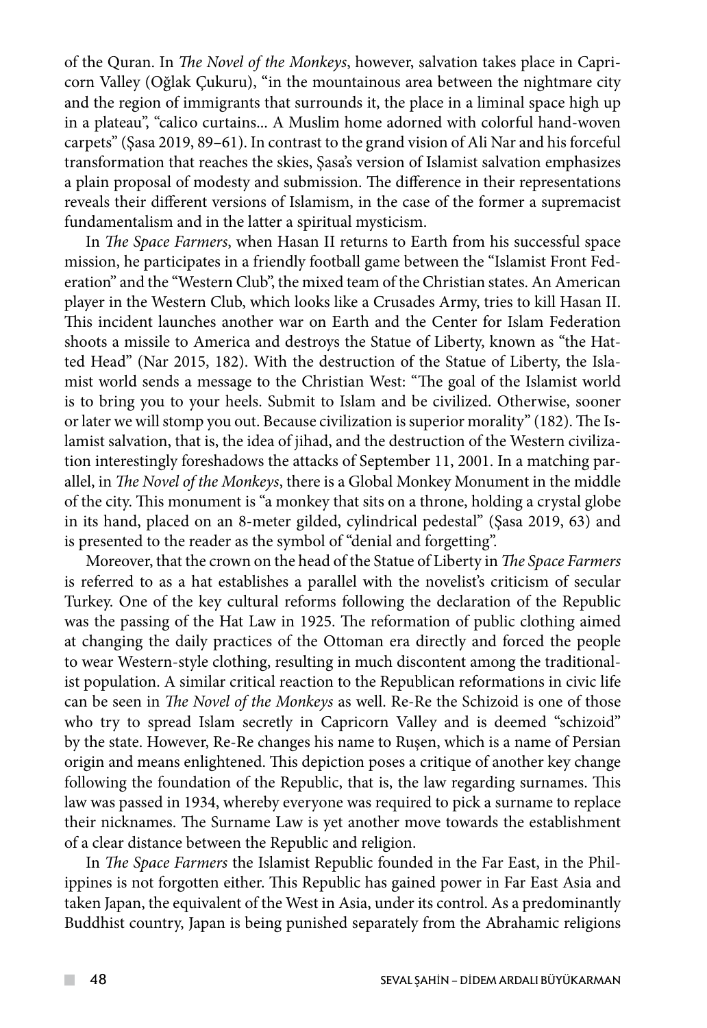of the Quran. In *The Novel of the Monkeys*, however, salvation takes place in Capricorn Valley (Oğlak Çukuru), "in the mountainous area between the nightmare city and the region of immigrants that surrounds it, the place in a liminal space high up in a plateau", "calico curtains... A Muslim home adorned with colorful hand-woven carpets" (Şasa 2019, 89–61). In contrast to the grand vision of Ali Nar and his forceful transformation that reaches the skies, Şasa's version of Islamist salvation emphasizes a plain proposal of modesty and submission. The difference in their representations reveals their different versions of Islamism, in the case of the former a supremacist fundamentalism and in the latter a spiritual mysticism.

In *The Space Farmers*, when Hasan II returns to Earth from his successful space mission, he participates in a friendly football game between the "Islamist Front Federation" and the "Western Club", the mixed team of the Christian states. An American player in the Western Club, which looks like a Crusades Army, tries to kill Hasan II. This incident launches another war on Earth and the Center for Islam Federation shoots a missile to America and destroys the Statue of Liberty, known as "the Hatted Head" (Nar 2015, 182). With the destruction of the Statue of Liberty, the Islamist world sends a message to the Christian West: "The goal of the Islamist world is to bring you to your heels. Submit to Islam and be civilized. Otherwise, sooner or later we will stomp you out. Because civilization is superior morality" (182). The Islamist salvation, that is, the idea of jihad, and the destruction of the Western civilization interestingly foreshadows the attacks of September 11, 2001. In a matching parallel, in *The Novel of the Monkeys*, there is a Global Monkey Monument in the middle of the city. This monument is "a monkey that sits on a throne, holding a crystal globe in its hand, placed on an 8-meter gilded, cylindrical pedestal" (Şasa 2019, 63) and is presented to the reader as the symbol of "denial and forgetting".

Moreover, that the crown on the head of the Statue of Liberty in *The Space Farmers* is referred to as a hat establishes a parallel with the novelist's criticism of secular Turkey. One of the key cultural reforms following the declaration of the Republic was the passing of the Hat Law in 1925. The reformation of public clothing aimed at changing the daily practices of the Ottoman era directly and forced the people to wear Western-style clothing, resulting in much discontent among the traditionalist population. A similar critical reaction to the Republican reformations in civic life can be seen in *The Novel of the Monkeys* as well. Re-Re the Schizoid is one of those who try to spread Islam secretly in Capricorn Valley and is deemed "schizoid" by the state. However, Re-Re changes his name to Ruşen, which is a name of Persian origin and means enlightened. This depiction poses a critique of another key change following the foundation of the Republic, that is, the law regarding surnames. This law was passed in 1934, whereby everyone was required to pick a surname to replace their nicknames. The Surname Law is yet another move towards the establishment of a clear distance between the Republic and religion.

In *The Space Farmers* the Islamist Republic founded in the Far East, in the Philippines is not forgotten either. This Republic has gained power in Far East Asia and taken Japan, the equivalent of the West in Asia, under its control. As a predominantly Buddhist country, Japan is being punished separately from the Abrahamic religions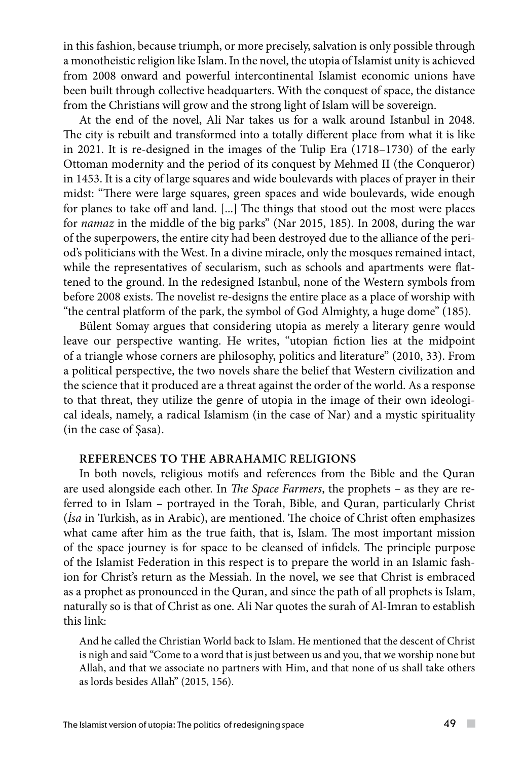in this fashion, because triumph, or more precisely, salvation is only possible through a monotheistic religion like Islam. In the novel, the utopia of Islamist unity is achieved from 2008 onward and powerful intercontinental Islamist economic unions have been built through collective headquarters. With the conquest of space, the distance from the Christians will grow and the strong light of Islam will be sovereign.

At the end of the novel, Ali Nar takes us for a walk around Istanbul in 2048. The city is rebuilt and transformed into a totally different place from what it is like in 2021. It is re-designed in the images of the Tulip Era (1718–1730) of the early Ottoman modernity and the period of its conquest by Mehmed II (the Conqueror) in 1453. It is a city of large squares and wide boulevards with places of prayer in their midst: "There were large squares, green spaces and wide boulevards, wide enough for planes to take off and land. [...] The things that stood out the most were places for *namaz* in the middle of the big parks" (Nar 2015, 185). In 2008, during the war of the superpowers, the entire city had been destroyed due to the alliance of the period's politicians with the West. In a divine miracle, only the mosques remained intact, while the representatives of secularism, such as schools and apartments were flattened to the ground. In the redesigned Istanbul, none of the Western symbols from before 2008 exists. The novelist re-designs the entire place as a place of worship with "the central platform of the park, the symbol of God Almighty, a huge dome" (185).

Bülent Somay argues that considering utopia as merely a literary genre would leave our perspective wanting. He writes, "utopian fiction lies at the midpoint of a triangle whose corners are philosophy, politics and literature" (2010, 33). From a political perspective, the two novels share the belief that Western civilization and the science that it produced are a threat against the order of the world. As a response to that threat, they utilize the genre of utopia in the image of their own ideological ideals, namely, a radical Islamism (in the case of Nar) and a mystic spirituality (in the case of Şasa).

## REFERENCES TO THE ABRAHAMIC RELIGIONS

In both novels, religious motifs and references from the Bible and the Quran are used alongside each other. In *The Space Farmers*, the prophets – as they are referred to in Islam – portrayed in the Torah, Bible, and Quran, particularly Christ (*İsa* in Turkish, as in Arabic), are mentioned. The choice of Christ often emphasizes what came after him as the true faith, that is, Islam. The most important mission of the space journey is for space to be cleansed of infidels. The principle purpose of the Islamist Federation in this respect is to prepare the world in an Islamic fashion for Christ's return as the Messiah. In the novel, we see that Christ is embraced as a prophet as pronounced in the Quran, and since the path of all prophets is Islam, naturally so is that of Christ as one. Ali Nar quotes the surah of Al-Imran to establish this link:

> And he called the Christian World back to Islam. He mentioned that the descent of Christ is nigh and said "Come to a word that is just between us and you, that we worship none but Allah, and that we associate no partners with Him, and that none of us shall take others as lords besides Allah" (2015, 156).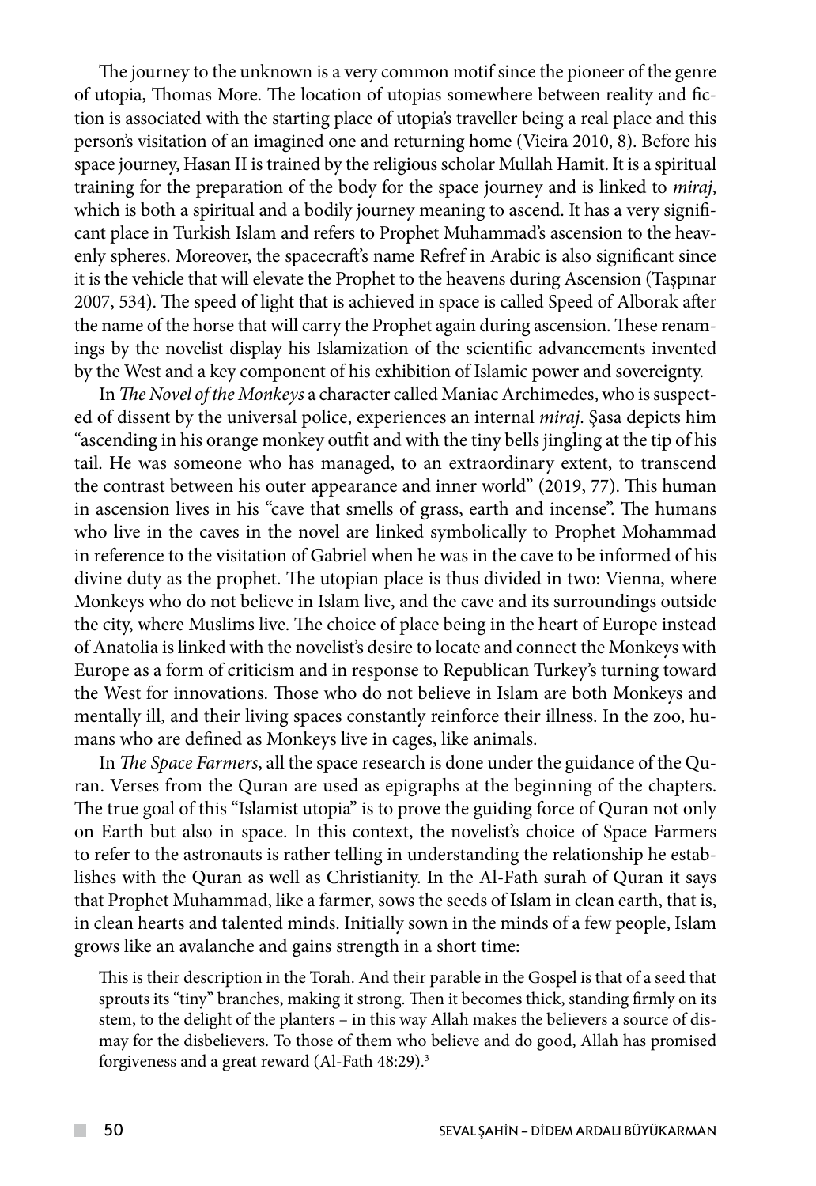The journey to the unknown is a very common motif since the pioneer of the genre of utopia, Thomas More. The location of utopias somewhere between reality and fiction is associated with the starting place of utopia's traveller being a real place and this person's visitation of an imagined one and returning home (Vieira 2010, 8). Before his space journey, Hasan II is trained by the religious scholar Mullah Hamit. It is a spiritual training for the preparation of the body for the space journey and is linked to *miraj*, which is both a spiritual and a bodily journey meaning to ascend. It has a very significant place in Turkish Islam and refers to Prophet Muhammad's ascension to the heavenly spheres. Moreover, the spacecraft's name Refref in Arabic is also significant since it is the vehicle that will elevate the Prophet to the heavens during Ascension (Taşpınar 2007, 534). The speed of light that is achieved in space is called Speed of Alborak after the name of the horse that will carry the Prophet again during ascension. These renamings by the novelist display his Islamization of the scientific advancements invented by the West and a key component of his exhibition of Islamic power and sovereignty.

In *The Novel of the Monkeys* a character called Maniac Archimedes, who is suspected of dissent by the universal police, experiences an internal *miraj*. Şasa depicts him "ascending in his orange monkey outfit and with the tiny bells jingling at the tip of his tail. He was someone who has managed, to an extraordinary extent, to transcend the contrast between his outer appearance and inner world" (2019, 77). This human in ascension lives in his "cave that smells of grass, earth and incense". The humans who live in the caves in the novel are linked symbolically to Prophet Mohammad in reference to the visitation of Gabriel when he was in the cave to be informed of his divine duty as the prophet. The utopian place is thus divided in two: Vienna, where Monkeys who do not believe in Islam live, and the cave and its surroundings outside the city, where Muslims live. The choice of place being in the heart of Europe instead of Anatolia is linked with the novelist's desire to locate and connect the Monkeys with Europe as a form of criticism and in response to Republican Turkey's turning toward the West for innovations. Those who do not believe in Islam are both Monkeys and mentally ill, and their living spaces constantly reinforce their illness. In the zoo, humans who are defined as Monkeys live in cages, like animals.

In *The Space Farmers*, all the space research is done under the guidance of the Quran. Verses from the Quran are used as epigraphs at the beginning of the chapters. The true goal of this "Islamist utopia" is to prove the guiding force of Quran not only on Earth but also in space. In this context, the novelist's choice of Space Farmers to refer to the astronauts is rather telling in understanding the relationship he establishes with the Quran as well as Christianity. In the Al-Fath surah of Quran it says that Prophet Muhammad, like a farmer, sows the seeds of Islam in clean earth, that is, in clean hearts and talented minds. Initially sown in the minds of a few people, Islam grows like an avalanche and gains strength in a short time:

> This is their description in the Torah. And their parable in the Gospel is that of a seed that sprouts its "tiny" branches, making it strong. Then it becomes thick, standing firmly on its stem, to the delight of the planters – in this way Allah makes the believers a source of dismay for the disbelievers. To those of them who believe and do good, Allah has promised forgiveness and a great reward (Al-Fath 48:29).[3]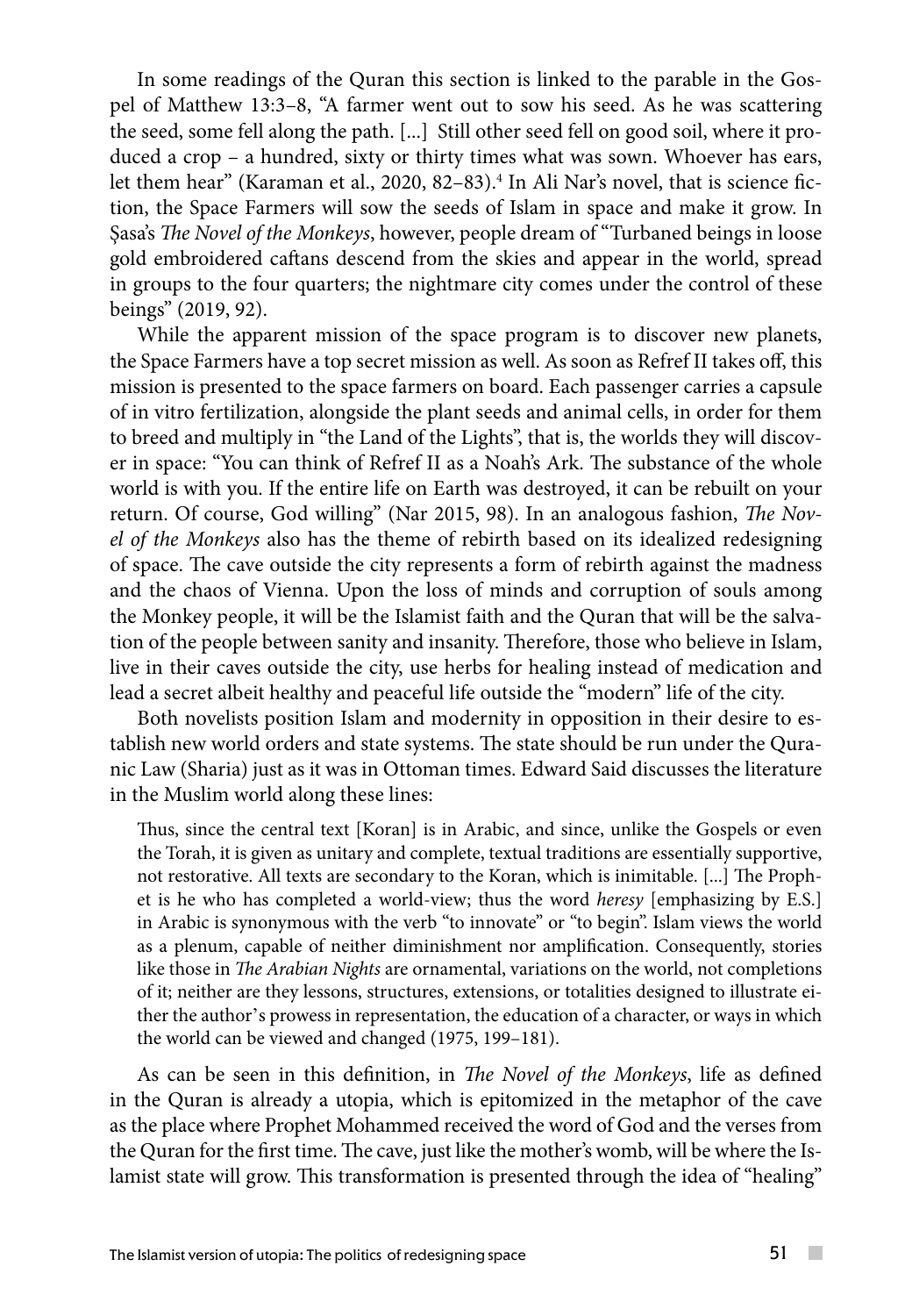In some readings of the Quran this section is linked to the parable in the Gospel of Matthew 13:3–8, "A farmer went out to sow his seed. As he was scattering the seed, some fell along the path. [...] Still other seed fell on good soil, where it produced a crop – a hundred, sixty or thirty times what was sown. Whoever has ears, let them hear" (Karaman et al., 2020, 82–83).[4] In Ali Nar's novel, that is science fiction, the Space Farmers will sow the seeds of Islam in space and make it grow. In Şasa's *The Novel of the Monkeys*, however, people dream of "Turbaned beings in loose gold embroidered caftans descend from the skies and appear in the world, spread in groups to the four quarters; the nightmare city comes under the control of these beings" (2019, 92).

While the apparent mission of the space program is to discover new planets, the Space Farmers have a top secret mission as well. As soon as Refref II takes off, this mission is presented to the space farmers on board. Each passenger carries a capsule of in vitro fertilization, alongside the plant seeds and animal cells, in order for them to breed and multiply in "the Land of the Lights", that is, the worlds they will discover in space: "You can think of Refref II as a Noah's Ark. The substance of the whole world is with you. If the entire life on Earth was destroyed, it can be rebuilt on your return. Of course, God willing" (Nar 2015, 98). In an analogous fashion, *The Novel of the Monkeys* also has the theme of rebirth based on its idealized redesigning of space. The cave outside the city represents a form of rebirth against the madness and the chaos of Vienna. Upon the loss of minds and corruption of souls among the Monkey people, it will be the Islamist faith and the Quran that will be the salvation of the people between sanity and insanity. Therefore, those who believe in Islam, live in their caves outside the city, use herbs for healing instead of medication and lead a secret albeit healthy and peaceful life outside the "modern" life of the city.

Both novelists position Islam and modernity in opposition in their desire to establish new world orders and state systems. The state should be run under the Quranic Law (Sharia) just as it was in Ottoman times. Edward Said discusses the literature in the Muslim world along these lines:

> Thus, since the central text [Koran] is in Arabic, and since, unlike the Gospels or even the Torah, it is given as unitary and complete, textual traditions are essentially supportive, not restorative. All texts are secondary to the Koran, which is inimitable. [...] The Prophet is he who has completed a world-view; thus the word *heresy* [emphasizing by E.S.] in Arabic is synonymous with the verb "to innovate" or "to begin". Islam views the world as a plenum, capable of neither diminishment nor amplification. Consequently, stories like those in *The Arabian Nights* are ornamental, variations on the world, not completions of it; neither are they lessons, structures, extensions, or totalities designed to illustrate either the author's prowess in representation, the education of a character, or ways in which the world can be viewed and changed (1975, 199–181).

As can be seen in this definition, in *The Novel of the Monkeys*, life as defined in the Quran is already a utopia, which is epitomized in the metaphor of the cave as the place where Prophet Mohammed received the word of God and the verses from the Quran for the first time. The cave, just like the mother's womb, will be where the Islamist state will grow. This transformation is presented through the idea of "healing"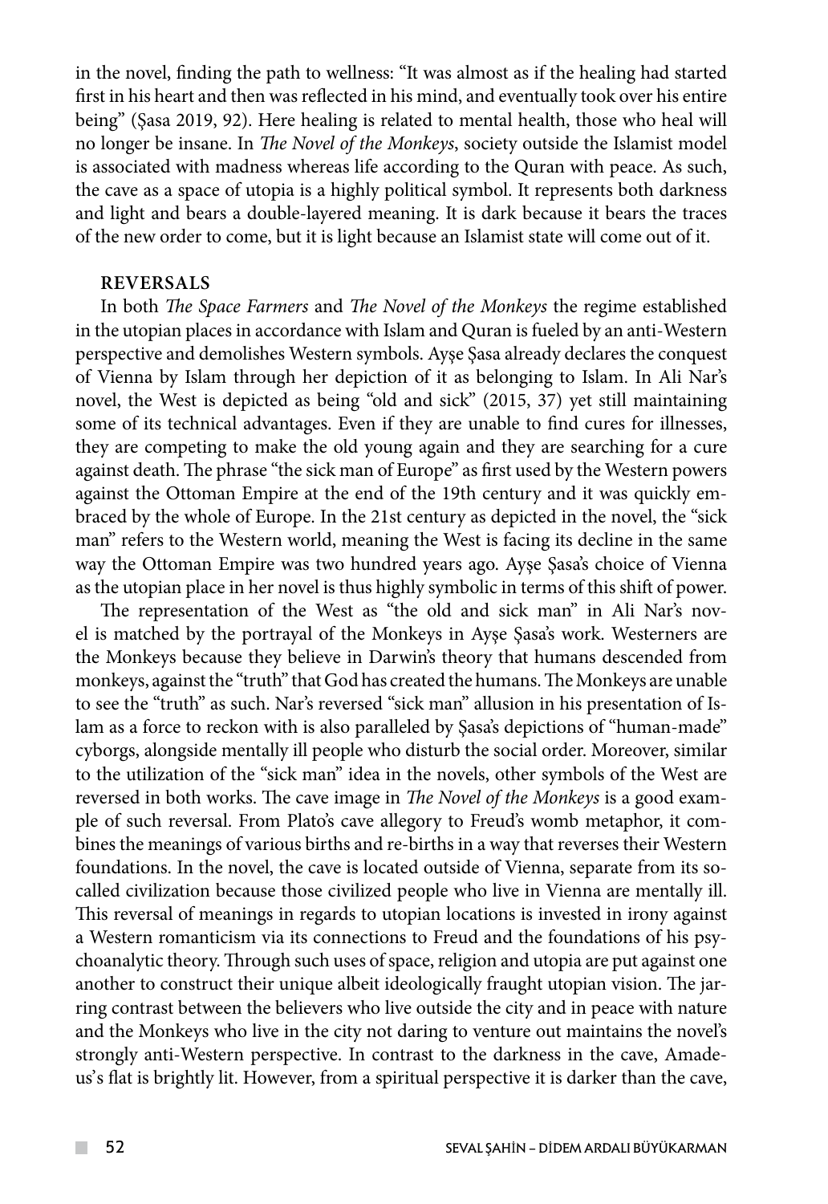in the novel, finding the path to wellness: "It was almost as if the healing had started first in his heart and then was reflected in his mind, and eventually took over his entire being" (Şasa 2019, 92). Here healing is related to mental health, those who heal will no longer be insane. In *The Novel of the Monkeys*, society outside the Islamist model is associated with madness whereas life according to the Quran with peace. As such, the cave as a space of utopia is a highly political symbol. It represents both darkness and light and bears a double-layered meaning. It is dark because it bears the traces of the new order to come, but it is light because an Islamist state will come out of it.

## REVERSALS

In both *The Space Farmers* and *The Novel of the Monkeys* the regime established in the utopian places in accordance with Islam and Quran is fueled by an anti-Western perspective and demolishes Western symbols. Ayşe Şasa already declares the conquest of Vienna by Islam through her depiction of it as belonging to Islam. In Ali Nar's novel, the West is depicted as being "old and sick" (2015, 37) yet still maintaining some of its technical advantages. Even if they are unable to find cures for illnesses, they are competing to make the old young again and they are searching for a cure against death. The phrase "the sick man of Europe" as first used by the Western powers against the Ottoman Empire at the end of the 19th century and it was quickly embraced by the whole of Europe. In the 21st century as depicted in the novel, the "sick man" refers to the Western world, meaning the West is facing its decline in the same way the Ottoman Empire was two hundred years ago. Ayşe Şasa's choice of Vienna as the utopian place in her novel is thus highly symbolic in terms of this shift of power.

The representation of the West as "the old and sick man" in Ali Nar's novel is matched by the portrayal of the Monkeys in Ayşe Şasa's work. Westerners are the Monkeys because they believe in Darwin's theory that humans descended from monkeys, against the "truth" that God has created the humans. The Monkeys are unable to see the "truth" as such. Nar's reversed "sick man" allusion in his presentation of Islam as a force to reckon with is also paralleled by Şasa's depictions of "human-made" cyborgs, alongside mentally ill people who disturb the social order. Moreover, similar to the utilization of the "sick man" idea in the novels, other symbols of the West are reversed in both works. The cave image in *The Novel of the Monkeys* is a good example of such reversal. From Plato's cave allegory to Freud's womb metaphor, it combines the meanings of various births and re-births in a way that reverses their Western foundations. In the novel, the cave is located outside of Vienna, separate from its so-called civilization because those civilized people who live in Vienna are mentally ill. This reversal of meanings in regards to utopian locations is invested in irony against a Western romanticism via its connections to Freud and the foundations of his psychoanalytic theory. Through such uses of space, religion and utopia are put against one another to construct their unique albeit ideologically fraught utopian vision. The jarring contrast between the believers who live outside the city and in peace with nature and the Monkeys who live in the city not daring to venture out maintains the novel's strongly anti-Western perspective. In contrast to the darkness in the cave, Amadeus's flat is brightly lit. However, from a spiritual perspective it is darker than the cave,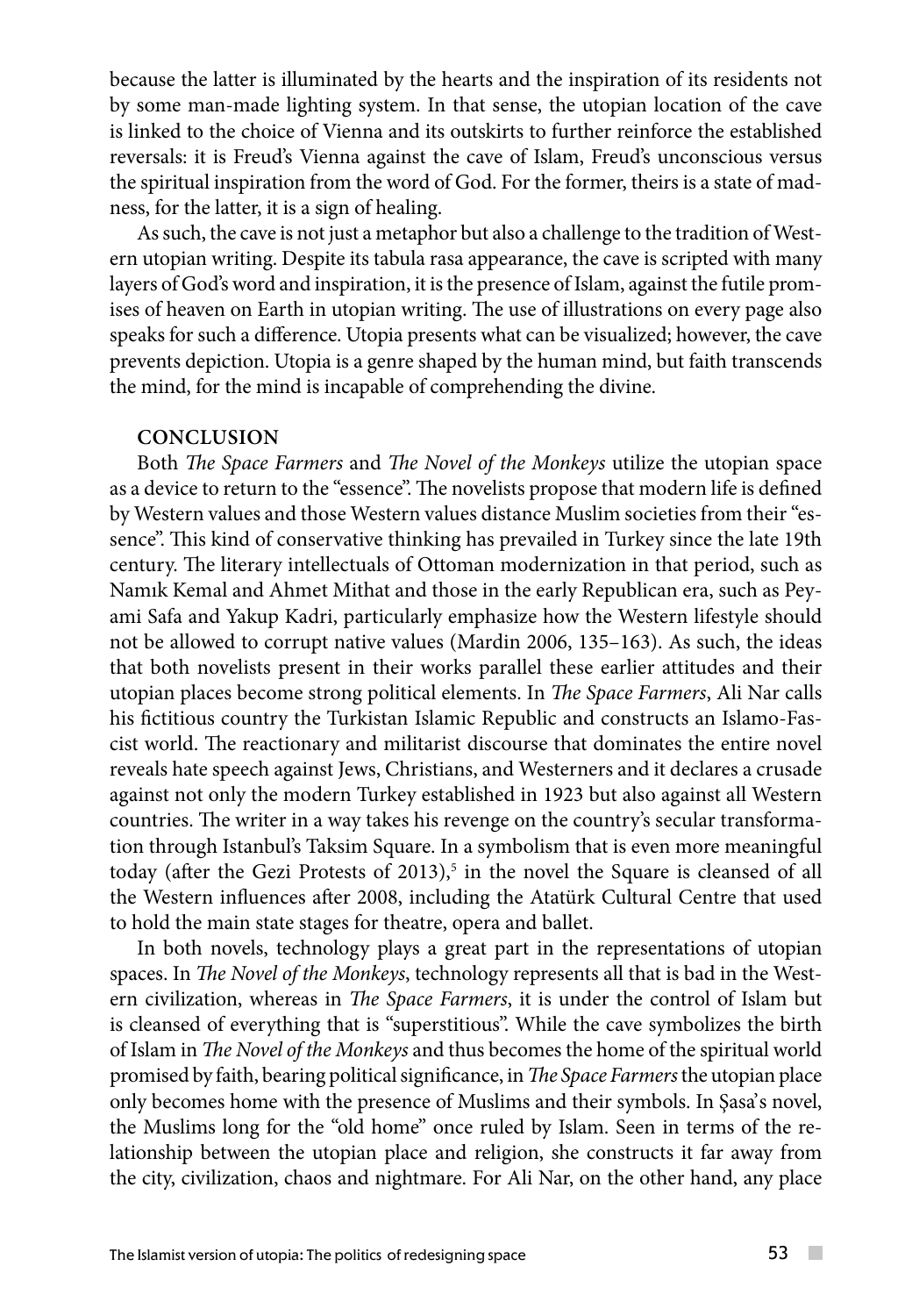because the latter is illuminated by the hearts and the inspiration of its residents not by some man-made lighting system. In that sense, the utopian location of the cave is linked to the choice of Vienna and its outskirts to further reinforce the established reversals: it is Freud's Vienna against the cave of Islam, Freud's unconscious versus the spiritual inspiration from the word of God. For the former, theirs is a state of madness, for the latter, it is a sign of healing.

As such, the cave is not just a metaphor but also a challenge to the tradition of Western utopian writing. Despite its tabula rasa appearance, the cave is scripted with many layers of God's word and inspiration, it is the presence of Islam, against the futile promises of heaven on Earth in utopian writing. The use of illustrations on every page also speaks for such a difference. Utopia presents what can be visualized; however, the cave prevents depiction. Utopia is a genre shaped by the human mind, but faith transcends the mind, for the mind is incapable of comprehending the divine.

## CONCLUSION

Both *The Space Farmers* and *The Novel of the Monkeys* utilize the utopian space as a device to return to the "essence". The novelists propose that modern life is defined by Western values and those Western values distance Muslim societies from their "essence". This kind of conservative thinking has prevailed in Turkey since the late 19th century. The literary intellectuals of Ottoman modernization in that period, such as Namık Kemal and Ahmet Mithat and those in the early Republican era, such as Peyami Safa and Yakup Kadri, particularly emphasize how the Western lifestyle should not be allowed to corrupt native values (Mardin 2006, 135–163). As such, the ideas that both novelists present in their works parallel these earlier attitudes and their utopian places become strong political elements. In *The Space Farmers*, Ali Nar calls his fictitious country the Turkistan Islamic Republic and constructs an Islamo-Fascist world. The reactionary and militarist discourse that dominates the entire novel reveals hate speech against Jews, Christians, and Westerners and it declares a crusade against not only the modern Turkey established in 1923 but also against all Western countries. The writer in a way takes his revenge on the country's secular transformation through Istanbul's Taksim Square. In a symbolism that is even more meaningful today (after the Gezi Protests of 2013),[5] in the novel the Square is cleansed of all the Western influences after 2008, including the Atatürk Cultural Centre that used to hold the main state stages for theatre, opera and ballet.

In both novels, technology plays a great part in the representations of utopian spaces. In *The Novel of the Monkeys*, technology represents all that is bad in the Western civilization, whereas in *The Space Farmers*, it is under the control of Islam but is cleansed of everything that is "superstitious". While the cave symbolizes the birth of Islam in *The Novel of the Monkeys* and thus becomes the home of the spiritual world promised by faith, bearing political significance, in *The Space Farmers* the utopian place only becomes home with the presence of Muslims and their symbols. In Şasa's novel, the Muslims long for the "old home" once ruled by Islam. Seen in terms of the relationship between the utopian place and religion, she constructs it far away from the city, civilization, chaos and nightmare. For Ali Nar, on the other hand, any place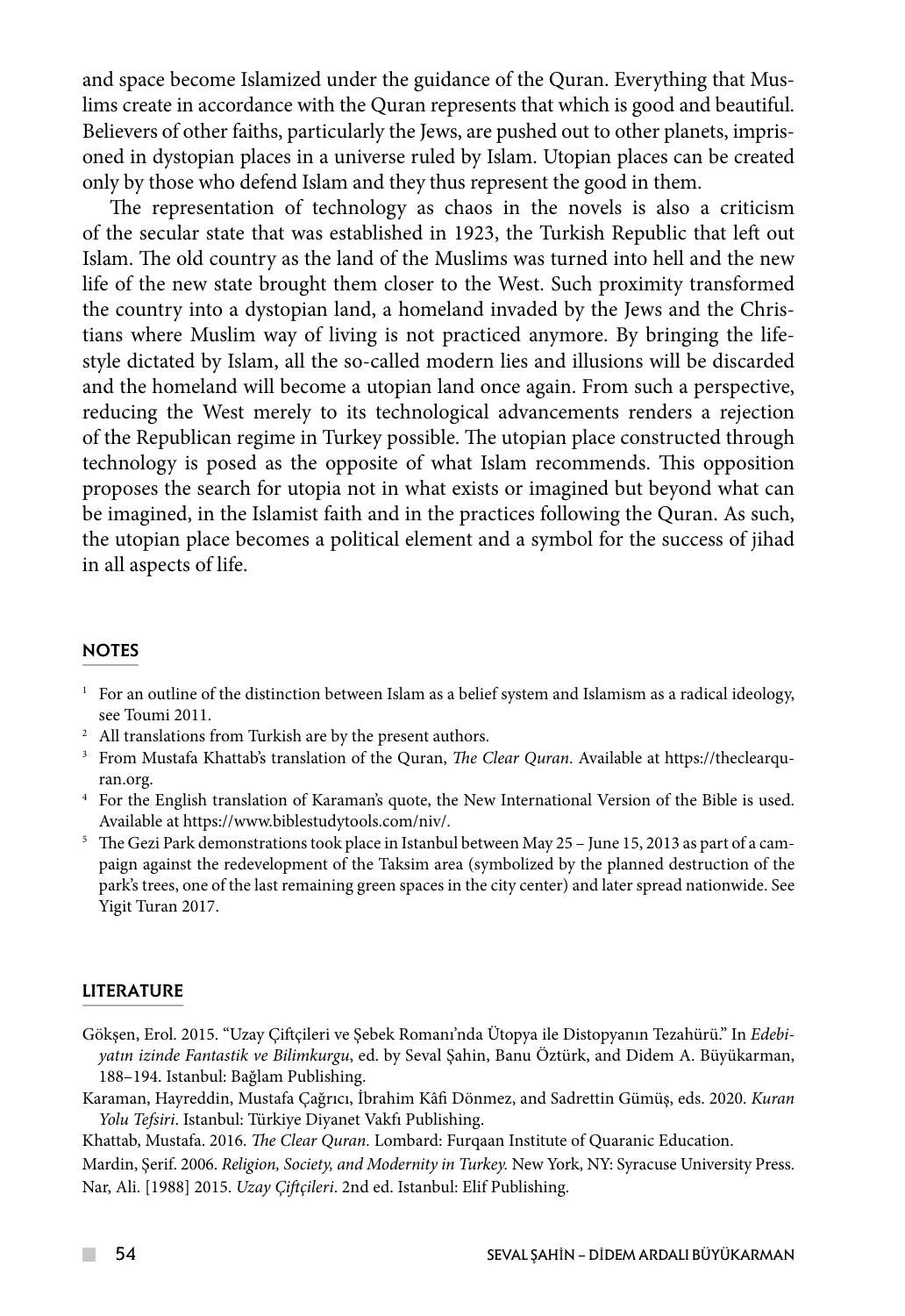and space become Islamized under the guidance of the Quran. Everything that Muslims create in accordance with the Quran represents that which is good and beautiful. Believers of other faiths, particularly the Jews, are pushed out to other planets, imprisoned in dystopian places in a universe ruled by Islam. Utopian places can be created only by those who defend Islam and they thus represent the good in them.

The representation of technology as chaos in the novels is also a criticism of the secular state that was established in 1923, the Turkish Republic that left out Islam. The old country as the land of the Muslims was turned into hell and the new life of the new state brought them closer to the West. Such proximity transformed the country into a dystopian land, a homeland invaded by the Jews and the Christians where Muslim way of living is not practiced anymore. By bringing the lifestyle dictated by Islam, all the so-called modern lies and illusions will be discarded and the homeland will become a utopian land once again. From such a perspective, reducing the West merely to its technological advancements renders a rejection of the Republican regime in Turkey possible. The utopian place constructed through technology is posed as the opposite of what Islam recommends. This opposition proposes the search for utopia not in what exists or imagined but beyond what can be imagined, in the Islamist faith and in the practices following the Quran. As such, the utopian place becomes a political element and a symbol for the success of jihad in all aspects of life.

## NOTES

[1] For an outline of the distinction between Islam as a belief system and Islamism as a radical ideology, see Toumi 2011.

[2] All translations from Turkish are by the present authors.

[3] From Mustafa Khattab's translation of the Quran, *The Clear Quran*. Available at https://theclearquran.org.

[4] For the English translation of Karaman's quote, the New International Version of the Bible is used. Available at https://www.biblestudytools.com/niv/.

[5] The Gezi Park demonstrations took place in Istanbul between May 25 – June 15, 2013 as part of a campaign against the redevelopment of the Taksim area (symbolized by the planned destruction of the park's trees, one of the last remaining green spaces in the city center) and later spread nationwide. See Yigit Turan 2017.

## LITERATURE

Gökşen, Erol. 2015. "Uzay Çiftçileri ve Şebek Romanı'nda Ütopya ile Distopyanın Tezahürü." In *Edebiyatın izinde Fantastik ve Bilimkurgu*, ed. by Seval Şahin, Banu Öztürk, and Didem A. Büyükarman, 188–194. Istanbul: Bağlam Publishing.

Karaman, Hayreddin, Mustafa Çağrıcı, İbrahim Kâfi Dönmez, and Sadrettin Gümüş, eds. 2020. *Kuran Yolu Tefsiri*. Istanbul: Türkiye Diyanet Vakfı Publishing.

Khattab, Mustafa. 2016. *The Clear Quran.* Lombard: Furqaan Institute of Quaranic Education.

Mardin, Şerif. 2006. *Religion, Society, and Modernity in Turkey.* New York, NY: Syracuse University Press.

Nar, Ali. [1988] 2015. *Uzay Çiftçileri*. 2nd ed. Istanbul: Elif Publishing.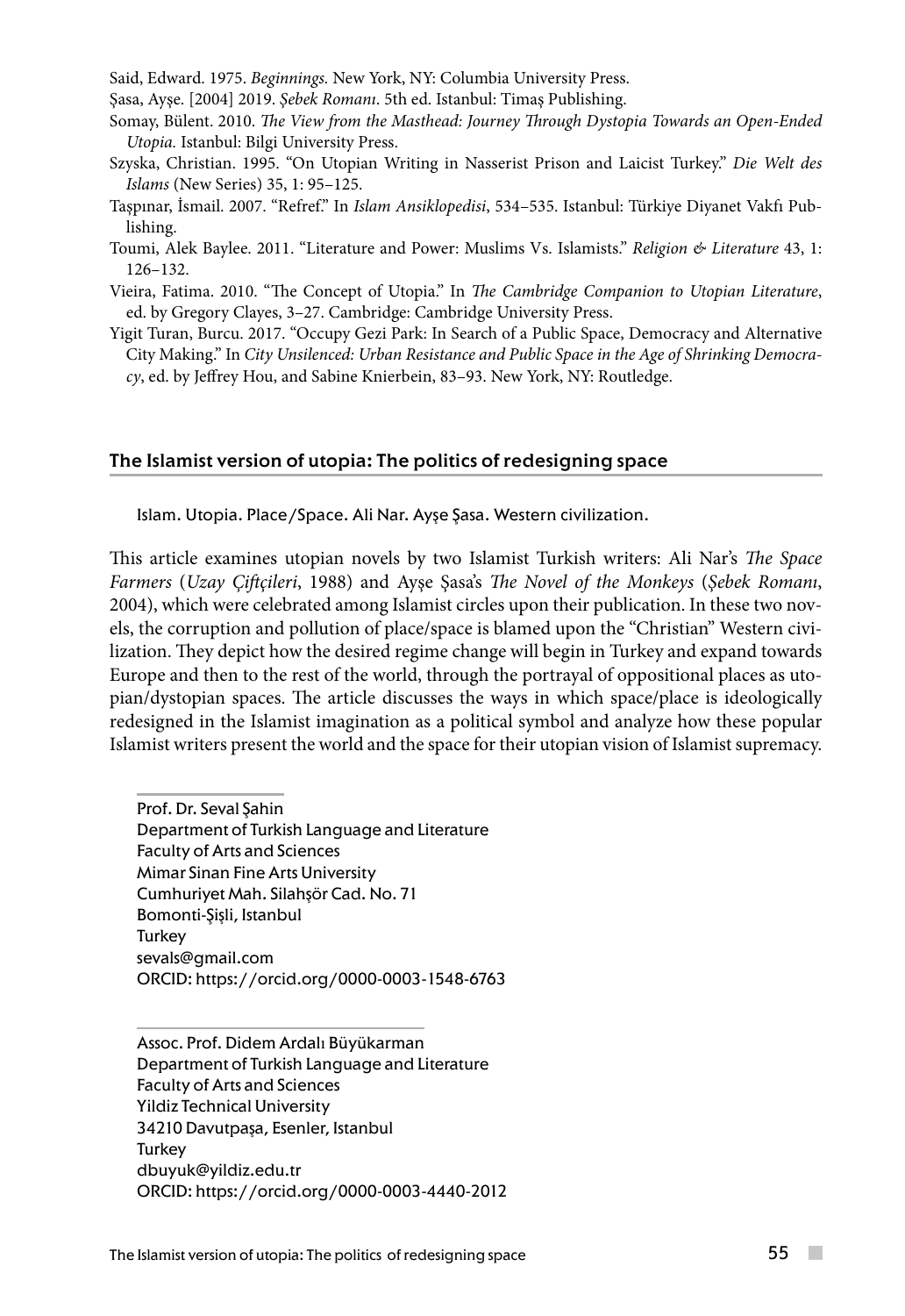Said, Edward. 1975. *Beginnings.* New York, NY: Columbia University Press.

Şasa, Ayşe. [2004] 2019. *Şebek Romanı*. 5th ed. Istanbul: Timaş Publishing.

Somay, Bülent. 2010. *The View from the Masthead: Journey Through Dystopia Towards an Open-Ended Utopia.* Istanbul: Bilgi University Press.

Szyska, Christian. 1995. "On Utopian Writing in Nasserist Prison and Laicist Turkey." *Die Welt des Islams* (New Series) 35, 1: 95–125.

Taşpınar, İsmail. 2007. "Refref." In *Islam Ansiklopedisi*, 534–535. Istanbul: Türkiye Diyanet Vakfı Publishing.

Toumi, Alek Baylee. 2011. "Literature and Power: Muslims Vs. Islamists." *Religion & Literature* 43, 1: 126–132.

Vieira, Fatima. 2010. "The Concept of Utopia." In *The Cambridge Companion to Utopian Literature*, ed. by Gregory Clayes, 3–27. Cambridge: Cambridge University Press.

Yigit Turan, Burcu. 2017. "Occupy Gezi Park: In Search of a Public Space, Democracy and Alternative City Making." In *City Unsilenced: Urban Resistance and Public Space in the Age of Shrinking Democracy*, ed. by Jeffrey Hou, and Sabine Knierbein, 83–93. New York, NY: Routledge.

## The Islamist version of utopia: The politics of redesigning space

Islam. Utopia. Place/Space. Ali Nar. Ayşe Şasa. Western civilization.

This article examines utopian novels by two Islamist Turkish writers: Ali Nar's *The Space Farmers* (*Uzay Çiftçileri*, 1988) and Ayşe Şasa's *The Novel of the Monkeys* (*Şebek Romanı*, 2004), which were celebrated among Islamist circles upon their publication. In these two novels, the corruption and pollution of place/space is blamed upon the "Christian" Western civilization. They depict how the desired regime change will begin in Turkey and expand towards Europe and then to the rest of the world, through the portrayal of oppositional places as utopian/dystopian spaces. The article discusses the ways in which space/place is ideologically redesigned in the Islamist imagination as a political symbol and analyze how these popular Islamist writers present the world and the space for their utopian vision of Islamist supremacy.

Prof. Dr. Seval Şahin
Department of Turkish Language and Literature
Faculty of Arts and Sciences
Mimar Sinan Fine Arts University
Cumhuriyet Mah. Silahşör Cad. No. 71
Bomonti-Şişli, Istanbul
Turkey
sevals@gmail.com
ORCID: https://orcid.org/0000-0003-1548-6763

Assoc. Prof. Didem Ardalı Büyükarman
Department of Turkish Language and Literature
Faculty of Arts and Sciences
Yildiz Technical University
34210 Davutpaşa, Esenler, Istanbul
Turkey
dbuyuk@yildiz.edu.tr
ORCID: https://orcid.org/0000-0003-4440-2012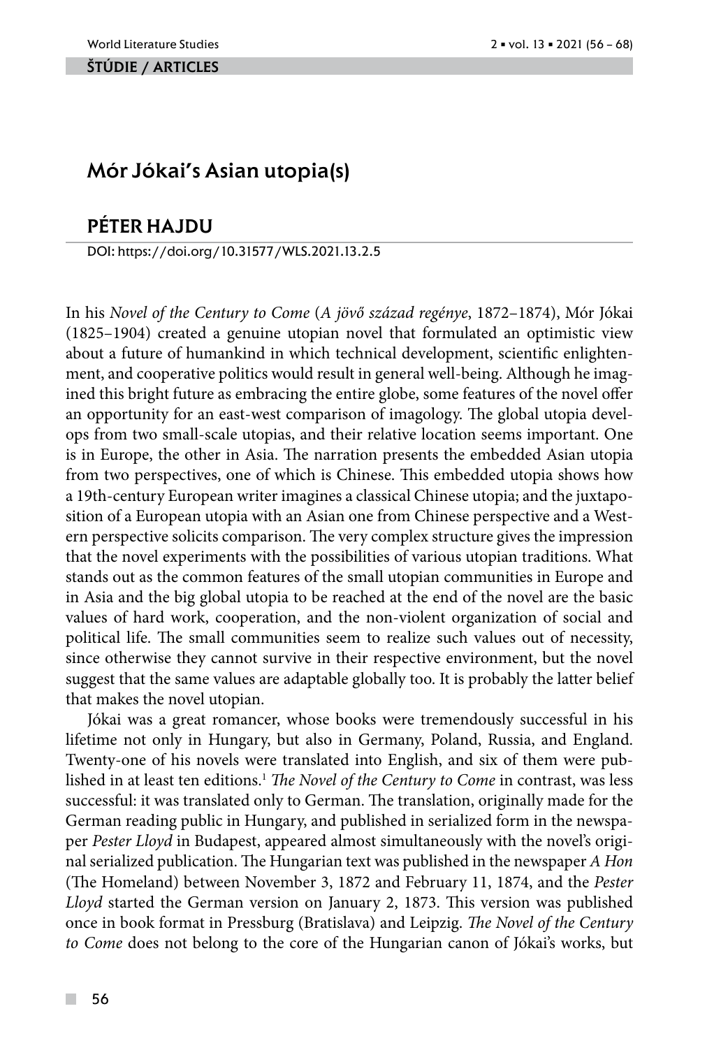ŠTÚDIE / ARTICLES

# Mór Jókai's Asian utopia(s)

## PÉTER HAJDU

DOI: https://doi.org/10.31577/WLS.2021.13.2.5

In his *Novel of the Century to Come* (*A jövő század regénye*, 1872–1874), Mór Jókai (1825–1904) created a genuine utopian novel that formulated an optimistic view about a future of humankind in which technical development, scientific enlightenment, and cooperative politics would result in general well-being. Although he imagined this bright future as embracing the entire globe, some features of the novel offer an opportunity for an east-west comparison of imagology. The global utopia develops from two small-scale utopias, and their relative location seems important. One is in Europe, the other in Asia. The narration presents the embedded Asian utopia from two perspectives, one of which is Chinese. This embedded utopia shows how a 19th-century European writer imagines a classical Chinese utopia; and the juxtaposition of a European utopia with an Asian one from Chinese perspective and a Western perspective solicits comparison. The very complex structure gives the impression that the novel experiments with the possibilities of various utopian traditions. What stands out as the common features of the small utopian communities in Europe and in Asia and the big global utopia to be reached at the end of the novel are the basic values of hard work, cooperation, and the non-violent organization of social and political life. The small communities seem to realize such values out of necessity, since otherwise they cannot survive in their respective environment, but the novel suggest that the same values are adaptable globally too. It is probably the latter belief that makes the novel utopian.

Jókai was a great romancer, whose books were tremendously successful in his lifetime not only in Hungary, but also in Germany, Poland, Russia, and England. Twenty-one of his novels were translated into English, and six of them were published in at least ten editions.[1] *The Novel of the Century to Come* in contrast, was less successful: it was translated only to German. The translation, originally made for the German reading public in Hungary, and published in serialized form in the newspaper *Pester Lloyd* in Budapest, appeared almost simultaneously with the novel's original serialized publication. The Hungarian text was published in the newspaper *A Hon* (The Homeland) between November 3, 1872 and February 11, 1874, and the *Pester Lloyd* started the German version on January 2, 1873. This version was published once in book format in Pressburg (Bratislava) and Leipzig. *The Novel of the Century to Come* does not belong to the core of the Hungarian canon of Jókai's works, but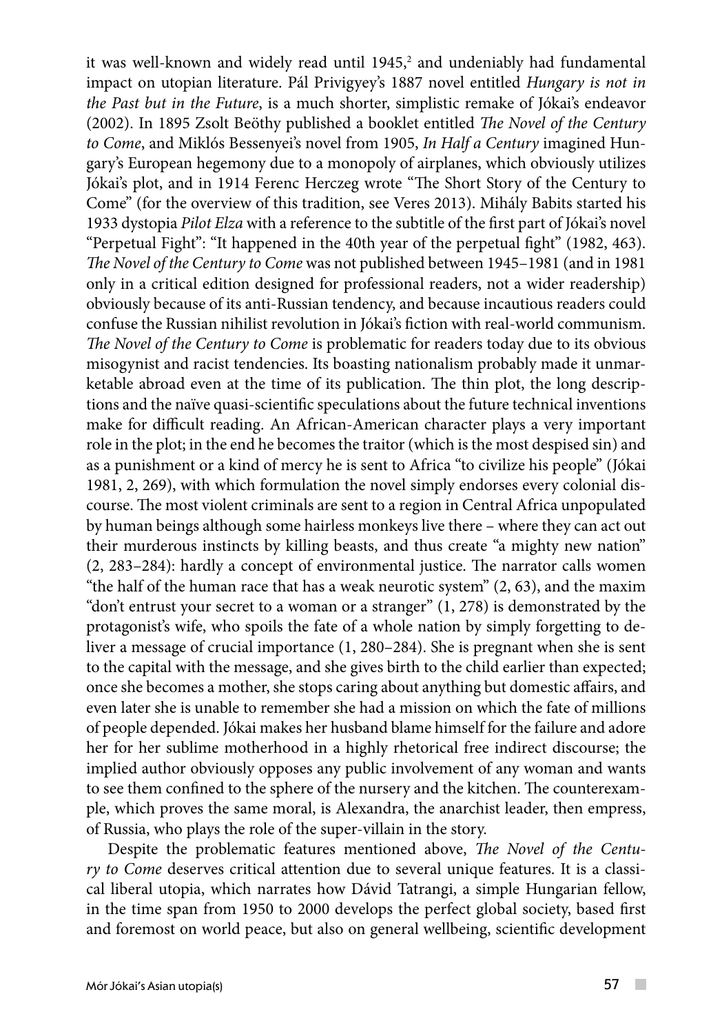it was well-known and widely read until 1945,[2] and undeniably had fundamental impact on utopian literature. Pál Privigyey's 1887 novel entitled *Hungary is not in the Past but in the Future*, is a much shorter, simplistic remake of Jókai's endeavor (2002). In 1895 Zsolt Beöthy published a booklet entitled *The Novel of the Century to Come*, and Miklós Bessenyei's novel from 1905, *In Half a Century* imagined Hungary's European hegemony due to a monopoly of airplanes, which obviously utilizes Jókai's plot, and in 1914 Ferenc Herczeg wrote "The Short Story of the Century to Come" (for the overview of this tradition, see Veres 2013). Mihály Babits started his 1933 dystopia *Pilot Elza* with a reference to the subtitle of the first part of Jókai's novel "Perpetual Fight": "It happened in the 40th year of the perpetual fight" (1982, 463). *The Novel of the Century to Come* was not published between 1945–1981 (and in 1981 only in a critical edition designed for professional readers, not a wider readership) obviously because of its anti-Russian tendency, and because incautious readers could confuse the Russian nihilist revolution in Jókai's fiction with real-world communism. *The Novel of the Century to Come* is problematic for readers today due to its obvious misogynist and racist tendencies. Its boasting nationalism probably made it unmarketable abroad even at the time of its publication. The thin plot, the long descriptions and the naïve quasi-scientific speculations about the future technical inventions make for difficult reading. An African-American character plays a very important role in the plot; in the end he becomes the traitor (which is the most despised sin) and as a punishment or a kind of mercy he is sent to Africa "to civilize his people" (Jókai 1981, 2, 269), with which formulation the novel simply endorses every colonial discourse. The most violent criminals are sent to a region in Central Africa unpopulated by human beings although some hairless monkeys live there – where they can act out their murderous instincts by killing beasts, and thus create "a mighty new nation" (2, 283–284): hardly a concept of environmental justice. The narrator calls women "the half of the human race that has a weak neurotic system" (2, 63), and the maxim "don't entrust your secret to a woman or a stranger" (1, 278) is demonstrated by the protagonist's wife, who spoils the fate of a whole nation by simply forgetting to deliver a message of crucial importance (1, 280–284). She is pregnant when she is sent to the capital with the message, and she gives birth to the child earlier than expected; once she becomes a mother, she stops caring about anything but domestic affairs, and even later she is unable to remember she had a mission on which the fate of millions of people depended. Jókai makes her husband blame himself for the failure and adore her for her sublime motherhood in a highly rhetorical free indirect discourse; the implied author obviously opposes any public involvement of any woman and wants to see them confined to the sphere of the nursery and the kitchen. The counterexample, which proves the same moral, is Alexandra, the anarchist leader, then empress, of Russia, who plays the role of the super-villain in the story.

Despite the problematic features mentioned above, *The Novel of the Century to Come* deserves critical attention due to several unique features. It is a classical liberal utopia, which narrates how Dávid Tatrangi, a simple Hungarian fellow, in the time span from 1950 to 2000 develops the perfect global society, based first and foremost on world peace, but also on general wellbeing, scientific development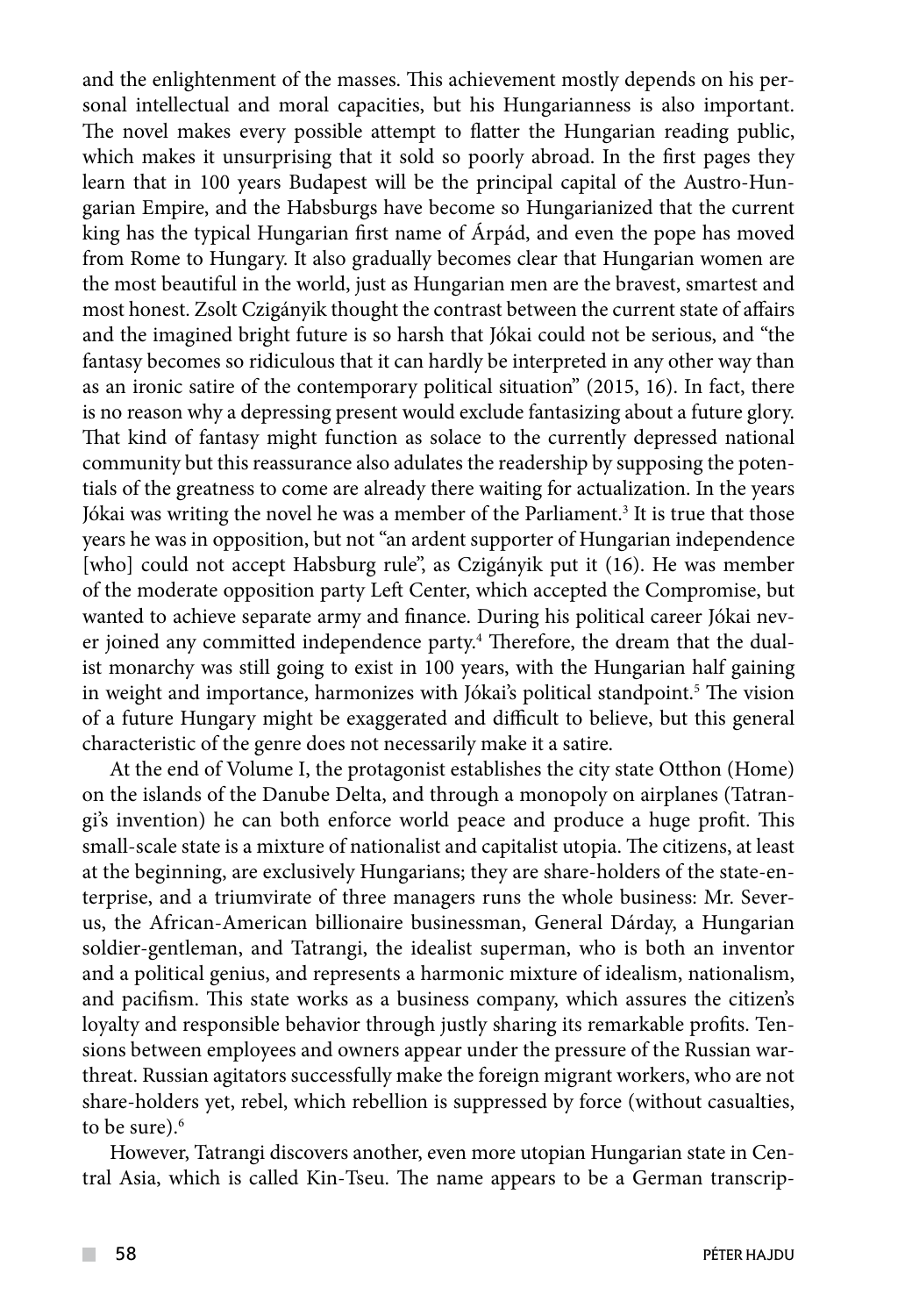and the enlightenment of the masses. This achievement mostly depends on his personal intellectual and moral capacities, but his Hungarianness is also important. The novel makes every possible attempt to flatter the Hungarian reading public, which makes it unsurprising that it sold so poorly abroad. In the first pages they learn that in 100 years Budapest will be the principal capital of the Austro-Hungarian Empire, and the Habsburgs have become so Hungarianized that the current king has the typical Hungarian first name of Árpád, and even the pope has moved from Rome to Hungary. It also gradually becomes clear that Hungarian women are the most beautiful in the world, just as Hungarian men are the bravest, smartest and most honest. Zsolt Czigányik thought the contrast between the current state of affairs and the imagined bright future is so harsh that Jókai could not be serious, and "the fantasy becomes so ridiculous that it can hardly be interpreted in any other way than as an ironic satire of the contemporary political situation" (2015, 16). In fact, there is no reason why a depressing present would exclude fantasizing about a future glory. That kind of fantasy might function as solace to the currently depressed national community but this reassurance also adulates the readership by supposing the potentials of the greatness to come are already there waiting for actualization. In the years Jókai was writing the novel he was a member of the Parliament.[3] It is true that those years he was in opposition, but not "an ardent supporter of Hungarian independence [who] could not accept Habsburg rule", as Czigányik put it (16). He was member of the moderate opposition party Left Center, which accepted the Compromise, but wanted to achieve separate army and finance. During his political career Jókai never joined any committed independence party.[4] Therefore, the dream that the dualist monarchy was still going to exist in 100 years, with the Hungarian half gaining in weight and importance, harmonizes with Jókai's political standpoint.[5] The vision of a future Hungary might be exaggerated and difficult to believe, but this general characteristic of the genre does not necessarily make it a satire.

At the end of Volume I, the protagonist establishes the city state Otthon (Home) on the islands of the Danube Delta, and through a monopoly on airplanes (Tatrangi's invention) he can both enforce world peace and produce a huge profit. This small-scale state is a mixture of nationalist and capitalist utopia. The citizens, at least at the beginning, are exclusively Hungarians; they are share-holders of the state-enterprise, and a triumvirate of three managers runs the whole business: Mr. Severus, the African-American billionaire businessman, General Dárday, a Hungarian soldier-gentleman, and Tatrangi, the idealist superman, who is both an inventor and a political genius, and represents a harmonic mixture of idealism, nationalism, and pacifism. This state works as a business company, which assures the citizen's loyalty and responsible behavior through justly sharing its remarkable profits. Tensions between employees and owners appear under the pressure of the Russian war-threat. Russian agitators successfully make the foreign migrant workers, who are not share-holders yet, rebel, which rebellion is suppressed by force (without casualties, to be sure).[6]

However, Tatrangi discovers another, even more utopian Hungarian state in Central Asia, which is called Kin-Tseu. The name appears to be a German transcrip-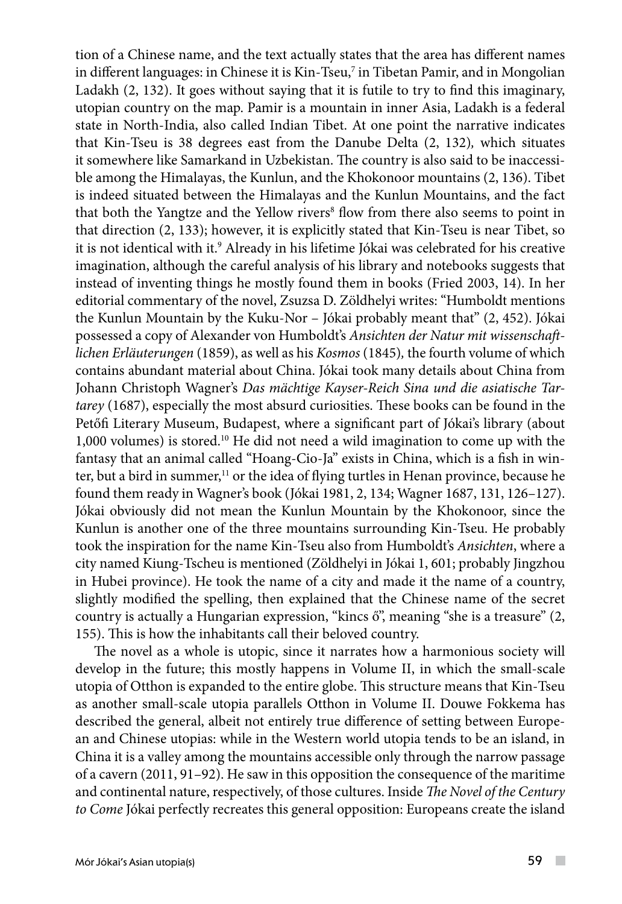tion of a Chinese name, and the text actually states that the area has different names in different languages: in Chinese it is Kin-Tseu,[7] in Tibetan Pamir, and in Mongolian Ladakh (2, 132). It goes without saying that it is futile to try to find this imaginary, utopian country on the map. Pamir is a mountain in inner Asia, Ladakh is a federal state in North-India, also called Indian Tibet. At one point the narrative indicates that Kin-Tseu is 38 degrees east from the Danube Delta (2, 132), which situates it somewhere like Samarkand in Uzbekistan. The country is also said to be inaccessible among the Himalayas, the Kunlun, and the Khokonoor mountains (2, 136). Tibet is indeed situated between the Himalayas and the Kunlun Mountains, and the fact that both the Yangtze and the Yellow rivers[8] flow from there also seems to point in that direction (2, 133); however, it is explicitly stated that Kin-Tseu is near Tibet, so it is not identical with it.[9] Already in his lifetime Jókai was celebrated for his creative imagination, although the careful analysis of his library and notebooks suggests that instead of inventing things he mostly found them in books (Fried 2003, 14). In her editorial commentary of the novel, Zsuzsa D. Zöldhelyi writes: "Humboldt mentions the Kunlun Mountain by the Kuku-Nor – Jókai probably meant that" (2, 452). Jókai possessed a copy of Alexander von Humboldt's *Ansichten der Natur mit wissenschaftlichen Erläuterungen* (1859), as well as his *Kosmos* (1845), the fourth volume of which contains abundant material about China. Jókai took many details about China from Johann Christoph Wagner's *Das mächtige Kayser-Reich Sina und die asiatische Tartarey* (1687), especially the most absurd curiosities. These books can be found in the Petőfi Literary Museum, Budapest, where a significant part of Jókai's library (about 1,000 volumes) is stored.[10] He did not need a wild imagination to come up with the fantasy that an animal called "Hoang-Cio-Ja" exists in China, which is a fish in winter, but a bird in summer,[11] or the idea of flying turtles in Henan province, because he found them ready in Wagner's book (Jókai 1981, 2, 134; Wagner 1687, 131, 126–127). Jókai obviously did not mean the Kunlun Mountain by the Khokonoor, since the Kunlun is another one of the three mountains surrounding Kin-Tseu. He probably took the inspiration for the name Kin-Tseu also from Humboldt's *Ansichten*, where a city named Kiung-Tscheu is mentioned (Zöldhelyi in Jókai 1, 601; probably Jingzhou in Hubei province). He took the name of a city and made it the name of a country, slightly modified the spelling, then explained that the Chinese name of the secret country is actually a Hungarian expression, "kincs ő", meaning "she is a treasure" (2, 155). This is how the inhabitants call their beloved country.

The novel as a whole is utopic, since it narrates how a harmonious society will develop in the future; this mostly happens in Volume II, in which the small-scale utopia of Otthon is expanded to the entire globe. This structure means that Kin-Tseu as another small-scale utopia parallels Otthon in Volume II. Douwe Fokkema has described the general, albeit not entirely true difference of setting between European and Chinese utopias: while in the Western world utopia tends to be an island, in China it is a valley among the mountains accessible only through the narrow passage of a cavern (2011, 91–92). He saw in this opposition the consequence of the maritime and continental nature, respectively, of those cultures. Inside *The Novel of the Century to Come* Jókai perfectly recreates this general opposition: Europeans create the island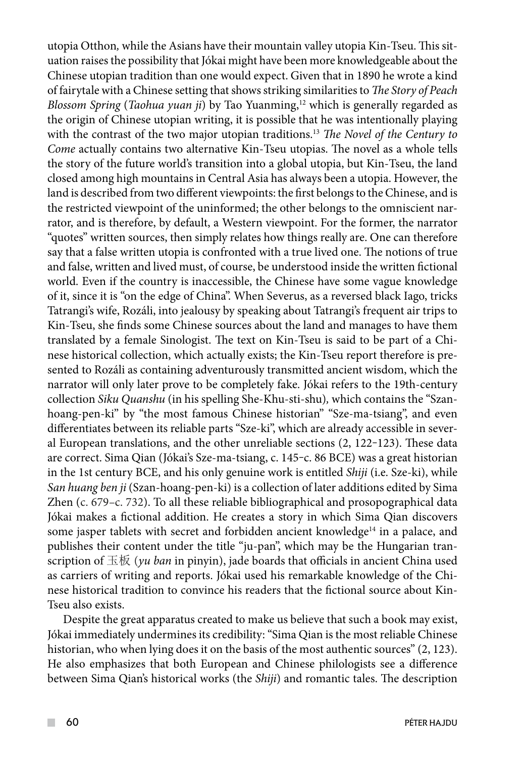utopia Otthon, while the Asians have their mountain valley utopia Kin-Tseu. This situation raises the possibility that Jókai might have been more knowledgeable about the Chinese utopian tradition than one would expect. Given that in 1890 he wrote a kind of fairytale with a Chinese setting that shows striking similarities to *The Story of Peach Blossom Spring* (*Taohua yuan ji*) by Tao Yuanming,[12] which is generally regarded as the origin of Chinese utopian writing, it is possible that he was intentionally playing with the contrast of the two major utopian traditions.[13] *The Novel of the Century to Come* actually contains two alternative Kin-Tseu utopias. The novel as a whole tells the story of the future world's transition into a global utopia, but Kin-Tseu, the land closed among high mountains in Central Asia has always been a utopia. However, the land is described from two different viewpoints: the first belongs to the Chinese, and is the restricted viewpoint of the uninformed; the other belongs to the omniscient narrator, and is therefore, by default, a Western viewpoint. For the former, the narrator "quotes" written sources, then simply relates how things really are. One can therefore say that a false written utopia is confronted with a true lived one. The notions of true and false, written and lived must, of course, be understood inside the written fictional world. Even if the country is inaccessible, the Chinese have some vague knowledge of it, since it is "on the edge of China". When Severus, as a reversed black Iago, tricks Tatrangi's wife, Rozáli, into jealousy by speaking about Tatrangi's frequent air trips to Kin-Tseu, she finds some Chinese sources about the land and manages to have them translated by a female Sinologist. The text on Kin-Tseu is said to be part of a Chinese historical collection, which actually exists; the Kin-Tseu report therefore is presented to Rozáli as containing adventurously transmitted ancient wisdom, which the narrator will only later prove to be completely fake. Jókai refers to the 19th-century collection *Siku Quanshu* (in his spelling She-Khu-sti-shu), which contains the "Szan-hoang-pen-ki" by "the most famous Chinese historian" "Sze-ma-tsiang", and even differentiates between its reliable parts "Sze-ki", which are already accessible in several European translations, and the other unreliable sections (2, 122–123). These data are correct. Sima Qian (Jókai's Sze-ma-tsiang, c. 145–c. 86 BCE) was a great historian in the 1st century BCE, and his only genuine work is entitled *Shiji* (i.e. Sze-ki), while *San huang ben ji* (Szan-hoang-pen-ki) is a collection of later additions edited by Sima Zhen (c. 679–c. 732). To all these reliable bibliographical and prosopographical data Jókai makes a fictional addition. He creates a story in which Sima Qian discovers some jasper tablets with secret and forbidden ancient knowledge[14] in a palace, and publishes their content under the title "ju-pan", which may be the Hungarian transcription of 玉板 (*yu ban* in pinyin), jade boards that officials in ancient China used as carriers of writing and reports. Jókai used his remarkable knowledge of the Chinese historical tradition to convince his readers that the fictional source about Kin-Tseu also exists.

Despite the great apparatus created to make us believe that such a book may exist, Jókai immediately undermines its credibility: "Sima Qian is the most reliable Chinese historian, who when lying does it on the basis of the most authentic sources" (2, 123). He also emphasizes that both European and Chinese philologists see a difference between Sima Qian's historical works (the *Shiji*) and romantic tales. The description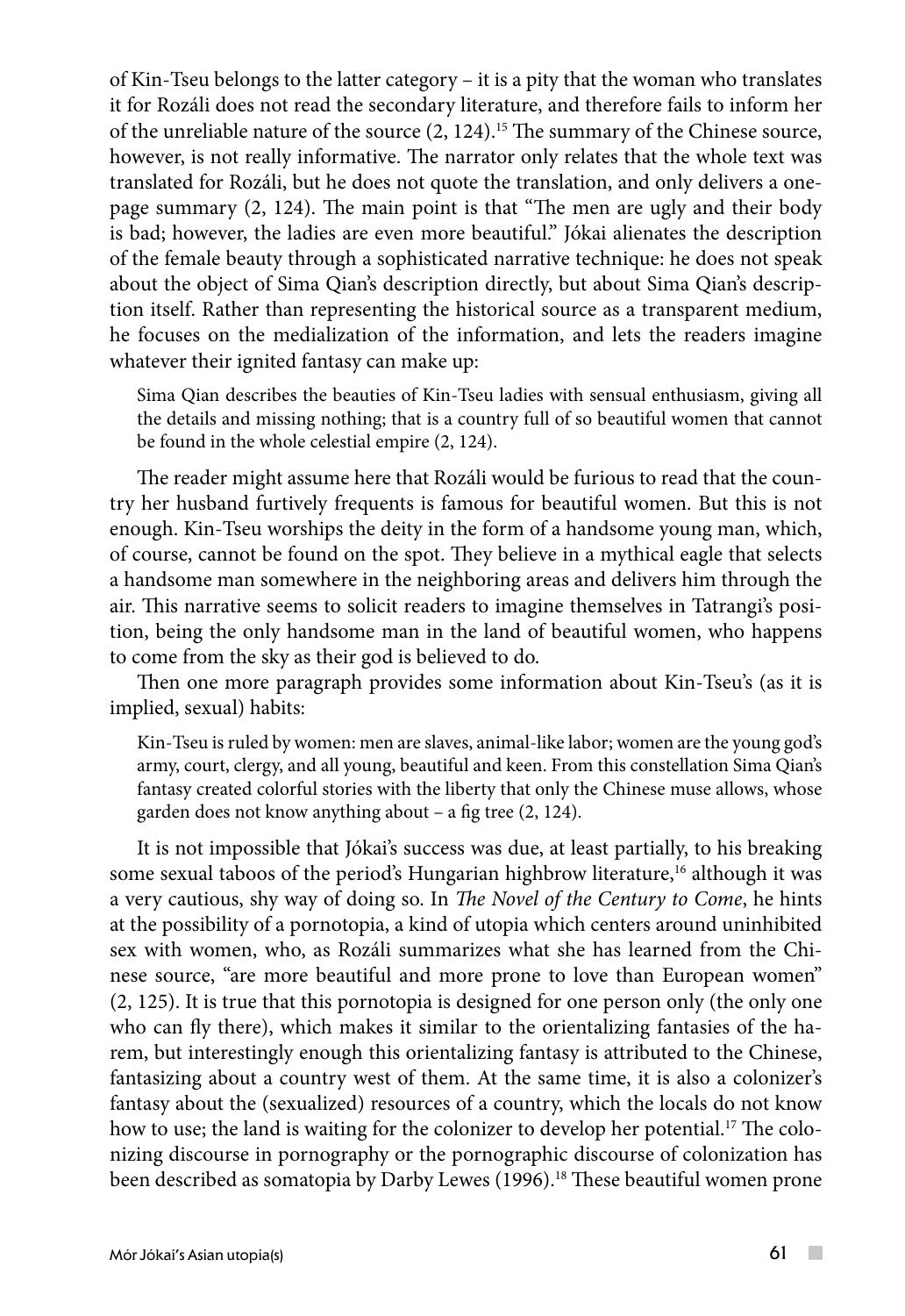of Kin-Tseu belongs to the latter category – it is a pity that the woman who translates it for Rozáli does not read the secondary literature, and therefore fails to inform her of the unreliable nature of the source (2, 124).[15] The summary of the Chinese source, however, is not really informative. The narrator only relates that the whole text was translated for Rozáli, but he does not quote the translation, and only delivers a one-page summary (2, 124). The main point is that "The men are ugly and their body is bad; however, the ladies are even more beautiful." Jókai alienates the description of the female beauty through a sophisticated narrative technique: he does not speak about the object of Sima Qian's description directly, but about Sima Qian's description itself. Rather than representing the historical source as a transparent medium, he focuses on the medialization of the information, and lets the readers imagine whatever their ignited fantasy can make up:

> Sima Qian describes the beauties of Kin-Tseu ladies with sensual enthusiasm, giving all the details and missing nothing; that is a country full of so beautiful women that cannot be found in the whole celestial empire (2, 124).

The reader might assume here that Rozáli would be furious to read that the country her husband furtively frequents is famous for beautiful women. But this is not enough. Kin-Tseu worships the deity in the form of a handsome young man, which, of course, cannot be found on the spot. They believe in a mythical eagle that selects a handsome man somewhere in the neighboring areas and delivers him through the air. This narrative seems to solicit readers to imagine themselves in Tatrangi's position, being the only handsome man in the land of beautiful women, who happens to come from the sky as their god is believed to do.

Then one more paragraph provides some information about Kin-Tseu's (as it is implied, sexual) habits:

> Kin-Tseu is ruled by women: men are slaves, animal-like labor; women are the young god's army, court, clergy, and all young, beautiful and keen. From this constellation Sima Qian's fantasy created colorful stories with the liberty that only the Chinese muse allows, whose garden does not know anything about – a fig tree (2, 124).

It is not impossible that Jókai's success was due, at least partially, to his breaking some sexual taboos of the period's Hungarian highbrow literature,[16] although it was a very cautious, shy way of doing so. In *The Novel of the Century to Come*, he hints at the possibility of a pornotopia, a kind of utopia which centers around uninhibited sex with women, who, as Rozáli summarizes what she has learned from the Chinese source, "are more beautiful and more prone to love than European women" (2, 125). It is true that this pornotopia is designed for one person only (the only one who can fly there), which makes it similar to the orientalizing fantasies of the harem, but interestingly enough this orientalizing fantasy is attributed to the Chinese, fantasizing about a country west of them. At the same time, it is also a colonizer's fantasy about the (sexualized) resources of a country, which the locals do not know how to use; the land is waiting for the colonizer to develop her potential.[17] The colonizing discourse in pornography or the pornographic discourse of colonization has been described as somatopia by Darby Lewes (1996).[18] These beautiful women prone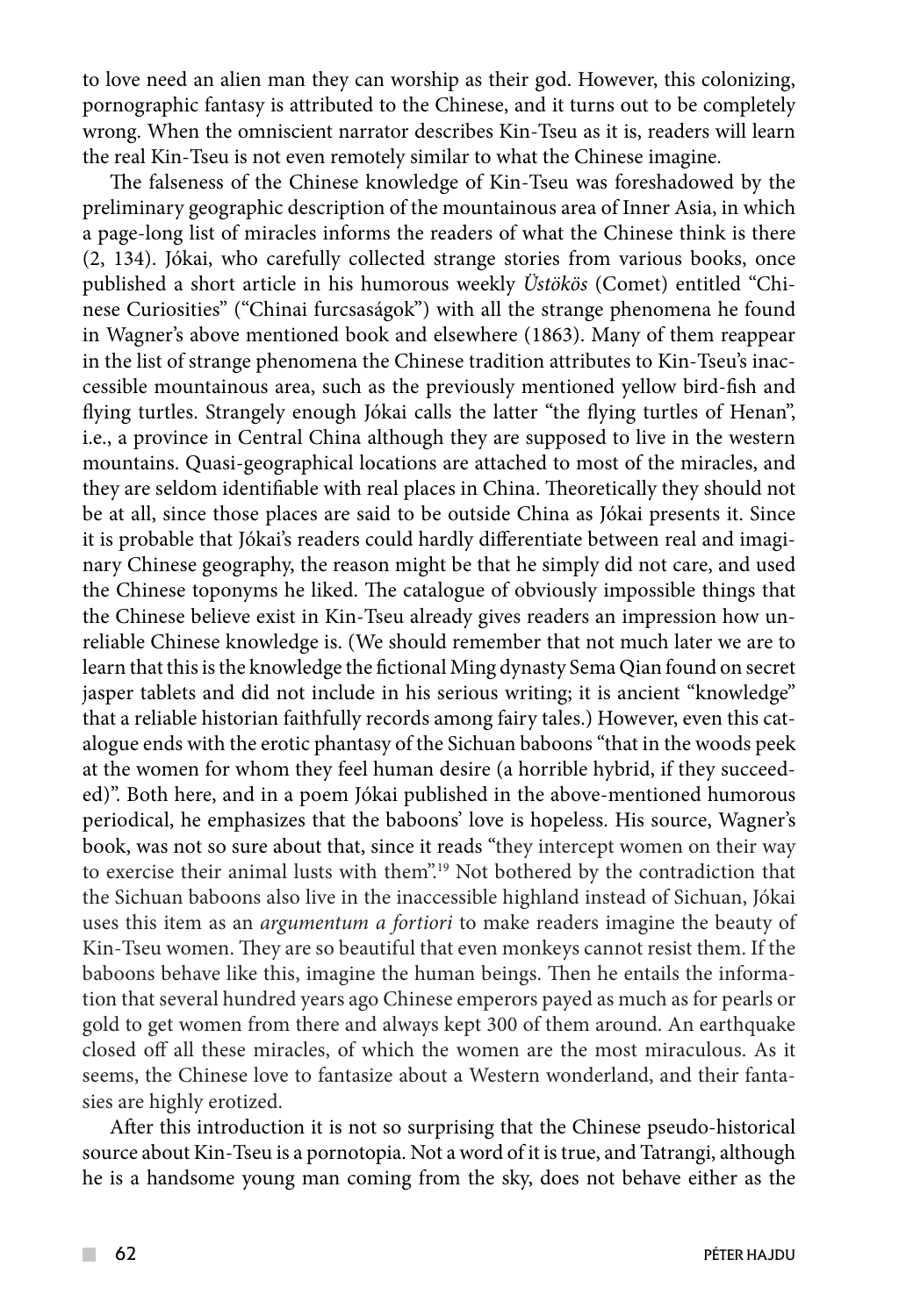to love need an alien man they can worship as their god. However, this colonizing, pornographic fantasy is attributed to the Chinese, and it turns out to be completely wrong. When the omniscient narrator describes Kin-Tseu as it is, readers will learn the real Kin-Tseu is not even remotely similar to what the Chinese imagine.

The falseness of the Chinese knowledge of Kin-Tseu was foreshadowed by the preliminary geographic description of the mountainous area of Inner Asia, in which a page-long list of miracles informs the readers of what the Chinese think is there (2, 134). Jókai, who carefully collected strange stories from various books, once published a short article in his humorous weekly *Üstökös* (Comet) entitled "Chinese Curiosities" ("Chinai furcsaságok") with all the strange phenomena he found in Wagner's above mentioned book and elsewhere (1863). Many of them reappear in the list of strange phenomena the Chinese tradition attributes to Kin-Tseu's inaccessible mountainous area, such as the previously mentioned yellow bird-fish and flying turtles. Strangely enough Jókai calls the latter "the flying turtles of Henan", i.e., a province in Central China although they are supposed to live in the western mountains. Quasi-geographical locations are attached to most of the miracles, and they are seldom identifiable with real places in China. Theoretically they should not be at all, since those places are said to be outside China as Jókai presents it. Since it is probable that Jókai's readers could hardly differentiate between real and imaginary Chinese geography, the reason might be that he simply did not care, and used the Chinese toponyms he liked. The catalogue of obviously impossible things that the Chinese believe exist in Kin-Tseu already gives readers an impression how unreliable Chinese knowledge is. (We should remember that not much later we are to learn that this is the knowledge the fictional Ming dynasty Sema Qian found on secret jasper tablets and did not include in his serious writing; it is ancient "knowledge" that a reliable historian faithfully records among fairy tales.) However, even this catalogue ends with the erotic phantasy of the Sichuan baboons "that in the woods peek at the women for whom they feel human desire (a horrible hybrid, if they succeeded)". Both here, and in a poem Jókai published in the above-mentioned humorous periodical, he emphasizes that the baboons' love is hopeless. His source, Wagner's book, was not so sure about that, since it reads "they intercept women on their way to exercise their animal lusts with them".[19] Not bothered by the contradiction that the Sichuan baboons also live in the inaccessible highland instead of Sichuan, Jókai uses this item as an *argumentum a fortiori* to make readers imagine the beauty of Kin-Tseu women. They are so beautiful that even monkeys cannot resist them. If the baboons behave like this, imagine the human beings. Then he entails the information that several hundred years ago Chinese emperors payed as much as for pearls or gold to get women from there and always kept 300 of them around. An earthquake closed off all these miracles, of which the women are the most miraculous. As it seems, the Chinese love to fantasize about a Western wonderland, and their fantasies are highly erotized.

After this introduction it is not so surprising that the Chinese pseudo-historical source about Kin-Tseu is a pornotopia. Not a word of it is true, and Tatrangi, although he is a handsome young man coming from the sky, does not behave either as the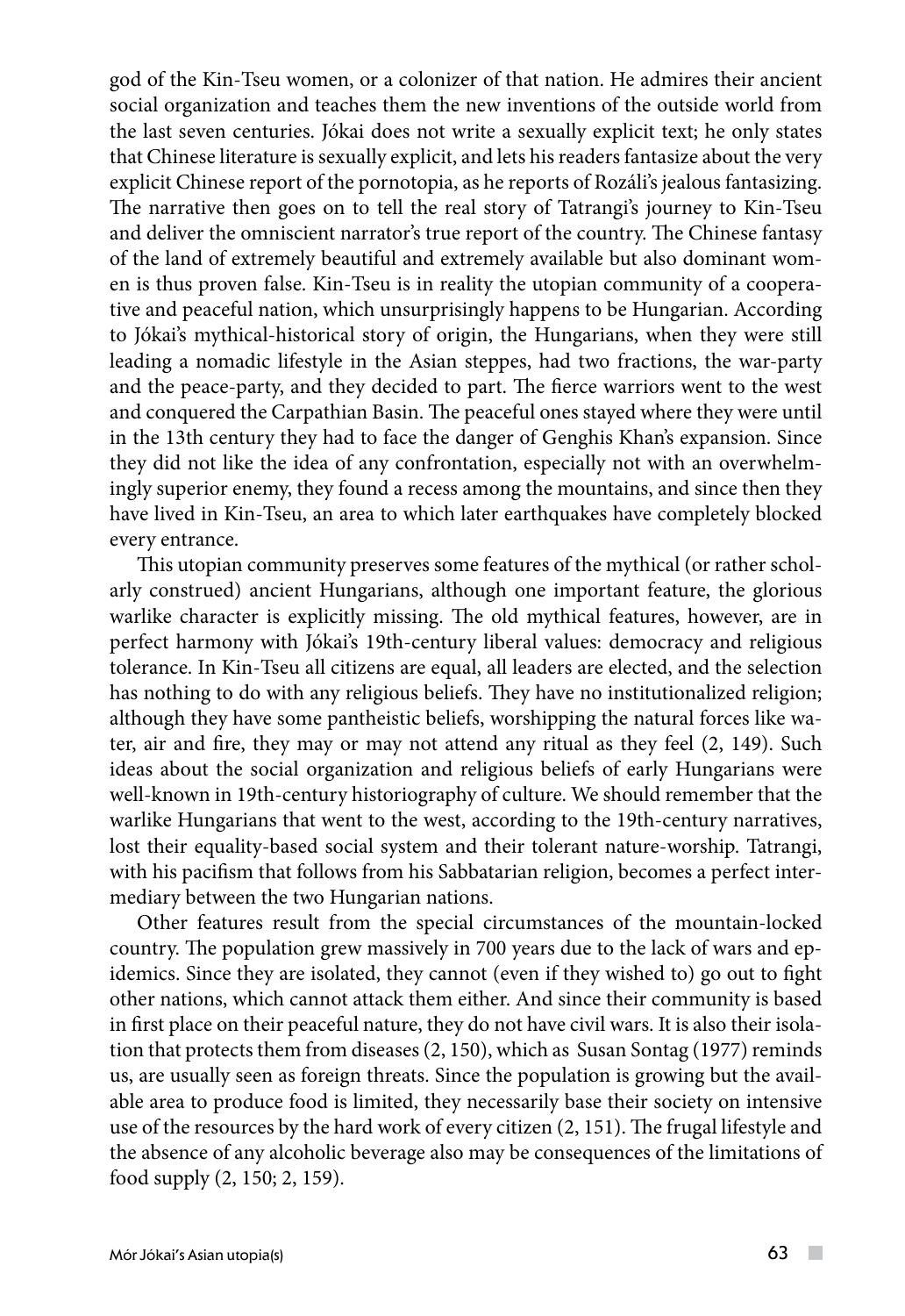god of the Kin-Tseu women, or a colonizer of that nation. He admires their ancient social organization and teaches them the new inventions of the outside world from the last seven centuries. Jókai does not write a sexually explicit text; he only states that Chinese literature is sexually explicit, and lets his readers fantasize about the very explicit Chinese report of the pornotopia, as he reports of Rozáli's jealous fantasizing. The narrative then goes on to tell the real story of Tatrangi's journey to Kin-Tseu and deliver the omniscient narrator's true report of the country. The Chinese fantasy of the land of extremely beautiful and extremely available but also dominant women is thus proven false. Kin-Tseu is in reality the utopian community of a cooperative and peaceful nation, which unsurprisingly happens to be Hungarian. According to Jókai's mythical-historical story of origin, the Hungarians, when they were still leading a nomadic lifestyle in the Asian steppes, had two fractions, the war-party and the peace-party, and they decided to part. The fierce warriors went to the west and conquered the Carpathian Basin. The peaceful ones stayed where they were until in the 13th century they had to face the danger of Genghis Khan's expansion. Since they did not like the idea of any confrontation, especially not with an overwhelmingly superior enemy, they found a recess among the mountains, and since then they have lived in Kin-Tseu, an area to which later earthquakes have completely blocked every entrance.

This utopian community preserves some features of the mythical (or rather scholarly construed) ancient Hungarians, although one important feature, the glorious warlike character is explicitly missing. The old mythical features, however, are in perfect harmony with Jókai's 19th-century liberal values: democracy and religious tolerance. In Kin-Tseu all citizens are equal, all leaders are elected, and the selection has nothing to do with any religious beliefs. They have no institutionalized religion; although they have some pantheistic beliefs, worshipping the natural forces like water, air and fire, they may or may not attend any ritual as they feel (2, 149). Such ideas about the social organization and religious beliefs of early Hungarians were well-known in 19th-century historiography of culture. We should remember that the warlike Hungarians that went to the west, according to the 19th-century narratives, lost their equality-based social system and their tolerant nature-worship. Tatrangi, with his pacifism that follows from his Sabbatarian religion, becomes a perfect intermediary between the two Hungarian nations.

Other features result from the special circumstances of the mountain-locked country. The population grew massively in 700 years due to the lack of wars and epidemics. Since they are isolated, they cannot (even if they wished to) go out to fight other nations, which cannot attack them either. And since their community is based in first place on their peaceful nature, they do not have civil wars. It is also their isolation that protects them from diseases (2, 150), which as Susan Sontag (1977) reminds us, are usually seen as foreign threats. Since the population is growing but the available area to produce food is limited, they necessarily base their society on intensive use of the resources by the hard work of every citizen (2, 151). The frugal lifestyle and the absence of any alcoholic beverage also may be consequences of the limitations of food supply (2, 150; 2, 159).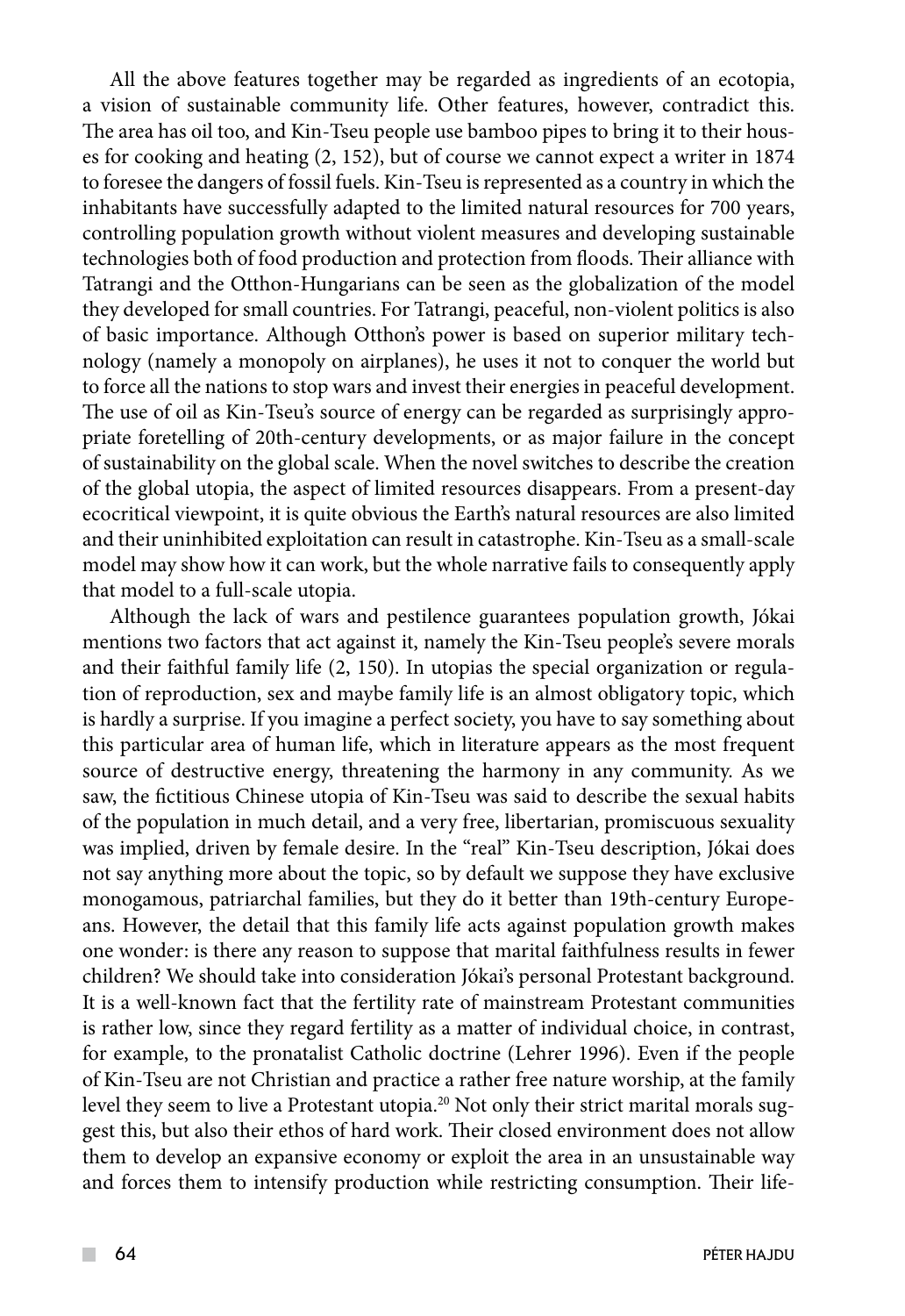All the above features together may be regarded as ingredients of an ecotopia, a vision of sustainable community life. Other features, however, contradict this. The area has oil too, and Kin-Tseu people use bamboo pipes to bring it to their houses for cooking and heating (2, 152), but of course we cannot expect a writer in 1874 to foresee the dangers of fossil fuels. Kin-Tseu is represented as a country in which the inhabitants have successfully adapted to the limited natural resources for 700 years, controlling population growth without violent measures and developing sustainable technologies both of food production and protection from floods. Their alliance with Tatrangi and the Otthon-Hungarians can be seen as the globalization of the model they developed for small countries. For Tatrangi, peaceful, non-violent politics is also of basic importance. Although Otthon's power is based on superior military technology (namely a monopoly on airplanes), he uses it not to conquer the world but to force all the nations to stop wars and invest their energies in peaceful development. The use of oil as Kin-Tseu's source of energy can be regarded as surprisingly appropriate foretelling of 20th-century developments, or as major failure in the concept of sustainability on the global scale. When the novel switches to describe the creation of the global utopia, the aspect of limited resources disappears. From a present-day ecocritical viewpoint, it is quite obvious the Earth's natural resources are also limited and their uninhibited exploitation can result in catastrophe. Kin-Tseu as a small-scale model may show how it can work, but the whole narrative fails to consequently apply that model to a full-scale utopia.

Although the lack of wars and pestilence guarantees population growth, Jókai mentions two factors that act against it, namely the Kin-Tseu people's severe morals and their faithful family life (2, 150). In utopias the special organization or regulation of reproduction, sex and maybe family life is an almost obligatory topic, which is hardly a surprise. If you imagine a perfect society, you have to say something about this particular area of human life, which in literature appears as the most frequent source of destructive energy, threatening the harmony in any community. As we saw, the fictitious Chinese utopia of Kin-Tseu was said to describe the sexual habits of the population in much detail, and a very free, libertarian, promiscuous sexuality was implied, driven by female desire. In the "real" Kin-Tseu description, Jókai does not say anything more about the topic, so by default we suppose they have exclusive monogamous, patriarchal families, but they do it better than 19th-century Europeans. However, the detail that this family life acts against population growth makes one wonder: is there any reason to suppose that marital faithfulness results in fewer children? We should take into consideration Jókai's personal Protestant background. It is a well-known fact that the fertility rate of mainstream Protestant communities is rather low, since they regard fertility as a matter of individual choice, in contrast, for example, to the pronatalist Catholic doctrine (Lehrer 1996). Even if the people of Kin-Tseu are not Christian and practice a rather free nature worship, at the family level they seem to live a Protestant utopia.[20] Not only their strict marital morals suggest this, but also their ethos of hard work. Their closed environment does not allow them to develop an expansive economy or exploit the area in an unsustainable way and forces them to intensify production while restricting consumption. Their life-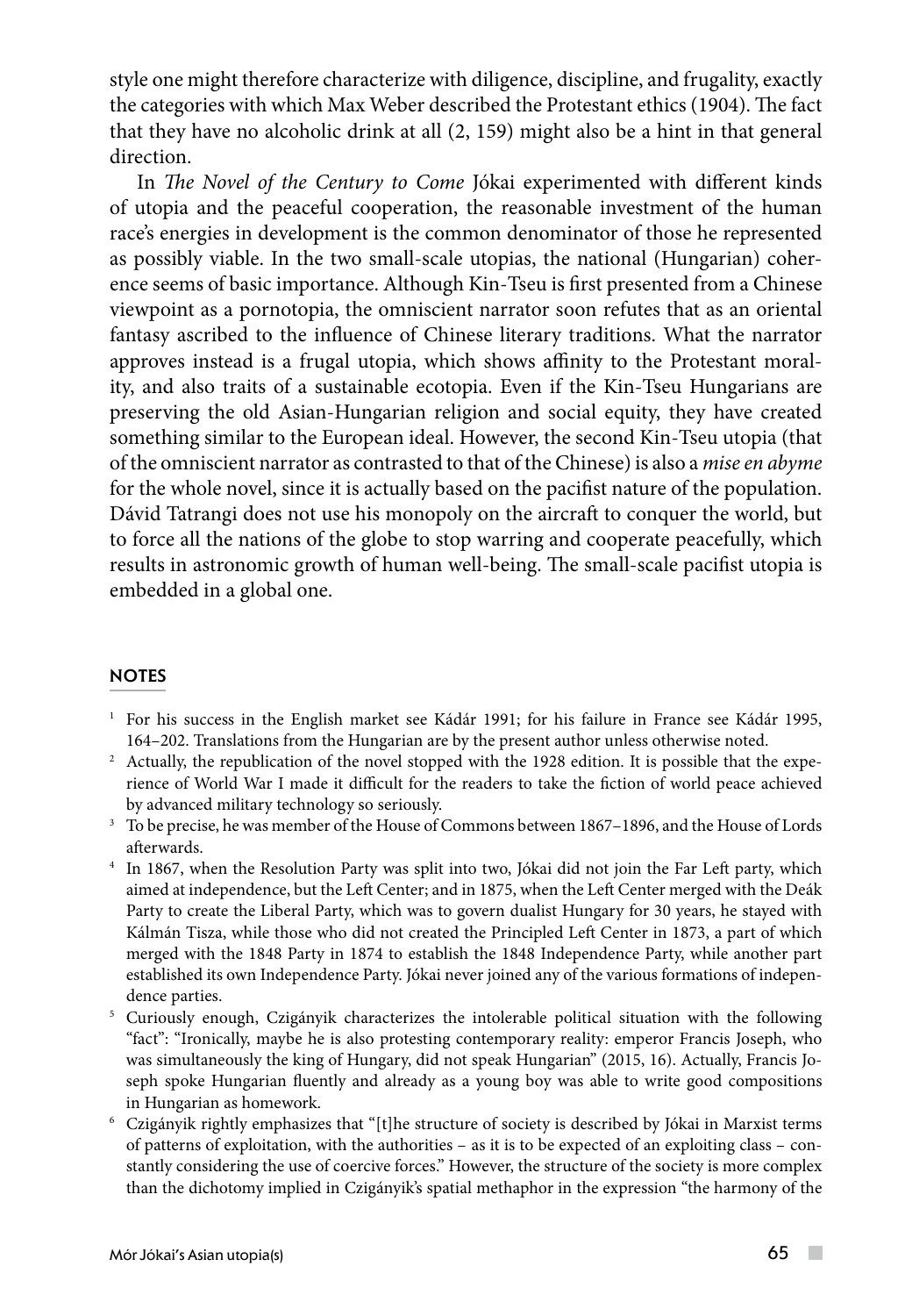style one might therefore characterize with diligence, discipline, and frugality, exactly the categories with which Max Weber described the Protestant ethics (1904). The fact that they have no alcoholic drink at all (2, 159) might also be a hint in that general direction.

In *The Novel of the Century to Come* Jókai experimented with different kinds of utopia and the peaceful cooperation, the reasonable investment of the human race's energies in development is the common denominator of those he represented as possibly viable. In the two small-scale utopias, the national (Hungarian) coherence seems of basic importance. Although Kin-Tseu is first presented from a Chinese viewpoint as a pornotopia, the omniscient narrator soon refutes that as an oriental fantasy ascribed to the influence of Chinese literary traditions. What the narrator approves instead is a frugal utopia, which shows affinity to the Protestant morality, and also traits of a sustainable ecotopia. Even if the Kin-Tseu Hungarians are preserving the old Asian-Hungarian religion and social equity, they have created something similar to the European ideal. However, the second Kin-Tseu utopia (that of the omniscient narrator as contrasted to that of the Chinese) is also a *mise en abyme* for the whole novel, since it is actually based on the pacifist nature of the population. Dávid Tatrangi does not use his monopoly on the aircraft to conquer the world, but to force all the nations of the globe to stop warring and cooperate peacefully, which results in astronomic growth of human well-being. The small-scale pacifist utopia is embedded in a global one.

## NOTES

[1] For his success in the English market see Kádár 1991; for his failure in France see Kádár 1995, 164–202. Translations from the Hungarian are by the present author unless otherwise noted.

[2] Actually, the republication of the novel stopped with the 1928 edition. It is possible that the experience of World War I made it difficult for the readers to take the fiction of world peace achieved by advanced military technology so seriously.

[3] To be precise, he was member of the House of Commons between 1867–1896, and the House of Lords afterwards.

[4] In 1867, when the Resolution Party was split into two, Jókai did not join the Far Left party, which aimed at independence, but the Left Center; and in 1875, when the Left Center merged with the Deák Party to create the Liberal Party, which was to govern dualist Hungary for 30 years, he stayed with Kálmán Tisza, while those who did not created the Principled Left Center in 1873, a part of which merged with the 1848 Party in 1874 to establish the 1848 Independence Party, while another part established its own Independence Party. Jókai never joined any of the various formations of independence parties.

[5] Curiously enough, Czigányik characterizes the intolerable political situation with the following "fact": "Ironically, maybe he is also protesting contemporary reality: emperor Francis Joseph, who was simultaneously the king of Hungary, did not speak Hungarian" (2015, 16). Actually, Francis Joseph spoke Hungarian fluently and already as a young boy was able to write good compositions in Hungarian as homework.

[6] Czigányik rightly emphasizes that "[t]he structure of society is described by Jókai in Marxist terms of patterns of exploitation, with the authorities – as it is to be expected of an exploiting class – constantly considering the use of coercive forces." However, the structure of the society is more complex than the dichotomy implied in Czigányik's spatial methaphor in the expression "the harmony of the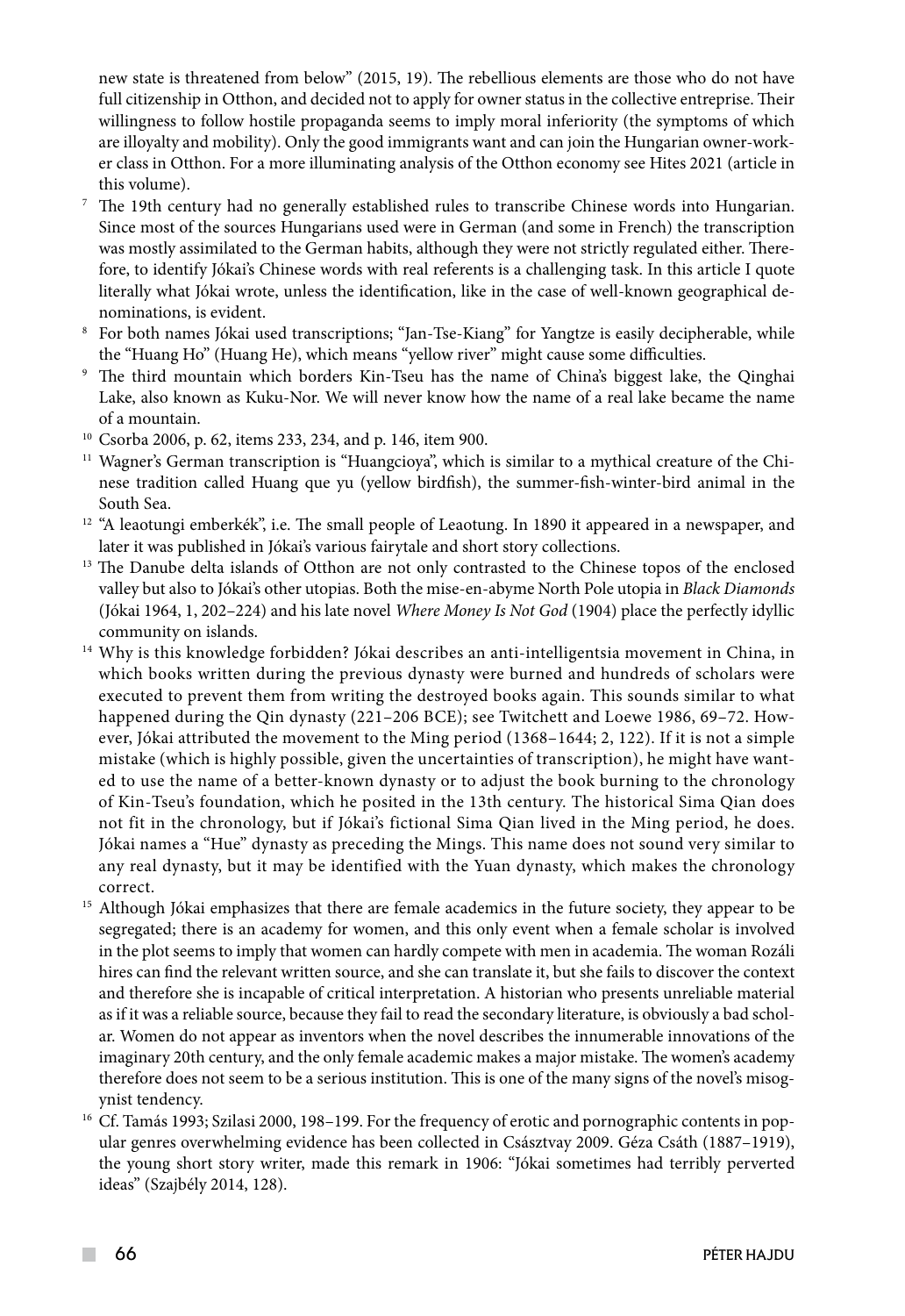new state is threatened from below" (2015, 19). The rebellious elements are those who do not have full citizenship in Otthon, and decided not to apply for owner status in the collective entreprise. Their willingness to follow hostile propaganda seems to imply moral inferiority (the symptoms of which are illoyalty and mobility). Only the good immigrants want and can join the Hungarian owner-worker class in Otthon. For a more illuminating analysis of the Otthon economy see Hites 2021 (article in this volume).

[7] The 19th century had no generally established rules to transcribe Chinese words into Hungarian. Since most of the sources Hungarians used were in German (and some in French) the transcription was mostly assimilated to the German habits, although they were not strictly regulated either. Therefore, to identify Jókai's Chinese words with real referents is a challenging task. In this article I quote literally what Jókai wrote, unless the identification, like in the case of well-known geographical denominations, is evident.

[8] For both names Jókai used transcriptions; "Jan-Tse-Kiang" for Yangtze is easily decipherable, while the "Huang Ho" (Huang He), which means "yellow river" might cause some difficulties.

[9] The third mountain which borders Kin-Tseu has the name of China's biggest lake, the Qinghai Lake, also known as Kuku-Nor. We will never know how the name of a real lake became the name of a mountain.

[10] Csorba 2006, p. 62, items 233, 234, and p. 146, item 900.

[11] Wagner's German transcription is "Huangcioya", which is similar to a mythical creature of the Chinese tradition called Huang que yu (yellow birdfish), the summer-fish-winter-bird animal in the South Sea.

[12] "A leaotungi emberkék", i.e. The small people of Leaotung. In 1890 it appeared in a newspaper, and later it was published in Jókai's various fairytale and short story collections.

[13] The Danube delta islands of Otthon are not only contrasted to the Chinese topos of the enclosed valley but also to Jókai's other utopias. Both the mise-en-abyme North Pole utopia in *Black Diamonds* (Jókai 1964, 1, 202–224) and his late novel *Where Money Is Not God* (1904) place the perfectly idyllic community on islands.

[14] Why is this knowledge forbidden? Jókai describes an anti-intelligentsia movement in China, in which books written during the previous dynasty were burned and hundreds of scholars were executed to prevent them from writing the destroyed books again. This sounds similar to what happened during the Qin dynasty (221–206 BCE); see Twitchett and Loewe 1986, 69–72. However, Jókai attributed the movement to the Ming period (1368–1644; 2, 122). If it is not a simple mistake (which is highly possible, given the uncertainties of transcription), he might have wanted to use the name of a better-known dynasty or to adjust the book burning to the chronology of Kin-Tseu's foundation, which he posited in the 13th century. The historical Sima Qian does not fit in the chronology, but if Jókai's fictional Sima Qian lived in the Ming period, he does. Jókai names a "Hue" dynasty as preceding the Mings. This name does not sound very similar to any real dynasty, but it may be identified with the Yuan dynasty, which makes the chronology correct.

[15] Although Jókai emphasizes that there are female academics in the future society, they appear to be segregated; there is an academy for women, and this only event when a female scholar is involved in the plot seems to imply that women can hardly compete with men in academia. The woman Rozáli hires can find the relevant written source, and she can translate it, but she fails to discover the context and therefore she is incapable of critical interpretation. A historian who presents unreliable material as if it was a reliable source, because they fail to read the secondary literature, is obviously a bad scholar. Women do not appear as inventors when the novel describes the innumerable innovations of the imaginary 20th century, and the only female academic makes a major mistake. The women's academy therefore does not seem to be a serious institution. This is one of the many signs of the novel's misogynist tendency.

[16] Cf. Tamás 1993; Szilasi 2000, 198–199. For the frequency of erotic and pornographic contents in popular genres overwhelming evidence has been collected in Császtvay 2009. Géza Csáth (1887–1919), the young short story writer, made this remark in 1906: "Jókai sometimes had terribly perverted ideas" (Szajbély 2014, 128).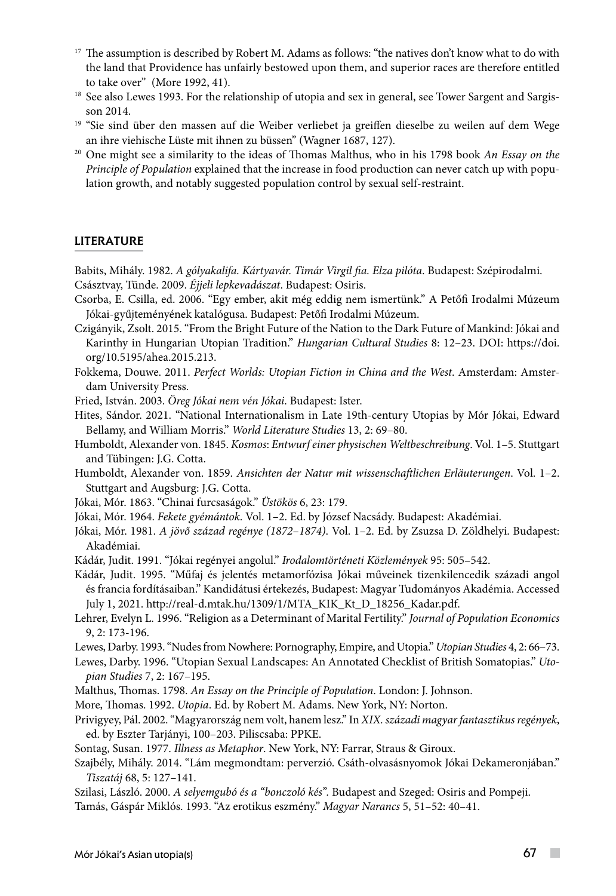[17] The assumption is described by Robert M. Adams as follows: "the natives don't know what to do with the land that Providence has unfairly bestowed upon them, and superior races are therefore entitled to take over" (More 1992, 41).

[18] See also Lewes 1993. For the relationship of utopia and sex in general, see Tower Sargent and Sargisson 2014.

[19] "Sie sind über den massen auf die Weiber verliebet ja greiffen dieselbe zu weilen auf dem Wege an ihre viehische Lüste mit ihnen zu büssen" (Wagner 1687, 127).

[20] One might see a similarity to the ideas of Thomas Malthus, who in his 1798 book *An Essay on the Principle of Population* explained that the increase in food production can never catch up with population growth, and notably suggested population control by sexual self-restraint.

## LITERATURE

Babits, Mihály. 1982. *A gólyakalifa. Kártyavár. Timár Virgil fia. Elza pilóta*. Budapest: Szépirodalmi.

Császtvay, Tünde. 2009. *Éjjeli lepkevadászat*. Budapest: Osiris.

Csorba, E. Csilla, ed. 2006. "Egy ember, akit még eddig nem ismertünk." A Petőfi Irodalmi Múzeum Jókai-gyűjteményének katalógusa. Budapest: Petőfi Irodalmi Múzeum.

Czigányik, Zsolt. 2015. "From the Bright Future of the Nation to the Dark Future of Mankind: Jókai and Karinthy in Hungarian Utopian Tradition." *Hungarian Cultural Studies* 8: 12–23. DOI: https://doi.org/10.5195/ahea.2015.213.

Fokkema, Douwe. 2011. *Perfect Worlds: Utopian Fiction in China and the West*. Amsterdam: Amsterdam University Press.

Fried, István. 2003. *Öreg Jókai nem vén Jókai*. Budapest: Ister.

Hites, Sándor. 2021. "National Internationalism in Late 19th-century Utopias by Mór Jókai, Edward Bellamy, and William Morris." *World Literature Studies* 13, 2: 69–80.

Humboldt, Alexander von. 1845. *Kosmos: Entwurf einer physischen Weltbeschreibung*. Vol. 1–5. Stuttgart and Tübingen: J.G. Cotta.

Humboldt, Alexander von. 1859. *Ansichten der Natur mit wissenschaftlichen Erläuterungen*. Vol. 1–2. Stuttgart and Augsburg: J.G. Cotta.

Jókai, Mór. 1863. "Chinai furcsaságok." *Üstökös* 6, 23: 179.

Jókai, Mór. 1964. *Fekete gyémántok*. Vol. 1–2. Ed. by József Nacsády. Budapest: Akadémiai.

Jókai, Mór. 1981. *A jövő század regénye (1872–1874)*. Vol. 1–2. Ed. by Zsuzsa D. Zöldhelyi. Budapest: Akadémiai.

Kádár, Judit. 1991. "Jókai regényei angolul." *Irodalomtörténeti Közlemények* 95: 505–542.

Kádár, Judit. 1995. "Műfaj és jelentés metamorfózisa Jókai műveinek tizenkilencedik századi angol és francia fordításaiban." Kandidátusi értekezés, Budapest: Magyar Tudományos Akadémia. Accessed July 1, 2021. http://real-d.mtak.hu/1309/1/MTA_KIK_Kt_D_18256_Kadar.pdf.

Lehrer, Evelyn L. 1996. "Religion as a Determinant of Marital Fertility." *Journal of Population Economics* 9, 2: 173-196.

Lewes, Darby. 1993. "Nudes from Nowhere: Pornography, Empire, and Utopia." *Utopian Studies* 4, 2: 66–73.

Lewes, Darby. 1996. "Utopian Sexual Landscapes: An Annotated Checklist of British Somatopias." *Utopian Studies* 7, 2: 167–195.

Malthus, Thomas. 1798. *An Essay on the Principle of Population*. London: J. Johnson.

More, Thomas. 1992. *Utopia*. Ed. by Robert M. Adams. New York, NY: Norton.

Privigyey, Pál. 2002. "Magyarország nem volt, hanem lesz." In *XIX. századi magyar fantasztikus regények*, ed. by Eszter Tarjányi, 100–203. Piliscsaba: PPKE.

Sontag, Susan. 1977. *Illness as Metaphor*. New York, NY: Farrar, Straus & Giroux.

Szajbély, Mihály. 2014. "Lám megmondtam: perverzió. Csáth-olvasásnyomok Jókai Dekameronjában." *Tiszatáj* 68, 5: 127–141.

Szilasi, László. 2000. *A selyemgubó és a "bonczoló kés"*. Budapest and Szeged: Osiris and Pompeji.

Tamás, Gáspár Miklós. 1993. "Az erotikus eszmény." *Magyar Narancs* 5, 51–52: 40–41.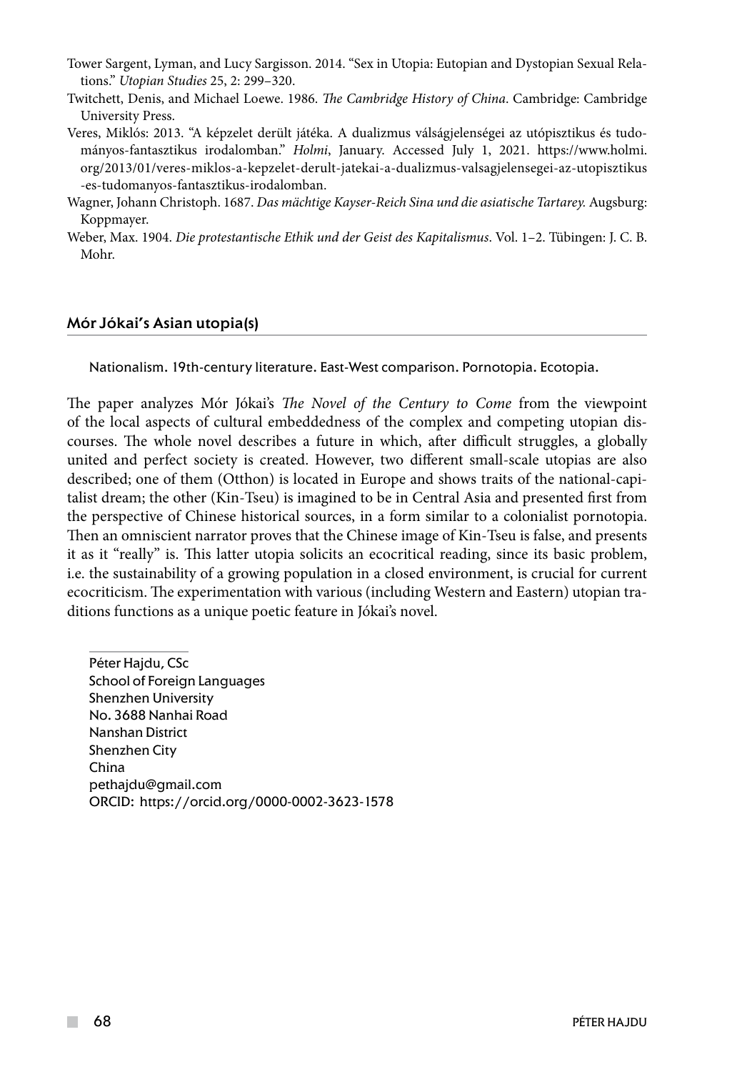Tower Sargent, Lyman, and Lucy Sargisson. 2014. "Sex in Utopia: Eutopian and Dystopian Sexual Relations." *Utopian Studies* 25, 2: 299–320.

Twitchett, Denis, and Michael Loewe. 1986. *The Cambridge History of China*. Cambridge: Cambridge University Press.

Veres, Miklós: 2013. "A képzelet derült játéka. A dualizmus válságjelenségei az utópisztikus és tudományos-fantasztikus irodalomban." *Holmi*, January. Accessed July 1, 2021. https://www.holmi.org/2013/01/veres-miklos-a-kepzelet-derult-jatekai-a-dualizmus-valsagjelensegei-az-utopisztikus-es-tudomanyos-fantasztikus-irodalomban.

Wagner, Johann Christoph. 1687. *Das mächtige Kayser-Reich Sina und die asiatische Tartarey.* Augsburg: Koppmayer.

Weber, Max. 1904. *Die protestantische Ethik und der Geist des Kapitalismus*. Vol. 1–2. Tübingen: J. C. B. Mohr.

## Mór Jókai's Asian utopia(s)

Nationalism. 19th-century literature. East-West comparison. Pornotopia. Ecotopia.

The paper analyzes Mór Jókai's *The Novel of the Century to Come* from the viewpoint of the local aspects of cultural embeddedness of the complex and competing utopian discourses. The whole novel describes a future in which, after difficult struggles, a globally united and perfect society is created. However, two different small-scale utopias are also described; one of them (Otthon) is located in Europe and shows traits of the national-capitalist dream; the other (Kin-Tseu) is imagined to be in Central Asia and presented first from the perspective of Chinese historical sources, in a form similar to a colonialist pornotopia. Then an omniscient narrator proves that the Chinese image of Kin-Tseu is false, and presents it as it "really" is. This latter utopia solicits an ecocritical reading, since its basic problem, i.e. the sustainability of a growing population in a closed environment, is crucial for current ecocriticism. The experimentation with various (including Western and Eastern) utopian traditions functions as a unique poetic feature in Jókai's novel.

Péter Hajdu, CSc
School of Foreign Languages
Shenzhen University
No. 3688 Nanhai Road
Nanshan District
Shenzhen City
China
pethajdu@gmail.com
ORCID: https://orcid.org/0000-0002-3623-1578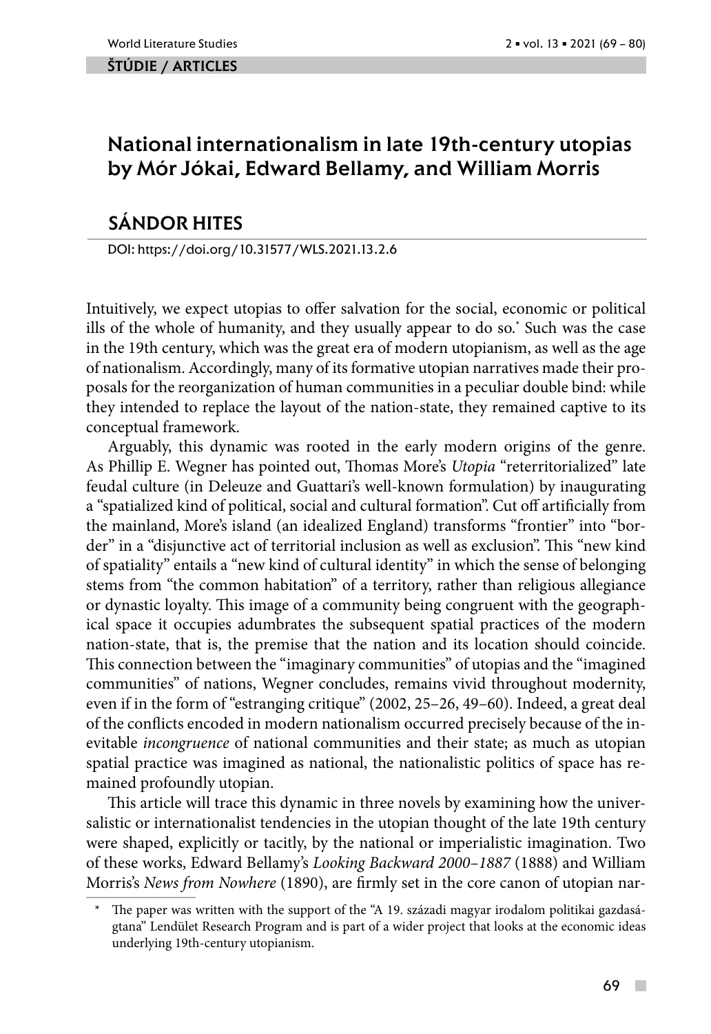ŠTÚDIE / ARTICLES

# National internationalism in late 19th-century utopias by Mór Jókai, Edward Bellamy, and William Morris

## SÁNDOR HITES

DOI: https://doi.org/10.31577/WLS.2021.13.2.6

Intuitively, we expect utopias to offer salvation for the social, economic or political ills of the whole of humanity, and they usually appear to do so.* Such was the case in the 19th century, which was the great era of modern utopianism, as well as the age of nationalism. Accordingly, many of its formative utopian narratives made their proposals for the reorganization of human communities in a peculiar double bind: while they intended to replace the layout of the nation-state, they remained captive to its conceptual framework.

Arguably, this dynamic was rooted in the early modern origins of the genre. As Phillip E. Wegner has pointed out, Thomas More's *Utopia* "reterritorialized" late feudal culture (in Deleuze and Guattari's well-known formulation) by inaugurating a "spatialized kind of political, social and cultural formation". Cut off artificially from the mainland, More's island (an idealized England) transforms "frontier" into "border" in a "disjunctive act of territorial inclusion as well as exclusion". This "new kind of spatiality" entails a "new kind of cultural identity" in which the sense of belonging stems from "the common habitation" of a territory, rather than religious allegiance or dynastic loyalty. This image of a community being congruent with the geographical space it occupies adumbrates the subsequent spatial practices of the modern nation-state, that is, the premise that the nation and its location should coincide. This connection between the "imaginary communities" of utopias and the "imagined communities" of nations, Wegner concludes, remains vivid throughout modernity, even if in the form of "estranging critique" (2002, 25–26, 49–60). Indeed, a great deal of the conflicts encoded in modern nationalism occurred precisely because of the inevitable *incongruence* of national communities and their state; as much as utopian spatial practice was imagined as national, the nationalistic politics of space has remained profoundly utopian.

This article will trace this dynamic in three novels by examining how the universalistic or internationalist tendencies in the utopian thought of the late 19th century were shaped, explicitly or tacitly, by the national or imperialistic imagination. Two of these works, Edward Bellamy's *Looking Backward 2000–1887* (1888) and William Morris's *News from Nowhere* (1890), are firmly set in the core canon of utopian nar-

* The paper was written with the support of the "A 19. századi magyar irodalom politikai gazdaságtana" Lendület Research Program and is part of a wider project that looks at the economic ideas underlying 19th-century utopianism.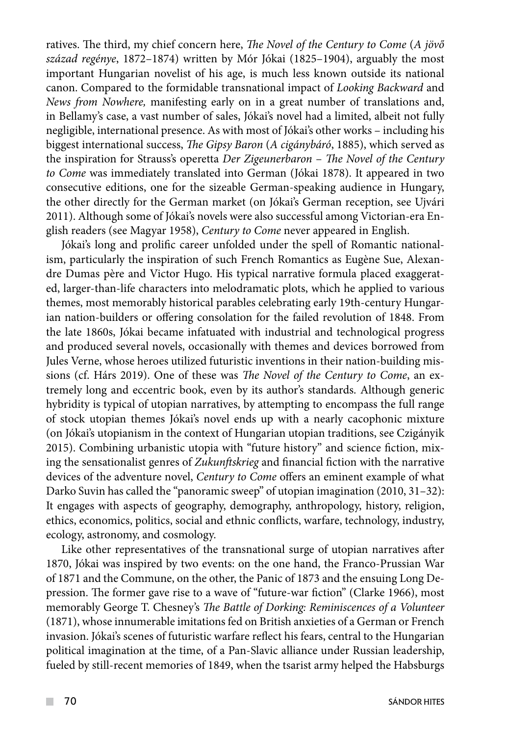ratives. The third, my chief concern here, *The Novel of the Century to Come* (*A jövő század regénye*, 1872–1874) written by Mór Jókai (1825–1904), arguably the most important Hungarian novelist of his age, is much less known outside its national canon. Compared to the formidable transnational impact of *Looking Backward* and *News from Nowhere,* manifesting early on in a great number of translations and, in Bellamy's case, a vast number of sales, Jókai's novel had a limited, albeit not fully negligible, international presence. As with most of Jókai's other works – including his biggest international success, *The Gipsy Baron* (*A cigánybáró*, 1885), which served as the inspiration for Strauss's operetta *Der Zigeunerbaron* – *The Novel of the Century to Come* was immediately translated into German (Jókai 1878). It appeared in two consecutive editions, one for the sizeable German-speaking audience in Hungary, the other directly for the German market (on Jókai's German reception, see Ujvári 2011). Although some of Jókai's novels were also successful among Victorian-era English readers (see Magyar 1958), *Century to Come* never appeared in English.

Jókai's long and prolific career unfolded under the spell of Romantic nationalism, particularly the inspiration of such French Romantics as Eugène Sue, Alexandre Dumas père and Victor Hugo. His typical narrative formula placed exaggerated, larger-than-life characters into melodramatic plots, which he applied to various themes, most memorably historical parables celebrating early 19th-century Hungarian nation-builders or offering consolation for the failed revolution of 1848. From the late 1860s, Jókai became infatuated with industrial and technological progress and produced several novels, occasionally with themes and devices borrowed from Jules Verne, whose heroes utilized futuristic inventions in their nation-building missions (cf. Hárs 2019). One of these was *The Novel of the Century to Come*, an extremely long and eccentric book, even by its author's standards. Although generic hybridity is typical of utopian narratives, by attempting to encompass the full range of stock utopian themes Jókai's novel ends up with a nearly cacophonic mixture (on Jókai's utopianism in the context of Hungarian utopian traditions, see Czigányik 2015). Combining urbanistic utopia with "future history" and science fiction, mixing the sensationalist genres of *Zukunftskrieg* and financial fiction with the narrative devices of the adventure novel, *Century to Come* offers an eminent example of what Darko Suvin has called the "panoramic sweep" of utopian imagination (2010, 31–32): It engages with aspects of geography, demography, anthropology, history, religion, ethics, economics, politics, social and ethnic conflicts, warfare, technology, industry, ecology, astronomy, and cosmology.

Like other representatives of the transnational surge of utopian narratives after 1870, Jókai was inspired by two events: on the one hand, the Franco-Prussian War of 1871 and the Commune, on the other, the Panic of 1873 and the ensuing Long Depression. The former gave rise to a wave of "future-war fiction" (Clarke 1966), most memorably George T. Chesney's *The Battle of Dorking: Reminiscences of a Volunteer* (1871), whose innumerable imitations fed on British anxieties of a German or French invasion. Jókai's scenes of futuristic warfare reflect his fears, central to the Hungarian political imagination at the time, of a Pan-Slavic alliance under Russian leadership, fueled by still-recent memories of 1849, when the tsarist army helped the Habsburgs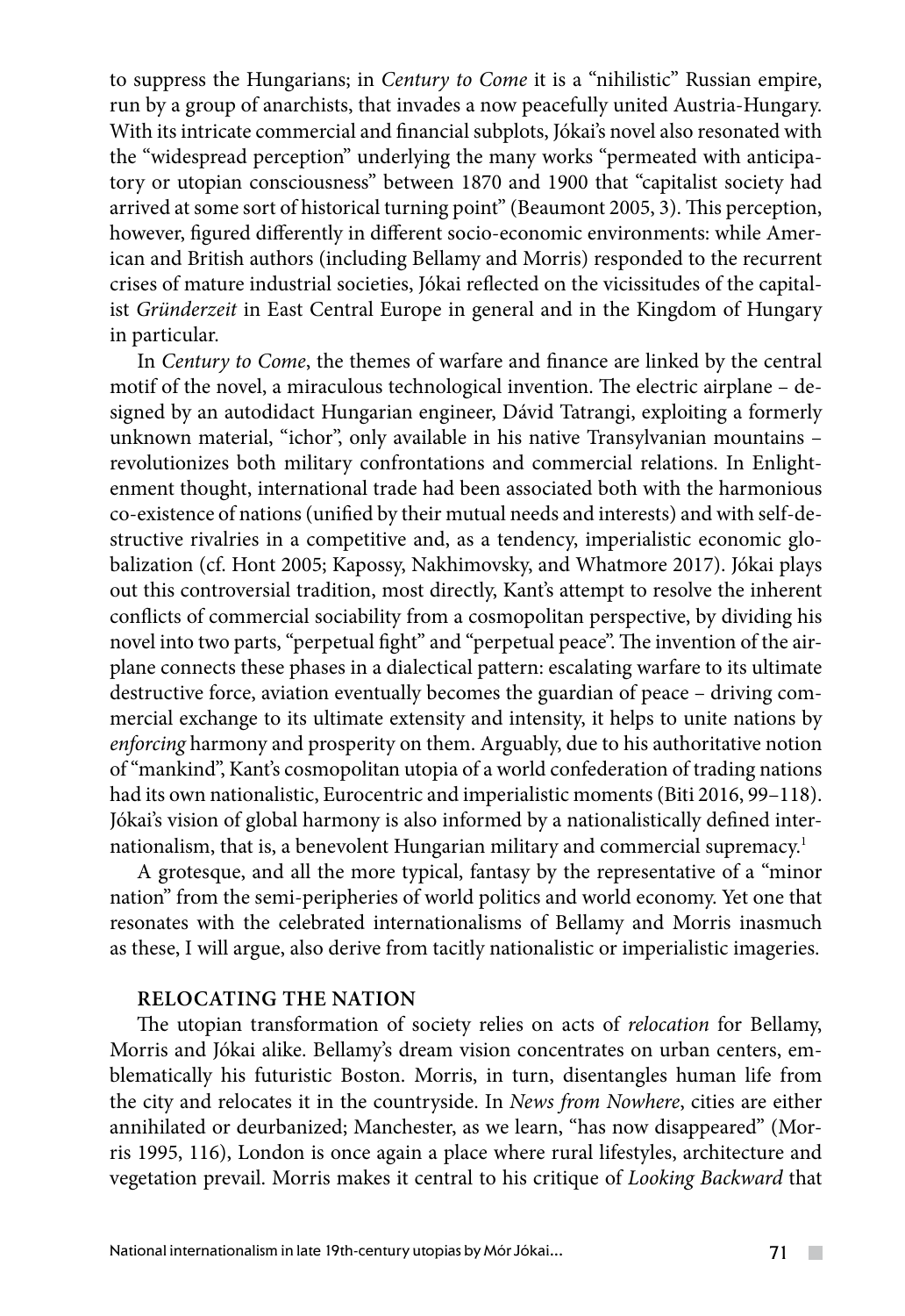to suppress the Hungarians; in *Century to Come* it is a "nihilistic" Russian empire, run by a group of anarchists, that invades a now peacefully united Austria-Hungary. With its intricate commercial and financial subplots, Jókai's novel also resonated with the "widespread perception" underlying the many works "permeated with anticipatory or utopian consciousness" between 1870 and 1900 that "capitalist society had arrived at some sort of historical turning point" (Beaumont 2005, 3). This perception, however, figured differently in different socio-economic environments: while American and British authors (including Bellamy and Morris) responded to the recurrent crises of mature industrial societies, Jókai reflected on the vicissitudes of the capitalist *Gründerzeit* in East Central Europe in general and in the Kingdom of Hungary in particular.

In *Century to Come*, the themes of warfare and finance are linked by the central motif of the novel, a miraculous technological invention. The electric airplane – designed by an autodidact Hungarian engineer, Dávid Tatrangi, exploiting a formerly unknown material, "ichor", only available in his native Transylvanian mountains – revolutionizes both military confrontations and commercial relations. In Enlightenment thought, international trade had been associated both with the harmonious co-existence of nations (unified by their mutual needs and interests) and with self-destructive rivalries in a competitive and, as a tendency, imperialistic economic globalization (cf. Hont 2005; Kapossy, Nakhimovsky, and Whatmore 2017). Jókai plays out this controversial tradition, most directly, Kant's attempt to resolve the inherent conflicts of commercial sociability from a cosmopolitan perspective, by dividing his novel into two parts, "perpetual fight" and "perpetual peace". The invention of the airplane connects these phases in a dialectical pattern: escalating warfare to its ultimate destructive force, aviation eventually becomes the guardian of peace – driving commercial exchange to its ultimate extensity and intensity, it helps to unite nations by *enforcing* harmony and prosperity on them. Arguably, due to his authoritative notion of "mankind", Kant's cosmopolitan utopia of a world confederation of trading nations had its own nationalistic, Eurocentric and imperialistic moments (Biti 2016, 99–118). Jókai's vision of global harmony is also informed by a nationalistically defined internationalism, that is, a benevolent Hungarian military and commercial supremacy.[1]

A grotesque, and all the more typical, fantasy by the representative of a "minor nation" from the semi-peripheries of world politics and world economy. Yet one that resonates with the celebrated internationalisms of Bellamy and Morris inasmuch as these, I will argue, also derive from tacitly nationalistic or imperialistic imageries.

## RELOCATING THE NATION

The utopian transformation of society relies on acts of *relocation* for Bellamy, Morris and Jókai alike. Bellamy's dream vision concentrates on urban centers, emblematically his futuristic Boston. Morris, in turn, disentangles human life from the city and relocates it in the countryside. In *News from Nowhere*, cities are either annihilated or deurbanized; Manchester, as we learn, "has now disappeared" (Morris 1995, 116), London is once again a place where rural lifestyles, architecture and vegetation prevail. Morris makes it central to his critique of *Looking Backward* that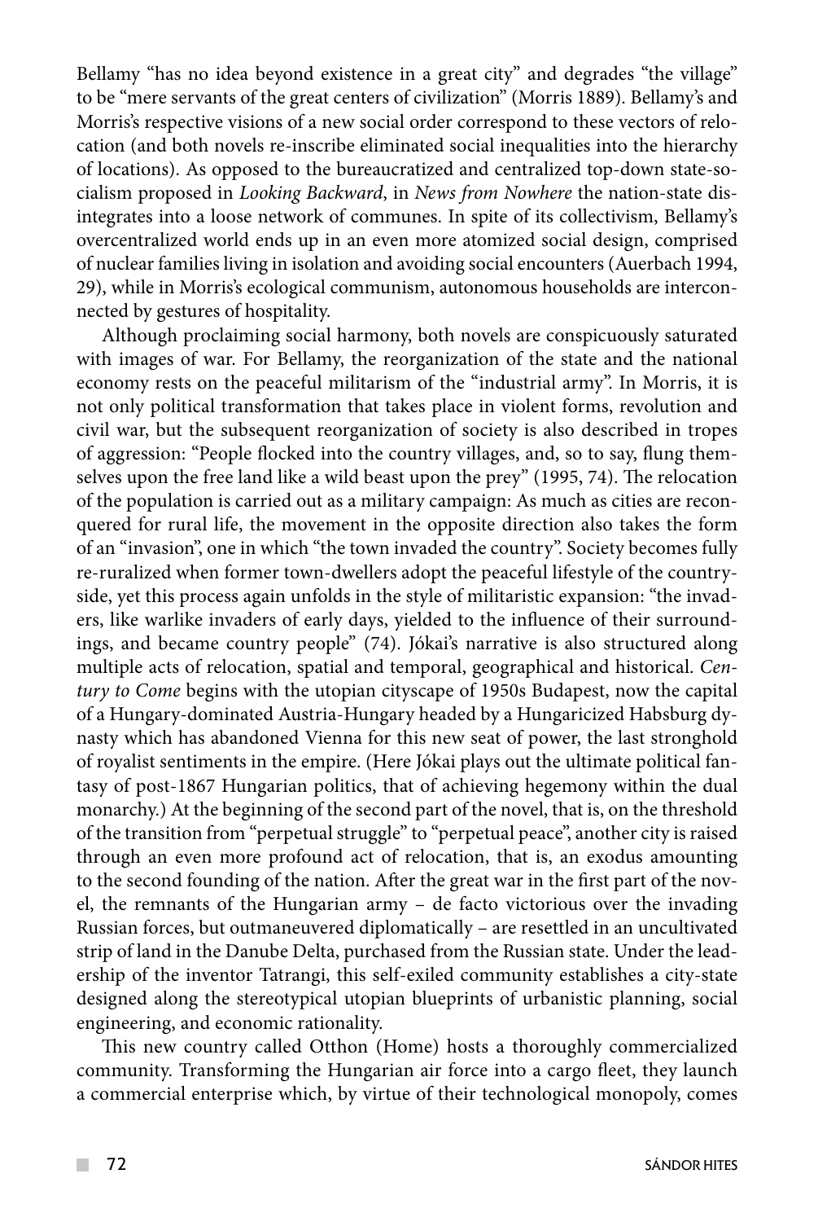Bellamy "has no idea beyond existence in a great city" and degrades "the village" to be "mere servants of the great centers of civilization" (Morris 1889). Bellamy's and Morris's respective visions of a new social order correspond to these vectors of relocation (and both novels re-inscribe eliminated social inequalities into the hierarchy of locations). As opposed to the bureaucratized and centralized top-down state-socialism proposed in *Looking Backward*, in *News from Nowhere* the nation-state disintegrates into a loose network of communes. In spite of its collectivism, Bellamy's overcentralized world ends up in an even more atomized social design, comprised of nuclear families living in isolation and avoiding social encounters (Auerbach 1994, 29), while in Morris's ecological communism, autonomous households are interconnected by gestures of hospitality.

Although proclaiming social harmony, both novels are conspicuously saturated with images of war. For Bellamy, the reorganization of the state and the national economy rests on the peaceful militarism of the "industrial army". In Morris, it is not only political transformation that takes place in violent forms, revolution and civil war, but the subsequent reorganization of society is also described in tropes of aggression: "People flocked into the country villages, and, so to say, flung themselves upon the free land like a wild beast upon the prey" (1995, 74). The relocation of the population is carried out as a military campaign: As much as cities are reconquered for rural life, the movement in the opposite direction also takes the form of an "invasion", one in which "the town invaded the country". Society becomes fully re-ruralized when former town-dwellers adopt the peaceful lifestyle of the countryside, yet this process again unfolds in the style of militaristic expansion: "the invaders, like warlike invaders of early days, yielded to the influence of their surroundings, and became country people" (74). Jókai's narrative is also structured along multiple acts of relocation, spatial and temporal, geographical and historical. *Century to Come* begins with the utopian cityscape of 1950s Budapest, now the capital of a Hungary-dominated Austria-Hungary headed by a Hungaricized Habsburg dynasty which has abandoned Vienna for this new seat of power, the last stronghold of royalist sentiments in the empire. (Here Jókai plays out the ultimate political fantasy of post-1867 Hungarian politics, that of achieving hegemony within the dual monarchy.) At the beginning of the second part of the novel, that is, on the threshold of the transition from "perpetual struggle" to "perpetual peace", another city is raised through an even more profound act of relocation, that is, an exodus amounting to the second founding of the nation. After the great war in the first part of the novel, the remnants of the Hungarian army – de facto victorious over the invading Russian forces, but outmaneuvered diplomatically – are resettled in an uncultivated strip of land in the Danube Delta, purchased from the Russian state. Under the leadership of the inventor Tatrangi, this self-exiled community establishes a city-state designed along the stereotypical utopian blueprints of urbanistic planning, social engineering, and economic rationality.

This new country called Otthon (Home) hosts a thoroughly commercialized community. Transforming the Hungarian air force into a cargo fleet, they launch a commercial enterprise which, by virtue of their technological monopoly, comes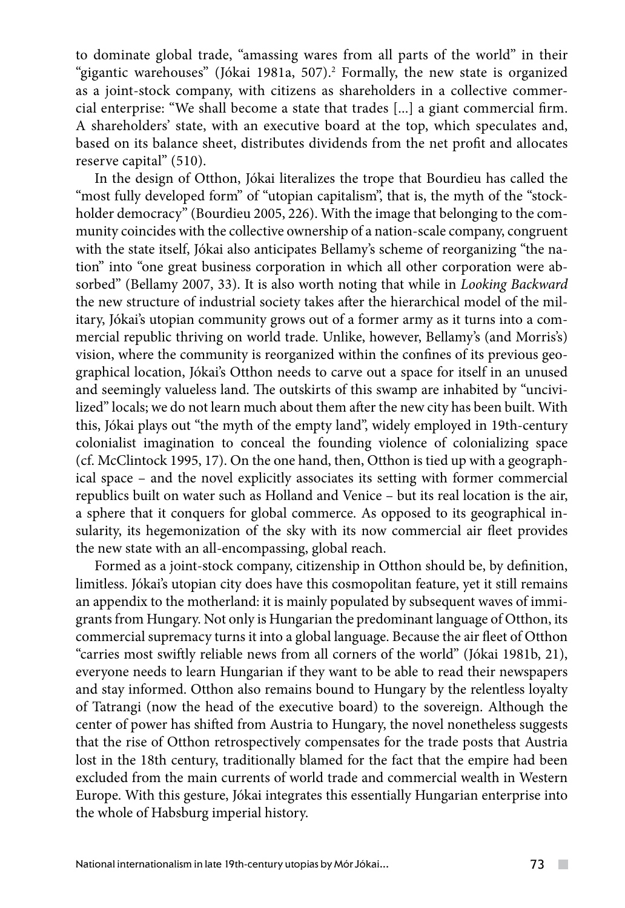to dominate global trade, "amassing wares from all parts of the world" in their "gigantic warehouses" (Jókai 1981a, 507).[2] Formally, the new state is organized as a joint-stock company, with citizens as shareholders in a collective commercial enterprise: "We shall become a state that trades [...] a giant commercial firm. A shareholders' state, with an executive board at the top, which speculates and, based on its balance sheet, distributes dividends from the net profit and allocates reserve capital" (510).

In the design of Otthon, Jókai literalizes the trope that Bourdieu has called the "most fully developed form" of "utopian capitalism", that is, the myth of the "stockholder democracy" (Bourdieu 2005, 226). With the image that belonging to the community coincides with the collective ownership of a nation-scale company, congruent with the state itself, Jókai also anticipates Bellamy's scheme of reorganizing "the nation" into "one great business corporation in which all other corporation were absorbed" (Bellamy 2007, 33). It is also worth noting that while in *Looking Backward* the new structure of industrial society takes after the hierarchical model of the military, Jókai's utopian community grows out of a former army as it turns into a commercial republic thriving on world trade. Unlike, however, Bellamy's (and Morris's) vision, where the community is reorganized within the confines of its previous geographical location, Jókai's Otthon needs to carve out a space for itself in an unused and seemingly valueless land. The outskirts of this swamp are inhabited by "uncivilized" locals; we do not learn much about them after the new city has been built. With this, Jókai plays out "the myth of the empty land", widely employed in 19th-century colonialist imagination to conceal the founding violence of colonializing space (cf. McClintock 1995, 17). On the one hand, then, Otthon is tied up with a geographical space – and the novel explicitly associates its setting with former commercial republics built on water such as Holland and Venice – but its real location is the air, a sphere that it conquers for global commerce. As opposed to its geographical insularity, its hegemonization of the sky with its now commercial air fleet provides the new state with an all-encompassing, global reach.

Formed as a joint-stock company, citizenship in Otthon should be, by definition, limitless. Jókai's utopian city does have this cosmopolitan feature, yet it still remains an appendix to the motherland: it is mainly populated by subsequent waves of immigrants from Hungary. Not only is Hungarian the predominant language of Otthon, its commercial supremacy turns it into a global language. Because the air fleet of Otthon "carries most swiftly reliable news from all corners of the world" (Jókai 1981b, 21), everyone needs to learn Hungarian if they want to be able to read their newspapers and stay informed. Otthon also remains bound to Hungary by the relentless loyalty of Tatrangi (now the head of the executive board) to the sovereign. Although the center of power has shifted from Austria to Hungary, the novel nonetheless suggests that the rise of Otthon retrospectively compensates for the trade posts that Austria lost in the 18th century, traditionally blamed for the fact that the empire had been excluded from the main currents of world trade and commercial wealth in Western Europe. With this gesture, Jókai integrates this essentially Hungarian enterprise into the whole of Habsburg imperial history.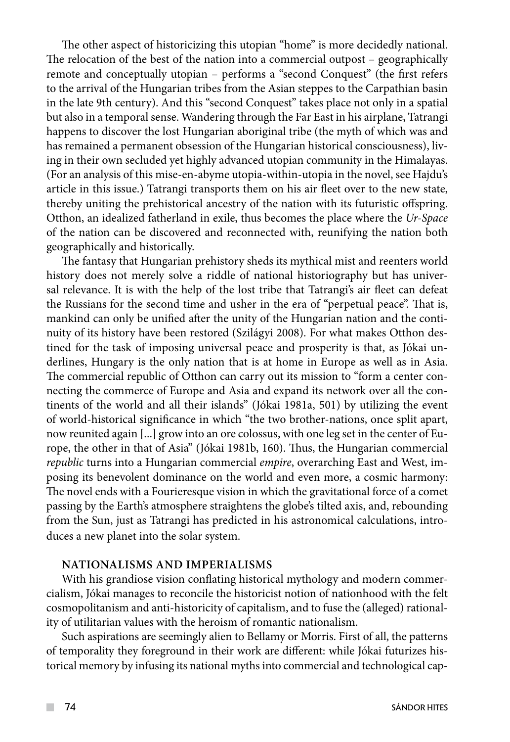The other aspect of historicizing this utopian "home" is more decidedly national. The relocation of the best of the nation into a commercial outpost – geographically remote and conceptually utopian – performs a "second Conquest" (the first refers to the arrival of the Hungarian tribes from the Asian steppes to the Carpathian basin in the late 9th century). And this "second Conquest" takes place not only in a spatial but also in a temporal sense. Wandering through the Far East in his airplane, Tatrangi happens to discover the lost Hungarian aboriginal tribe (the myth of which was and has remained a permanent obsession of the Hungarian historical consciousness), living in their own secluded yet highly advanced utopian community in the Himalayas. (For an analysis of this mise-en-abyme utopia-within-utopia in the novel, see Hajdu's article in this issue.) Tatrangi transports them on his air fleet over to the new state, thereby uniting the prehistorical ancestry of the nation with its futuristic offspring. Otthon, an idealized fatherland in exile, thus becomes the place where the *Ur-Space* of the nation can be discovered and reconnected with, reunifying the nation both geographically and historically.

The fantasy that Hungarian prehistory sheds its mythical mist and reenters world history does not merely solve a riddle of national historiography but has universal relevance. It is with the help of the lost tribe that Tatrangi's air fleet can defeat the Russians for the second time and usher in the era of "perpetual peace". That is, mankind can only be unified after the unity of the Hungarian nation and the continuity of its history have been restored (Szilágyi 2008). For what makes Otthon destined for the task of imposing universal peace and prosperity is that, as Jókai underlines, Hungary is the only nation that is at home in Europe as well as in Asia. The commercial republic of Otthon can carry out its mission to "form a center connecting the commerce of Europe and Asia and expand its network over all the continents of the world and all their islands" (Jókai 1981a, 501) by utilizing the event of world-historical significance in which "the two brother-nations, once split apart, now reunited again [...] grow into an ore colossus, with one leg set in the center of Europe, the other in that of Asia" (Jókai 1981b, 160). Thus, the Hungarian commercial *republic* turns into a Hungarian commercial *empire*, overarching East and West, imposing its benevolent dominance on the world and even more, a cosmic harmony: The novel ends with a Fourieresque vision in which the gravitational force of a comet passing by the Earth's atmosphere straightens the globe's tilted axis, and, rebounding from the Sun, just as Tatrangi has predicted in his astronomical calculations, introduces a new planet into the solar system.

## NATIONALISMS AND IMPERIALISMS

With his grandiose vision conflating historical mythology and modern commercialism, Jókai manages to reconcile the historicist notion of nationhood with the felt cosmopolitanism and anti-historicity of capitalism, and to fuse the (alleged) rationality of utilitarian values with the heroism of romantic nationalism.

Such aspirations are seemingly alien to Bellamy or Morris. First of all, the patterns of temporality they foreground in their work are different: while Jókai futurizes historical memory by infusing its national myths into commercial and technological cap-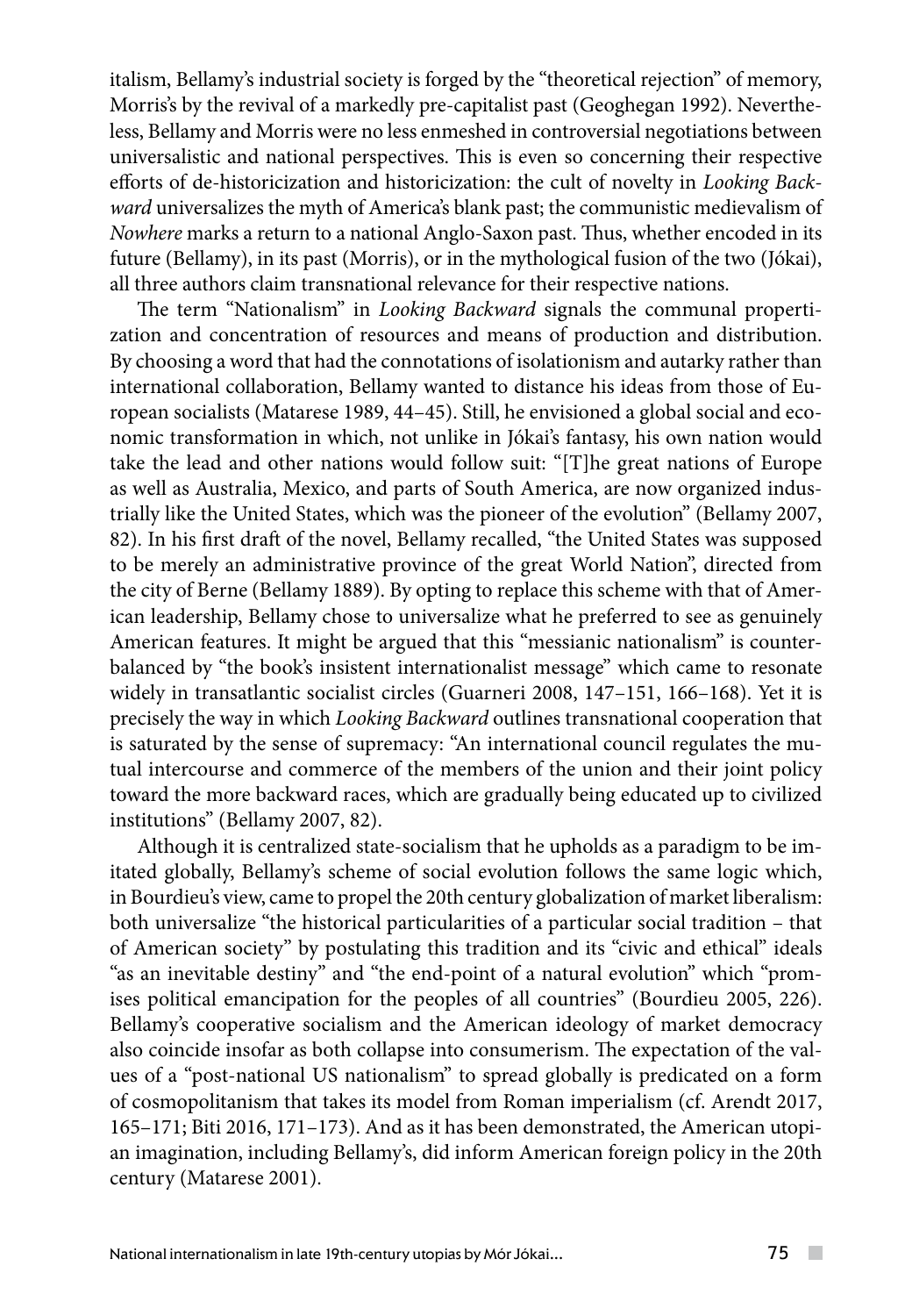italism, Bellamy's industrial society is forged by the "theoretical rejection" of memory, Morris's by the revival of a markedly pre-capitalist past (Geoghegan 1992). Nevertheless, Bellamy and Morris were no less enmeshed in controversial negotiations between universalistic and national perspectives. This is even so concerning their respective efforts of de-historicization and historicization: the cult of novelty in *Looking Backward* universalizes the myth of America's blank past; the communistic medievalism of *Nowhere* marks a return to a national Anglo-Saxon past. Thus, whether encoded in its future (Bellamy), in its past (Morris), or in the mythological fusion of the two (Jókai), all three authors claim transnational relevance for their respective nations.

The term "Nationalism" in *Looking Backward* signals the communal propertization and concentration of resources and means of production and distribution. By choosing a word that had the connotations of isolationism and autarky rather than international collaboration, Bellamy wanted to distance his ideas from those of European socialists (Matarese 1989, 44–45). Still, he envisioned a global social and economic transformation in which, not unlike in Jókai's fantasy, his own nation would take the lead and other nations would follow suit: "[T]he great nations of Europe as well as Australia, Mexico, and parts of South America, are now organized industrially like the United States, which was the pioneer of the evolution" (Bellamy 2007, 82). In his first draft of the novel, Bellamy recalled, "the United States was supposed to be merely an administrative province of the great World Nation", directed from the city of Berne (Bellamy 1889). By opting to replace this scheme with that of American leadership, Bellamy chose to universalize what he preferred to see as genuinely American features. It might be argued that this "messianic nationalism" is counterbalanced by "the book's insistent internationalist message" which came to resonate widely in transatlantic socialist circles (Guarneri 2008, 147–151, 166–168). Yet it is precisely the way in which *Looking Backward* outlines transnational cooperation that is saturated by the sense of supremacy: "An international council regulates the mutual intercourse and commerce of the members of the union and their joint policy toward the more backward races, which are gradually being educated up to civilized institutions" (Bellamy 2007, 82).

Although it is centralized state-socialism that he upholds as a paradigm to be imitated globally, Bellamy's scheme of social evolution follows the same logic which, in Bourdieu's view, came to propel the 20th century globalization of market liberalism: both universalize "the historical particularities of a particular social tradition – that of American society" by postulating this tradition and its "civic and ethical" ideals "as an inevitable destiny" and "the end-point of a natural evolution" which "promises political emancipation for the peoples of all countries" (Bourdieu 2005, 226). Bellamy's cooperative socialism and the American ideology of market democracy also coincide insofar as both collapse into consumerism. The expectation of the values of a "post-national US nationalism" to spread globally is predicated on a form of cosmopolitanism that takes its model from Roman imperialism (cf. Arendt 2017, 165–171; Biti 2016, 171–173). And as it has been demonstrated, the American utopian imagination, including Bellamy's, did inform American foreign policy in the 20th century (Matarese 2001).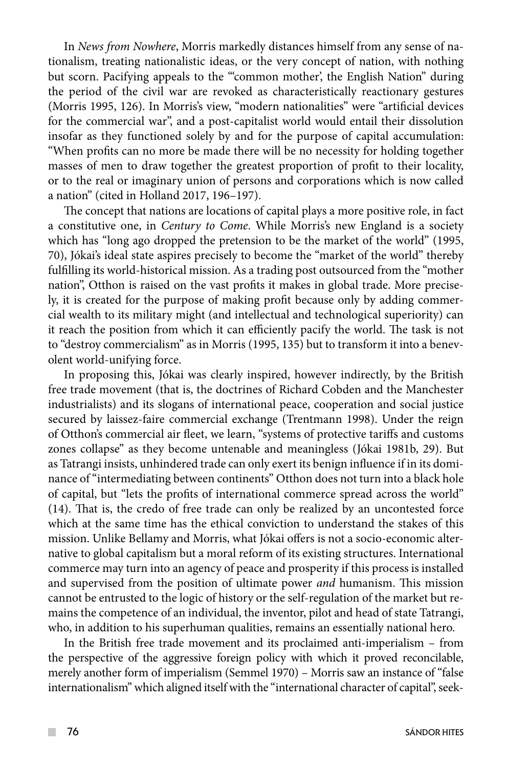In *News from Nowhere*, Morris markedly distances himself from any sense of nationalism, treating nationalistic ideas, or the very concept of nation, with nothing but scorn. Pacifying appeals to the "'common mother', the English Nation" during the period of the civil war are revoked as characteristically reactionary gestures (Morris 1995, 126). In Morris's view, "modern nationalities" were "artificial devices for the commercial war", and a post-capitalist world would entail their dissolution insofar as they functioned solely by and for the purpose of capital accumulation: "When profits can no more be made there will be no necessity for holding together masses of men to draw together the greatest proportion of profit to their locality, or to the real or imaginary union of persons and corporations which is now called a nation" (cited in Holland 2017, 196–197).

The concept that nations are locations of capital plays a more positive role, in fact a constitutive one, in *Century to Come*. While Morris's new England is a society which has "long ago dropped the pretension to be the market of the world" (1995, 70), Jókai's ideal state aspires precisely to become the "market of the world" thereby fulfilling its world-historical mission. As a trading post outsourced from the "mother nation", Otthon is raised on the vast profits it makes in global trade. More precisely, it is created for the purpose of making profit because only by adding commercial wealth to its military might (and intellectual and technological superiority) can it reach the position from which it can efficiently pacify the world. The task is not to "destroy commercialism" as in Morris (1995, 135) but to transform it into a benevolent world-unifying force.

In proposing this, Jókai was clearly inspired, however indirectly, by the British free trade movement (that is, the doctrines of Richard Cobden and the Manchester industrialists) and its slogans of international peace, cooperation and social justice secured by laissez-faire commercial exchange (Trentmann 1998). Under the reign of Otthon's commercial air fleet, we learn, "systems of protective tariffs and customs zones collapse" as they become untenable and meaningless (Jókai 1981b, 29). But as Tatrangi insists, unhindered trade can only exert its benign influence if in its dominance of "intermediating between continents" Otthon does not turn into a black hole of capital, but "lets the profits of international commerce spread across the world" (14). That is, the credo of free trade can only be realized by an uncontested force which at the same time has the ethical conviction to understand the stakes of this mission. Unlike Bellamy and Morris, what Jókai offers is not a socio-economic alternative to global capitalism but a moral reform of its existing structures. International commerce may turn into an agency of peace and prosperity if this process is installed and supervised from the position of ultimate power *and* humanism. This mission cannot be entrusted to the logic of history or the self-regulation of the market but remains the competence of an individual, the inventor, pilot and head of state Tatrangi, who, in addition to his superhuman qualities, remains an essentially national hero.

In the British free trade movement and its proclaimed anti-imperialism – from the perspective of the aggressive foreign policy with which it proved reconcilable, merely another form of imperialism (Semmel 1970) – Morris saw an instance of "false internationalism" which aligned itself with the "international character of capital", seek-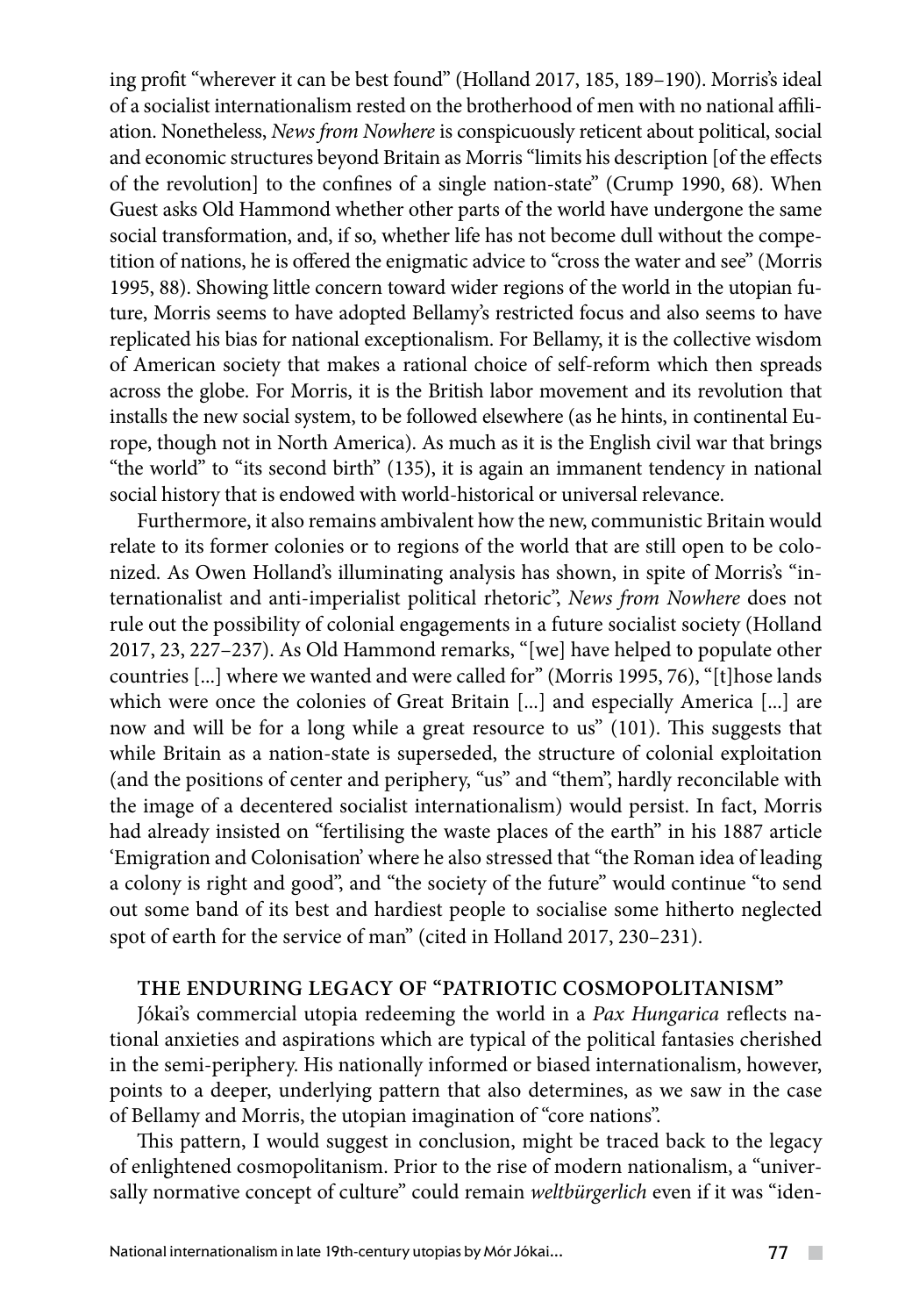ing profit "wherever it can be best found" (Holland 2017, 185, 189–190). Morris's ideal of a socialist internationalism rested on the brotherhood of men with no national affiliation. Nonetheless, *News from Nowhere* is conspicuously reticent about political, social and economic structures beyond Britain as Morris "limits his description [of the effects of the revolution] to the confines of a single nation-state" (Crump 1990, 68). When Guest asks Old Hammond whether other parts of the world have undergone the same social transformation, and, if so, whether life has not become dull without the competition of nations, he is offered the enigmatic advice to "cross the water and see" (Morris 1995, 88). Showing little concern toward wider regions of the world in the utopian future, Morris seems to have adopted Bellamy's restricted focus and also seems to have replicated his bias for national exceptionalism. For Bellamy, it is the collective wisdom of American society that makes a rational choice of self-reform which then spreads across the globe. For Morris, it is the British labor movement and its revolution that installs the new social system, to be followed elsewhere (as he hints, in continental Europe, though not in North America). As much as it is the English civil war that brings "the world" to "its second birth" (135), it is again an immanent tendency in national social history that is endowed with world-historical or universal relevance.

Furthermore, it also remains ambivalent how the new, communistic Britain would relate to its former colonies or to regions of the world that are still open to be colonized. As Owen Holland's illuminating analysis has shown, in spite of Morris's "internationalist and anti-imperialist political rhetoric", *News from Nowhere* does not rule out the possibility of colonial engagements in a future socialist society (Holland 2017, 23, 227–237). As Old Hammond remarks, "[we] have helped to populate other countries [...] where we wanted and were called for" (Morris 1995, 76), "[t]hose lands which were once the colonies of Great Britain [...] and especially America [...] are now and will be for a long while a great resource to us" (101). This suggests that while Britain as a nation-state is superseded, the structure of colonial exploitation (and the positions of center and periphery, "us" and "them", hardly reconcilable with the image of a decentered socialist internationalism) would persist. In fact, Morris had already insisted on "fertilising the waste places of the earth" in his 1887 article 'Emigration and Colonisation' where he also stressed that "the Roman idea of leading a colony is right and good", and "the society of the future" would continue "to send out some band of its best and hardiest people to socialise some hitherto neglected spot of earth for the service of man" (cited in Holland 2017, 230–231).

## THE ENDURING LEGACY OF "PATRIOTIC COSMOPOLITANISM"

Jókai's commercial utopia redeeming the world in a *Pax Hungarica* reflects national anxieties and aspirations which are typical of the political fantasies cherished in the semi-periphery. His nationally informed or biased internationalism, however, points to a deeper, underlying pattern that also determines, as we saw in the case of Bellamy and Morris, the utopian imagination of "core nations".

This pattern, I would suggest in conclusion, might be traced back to the legacy of enlightened cosmopolitanism. Prior to the rise of modern nationalism, a "universally normative concept of culture" could remain *weltbürgerlich* even if it was "iden-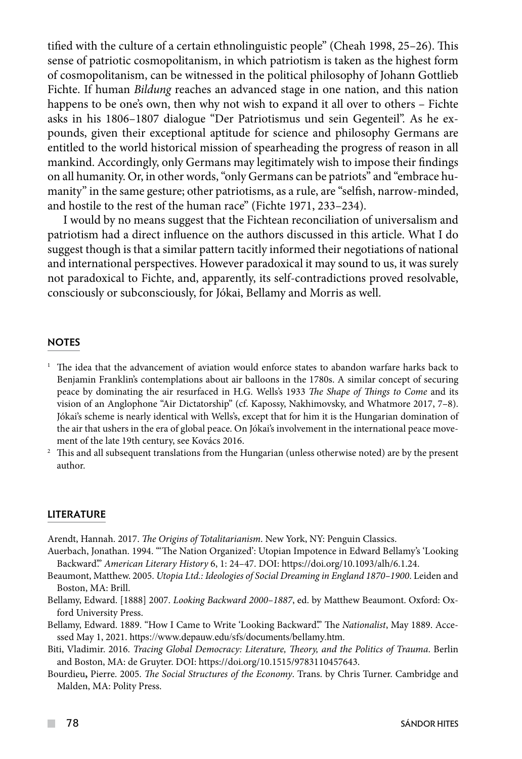tified with the culture of a certain ethnolinguistic people" (Cheah 1998, 25–26). This sense of patriotic cosmopolitanism, in which patriotism is taken as the highest form of cosmopolitanism, can be witnessed in the political philosophy of Johann Gottlieb Fichte. If human *Bildung* reaches an advanced stage in one nation, and this nation happens to be one's own, then why not wish to expand it all over to others – Fichte asks in his 1806–1807 dialogue "Der Patriotismus und sein Gegenteil". As he expounds, given their exceptional aptitude for science and philosophy Germans are entitled to the world historical mission of spearheading the progress of reason in all mankind. Accordingly, only Germans may legitimately wish to impose their findings on all humanity. Or, in other words, "only Germans can be patriots" and "embrace humanity" in the same gesture; other patriotisms, as a rule, are "selfish, narrow-minded, and hostile to the rest of the human race" (Fichte 1971, 233–234).

I would by no means suggest that the Fichtean reconciliation of universalism and patriotism had a direct influence on the authors discussed in this article. What I do suggest though is that a similar pattern tacitly informed their negotiations of national and international perspectives. However paradoxical it may sound to us, it was surely not paradoxical to Fichte, and, apparently, its self-contradictions proved resolvable, consciously or subconsciously, for Jókai, Bellamy and Morris as well.

## NOTES

[1] The idea that the advancement of aviation would enforce states to abandon warfare harks back to Benjamin Franklin's contemplations about air balloons in the 1780s. A similar concept of securing peace by dominating the air resurfaced in H.G. Wells's 1933 *The Shape of Things to Come* and its vision of an Anglophone "Air Dictatorship" (cf. Kapossy, Nakhimovsky, and Whatmore 2017, 7–8). Jókai's scheme is nearly identical with Wells's, except that for him it is the Hungarian domination of the air that ushers in the era of global peace. On Jókai's involvement in the international peace movement of the late 19th century, see Kovács 2016.

[2] This and all subsequent translations from the Hungarian (unless otherwise noted) are by the present author.

## LITERATURE

Arendt, Hannah. 2017. *The Origins of Totalitarianism*. New York, NY: Penguin Classics.

Auerbach, Jonathan. 1994. "'The Nation Organized': Utopian Impotence in Edward Bellamy's 'Looking Backward'." *American Literary History* 6, 1: 24–47. DOI: https://doi.org/10.1093/alh/6.1.24.

Beaumont, Matthew. 2005. *Utopia Ltd.: Ideologies of Social Dreaming in England 1870–1900*. Leiden and Boston, MA: Brill.

Bellamy, Edward. [1888] 2007. *Looking Backward 2000–1887*, ed. by Matthew Beaumont. Oxford: Oxford University Press.

Bellamy, Edward. 1889. "How I Came to Write 'Looking Backward'." The *Nationalist*, May 1889. Accessed May 1, 2021. https://www.depauw.edu/sfs/documents/bellamy.htm.

Biti, Vladimir. 2016. *Tracing Global Democracy: Literature, Theory, and the Politics of Trauma*. Berlin and Boston, MA: de Gruyter. DOI: https://doi.org/10.1515/9783110457643.

Bourdieu, Pierre. 2005. *The Social Structures of the Economy*. Trans. by Chris Turner. Cambridge and Malden, MA: Polity Press.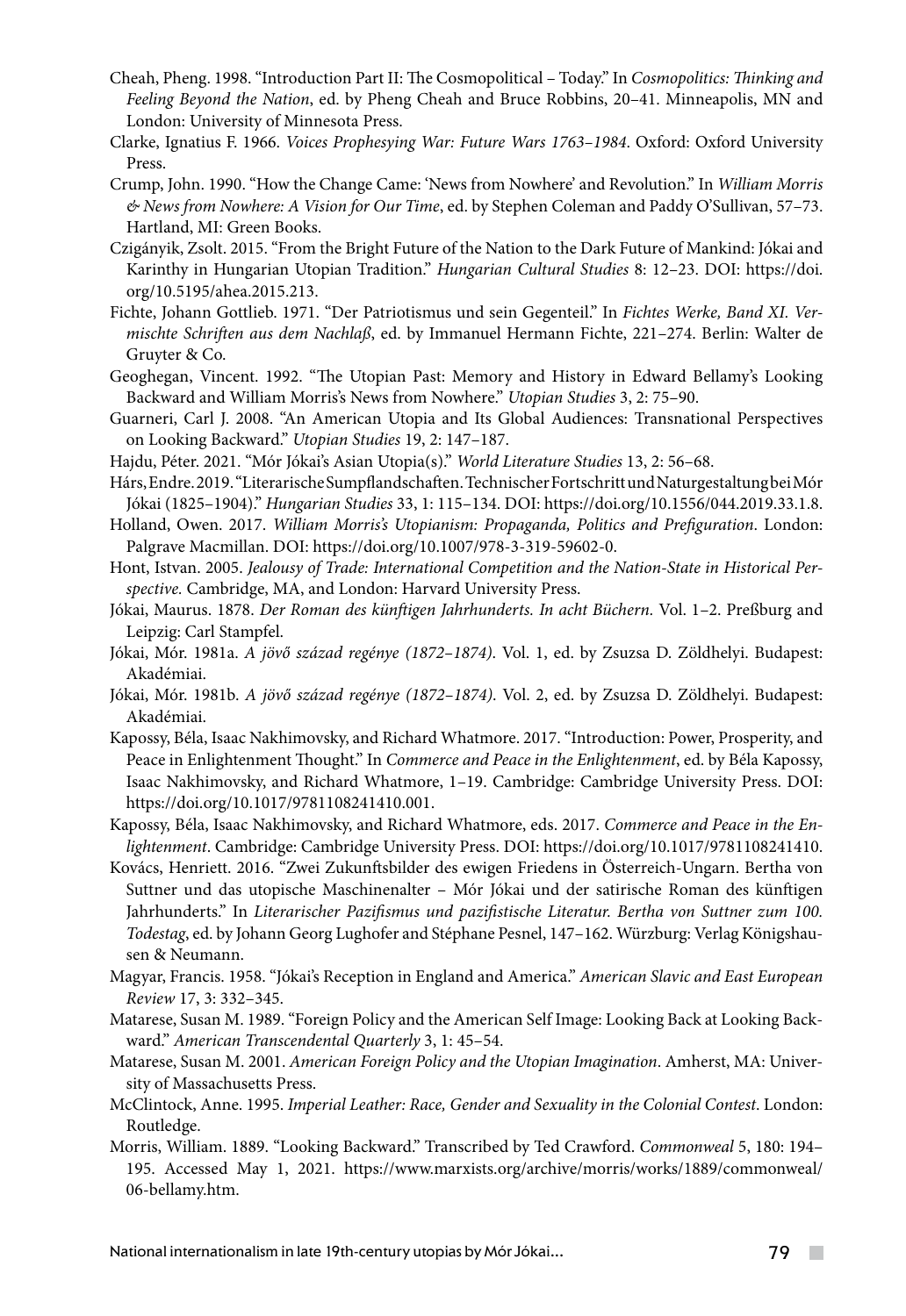Cheah, Pheng. 1998. "Introduction Part II: The Cosmopolitical – Today." In *Cosmopolitics: Thinking and Feeling Beyond the Nation*, ed. by Pheng Cheah and Bruce Robbins, 20–41. Minneapolis, MN and London: University of Minnesota Press.

Clarke, Ignatius F. 1966. *Voices Prophesying War: Future Wars 1763–1984*. Oxford: Oxford University Press.

Crump, John. 1990. "How the Change Came: 'News from Nowhere' and Revolution." In *William Morris & News from Nowhere: A Vision for Our Time*, ed. by Stephen Coleman and Paddy O'Sullivan, 57–73. Hartland, MI: Green Books.

Czigányik, Zsolt. 2015. "From the Bright Future of the Nation to the Dark Future of Mankind: Jókai and Karinthy in Hungarian Utopian Tradition." *Hungarian Cultural Studies* 8: 12–23. DOI: https://doi.org/10.5195/ahea.2015.213.

Fichte, Johann Gottlieb. 1971. "Der Patriotismus und sein Gegenteil." In *Fichtes Werke, Band XI. Vermischte Schriften aus dem Nachlaß*, ed. by Immanuel Hermann Fichte, 221–274. Berlin: Walter de Gruyter & Co.

Geoghegan, Vincent. 1992. "The Utopian Past: Memory and History in Edward Bellamy's Looking Backward and William Morris's News from Nowhere." *Utopian Studies* 3, 2: 75–90.

Guarneri, Carl J. 2008. "An American Utopia and Its Global Audiences: Transnational Perspectives on Looking Backward." *Utopian Studies* 19, 2: 147–187.

Hajdu, Péter. 2021. "Mór Jókai's Asian Utopia(s)." *World Literature Studies* 13, 2: 56–68.

Hárs, Endre. 2019. "Literarische Sumpflandschaften. Technischer Fortschritt und Naturgestaltung bei Mór Jókai (1825–1904)." *Hungarian Studies* 33, 1: 115–134. DOI: https://doi.org/10.1556/044.2019.33.1.8.

Holland, Owen. 2017. *William Morris's Utopianism: Propaganda, Politics and Prefiguration*. London: Palgrave Macmillan. DOI: https://doi.org/10.1007/978-3-319-59602-0.

Hont, Istvan. 2005. *Jealousy of Trade: International Competition and the Nation-State in Historical Perspective.* Cambridge, MA, and London: Harvard University Press.

Jókai, Maurus. 1878. *Der Roman des künftigen Jahrhunderts. In acht Büchern*. Vol. 1–2. Preßburg and Leipzig: Carl Stampfel.

Jókai, Mór. 1981a. *A jövő század regénye (1872–1874)*. Vol. 1, ed. by Zsuzsa D. Zöldhelyi. Budapest: Akadémiai.

Jókai, Mór. 1981b. *A jövő század regénye (1872–1874)*. Vol. 2, ed. by Zsuzsa D. Zöldhelyi. Budapest: Akadémiai.

Kapossy, Béla, Isaac Nakhimovsky, and Richard Whatmore. 2017. "Introduction: Power, Prosperity, and Peace in Enlightenment Thought." In *Commerce and Peace in the Enlightenment*, ed. by Béla Kapossy, Isaac Nakhimovsky, and Richard Whatmore, 1–19. Cambridge: Cambridge University Press. DOI: https://doi.org/10.1017/9781108241410.001.

Kapossy, Béla, Isaac Nakhimovsky, and Richard Whatmore, eds. 2017. *Commerce and Peace in the Enlightenment*. Cambridge: Cambridge University Press. DOI: https://doi.org/10.1017/9781108241410.

Kovács, Henriett. 2016. "Zwei Zukunftsbilder des ewigen Friedens in Österreich-Ungarn. Bertha von Suttner und das utopische Maschinenalter – Mór Jókai und der satirische Roman des künftigen Jahrhunderts." In *Literarischer Pazifismus und pazifistische Literatur. Bertha von Suttner zum 100. Todestag*, ed. by Johann Georg Lughofer and Stéphane Pesnel, 147–162. Würzburg: Verlag Königshausen & Neumann.

Magyar, Francis. 1958. "Jókai's Reception in England and America." *American Slavic and East European Review* 17, 3: 332–345.

Matarese, Susan M. 1989. "Foreign Policy and the American Self Image: Looking Back at Looking Backward." *American Transcendental Quarterly* 3, 1: 45–54.

Matarese, Susan M. 2001. *American Foreign Policy and the Utopian Imagination*. Amherst, MA: University of Massachusetts Press.

McClintock, Anne. 1995. *Imperial Leather: Race, Gender and Sexuality in the Colonial Contest*. London: Routledge.

Morris, William. 1889. "Looking Backward." Transcribed by Ted Crawford. *Commonweal* 5, 180: 194–195. Accessed May 1, 2021. https://www.marxists.org/archive/morris/works/1889/commonweal/06-bellamy.htm.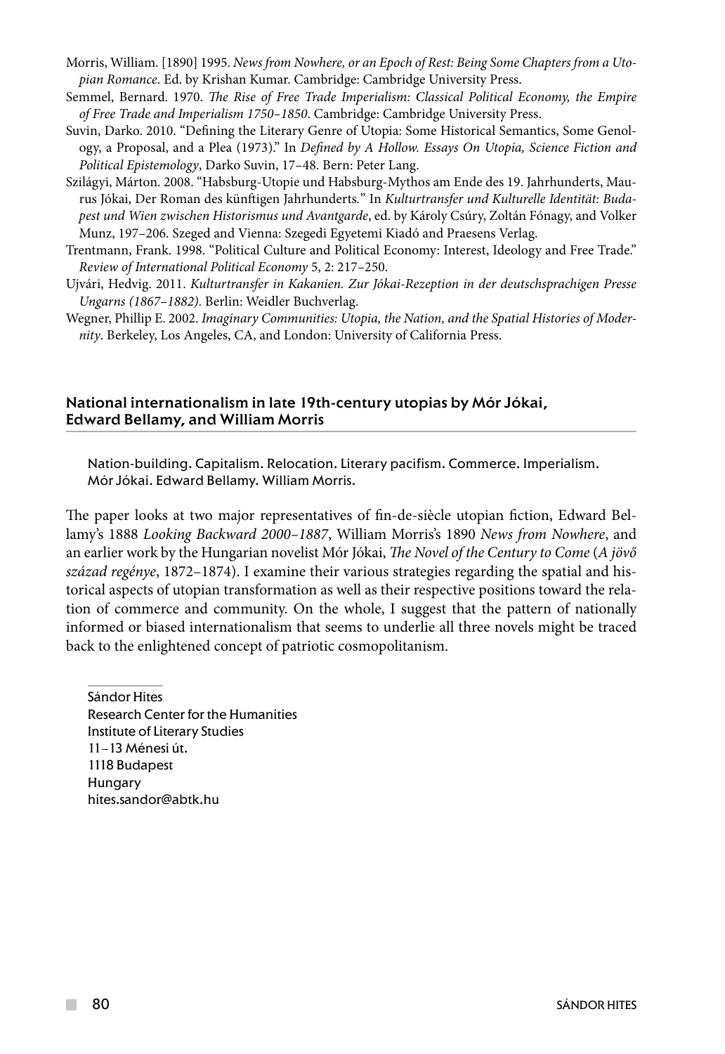Morris, William. [1890] 1995. *News from Nowhere, or an Epoch of Rest: Being Some Chapters from a Utopian Romance*. Ed. by Krishan Kumar. Cambridge: Cambridge University Press.

Semmel, Bernard. 1970. *The Rise of Free Trade Imperialism: Classical Political Economy, the Empire of Free Trade and Imperialism 1750–1850*. Cambridge: Cambridge University Press.

Suvin, Darko. 2010. "Defining the Literary Genre of Utopia: Some Historical Semantics, Some Genology, a Proposal, and a Plea (1973)." In *Defined by A Hollow. Essays On Utopia, Science Fiction and Political Epistemology*, Darko Suvin, 17–48. Bern: Peter Lang.

Szilágyi, Márton. 2008. "Habsburg-Utopie und Habsburg-Mythos am Ende des 19. Jahrhunderts, Maurus Jókai, Der Roman des künftigen Jahrhunderts." In *Kulturtransfer und Kulturelle Identität: Budapest und Wien zwischen Historismus und Avantgarde*, ed. by Károly Csúry, Zoltán Fónagy, and Volker Munz, 197–206. Szeged and Vienna: Szegedi Egyetemi Kiadó and Praesens Verlag.

Trentmann, Frank. 1998. "Political Culture and Political Economy: Interest, Ideology and Free Trade." *Review of International Political Economy* 5, 2: 217–250.

Ujvári, Hedvig. 2011. *Kulturtransfer in Kakanien. Zur Jókai-Rezeption in der deutschsprachigen Presse Ungarns (1867–1882)*. Berlin: Weidler Buchverlag.

Wegner, Phillip E. 2002. *Imaginary Communities: Utopia, the Nation, and the Spatial Histories of Modernity*. Berkeley, Los Angeles, CA, and London: University of California Press.

## National internationalism in late 19th-century utopias by Mór Jókai, Edward Bellamy, and William Morris

Nation-building. Capitalism. Relocation. Literary pacifism. Commerce. Imperialism. Mór Jókai. Edward Bellamy. William Morris.

The paper looks at two major representatives of fin-de-siècle utopian fiction, Edward Bellamy's 1888 *Looking Backward 2000–1887*, William Morris's 1890 *News from Nowhere*, and an earlier work by the Hungarian novelist Mór Jókai, *The Novel of the Century to Come* (*A jövő század regénye*, 1872–1874). I examine their various strategies regarding the spatial and historical aspects of utopian transformation as well as their respective positions toward the relation of commerce and community. On the whole, I suggest that the pattern of nationally informed or biased internationalism that seems to underlie all three novels might be traced back to the enlightened concept of patriotic cosmopolitanism.

Sándor Hites
Research Center for the Humanities
Institute of Literary Studies
11–13 Ménesi út.
1118 Budapest
Hungary
hites.sandor@abtk.hu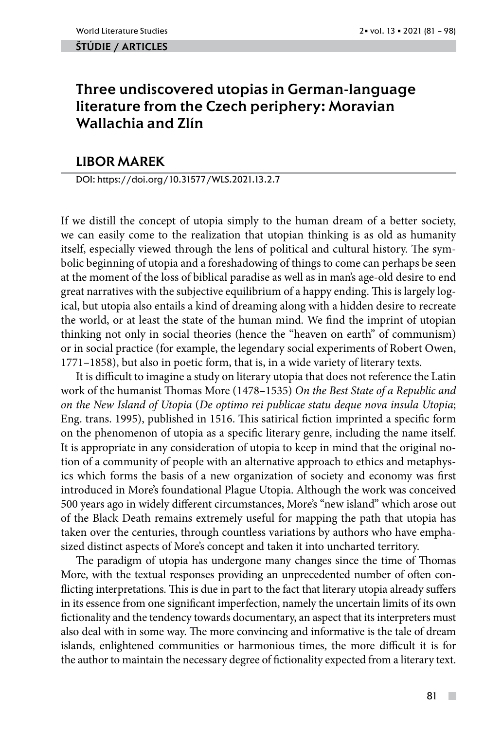ŠTÚDIE / ARTICLES

# Three undiscovered utopias in German-language literature from the Czech periphery: Moravian Wallachia and Zlín

## LIBOR MAREK

DOI: https://doi.org/10.31577/WLS.2021.13.2.7

If we distill the concept of utopia simply to the human dream of a better society, we can easily come to the realization that utopian thinking is as old as humanity itself, especially viewed through the lens of political and cultural history. The symbolic beginning of utopia and a foreshadowing of things to come can perhaps be seen at the moment of the loss of biblical paradise as well as in man's age-old desire to end great narratives with the subjective equilibrium of a happy ending. This is largely logical, but utopia also entails a kind of dreaming along with a hidden desire to recreate the world, or at least the state of the human mind. We find the imprint of utopian thinking not only in social theories (hence the "heaven on earth" of communism) or in social practice (for example, the legendary social experiments of Robert Owen, 1771–1858), but also in poetic form, that is, in a wide variety of literary texts.

It is difficult to imagine a study on literary utopia that does not reference the Latin work of the humanist Thomas More (1478–1535) *On the Best State of a Republic and on the New Island of Utopia* (*De optimo rei publicae statu deque nova insula Utopia*; Eng. trans. 1995), published in 1516. This satirical fiction imprinted a specific form on the phenomenon of utopia as a specific literary genre, including the name itself. It is appropriate in any consideration of utopia to keep in mind that the original notion of a community of people with an alternative approach to ethics and metaphysics which forms the basis of a new organization of society and economy was first introduced in More's foundational Plague Utopia. Although the work was conceived 500 years ago in widely different circumstances, More's "new island" which arose out of the Black Death remains extremely useful for mapping the path that utopia has taken over the centuries, through countless variations by authors who have emphasized distinct aspects of More's concept and taken it into uncharted territory.

The paradigm of utopia has undergone many changes since the time of Thomas More, with the textual responses providing an unprecedented number of often conflicting interpretations. This is due in part to the fact that literary utopia already suffers in its essence from one significant imperfection, namely the uncertain limits of its own fictionality and the tendency towards documentary, an aspect that its interpreters must also deal with in some way. The more convincing and informative is the tale of dream islands, enlightened communities or harmonious times, the more difficult it is for the author to maintain the necessary degree of fictionality expected from a literary text.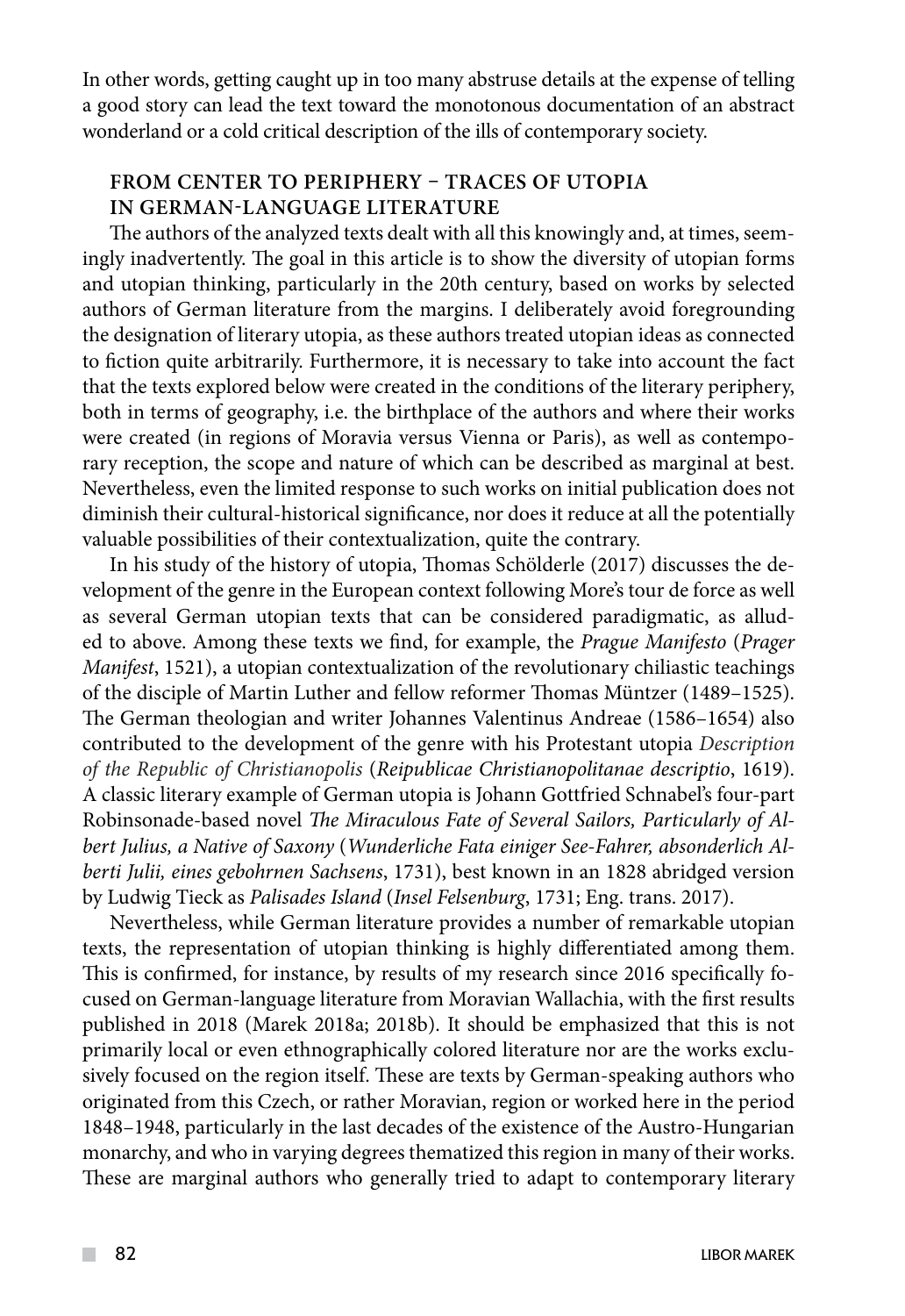In other words, getting caught up in too many abstruse details at the expense of telling a good story can lead the text toward the monotonous documentation of an abstract wonderland or a cold critical description of the ills of contemporary society.

## FROM CENTER TO PERIPHERY – TRACES OF UTOPIA IN GERMAN-LANGUAGE LITERATURE

The authors of the analyzed texts dealt with all this knowingly and, at times, seemingly inadvertently. The goal in this article is to show the diversity of utopian forms and utopian thinking, particularly in the 20th century, based on works by selected authors of German literature from the margins. I deliberately avoid foregrounding the designation of literary utopia, as these authors treated utopian ideas as connected to fiction quite arbitrarily. Furthermore, it is necessary to take into account the fact that the texts explored below were created in the conditions of the literary periphery, both in terms of geography, i.e. the birthplace of the authors and where their works were created (in regions of Moravia versus Vienna or Paris), as well as contemporary reception, the scope and nature of which can be described as marginal at best. Nevertheless, even the limited response to such works on initial publication does not diminish their cultural-historical significance, nor does it reduce at all the potentially valuable possibilities of their contextualization, quite the contrary.

In his study of the history of utopia, Thomas Schölderle (2017) discusses the development of the genre in the European context following More's tour de force as well as several German utopian texts that can be considered paradigmatic, as alluded to above. Among these texts we find, for example, the *Prague Manifesto* (*Prager Manifest*, 1521), a utopian contextualization of the revolutionary chiliastic teachings of the disciple of Martin Luther and fellow reformer Thomas Müntzer (1489–1525). The German theologian and writer Johannes Valentinus Andreae (1586–1654) also contributed to the development of the genre with his Protestant utopia *Description of the Republic of Christianopolis* (*Reipublicae Christianopolitanae descriptio*, 1619). A classic literary example of German utopia is Johann Gottfried Schnabel's four-part Robinsonade-based novel *The Miraculous Fate of Several Sailors, Particularly of Albert Julius, a Native of Saxony* (*Wunderliche Fata einiger See-Fahrer, absonderlich Alberti Julii, eines gebohrnen Sachsens*, 1731), best known in an 1828 abridged version by Ludwig Tieck as *Palisades Island* (*Insel Felsenburg*, 1731; Eng. trans. 2017).

Nevertheless, while German literature provides a number of remarkable utopian texts, the representation of utopian thinking is highly differentiated among them. This is confirmed, for instance, by results of my research since 2016 specifically focused on German-language literature from Moravian Wallachia, with the first results published in 2018 (Marek 2018a; 2018b). It should be emphasized that this is not primarily local or even ethnographically colored literature nor are the works exclusively focused on the region itself. These are texts by German-speaking authors who originated from this Czech, or rather Moravian, region or worked here in the period 1848–1948, particularly in the last decades of the existence of the Austro-Hungarian monarchy, and who in varying degrees thematized this region in many of their works. These are marginal authors who generally tried to adapt to contemporary literary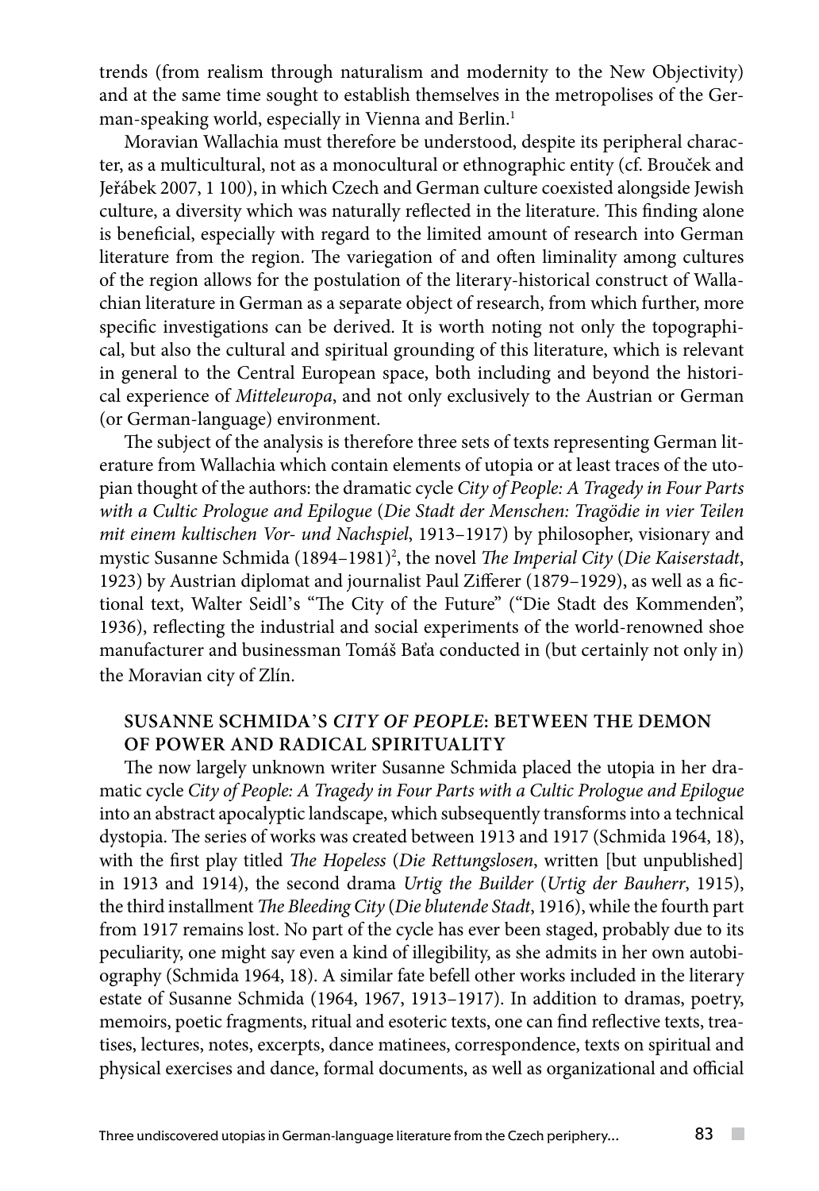trends (from realism through naturalism and modernity to the New Objectivity) and at the same time sought to establish themselves in the metropolises of the German-speaking world, especially in Vienna and Berlin.[1]

Moravian Wallachia must therefore be understood, despite its peripheral character, as a multicultural, not as a monocultural or ethnographic entity (cf. Brouček and Jeřábek 2007, 1 100), in which Czech and German culture coexisted alongside Jewish culture, a diversity which was naturally reflected in the literature. This finding alone is beneficial, especially with regard to the limited amount of research into German literature from the region. The variegation of and often liminality among cultures of the region allows for the postulation of the literary-historical construct of Wallachian literature in German as a separate object of research, from which further, more specific investigations can be derived. It is worth noting not only the topographical, but also the cultural and spiritual grounding of this literature, which is relevant in general to the Central European space, both including and beyond the historical experience of *Mitteleuropa*, and not only exclusively to the Austrian or German (or German-language) environment.

The subject of the analysis is therefore three sets of texts representing German literature from Wallachia which contain elements of utopia or at least traces of the utopian thought of the authors: the dramatic cycle *City of People: A Tragedy in Four Parts with a Cultic Prologue and Epilogue* (*Die Stadt der Menschen: Tragödie in vier Teilen mit einem kultischen Vor- und Nachspiel*, 1913–1917) by philosopher, visionary and mystic Susanne Schmida (1894–1981)[2], the novel *The Imperial City* (*Die Kaiserstadt*, 1923) by Austrian diplomat and journalist Paul Zifferer (1879–1929), as well as a fictional text, Walter Seidl's "The City of the Future" ("Die Stadt des Kommenden", 1936), reflecting the industrial and social experiments of the world-renowned shoe manufacturer and businessman Tomáš Baťa conducted in (but certainly not only in) the Moravian city of Zlín.

## SUSANNE SCHMIDA'S *CITY OF PEOPLE*: BETWEEN THE DEMON OF POWER AND RADICAL SPIRITUALITY

The now largely unknown writer Susanne Schmida placed the utopia in her dramatic cycle *City of People: A Tragedy in Four Parts with a Cultic Prologue and Epilogue* into an abstract apocalyptic landscape, which subsequently transforms into a technical dystopia. The series of works was created between 1913 and 1917 (Schmida 1964, 18), with the first play titled *The Hopeless* (*Die Rettungslosen*, written [but unpublished] in 1913 and 1914), the second drama *Urtig the Builder* (*Urtig der Bauherr*, 1915), the third installment *The Bleeding City* (*Die blutende Stadt*, 1916), while the fourth part from 1917 remains lost. No part of the cycle has ever been staged, probably due to its peculiarity, one might say even a kind of illegibility, as she admits in her own autobiography (Schmida 1964, 18). A similar fate befell other works included in the literary estate of Susanne Schmida (1964, 1967, 1913–1917). In addition to dramas, poetry, memoirs, poetic fragments, ritual and esoteric texts, one can find reflective texts, treatises, lectures, notes, excerpts, dance matinees, correspondence, texts on spiritual and physical exercises and dance, formal documents, as well as organizational and official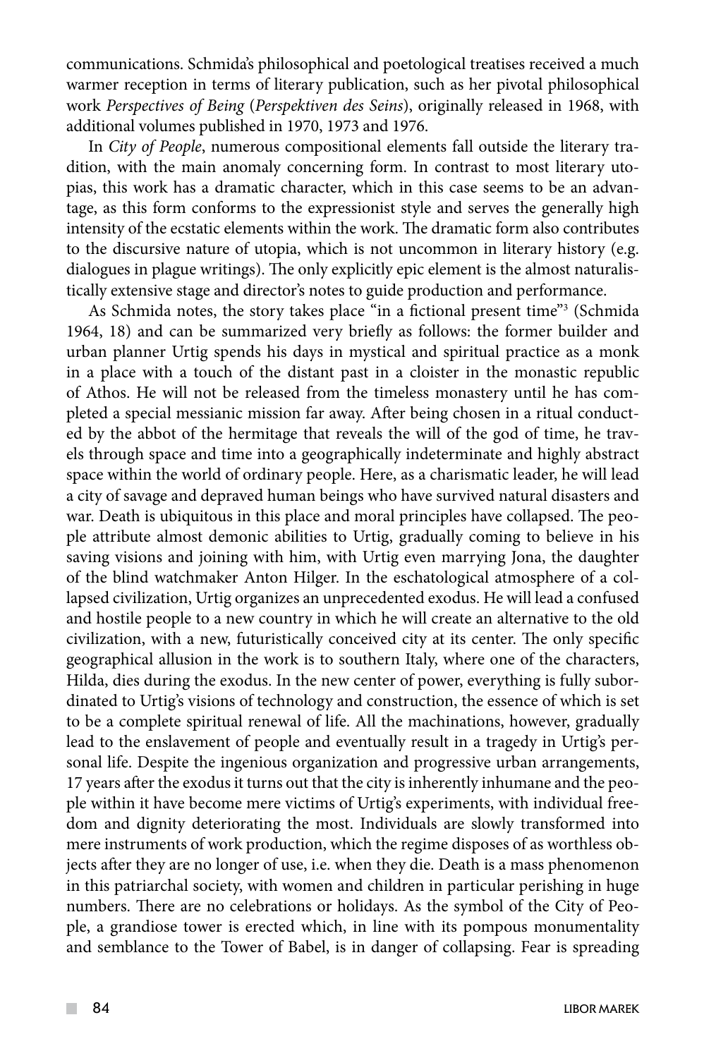communications. Schmida's philosophical and poetological treatises received a much warmer reception in terms of literary publication, such as her pivotal philosophical work *Perspectives of Being* (*Perspektiven des Seins*), originally released in 1968, with additional volumes published in 1970, 1973 and 1976.

In *City of People*, numerous compositional elements fall outside the literary tradition, with the main anomaly concerning form. In contrast to most literary utopias, this work has a dramatic character, which in this case seems to be an advantage, as this form conforms to the expressionist style and serves the generally high intensity of the ecstatic elements within the work. The dramatic form also contributes to the discursive nature of utopia, which is not uncommon in literary history (e.g. dialogues in plague writings). The only explicitly epic element is the almost naturalistically extensive stage and director's notes to guide production and performance.

As Schmida notes, the story takes place "in a fictional present time"[3] (Schmida 1964, 18) and can be summarized very briefly as follows: the former builder and urban planner Urtig spends his days in mystical and spiritual practice as a monk in a place with a touch of the distant past in a cloister in the monastic republic of Athos. He will not be released from the timeless monastery until he has completed a special messianic mission far away. After being chosen in a ritual conducted by the abbot of the hermitage that reveals the will of the god of time, he travels through space and time into a geographically indeterminate and highly abstract space within the world of ordinary people. Here, as a charismatic leader, he will lead a city of savage and depraved human beings who have survived natural disasters and war. Death is ubiquitous in this place and moral principles have collapsed. The people attribute almost demonic abilities to Urtig, gradually coming to believe in his saving visions and joining with him, with Urtig even marrying Jona, the daughter of the blind watchmaker Anton Hilger. In the eschatological atmosphere of a collapsed civilization, Urtig organizes an unprecedented exodus. He will lead a confused and hostile people to a new country in which he will create an alternative to the old civilization, with a new, futuristically conceived city at its center. The only specific geographical allusion in the work is to southern Italy, where one of the characters, Hilda, dies during the exodus. In the new center of power, everything is fully subordinated to Urtig's visions of technology and construction, the essence of which is set to be a complete spiritual renewal of life. All the machinations, however, gradually lead to the enslavement of people and eventually result in a tragedy in Urtig's personal life. Despite the ingenious organization and progressive urban arrangements, 17 years after the exodus it turns out that the city is inherently inhumane and the people within it have become mere victims of Urtig's experiments, with individual freedom and dignity deteriorating the most. Individuals are slowly transformed into mere instruments of work production, which the regime disposes of as worthless objects after they are no longer of use, i.e. when they die. Death is a mass phenomenon in this patriarchal society, with women and children in particular perishing in huge numbers. There are no celebrations or holidays. As the symbol of the City of People, a grandiose tower is erected which, in line with its pompous monumentality and semblance to the Tower of Babel, is in danger of collapsing. Fear is spreading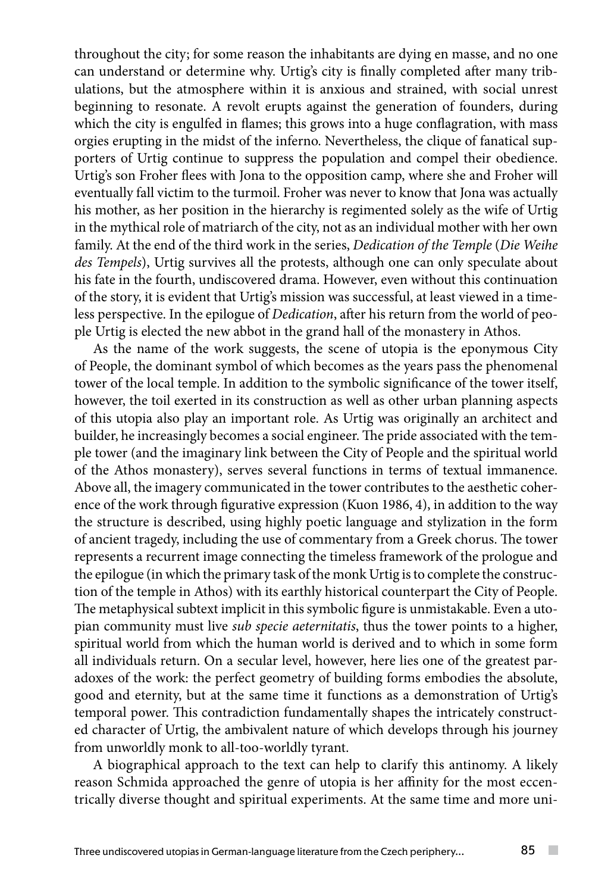throughout the city; for some reason the inhabitants are dying en masse, and no one can understand or determine why. Urtig's city is finally completed after many tribulations, but the atmosphere within it is anxious and strained, with social unrest beginning to resonate. A revolt erupts against the generation of founders, during which the city is engulfed in flames; this grows into a huge conflagration, with mass orgies erupting in the midst of the inferno. Nevertheless, the clique of fanatical supporters of Urtig continue to suppress the population and compel their obedience. Urtig's son Froher flees with Jona to the opposition camp, where she and Froher will eventually fall victim to the turmoil. Froher was never to know that Jona was actually his mother, as her position in the hierarchy is regimented solely as the wife of Urtig in the mythical role of matriarch of the city, not as an individual mother with her own family. At the end of the third work in the series, *Dedication of the Temple* (*Die Weihe des Tempels*), Urtig survives all the protests, although one can only speculate about his fate in the fourth, undiscovered drama. However, even without this continuation of the story, it is evident that Urtig's mission was successful, at least viewed in a timeless perspective. In the epilogue of *Dedication*, after his return from the world of people Urtig is elected the new abbot in the grand hall of the monastery in Athos.

As the name of the work suggests, the scene of utopia is the eponymous City of People, the dominant symbol of which becomes as the years pass the phenomenal tower of the local temple. In addition to the symbolic significance of the tower itself, however, the toil exerted in its construction as well as other urban planning aspects of this utopia also play an important role. As Urtig was originally an architect and builder, he increasingly becomes a social engineer. The pride associated with the temple tower (and the imaginary link between the City of People and the spiritual world of the Athos monastery), serves several functions in terms of textual immanence. Above all, the imagery communicated in the tower contributes to the aesthetic coherence of the work through figurative expression (Kuon 1986, 4), in addition to the way the structure is described, using highly poetic language and stylization in the form of ancient tragedy, including the use of commentary from a Greek chorus. The tower represents a recurrent image connecting the timeless framework of the prologue and the epilogue (in which the primary task of the monk Urtig is to complete the construction of the temple in Athos) with its earthly historical counterpart the City of People. The metaphysical subtext implicit in this symbolic figure is unmistakable. Even a utopian community must live *sub specie aeternitatis*, thus the tower points to a higher, spiritual world from which the human world is derived and to which in some form all individuals return. On a secular level, however, here lies one of the greatest paradoxes of the work: the perfect geometry of building forms embodies the absolute, good and eternity, but at the same time it functions as a demonstration of Urtig's temporal power. This contradiction fundamentally shapes the intricately constructed character of Urtig, the ambivalent nature of which develops through his journey from unworldly monk to all-too-worldly tyrant.

A biographical approach to the text can help to clarify this antinomy. A likely reason Schmida approached the genre of utopia is her affinity for the most eccentrically diverse thought and spiritual experiments. At the same time and more uni-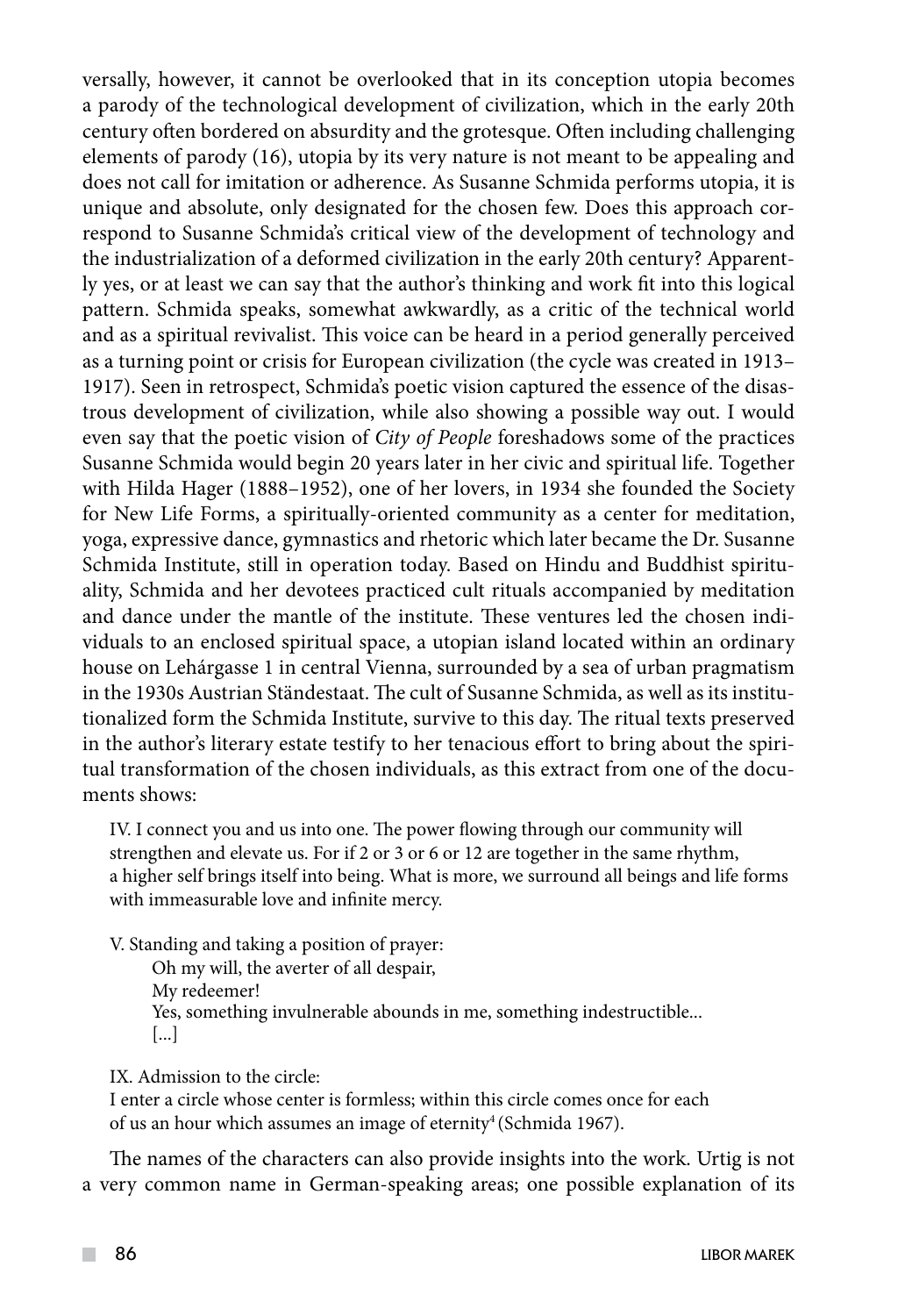versally, however, it cannot be overlooked that in its conception utopia becomes a parody of the technological development of civilization, which in the early 20th century often bordered on absurdity and the grotesque. Often including challenging elements of parody (16), utopia by its very nature is not meant to be appealing and does not call for imitation or adherence. As Susanne Schmida performs utopia, it is unique and absolute, only designated for the chosen few. Does this approach correspond to Susanne Schmida's critical view of the development of technology and the industrialization of a deformed civilization in the early 20th century? Apparently yes, or at least we can say that the author's thinking and work fit into this logical pattern. Schmida speaks, somewhat awkwardly, as a critic of the technical world and as a spiritual revivalist. This voice can be heard in a period generally perceived as a turning point or crisis for European civilization (the cycle was created in 1913–1917). Seen in retrospect, Schmida's poetic vision captured the essence of the disastrous development of civilization, while also showing a possible way out. I would even say that the poetic vision of *City of People* foreshadows some of the practices Susanne Schmida would begin 20 years later in her civic and spiritual life. Together with Hilda Hager (1888–1952), one of her lovers, in 1934 she founded the Society for New Life Forms, a spiritually-oriented community as a center for meditation, yoga, expressive dance, gymnastics and rhetoric which later became the Dr. Susanne Schmida Institute, still in operation today. Based on Hindu and Buddhist spirituality, Schmida and her devotees practiced cult rituals accompanied by meditation and dance under the mantle of the institute. These ventures led the chosen individuals to an enclosed spiritual space, a utopian island located within an ordinary house on Lehárgasse 1 in central Vienna, surrounded by a sea of urban pragmatism in the 1930s Austrian Ständestaat. The cult of Susanne Schmida, as well as its institutionalized form the Schmida Institute, survive to this day. The ritual texts preserved in the author's literary estate testify to her tenacious effort to bring about the spiritual transformation of the chosen individuals, as this extract from one of the documents shows:

> IV. I connect you and us into one. The power flowing through our community will strengthen and elevate us. For if 2 or 3 or 6 or 12 are together in the same rhythm, a higher self brings itself into being. What is more, we surround all beings and life forms with immeasurable love and infinite mercy.
>
> V. Standing and taking a position of prayer:
> Oh my will, the averter of all despair,
> My redeemer!
> Yes, something invulnerable abounds in me, something indestructible...
> [...]
>
> IX. Admission to the circle:
> I enter a circle whose center is formless; within this circle comes once for each of us an hour which assumes an image of eternity[4] (Schmida 1967).

The names of the characters can also provide insights into the work. Urtig is not a very common name in German-speaking areas; one possible explanation of its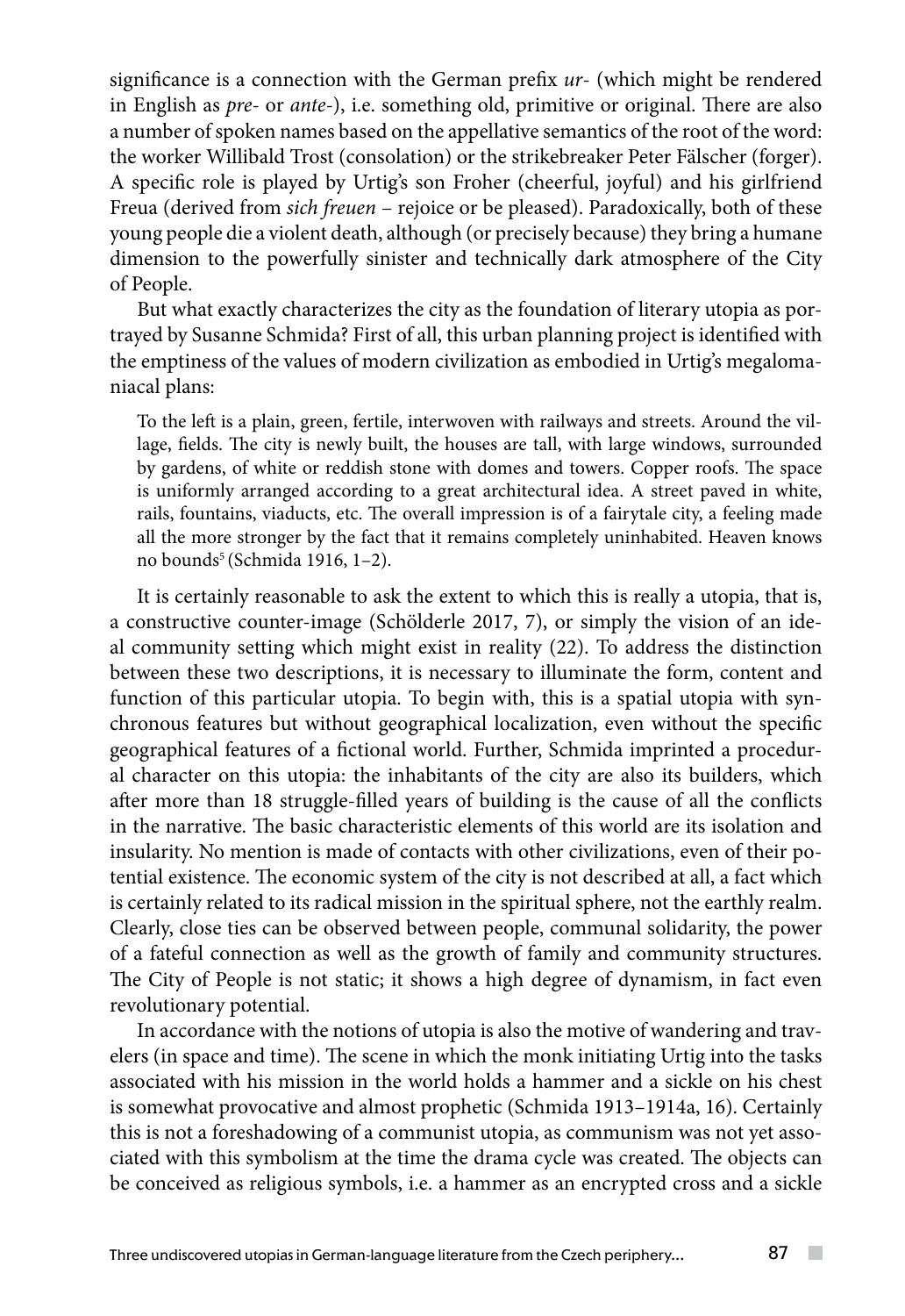significance is a connection with the German prefix *ur-* (which might be rendered in English as *pre-* or *ante-*), i.e. something old, primitive or original. There are also a number of spoken names based on the appellative semantics of the root of the word: the worker Willibald Trost (consolation) or the strikebreaker Peter Fälscher (forger). A specific role is played by Urtig's son Froher (cheerful, joyful) and his girlfriend Freua (derived from *sich freuen* – rejoice or be pleased). Paradoxically, both of these young people die a violent death, although (or precisely because) they bring a humane dimension to the powerfully sinister and technically dark atmosphere of the City of People.

But what exactly characterizes the city as the foundation of literary utopia as portrayed by Susanne Schmida? First of all, this urban planning project is identified with the emptiness of the values of modern civilization as embodied in Urtig's megalomaniacal plans:

> To the left is a plain, green, fertile, interwoven with railways and streets. Around the village, fields. The city is newly built, the houses are tall, with large windows, surrounded by gardens, of white or reddish stone with domes and towers. Copper roofs. The space is uniformly arranged according to a great architectural idea. A street paved in white, rails, fountains, viaducts, etc. The overall impression is of a fairytale city, a feeling made all the more stronger by the fact that it remains completely uninhabited. Heaven knows no bounds[5] (Schmida 1916, 1–2).

It is certainly reasonable to ask the extent to which this is really a utopia, that is, a constructive counter-image (Schölderle 2017, 7), or simply the vision of an ideal community setting which might exist in reality (22). To address the distinction between these two descriptions, it is necessary to illuminate the form, content and function of this particular utopia. To begin with, this is a spatial utopia with synchronous features but without geographical localization, even without the specific geographical features of a fictional world. Further, Schmida imprinted a procedural character on this utopia: the inhabitants of the city are also its builders, which after more than 18 struggle-filled years of building is the cause of all the conflicts in the narrative. The basic characteristic elements of this world are its isolation and insularity. No mention is made of contacts with other civilizations, even of their potential existence. The economic system of the city is not described at all, a fact which is certainly related to its radical mission in the spiritual sphere, not the earthly realm. Clearly, close ties can be observed between people, communal solidarity, the power of a fateful connection as well as the growth of family and community structures. The City of People is not static; it shows a high degree of dynamism, in fact even revolutionary potential.

In accordance with the notions of utopia is also the motive of wandering and travelers (in space and time). The scene in which the monk initiating Urtig into the tasks associated with his mission in the world holds a hammer and a sickle on his chest is somewhat provocative and almost prophetic (Schmida 1913–1914a, 16). Certainly this is not a foreshadowing of a communist utopia, as communism was not yet associated with this symbolism at the time the drama cycle was created. The objects can be conceived as religious symbols, i.e. a hammer as an encrypted cross and a sickle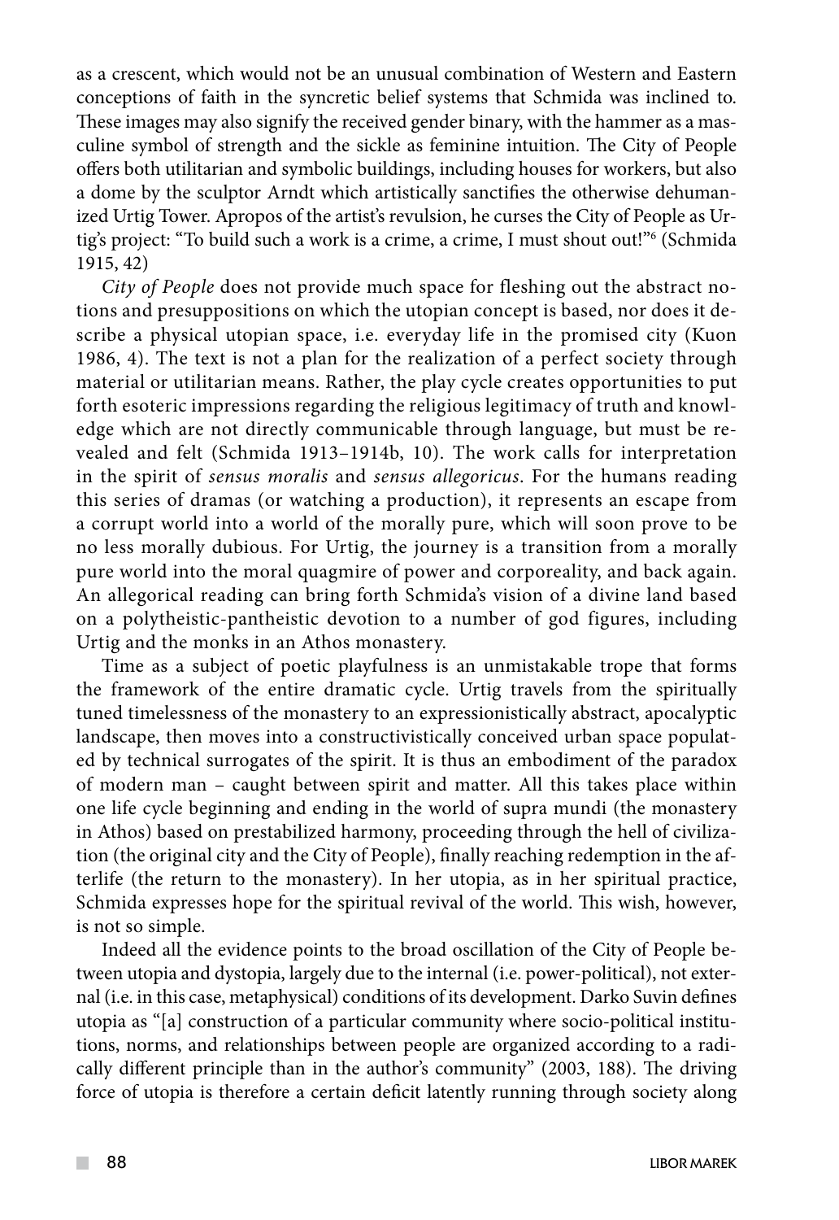as a crescent, which would not be an unusual combination of Western and Eastern conceptions of faith in the syncretic belief systems that Schmida was inclined to. These images may also signify the received gender binary, with the hammer as a masculine symbol of strength and the sickle as feminine intuition. The City of People offers both utilitarian and symbolic buildings, including houses for workers, but also a dome by the sculptor Arndt which artistically sanctifies the otherwise dehumanized Urtig Tower. Apropos of the artist's revulsion, he curses the City of People as Urtig's project: "To build such a work is a crime, a crime, I must shout out!"[6] (Schmida 1915, 42)

*City of People* does not provide much space for fleshing out the abstract notions and presuppositions on which the utopian concept is based, nor does it describe a physical utopian space, i.e. everyday life in the promised city (Kuon 1986, 4). The text is not a plan for the realization of a perfect society through material or utilitarian means. Rather, the play cycle creates opportunities to put forth esoteric impressions regarding the religious legitimacy of truth and knowledge which are not directly communicable through language, but must be revealed and felt (Schmida 1913–1914b, 10). The work calls for interpretation in the spirit of *sensus moralis* and *sensus allegoricus*. For the humans reading this series of dramas (or watching a production), it represents an escape from a corrupt world into a world of the morally pure, which will soon prove to be no less morally dubious. For Urtig, the journey is a transition from a morally pure world into the moral quagmire of power and corporeality, and back again. An allegorical reading can bring forth Schmida's vision of a divine land based on a polytheistic-pantheistic devotion to a number of god figures, including Urtig and the monks in an Athos monastery.

Time as a subject of poetic playfulness is an unmistakable trope that forms the framework of the entire dramatic cycle. Urtig travels from the spiritually tuned timelessness of the monastery to an expressionistically abstract, apocalyptic landscape, then moves into a constructivistically conceived urban space populated by technical surrogates of the spirit. It is thus an embodiment of the paradox of modern man – caught between spirit and matter. All this takes place within one life cycle beginning and ending in the world of supra mundi (the monastery in Athos) based on prestabilized harmony, proceeding through the hell of civilization (the original city and the City of People), finally reaching redemption in the afterlife (the return to the monastery). In her utopia, as in her spiritual practice, Schmida expresses hope for the spiritual revival of the world. This wish, however, is not so simple.

Indeed all the evidence points to the broad oscillation of the City of People between utopia and dystopia, largely due to the internal (i.e. power-political), not external (i.e. in this case, metaphysical) conditions of its development. Darko Suvin defines utopia as "[a] construction of a particular community where socio-political institutions, norms, and relationships between people are organized according to a radically different principle than in the author's community" (2003, 188). The driving force of utopia is therefore a certain deficit latently running through society along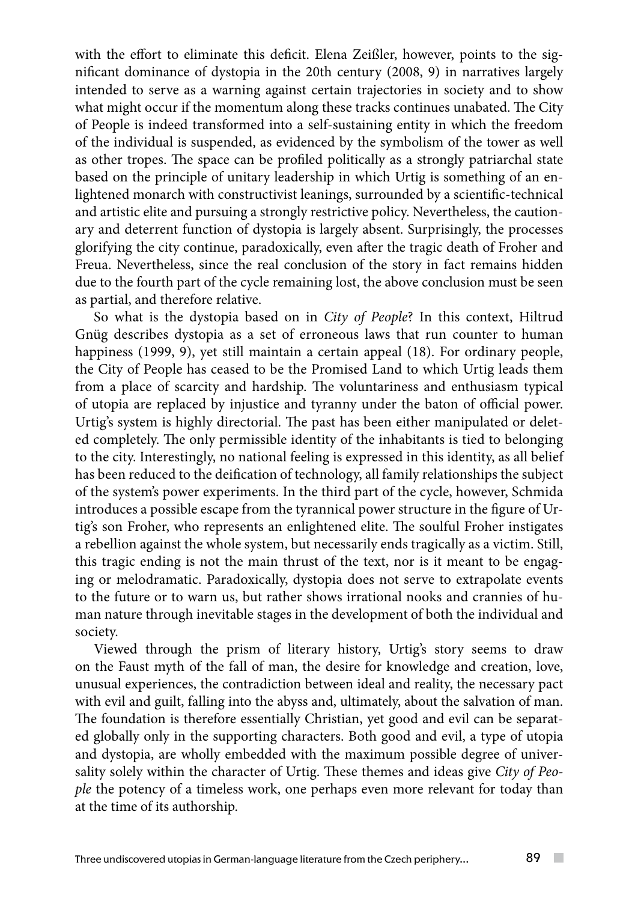with the effort to eliminate this deficit. Elena Zeißler, however, points to the significant dominance of dystopia in the 20th century (2008, 9) in narratives largely intended to serve as a warning against certain trajectories in society and to show what might occur if the momentum along these tracks continues unabated. The City of People is indeed transformed into a self-sustaining entity in which the freedom of the individual is suspended, as evidenced by the symbolism of the tower as well as other tropes. The space can be profiled politically as a strongly patriarchal state based on the principle of unitary leadership in which Urtig is something of an enlightened monarch with constructivist leanings, surrounded by a scientific-technical and artistic elite and pursuing a strongly restrictive policy. Nevertheless, the cautionary and deterrent function of dystopia is largely absent. Surprisingly, the processes glorifying the city continue, paradoxically, even after the tragic death of Froher and Freua. Nevertheless, since the real conclusion of the story in fact remains hidden due to the fourth part of the cycle remaining lost, the above conclusion must be seen as partial, and therefore relative.

So what is the dystopia based on in *City of People*? In this context, Hiltrud Gnüg describes dystopia as a set of erroneous laws that run counter to human happiness (1999, 9), yet still maintain a certain appeal (18). For ordinary people, the City of People has ceased to be the Promised Land to which Urtig leads them from a place of scarcity and hardship. The voluntariness and enthusiasm typical of utopia are replaced by injustice and tyranny under the baton of official power. Urtig's system is highly directorial. The past has been either manipulated or deleted completely. The only permissible identity of the inhabitants is tied to belonging to the city. Interestingly, no national feeling is expressed in this identity, as all belief has been reduced to the deification of technology, all family relationships the subject of the system's power experiments. In the third part of the cycle, however, Schmida introduces a possible escape from the tyrannical power structure in the figure of Urtig's son Froher, who represents an enlightened elite. The soulful Froher instigates a rebellion against the whole system, but necessarily ends tragically as a victim. Still, this tragic ending is not the main thrust of the text, nor is it meant to be engaging or melodramatic. Paradoxically, dystopia does not serve to extrapolate events to the future or to warn us, but rather shows irrational nooks and crannies of human nature through inevitable stages in the development of both the individual and society.

Viewed through the prism of literary history, Urtig's story seems to draw on the Faust myth of the fall of man, the desire for knowledge and creation, love, unusual experiences, the contradiction between ideal and reality, the necessary pact with evil and guilt, falling into the abyss and, ultimately, about the salvation of man. The foundation is therefore essentially Christian, yet good and evil can be separated globally only in the supporting characters. Both good and evil, a type of utopia and dystopia, are wholly embedded with the maximum possible degree of universality solely within the character of Urtig. These themes and ideas give *City of People* the potency of a timeless work, one perhaps even more relevant for today than at the time of its authorship.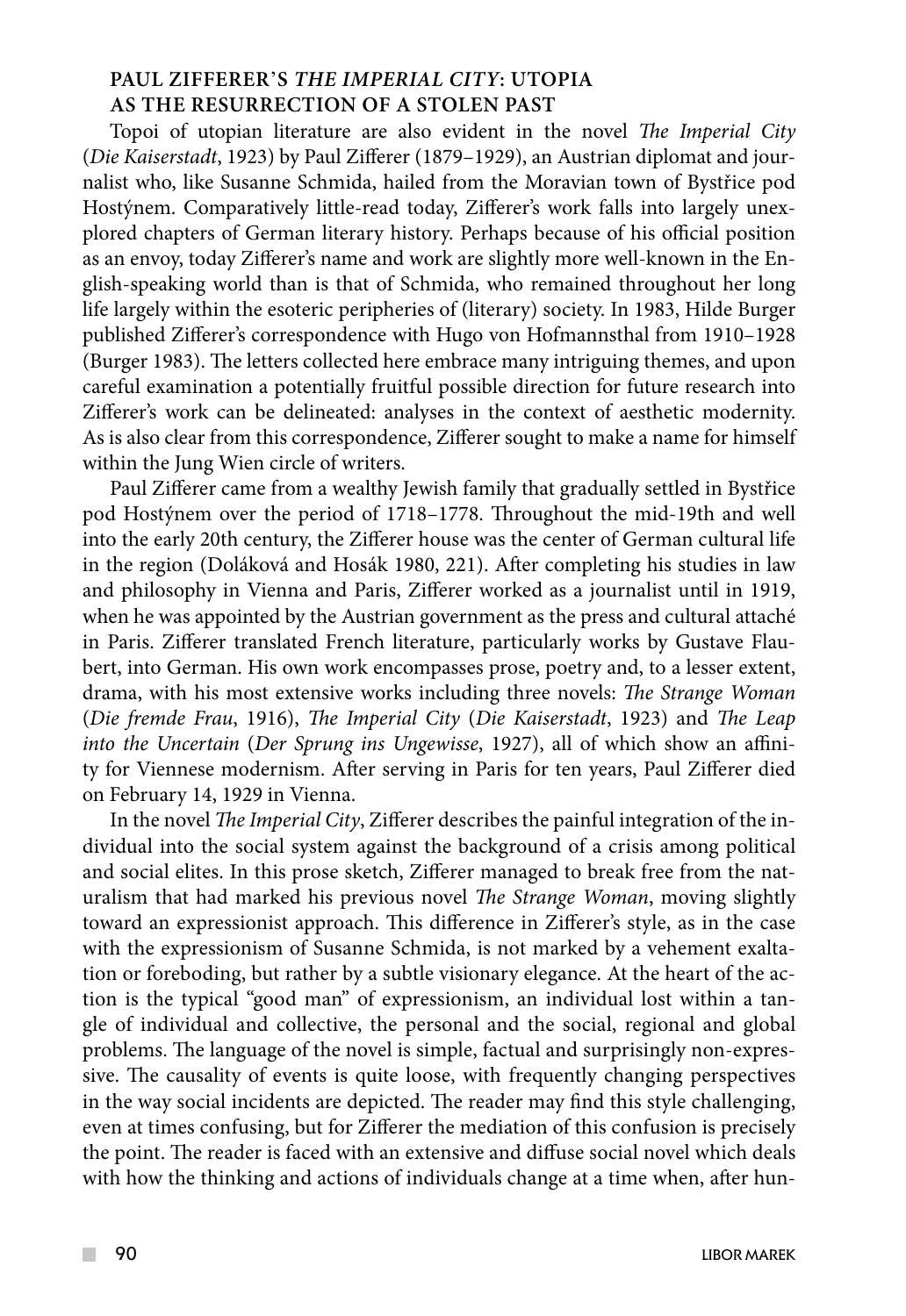## PAUL ZIFFERER'S *THE IMPERIAL CITY*: UTOPIA AS THE RESURRECTION OF A STOLEN PAST

Topoi of utopian literature are also evident in the novel *The Imperial City* (*Die Kaiserstadt*, 1923) by Paul Zifferer (1879–1929), an Austrian diplomat and journalist who, like Susanne Schmida, hailed from the Moravian town of Bystřice pod Hostýnem. Comparatively little-read today, Zifferer's work falls into largely unexplored chapters of German literary history. Perhaps because of his official position as an envoy, today Zifferer's name and work are slightly more well-known in the English-speaking world than is that of Schmida, who remained throughout her long life largely within the esoteric peripheries of (literary) society. In 1983, Hilde Burger published Zifferer's correspondence with Hugo von Hofmannsthal from 1910–1928 (Burger 1983). The letters collected here embrace many intriguing themes, and upon careful examination a potentially fruitful possible direction for future research into Zifferer's work can be delineated: analyses in the context of aesthetic modernity. As is also clear from this correspondence, Zifferer sought to make a name for himself within the Jung Wien circle of writers.

Paul Zifferer came from a wealthy Jewish family that gradually settled in Bystřice pod Hostýnem over the period of 1718–1778. Throughout the mid-19th and well into the early 20th century, the Zifferer house was the center of German cultural life in the region (Doláková and Hosák 1980, 221). After completing his studies in law and philosophy in Vienna and Paris, Zifferer worked as a journalist until in 1919, when he was appointed by the Austrian government as the press and cultural attaché in Paris. Zifferer translated French literature, particularly works by Gustave Flaubert, into German. His own work encompasses prose, poetry and, to a lesser extent, drama, with his most extensive works including three novels: *The Strange Woman* (*Die fremde Frau*, 1916), *The Imperial City* (*Die Kaiserstadt*, 1923) and *The Leap into the Uncertain* (*Der Sprung ins Ungewisse*, 1927), all of which show an affinity for Viennese modernism. After serving in Paris for ten years, Paul Zifferer died on February 14, 1929 in Vienna.

In the novel *The Imperial City*, Zifferer describes the painful integration of the individual into the social system against the background of a crisis among political and social elites. In this prose sketch, Zifferer managed to break free from the naturalism that had marked his previous novel *The Strange Woman*, moving slightly toward an expressionist approach. This difference in Zifferer's style, as in the case with the expressionism of Susanne Schmida, is not marked by a vehement exaltation or foreboding, but rather by a subtle visionary elegance. At the heart of the action is the typical "good man" of expressionism, an individual lost within a tangle of individual and collective, the personal and the social, regional and global problems. The language of the novel is simple, factual and surprisingly non-expressive. The causality of events is quite loose, with frequently changing perspectives in the way social incidents are depicted. The reader may find this style challenging, even at times confusing, but for Zifferer the mediation of this confusion is precisely the point. The reader is faced with an extensive and diffuse social novel which deals with how the thinking and actions of individuals change at a time when, after hun-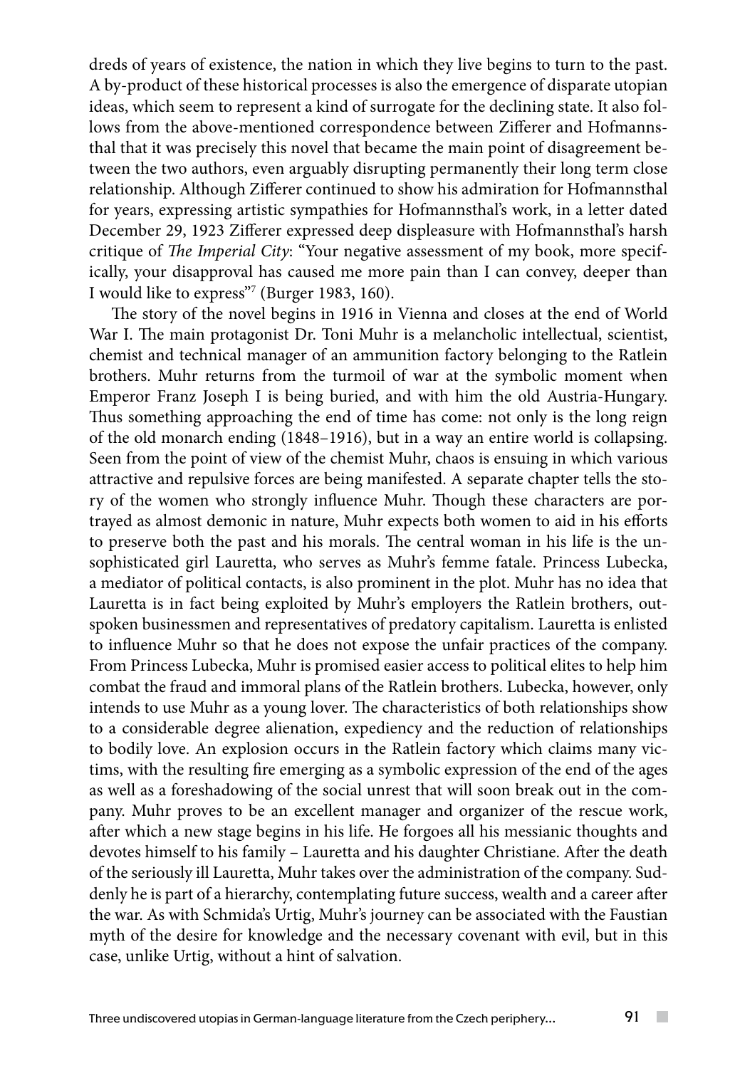dreds of years of existence, the nation in which they live begins to turn to the past. A by-product of these historical processes is also the emergence of disparate utopian ideas, which seem to represent a kind of surrogate for the declining state. It also follows from the above-mentioned correspondence between Zifferer and Hofmannsthal that it was precisely this novel that became the main point of disagreement between the two authors, even arguably disrupting permanently their long term close relationship. Although Zifferer continued to show his admiration for Hofmannsthal for years, expressing artistic sympathies for Hofmannsthal's work, in a letter dated December 29, 1923 Zifferer expressed deep displeasure with Hofmannsthal's harsh critique of *The Imperial City*: "Your negative assessment of my book, more specifically, your disapproval has caused me more pain than I can convey, deeper than I would like to express"[7] (Burger 1983, 160).

The story of the novel begins in 1916 in Vienna and closes at the end of World War I. The main protagonist Dr. Toni Muhr is a melancholic intellectual, scientist, chemist and technical manager of an ammunition factory belonging to the Ratlein brothers. Muhr returns from the turmoil of war at the symbolic moment when Emperor Franz Joseph I is being buried, and with him the old Austria-Hungary. Thus something approaching the end of time has come: not only is the long reign of the old monarch ending (1848–1916), but in a way an entire world is collapsing. Seen from the point of view of the chemist Muhr, chaos is ensuing in which various attractive and repulsive forces are being manifested. A separate chapter tells the story of the women who strongly influence Muhr. Though these characters are portrayed as almost demonic in nature, Muhr expects both women to aid in his efforts to preserve both the past and his morals. The central woman in his life is the unsophisticated girl Lauretta, who serves as Muhr's femme fatale. Princess Lubecka, a mediator of political contacts, is also prominent in the plot. Muhr has no idea that Lauretta is in fact being exploited by Muhr's employers the Ratlein brothers, outspoken businessmen and representatives of predatory capitalism. Lauretta is enlisted to influence Muhr so that he does not expose the unfair practices of the company. From Princess Lubecka, Muhr is promised easier access to political elites to help him combat the fraud and immoral plans of the Ratlein brothers. Lubecka, however, only intends to use Muhr as a young lover. The characteristics of both relationships show to a considerable degree alienation, expediency and the reduction of relationships to bodily love. An explosion occurs in the Ratlein factory which claims many victims, with the resulting fire emerging as a symbolic expression of the end of the ages as well as a foreshadowing of the social unrest that will soon break out in the company. Muhr proves to be an excellent manager and organizer of the rescue work, after which a new stage begins in his life. He forgoes all his messianic thoughts and devotes himself to his family – Lauretta and his daughter Christiane. After the death of the seriously ill Lauretta, Muhr takes over the administration of the company. Suddenly he is part of a hierarchy, contemplating future success, wealth and a career after the war. As with Schmida's Urtig, Muhr's journey can be associated with the Faustian myth of the desire for knowledge and the necessary covenant with evil, but in this case, unlike Urtig, without a hint of salvation.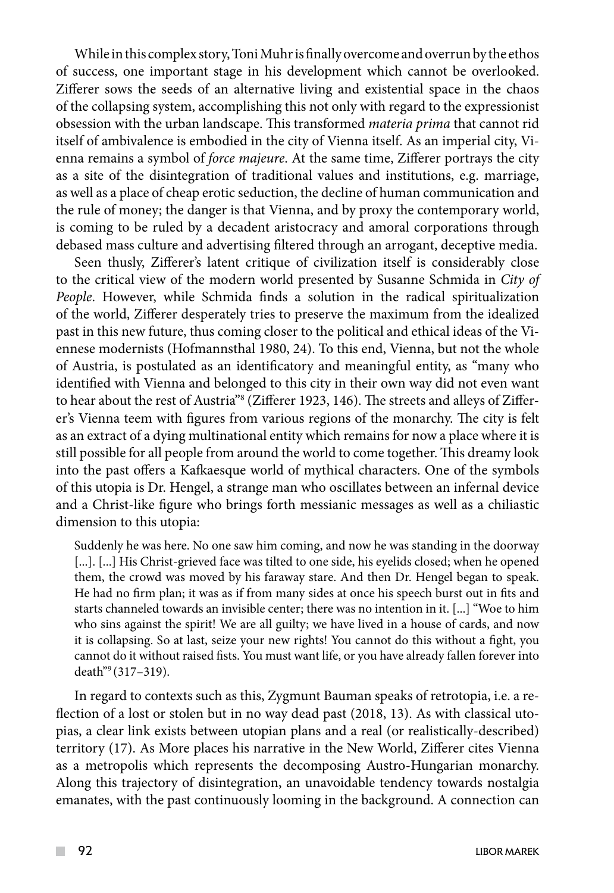While in this complex story, Toni Muhr is finally overcome and overrun by the ethos of success, one important stage in his development which cannot be overlooked. Zifferer sows the seeds of an alternative living and existential space in the chaos of the collapsing system, accomplishing this not only with regard to the expressionist obsession with the urban landscape. This transformed *materia prima* that cannot rid itself of ambivalence is embodied in the city of Vienna itself. As an imperial city, Vienna remains a symbol of *force majeure*. At the same time, Zifferer portrays the city as a site of the disintegration of traditional values and institutions, e.g. marriage, as well as a place of cheap erotic seduction, the decline of human communication and the rule of money; the danger is that Vienna, and by proxy the contemporary world, is coming to be ruled by a decadent aristocracy and amoral corporations through debased mass culture and advertising filtered through an arrogant, deceptive media.

Seen thusly, Zifferer's latent critique of civilization itself is considerably close to the critical view of the modern world presented by Susanne Schmida in *City of People*. However, while Schmida finds a solution in the radical spiritualization of the world, Zifferer desperately tries to preserve the maximum from the idealized past in this new future, thus coming closer to the political and ethical ideas of the Viennese modernists (Hofmannsthal 1980, 24). To this end, Vienna, but not the whole of Austria, is postulated as an identificatory and meaningful entity, as "many who identified with Vienna and belonged to this city in their own way did not even want to hear about the rest of Austria"[8] (Zifferer 1923, 146). The streets and alleys of Zifferer's Vienna teem with figures from various regions of the monarchy. The city is felt as an extract of a dying multinational entity which remains for now a place where it is still possible for all people from around the world to come together. This dreamy look into the past offers a Kafkaesque world of mythical characters. One of the symbols of this utopia is Dr. Hengel, a strange man who oscillates between an infernal device and a Christ-like figure who brings forth messianic messages as well as a chiliastic dimension to this utopia:

> Suddenly he was here. No one saw him coming, and now he was standing in the doorway [...]. [...] His Christ-grieved face was tilted to one side, his eyelids closed; when he opened them, the crowd was moved by his faraway stare. And then Dr. Hengel began to speak. He had no firm plan; it was as if from many sides at once his speech burst out in fits and starts channeled towards an invisible center; there was no intention in it. [...] "Woe to him who sins against the spirit! We are all guilty; we have lived in a house of cards, and now it is collapsing. So at last, seize your new rights! You cannot do this without a fight, you cannot do it without raised fists. You must want life, or you have already fallen forever into death"[9] (317–319).

In regard to contexts such as this, Zygmunt Bauman speaks of retrotopia, i.e. a reflection of a lost or stolen but in no way dead past (2018, 13). As with classical utopias, a clear link exists between utopian plans and a real (or realistically-described) territory (17). As More places his narrative in the New World, Zifferer cites Vienna as a metropolis which represents the decomposing Austro-Hungarian monarchy. Along this trajectory of disintegration, an unavoidable tendency towards nostalgia emanates, with the past continuously looming in the background. A connection can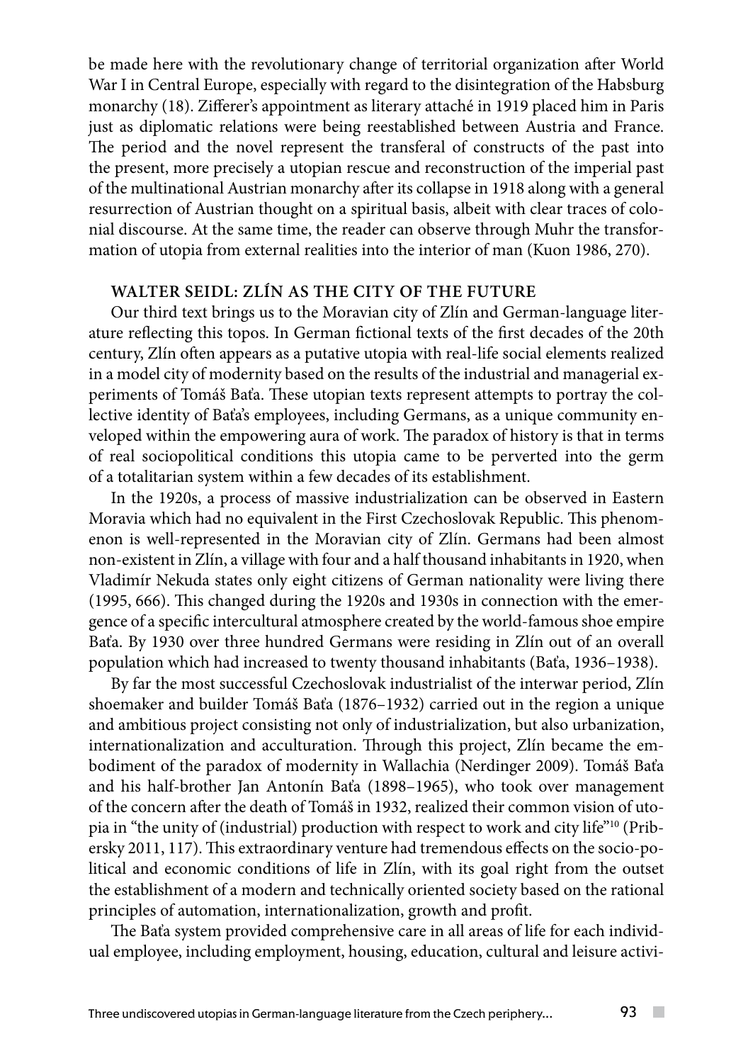be made here with the revolutionary change of territorial organization after World War I in Central Europe, especially with regard to the disintegration of the Habsburg monarchy (18). Zifferer's appointment as literary attaché in 1919 placed him in Paris just as diplomatic relations were being reestablished between Austria and France. The period and the novel represent the transferal of constructs of the past into the present, more precisely a utopian rescue and reconstruction of the imperial past of the multinational Austrian monarchy after its collapse in 1918 along with a general resurrection of Austrian thought on a spiritual basis, albeit with clear traces of colonial discourse. At the same time, the reader can observe through Muhr the transformation of utopia from external realities into the interior of man (Kuon 1986, 270).

## WALTER SEIDL: ZLÍN AS THE CITY OF THE FUTURE

Our third text brings us to the Moravian city of Zlín and German-language literature reflecting this topos. In German fictional texts of the first decades of the 20th century, Zlín often appears as a putative utopia with real-life social elements realized in a model city of modernity based on the results of the industrial and managerial experiments of Tomáš Baťa. These utopian texts represent attempts to portray the collective identity of Baťa's employees, including Germans, as a unique community enveloped within the empowering aura of work. The paradox of history is that in terms of real sociopolitical conditions this utopia came to be perverted into the germ of a totalitarian system within a few decades of its establishment.

In the 1920s, a process of massive industrialization can be observed in Eastern Moravia which had no equivalent in the First Czechoslovak Republic. This phenomenon is well-represented in the Moravian city of Zlín. Germans had been almost non-existent in Zlín, a village with four and a half thousand inhabitants in 1920, when Vladimír Nekuda states only eight citizens of German nationality were living there (1995, 666). This changed during the 1920s and 1930s in connection with the emergence of a specific intercultural atmosphere created by the world-famous shoe empire Baťa. By 1930 over three hundred Germans were residing in Zlín out of an overall population which had increased to twenty thousand inhabitants (Baťa, 1936–1938).

By far the most successful Czechoslovak industrialist of the interwar period, Zlín shoemaker and builder Tomáš Baťa (1876–1932) carried out in the region a unique and ambitious project consisting not only of industrialization, but also urbanization, internationalization and acculturation. Through this project, Zlín became the embodiment of the paradox of modernity in Wallachia (Nerdinger 2009). Tomáš Baťa and his half-brother Jan Antonín Baťa (1898–1965), who took over management of the concern after the death of Tomáš in 1932, realized their common vision of utopia in "the unity of (industrial) production with respect to work and city life"[10] (Pribersky 2011, 117). This extraordinary venture had tremendous effects on the socio-political and economic conditions of life in Zlín, with its goal right from the outset the establishment of a modern and technically oriented society based on the rational principles of automation, internationalization, growth and profit.

The Baťa system provided comprehensive care in all areas of life for each individual employee, including employment, housing, education, cultural and leisure activi-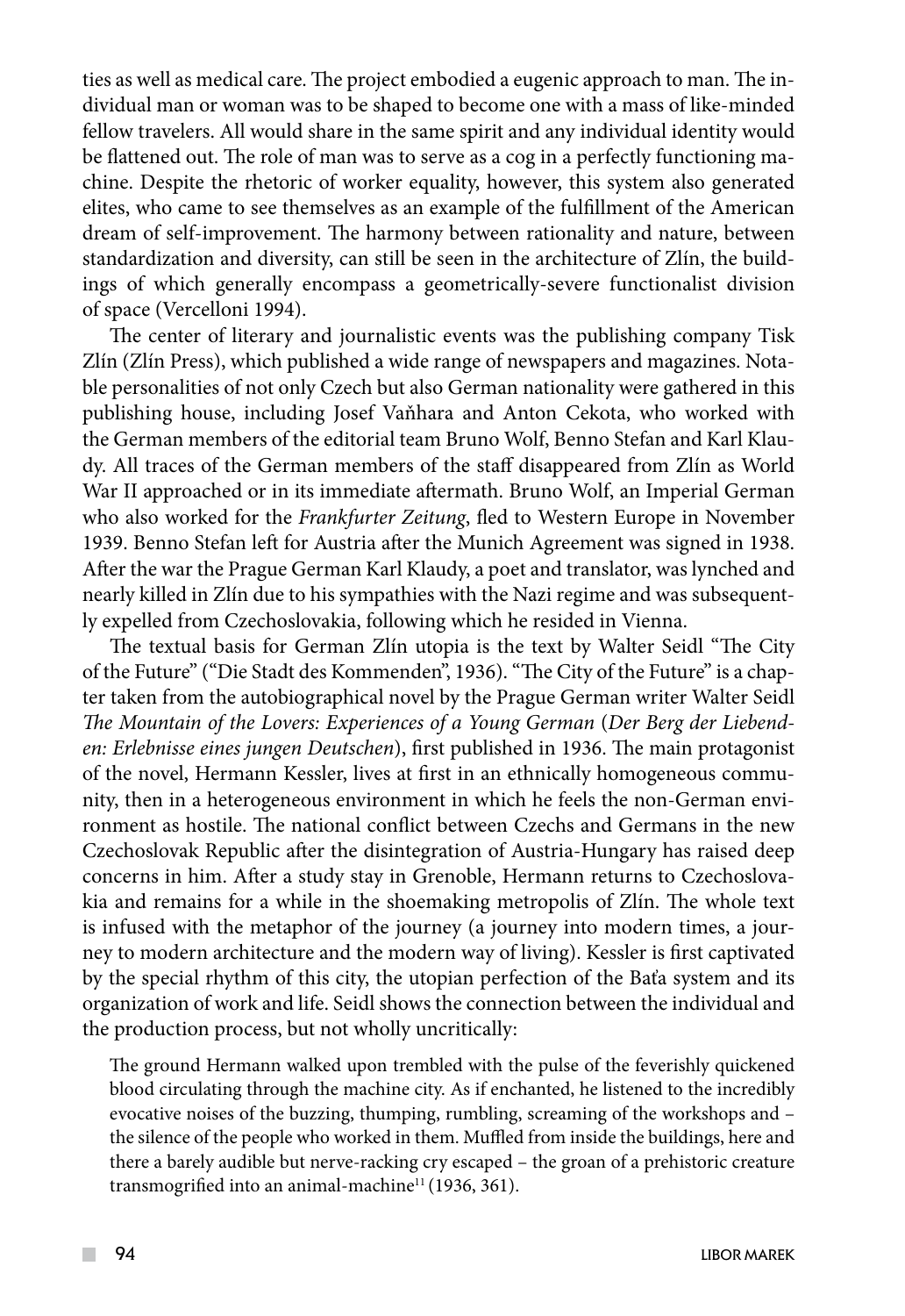ties as well as medical care. The project embodied a eugenic approach to man. The individual man or woman was to be shaped to become one with a mass of like-minded fellow travelers. All would share in the same spirit and any individual identity would be flattened out. The role of man was to serve as a cog in a perfectly functioning machine. Despite the rhetoric of worker equality, however, this system also generated elites, who came to see themselves as an example of the fulfillment of the American dream of self-improvement. The harmony between rationality and nature, between standardization and diversity, can still be seen in the architecture of Zlín, the buildings of which generally encompass a geometrically-severe functionalist division of space (Vercelloni 1994).

The center of literary and journalistic events was the publishing company Tisk Zlín (Zlín Press), which published a wide range of newspapers and magazines. Notable personalities of not only Czech but also German nationality were gathered in this publishing house, including Josef Vaňhara and Anton Cekota, who worked with the German members of the editorial team Bruno Wolf, Benno Stefan and Karl Klaudy. All traces of the German members of the staff disappeared from Zlín as World War II approached or in its immediate aftermath. Bruno Wolf, an Imperial German who also worked for the *Frankfurter Zeitung*, fled to Western Europe in November 1939. Benno Stefan left for Austria after the Munich Agreement was signed in 1938. After the war the Prague German Karl Klaudy, a poet and translator, was lynched and nearly killed in Zlín due to his sympathies with the Nazi regime and was subsequently expelled from Czechoslovakia, following which he resided in Vienna.

The textual basis for German Zlín utopia is the text by Walter Seidl "The City of the Future" ("Die Stadt des Kommenden", 1936). "The City of the Future" is a chapter taken from the autobiographical novel by the Prague German writer Walter Seidl *The Mountain of the Lovers: Experiences of a Young German* (*Der Berg der Liebenden: Erlebnisse eines jungen Deutschen*), first published in 1936. The main protagonist of the novel, Hermann Kessler, lives at first in an ethnically homogeneous community, then in a heterogeneous environment in which he feels the non-German environment as hostile. The national conflict between Czechs and Germans in the new Czechoslovak Republic after the disintegration of Austria-Hungary has raised deep concerns in him. After a study stay in Grenoble, Hermann returns to Czechoslovakia and remains for a while in the shoemaking metropolis of Zlín. The whole text is infused with the metaphor of the journey (a journey into modern times, a journey to modern architecture and the modern way of living). Kessler is first captivated by the special rhythm of this city, the utopian perfection of the Baťa system and its organization of work and life. Seidl shows the connection between the individual and the production process, but not wholly uncritically:

> The ground Hermann walked upon trembled with the pulse of the feverishly quickened blood circulating through the machine city. As if enchanted, he listened to the incredibly evocative noises of the buzzing, thumping, rumbling, screaming of the workshops and – the silence of the people who worked in them. Muffled from inside the buildings, here and there a barely audible but nerve-racking cry escaped – the groan of a prehistoric creature transmogrified into an animal-machine[11] (1936, 361).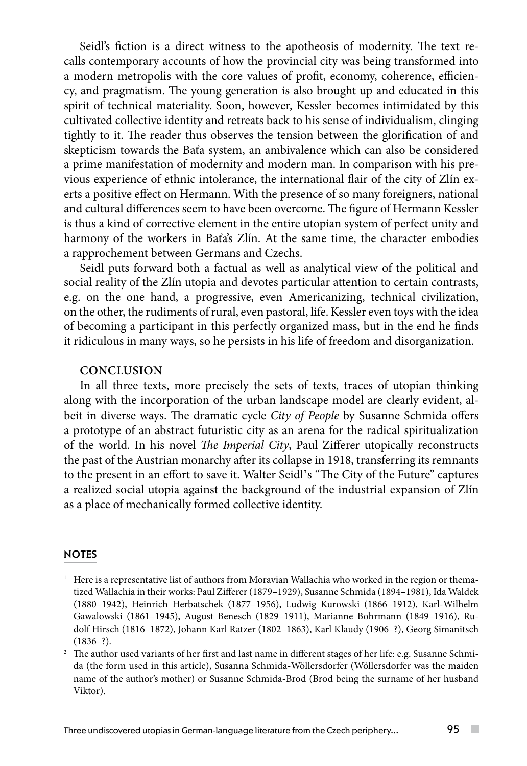Seidl's fiction is a direct witness to the apotheosis of modernity. The text recalls contemporary accounts of how the provincial city was being transformed into a modern metropolis with the core values of profit, economy, coherence, efficiency, and pragmatism. The young generation is also brought up and educated in this spirit of technical materiality. Soon, however, Kessler becomes intimidated by this cultivated collective identity and retreats back to his sense of individualism, clinging tightly to it. The reader thus observes the tension between the glorification of and skepticism towards the Baťa system, an ambivalence which can also be considered a prime manifestation of modernity and modern man. In comparison with his previous experience of ethnic intolerance, the international flair of the city of Zlín exerts a positive effect on Hermann. With the presence of so many foreigners, national and cultural differences seem to have been overcome. The figure of Hermann Kessler is thus a kind of corrective element in the entire utopian system of perfect unity and harmony of the workers in Baťa's Zlín. At the same time, the character embodies a rapprochement between Germans and Czechs.

Seidl puts forward both a factual as well as analytical view of the political and social reality of the Zlín utopia and devotes particular attention to certain contrasts, e.g. on the one hand, a progressive, even Americanizing, technical civilization, on the other, the rudiments of rural, even pastoral, life. Kessler even toys with the idea of becoming a participant in this perfectly organized mass, but in the end he finds it ridiculous in many ways, so he persists in his life of freedom and disorganization.

## CONCLUSION

In all three texts, more precisely the sets of texts, traces of utopian thinking along with the incorporation of the urban landscape model are clearly evident, albeit in diverse ways. The dramatic cycle *City of People* by Susanne Schmida offers a prototype of an abstract futuristic city as an arena for the radical spiritualization of the world. In his novel *The Imperial City*, Paul Zifferer utopically reconstructs the past of the Austrian monarchy after its collapse in 1918, transferring its remnants to the present in an effort to save it. Walter Seidl's "The City of the Future" captures a realized social utopia against the background of the industrial expansion of Zlín as a place of mechanically formed collective identity.

## NOTES

[1] Here is a representative list of authors from Moravian Wallachia who worked in the region or thematized Wallachia in their works: Paul Zifferer (1879–1929), Susanne Schmida (1894–1981), Ida Waldek (1880–1942), Heinrich Herbatschek (1877–1956), Ludwig Kurowski (1866–1912), Karl-Wilhelm Gawalowski (1861–1945), August Benesch (1829–1911), Marianne Bohrmann (1849–1916), Rudolf Hirsch (1816–1872), Johann Karl Ratzer (1802–1863), Karl Klaudy (1906–?), Georg Simanitsch (1836–?).

[2] The author used variants of her first and last name in different stages of her life: e.g. Susanne Schmida (the form used in this article), Susanna Schmida-Wöllersdorfer (Wöllersdorfer was the maiden name of the author's mother) or Susanne Schmida-Brod (Brod being the surname of her husband Viktor).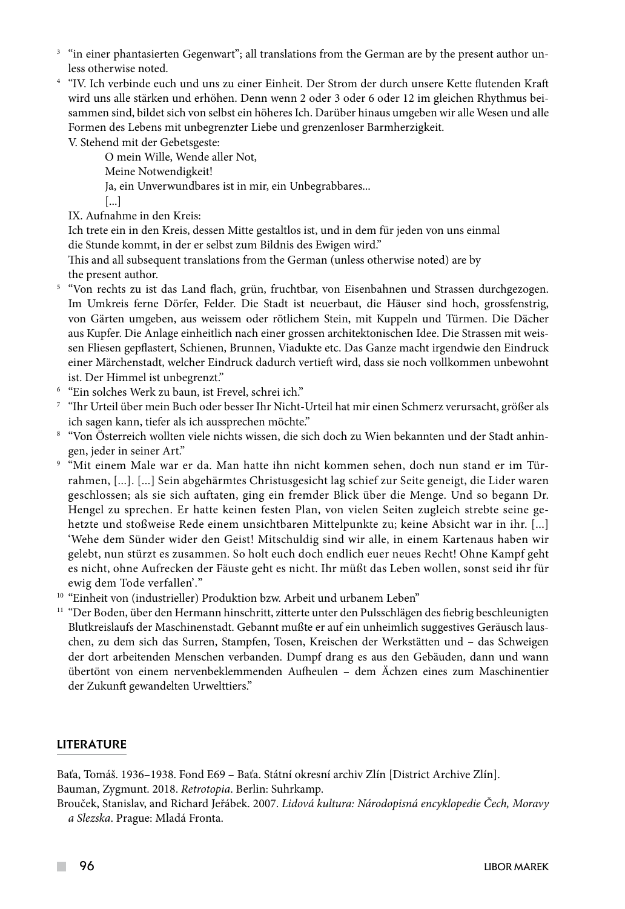[3] "in einer phantasierten Gegenwart"; all translations from the German are by the present author unless otherwise noted.

[4] "IV. Ich verbinde euch und uns zu einer Einheit. Der Strom der durch unsere Kette flutenden Kraft wird uns alle stärken und erhöhen. Denn wenn 2 oder 3 oder 6 oder 12 im gleichen Rhythmus beisammen sind, bildet sich von selbst ein höheres Ich. Darüber hinaus umgeben wir alle Wesen und alle Formen des Lebens mit unbegrenzter Liebe und grenzenloser Barmherzigkeit.

V. Stehend mit der Gebetsgeste:

> O mein Wille, Wende aller Not,
> Meine Notwendigkeit!
> Ja, ein Unverwundbares ist in mir, ein Unbegrabbares...
> [...]

IX. Aufnahme in den Kreis:
Ich trete ein in den Kreis, dessen Mitte gestaltlos ist, und in dem für jeden von uns einmal die Stunde kommt, in der er selbst zum Bildnis des Ewigen wird."
This and all subsequent translations from the German (unless otherwise noted) are by the present author.

[5] "Von rechts zu ist das Land flach, grün, fruchtbar, von Eisenbahnen und Strassen durchgezogen. Im Umkreis ferne Dörfer, Felder. Die Stadt ist neuerbaut, die Häuser sind hoch, grossfenstrig, von Gärten umgeben, aus weissem oder rötlichem Stein, mit Kuppeln und Türmen. Die Dächer aus Kupfer. Die Anlage einheitlich nach einer grossen architektonischen Idee. Die Strassen mit weissen Fliesen gepflastert, Schienen, Brunnen, Viadukte etc. Das Ganze macht irgendwie den Eindruck einer Märchenstadt, welcher Eindruck dadurch vertieft wird, dass sie noch vollkommen unbewohnt ist. Der Himmel ist unbegrenzt."

[6] "Ein solches Werk zu baun, ist Frevel, schrei ich."

[7] "Ihr Urteil über mein Buch oder besser Ihr Nicht-Urteil hat mir einen Schmerz verursacht, größer als ich sagen kann, tiefer als ich aussprechen möchte."

[8] "Von Österreich wollten viele nichts wissen, die sich doch zu Wien bekannten und der Stadt anhingen, jeder in seiner Art."

[9] "Mit einem Male war er da. Man hatte ihn nicht kommen sehen, doch nun stand er im Türrahmen, [...]. [...] Sein abgehärmtes Christusgesicht lag schief zur Seite geneigt, die Lider waren geschlossen; als sie sich auftaten, ging ein fremder Blick über die Menge. Und so begann Dr. Hengel zu sprechen. Er hatte keinen festen Plan, von vielen Seiten zugleich strebte seine gehetzte und stoßweise Rede einem unsichtbaren Mittelpunkte zu; keine Absicht war in ihr. [...] 'Wehe dem Sünder wider den Geist! Mitschuldig sind wir alle, in einem Kartenaus haben wir gelebt, nun stürzt es zusammen. So holt euch doch endlich euer neues Recht! Ohne Kampf geht es nicht, ohne Aufrecken der Fäuste geht es nicht. Ihr müßt das Leben wollen, sonst seid ihr für ewig dem Tode verfallen'."

[10] "Einheit von (industrieller) Produktion bzw. Arbeit und urbanem Leben"

[11] "Der Boden, über den Hermann hinschritt, zitterte unter den Pulsschlägen des fiebrig beschleunigten Blutkreislaufs der Maschinenstadt. Gebannt mußte er auf ein unheimlich suggestives Geräusch lauschen, zu dem sich das Surren, Stampfen, Tosen, Kreischen der Werkstätten und – das Schweigen der dort arbeitenden Menschen verbanden. Dumpf drang es aus den Gebäuden, dann und wann übertönt von einem nervenbeklemmenden Aufheulen – dem Ächzen eines zum Maschinentier der Zukunft gewandelten Urwelttiers."

## LITERATURE

Baťa, Tomáš. 1936–1938. Fond E69 – Baťa. Státní okresní archiv Zlín [District Archive Zlín].

Bauman, Zygmunt. 2018. *Retrotopia*. Berlin: Suhrkamp.

Brouček, Stanislav, and Richard Jeřábek. 2007. *Lidová kultura: Národopisná encyklopedie Čech, Moravy a Slezska*. Prague: Mladá Fronta.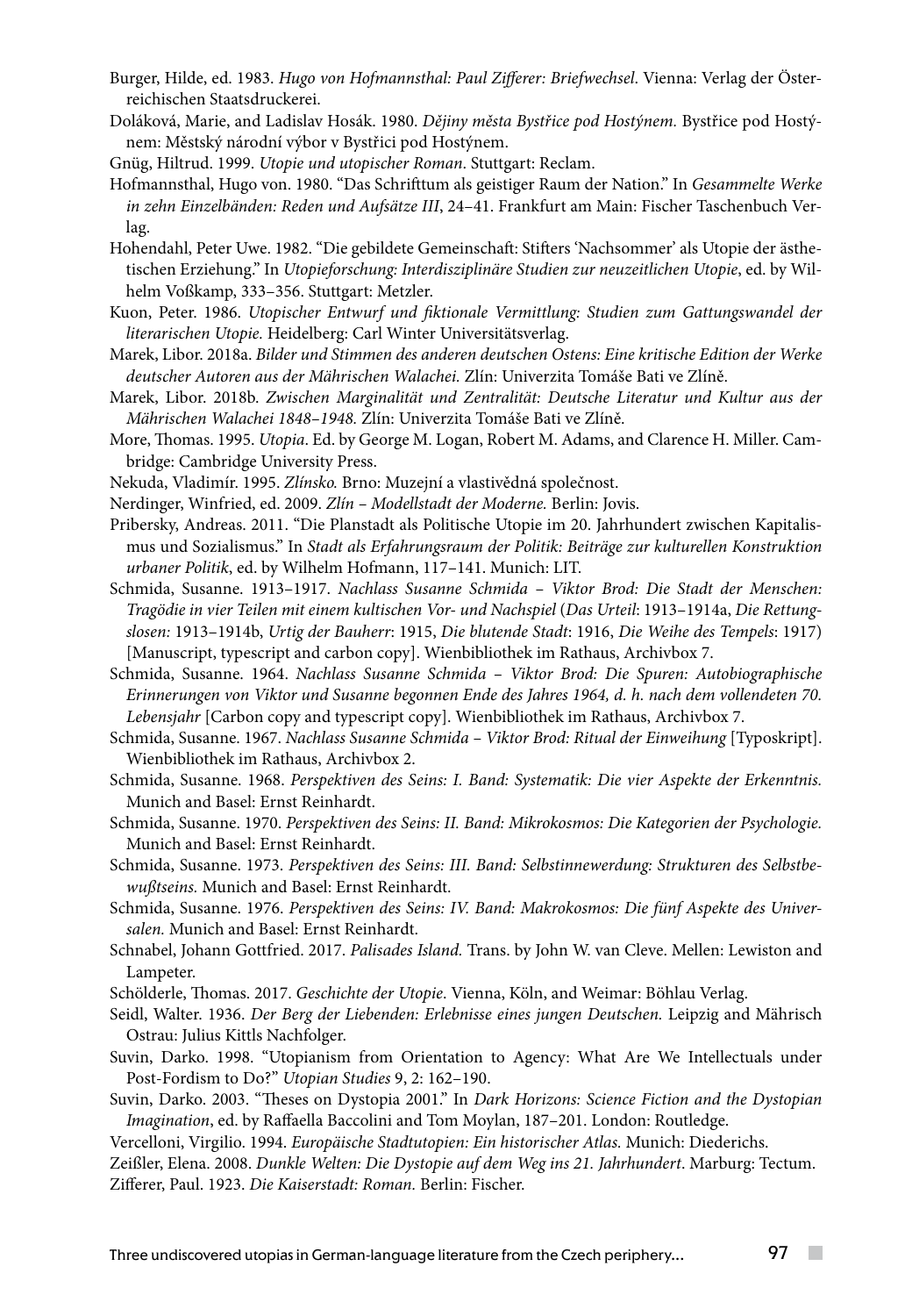Burger, Hilde, ed. 1983. *Hugo von Hofmannsthal: Paul Zifferer: Briefwechsel*. Vienna: Verlag der Österreichischen Staatsdruckerei.

Doláková, Marie, and Ladislav Hosák. 1980. *Dějiny města Bystřice pod Hostýnem.* Bystřice pod Hostýnem: Městský národní výbor v Bystřici pod Hostýnem.

Gnüg, Hiltrud. 1999. *Utopie und utopischer Roman*. Stuttgart: Reclam.

Hofmannsthal, Hugo von. 1980. "Das Schrifttum als geistiger Raum der Nation." In *Gesammelte Werke in zehn Einzelbänden: Reden und Aufsätze III*, 24–41. Frankfurt am Main: Fischer Taschenbuch Verlag.

Hohendahl, Peter Uwe. 1982. "Die gebildete Gemeinschaft: Stifters 'Nachsommer' als Utopie der ästhetischen Erziehung." In *Utopieforschung: Interdisziplinäre Studien zur neuzeitlichen Utopie*, ed. by Wilhelm Voßkamp, 333–356. Stuttgart: Metzler.

Kuon, Peter. 1986. *Utopischer Entwurf und fiktionale Vermittlung: Studien zum Gattungswandel der literarischen Utopie.* Heidelberg: Carl Winter Universitätsverlag.

Marek, Libor. 2018a. *Bilder und Stimmen des anderen deutschen Ostens: Eine kritische Edition der Werke deutscher Autoren aus der Mährischen Walachei.* Zlín: Univerzita Tomáše Bati ve Zlíně.

Marek, Libor. 2018b. *Zwischen Marginalität und Zentralität: Deutsche Literatur und Kultur aus der Mährischen Walachei 1848–1948.* Zlín: Univerzita Tomáše Bati ve Zlíně.

More, Thomas. 1995. *Utopia*. Ed. by George M. Logan, Robert M. Adams, and Clarence H. Miller. Cambridge: Cambridge University Press.

Nekuda, Vladimír. 1995. *Zlínsko.* Brno: Muzejní a vlastivědná společnost.

Nerdinger, Winfried, ed. 2009. *Zlín – Modellstadt der Moderne.* Berlin: Jovis.

Pribersky, Andreas. 2011. "Die Planstadt als Politische Utopie im 20. Jahrhundert zwischen Kapitalismus und Sozialismus." In *Stadt als Erfahrungsraum der Politik: Beiträge zur kulturellen Konstruktion urbaner Politik*, ed. by Wilhelm Hofmann, 117–141. Munich: LIT.

Schmida, Susanne. 1913–1917. *Nachlass Susanne Schmida – Viktor Brod: Die Stadt der Menschen: Tragödie in vier Teilen mit einem kultischen Vor- und Nachspiel* (*Das Urteil*: 1913–1914a, *Die Rettungslosen:* 1913–1914b, *Urtig der Bauherr*: 1915, *Die blutende Stadt*: 1916, *Die Weihe des Tempels*: 1917) [Manuscript, typescript and carbon copy]. Wienbibliothek im Rathaus, Archivbox 7.

Schmida, Susanne. 1964. *Nachlass Susanne Schmida – Viktor Brod: Die Spuren: Autobiographische Erinnerungen von Viktor und Susanne begonnen Ende des Jahres 1964, d. h. nach dem vollendeten 70. Lebensjahr* [Carbon copy and typescript copy]. Wienbibliothek im Rathaus, Archivbox 7.

Schmida, Susanne. 1967. *Nachlass Susanne Schmida – Viktor Brod: Ritual der Einweihung* [Typoskript]. Wienbibliothek im Rathaus, Archivbox 2.

Schmida, Susanne. 1968. *Perspektiven des Seins: I. Band: Systematik: Die vier Aspekte der Erkenntnis.* Munich and Basel: Ernst Reinhardt.

Schmida, Susanne. 1970. *Perspektiven des Seins: II. Band: Mikrokosmos: Die Kategorien der Psychologie.* Munich and Basel: Ernst Reinhardt.

Schmida, Susanne. 1973. *Perspektiven des Seins: III. Band: Selbstinnewerdung: Strukturen des Selbstbewußtseins.* Munich and Basel: Ernst Reinhardt.

Schmida, Susanne. 1976. *Perspektiven des Seins: IV. Band: Makrokosmos: Die fünf Aspekte des Universalen.* Munich and Basel: Ernst Reinhardt.

Schnabel, Johann Gottfried. 2017. *Palisades Island.* Trans. by John W. van Cleve. Mellen: Lewiston and Lampeter.

Schölderle, Thomas. 2017. *Geschichte der Utopie*. Vienna, Köln, and Weimar: Böhlau Verlag.

Seidl, Walter. 1936. *Der Berg der Liebenden: Erlebnisse eines jungen Deutschen.* Leipzig and Mährisch Ostrau: Julius Kittls Nachfolger.

Suvin, Darko. 1998. "Utopianism from Orientation to Agency: What Are We Intellectuals under Post-Fordism to Do?" *Utopian Studies* 9, 2: 162–190.

Suvin, Darko. 2003. "Theses on Dystopia 2001." In *Dark Horizons: Science Fiction and the Dystopian Imagination*, ed. by Raffaella Baccolini and Tom Moylan, 187–201. London: Routledge.

Vercelloni, Virgilio. 1994. *Europäische Stadtutopien: Ein historischer Atlas.* Munich: Diederichs.

Zeißler, Elena. 2008. *Dunkle Welten: Die Dystopie auf dem Weg ins 21. Jahrhundert*. Marburg: Tectum.

Zifferer, Paul. 1923. *Die Kaiserstadt: Roman.* Berlin: Fischer.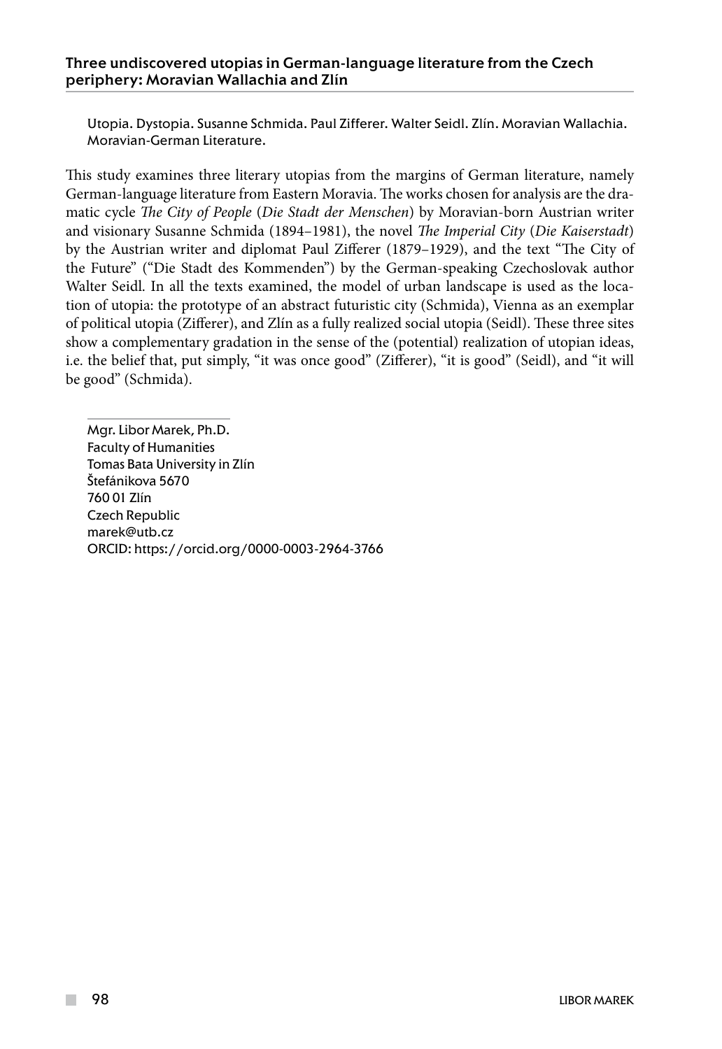**Three undiscovered utopias in German-language literature from the Czech periphery: Moravian Wallachia and Zlín**

Utopia. Dystopia. Susanne Schmida. Paul Zifferer. Walter Seidl. Zlín. Moravian Wallachia. Moravian-German Literature.

This study examines three literary utopias from the margins of German literature, namely German-language literature from Eastern Moravia. The works chosen for analysis are the dramatic cycle *The City of People* (*Die Stadt der Menschen*) by Moravian-born Austrian writer and visionary Susanne Schmida (1894–1981), the novel *The Imperial City* (*Die Kaiserstadt*) by the Austrian writer and diplomat Paul Zifferer (1879–1929), and the text "The City of the Future" ("Die Stadt des Kommenden") by the German-speaking Czechoslovak author Walter Seidl. In all the texts examined, the model of urban landscape is used as the location of utopia: the prototype of an abstract futuristic city (Schmida), Vienna as an exemplar of political utopia (Zifferer), and Zlín as a fully realized social utopia (Seidl). These three sites show a complementary gradation in the sense of the (potential) realization of utopian ideas, i.e. the belief that, put simply, "it was once good" (Zifferer), "it is good" (Seidl), and "it will be good" (Schmida).

Mgr. Libor Marek, Ph.D.
Faculty of Humanities
Tomas Bata University in Zlín
Štefánikova 5670
760 01 Zlín
Czech Republic
marek@utb.cz
ORCID: https://orcid.org/0000-0003-2964-3766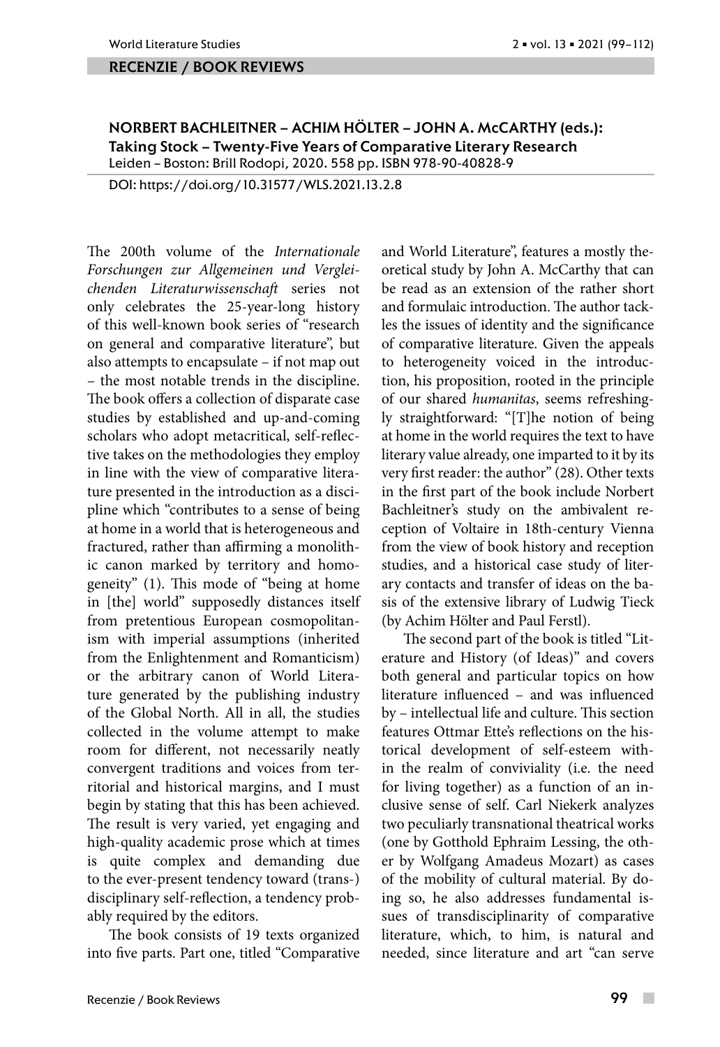## RECENZIE / BOOK REVIEWS

**NORBERT BACHLEITNER – ACHIM HÖLTER – JOHN A. McCARTHY (eds.):**
**Taking Stock – Twenty-Five Years of Comparative Literary Research**
Leiden – Boston: Brill Rodopi, 2020. 558 pp. ISBN 978-90-40828-9

DOI: https://doi.org/10.31577/WLS.2021.13.2.8

The 200th volume of the *Internationale Forschungen zur Allgemeinen und Vergleichenden Literaturwissenschaft* series not only celebrates the 25-year-long history of this well-known book series of "research on general and comparative literature", but also attempts to encapsulate – if not map out – the most notable trends in the discipline. The book offers a collection of disparate case studies by established and up-and-coming scholars who adopt metacritical, self-reflective takes on the methodologies they employ in line with the view of comparative literature presented in the introduction as a discipline which "contributes to a sense of being at home in a world that is heterogeneous and fractured, rather than affirming a monolithic canon marked by territory and homogeneity" (1). This mode of "being at home in [the] world" supposedly distances itself from pretentious European cosmopolitanism with imperial assumptions (inherited from the Enlightenment and Romanticism) or the arbitrary canon of World Literature generated by the publishing industry of the Global North. All in all, the studies collected in the volume attempt to make room for different, not necessarily neatly convergent traditions and voices from territorial and historical margins, and I must begin by stating that this has been achieved. The result is very varied, yet engaging and high-quality academic prose which at times is quite complex and demanding due to the ever-present tendency toward (trans-)disciplinary self-reflection, a tendency probably required by the editors.

The book consists of 19 texts organized into five parts. Part one, titled "Comparative and World Literature", features a mostly theoretical study by John A. McCarthy that can be read as an extension of the rather short and formulaic introduction. The author tackles the issues of identity and the significance of comparative literature. Given the appeals to heterogeneity voiced in the introduction, his proposition, rooted in the principle of our shared *humanitas*, seems refreshingly straightforward: "[T]he notion of being at home in the world requires the text to have literary value already, one imparted to it by its very first reader: the author" (28). Other texts in the first part of the book include Norbert Bachleitner's study on the ambivalent reception of Voltaire in 18th-century Vienna from the view of book history and reception studies, and a historical case study of literary contacts and transfer of ideas on the basis of the extensive library of Ludwig Tieck (by Achim Hölter and Paul Ferstl).

The second part of the book is titled "Literature and History (of Ideas)" and covers both general and particular topics on how literature influenced – and was influenced by – intellectual life and culture. This section features Ottmar Ette's reflections on the historical development of self-esteem within the realm of conviviality (i.e. the need for living together) as a function of an inclusive sense of self. Carl Niekerk analyzes two peculiarly transnational theatrical works (one by Gotthold Ephraim Lessing, the other by Wolfgang Amadeus Mozart) as cases of the mobility of cultural material. By doing so, he also addresses fundamental issues of transdisciplinarity of comparative literature, which, to him, is natural and needed, since literature and art "can serve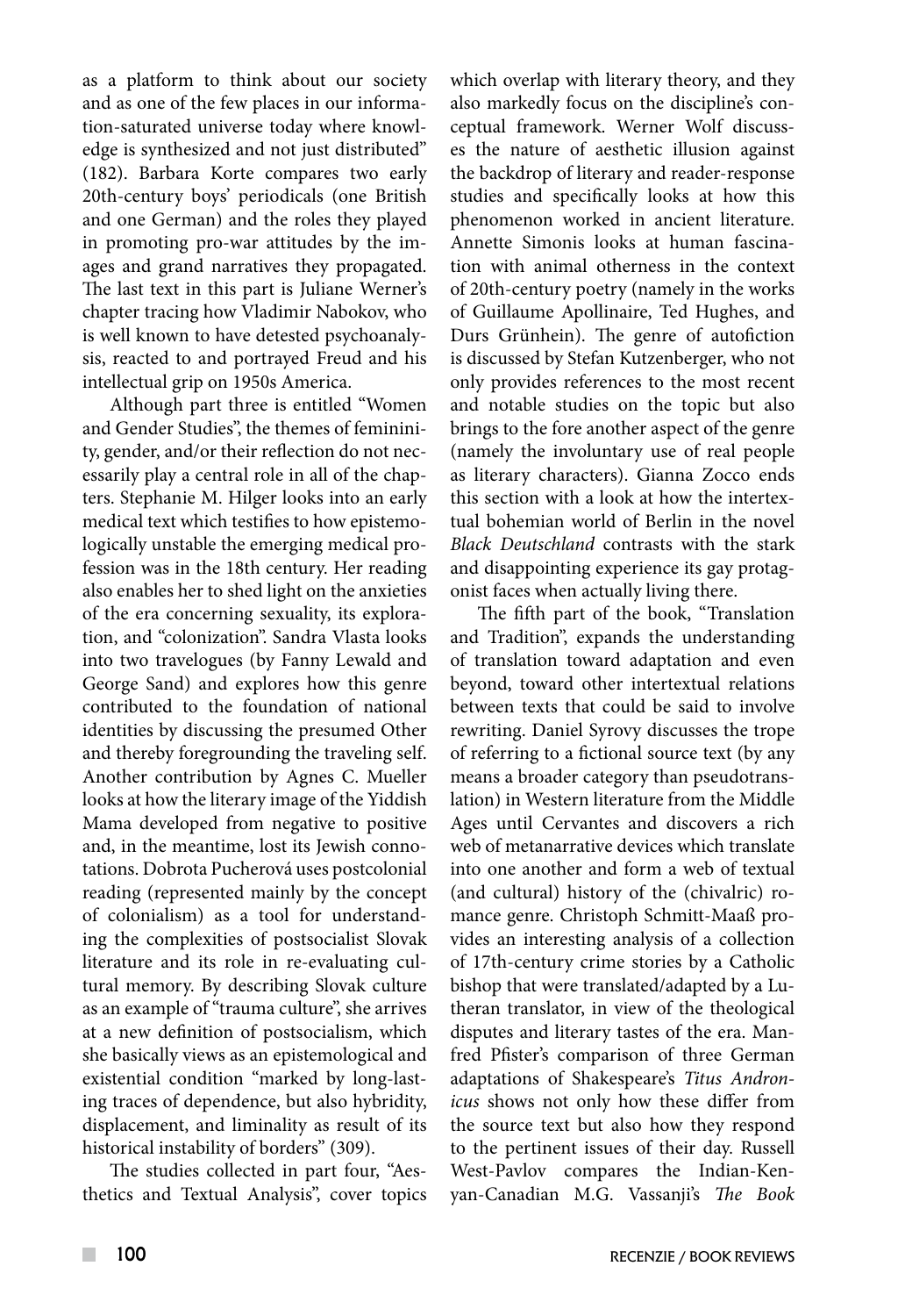as a platform to think about our society and as one of the few places in our information-saturated universe today where knowledge is synthesized and not just distributed" (182). Barbara Korte compares two early 20th-century boys' periodicals (one British and one German) and the roles they played in promoting pro-war attitudes by the images and grand narratives they propagated. The last text in this part is Juliane Werner's chapter tracing how Vladimir Nabokov, who is well known to have detested psychoanalysis, reacted to and portrayed Freud and his intellectual grip on 1950s America.

Although part three is entitled "Women and Gender Studies", the themes of femininity, gender, and/or their reflection do not necessarily play a central role in all of the chapters. Stephanie M. Hilger looks into an early medical text which testifies to how epistemologically unstable the emerging medical profession was in the 18th century. Her reading also enables her to shed light on the anxieties of the era concerning sexuality, its exploration, and "colonization". Sandra Vlasta looks into two travelogues (by Fanny Lewald and George Sand) and explores how this genre contributed to the foundation of national identities by discussing the presumed Other and thereby foregrounding the traveling self. Another contribution by Agnes C. Mueller looks at how the literary image of the Yiddish Mama developed from negative to positive and, in the meantime, lost its Jewish connotations. Dobrota Pucherová uses postcolonial reading (represented mainly by the concept of colonialism) as a tool for understanding the complexities of postsocialist Slovak literature and its role in re-evaluating cultural memory. By describing Slovak culture as an example of "trauma culture", she arrives at a new definition of postsocialism, which she basically views as an epistemological and existential condition "marked by long-lasting traces of dependence, but also hybridity, displacement, and liminality as result of its historical instability of borders" (309).

The studies collected in part four, "Aesthetics and Textual Analysis", cover topics which overlap with literary theory, and they also markedly focus on the discipline's conceptual framework. Werner Wolf discusses the nature of aesthetic illusion against the backdrop of literary and reader-response studies and specifically looks at how this phenomenon worked in ancient literature. Annette Simonis looks at human fascination with animal otherness in the context of 20th-century poetry (namely in the works of Guillaume Apollinaire, Ted Hughes, and Durs Grünhein). The genre of autofiction is discussed by Stefan Kutzenberger, who not only provides references to the most recent and notable studies on the topic but also brings to the fore another aspect of the genre (namely the involuntary use of real people as literary characters). Gianna Zocco ends this section with a look at how the intertextual bohemian world of Berlin in the novel *Black Deutschland* contrasts with the stark and disappointing experience its gay protagonist faces when actually living there.

The fifth part of the book, "Translation and Tradition", expands the understanding of translation toward adaptation and even beyond, toward other intertextual relations between texts that could be said to involve rewriting. Daniel Syrovy discusses the trope of referring to a fictional source text (by any means a broader category than pseudotranslation) in Western literature from the Middle Ages until Cervantes and discovers a rich web of metanarrative devices which translate into one another and form a web of textual (and cultural) history of the (chivalric) romance genre. Christoph Schmitt-Maaß provides an interesting analysis of a collection of 17th-century crime stories by a Catholic bishop that were translated/adapted by a Lutheran translator, in view of the theological disputes and literary tastes of the era. Manfred Pfister's comparison of three German adaptations of Shakespeare's *Titus Andronicus* shows not only how these differ from the source text but also how they respond to the pertinent issues of their day. Russell West-Pavlov compares the Indian-Kenyan-Canadian M.G. Vassanji's *The Book*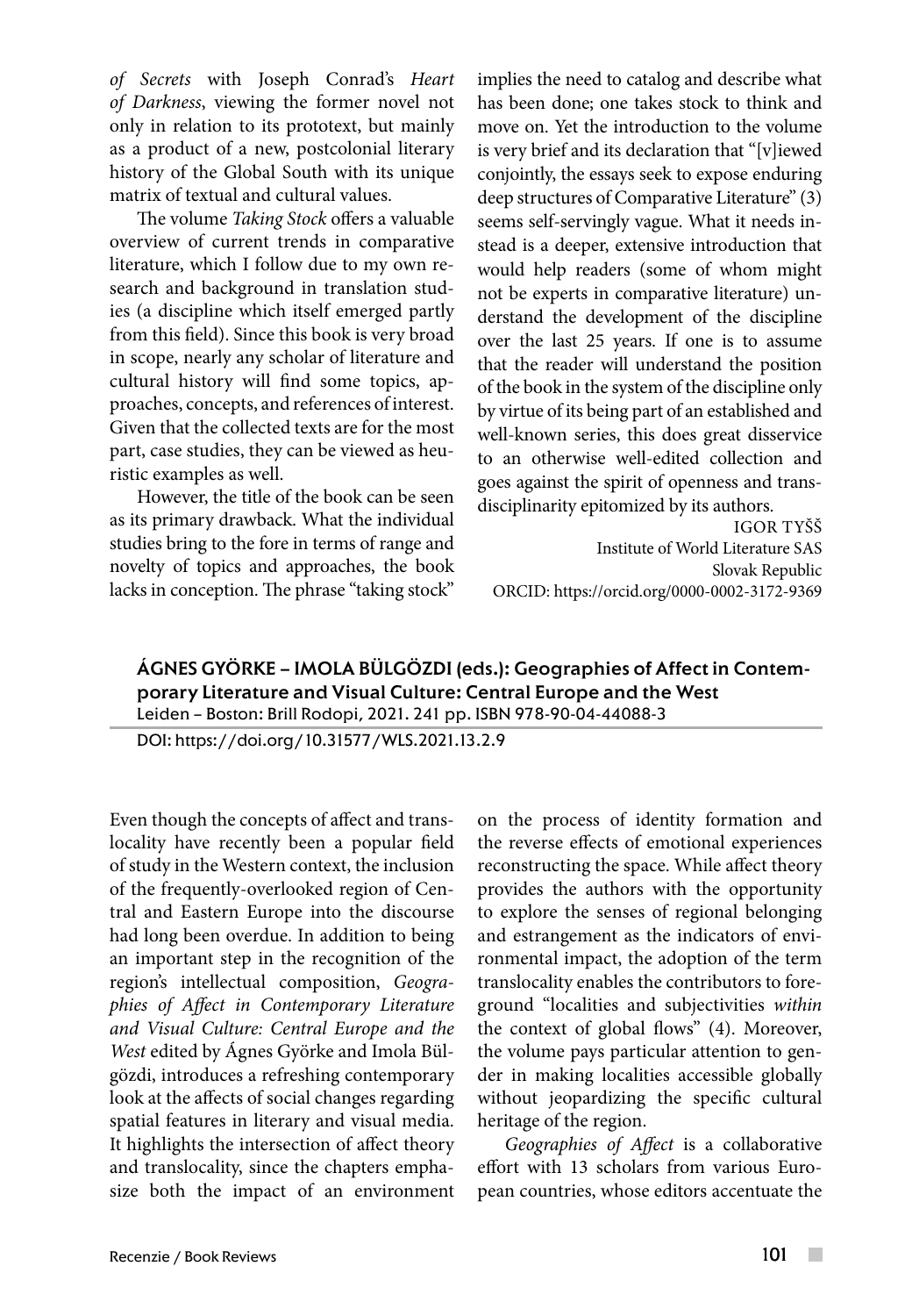*of Secrets* with Joseph Conrad's *Heart of Darkness*, viewing the former novel not only in relation to its prototext, but mainly as a product of a new, postcolonial literary history of the Global South with its unique matrix of textual and cultural values.

The volume *Taking Stock* offers a valuable overview of current trends in comparative literature, which I follow due to my own research and background in translation studies (a discipline which itself emerged partly from this field). Since this book is very broad in scope, nearly any scholar of literature and cultural history will find some topics, approaches, concepts, and references of interest. Given that the collected texts are for the most part, case studies, they can be viewed as heuristic examples as well.

However, the title of the book can be seen as its primary drawback. What the individual studies bring to the fore in terms of range and novelty of topics and approaches, the book lacks in conception. The phrase "taking stock" implies the need to catalog and describe what has been done; one takes stock to think and move on. Yet the introduction to the volume is very brief and its declaration that "[v]iewed conjointly, the essays seek to expose enduring deep structures of Comparative Literature" (3) seems self-servingly vague. What it needs instead is a deeper, extensive introduction that would help readers (some of whom might not be experts in comparative literature) understand the development of the discipline over the last 25 years. If one is to assume that the reader will understand the position of the book in the system of the discipline only by virtue of its being part of an established and well-known series, this does great disservice to an otherwise well-edited collection and goes against the spirit of openness and transdisciplinarity epitomized by its authors.

IGOR TYŠŠ
Institute of World Literature SAS
Slovak Republic
ORCID: https://orcid.org/0000-0002-3172-9369

## ÁGNES GYÖRKE – IMOLA BÜLGÖZDI (eds.): Geographies of Affect in Contemporary Literature and Visual Culture: Central Europe and the West

Leiden – Boston: Brill Rodopi, 2021. 241 pp. ISBN 978-90-04-44088-3

DOI: https://doi.org/10.31577/WLS.2021.13.2.9

Even though the concepts of affect and translocality have recently been a popular field of study in the Western context, the inclusion of the frequently-overlooked region of Central and Eastern Europe into the discourse had long been overdue. In addition to being an important step in the recognition of the region's intellectual composition, *Geographies of Affect in Contemporary Literature and Visual Culture: Central Europe and the West* edited by Ágnes Györke and Imola Bülgözdi, introduces a refreshing contemporary look at the affects of social changes regarding spatial features in literary and visual media. It highlights the intersection of affect theory and translocality, since the chapters emphasize both the impact of an environment on the process of identity formation and the reverse effects of emotional experiences reconstructing the space. While affect theory provides the authors with the opportunity to explore the senses of regional belonging and estrangement as the indicators of environmental impact, the adoption of the term translocality enables the contributors to foreground "localities and subjectivities *within* the context of global flows" (4). Moreover, the volume pays particular attention to gender in making localities accessible globally without jeopardizing the specific cultural heritage of the region.

*Geographies of Affect* is a collaborative effort with 13 scholars from various European countries, whose editors accentuate the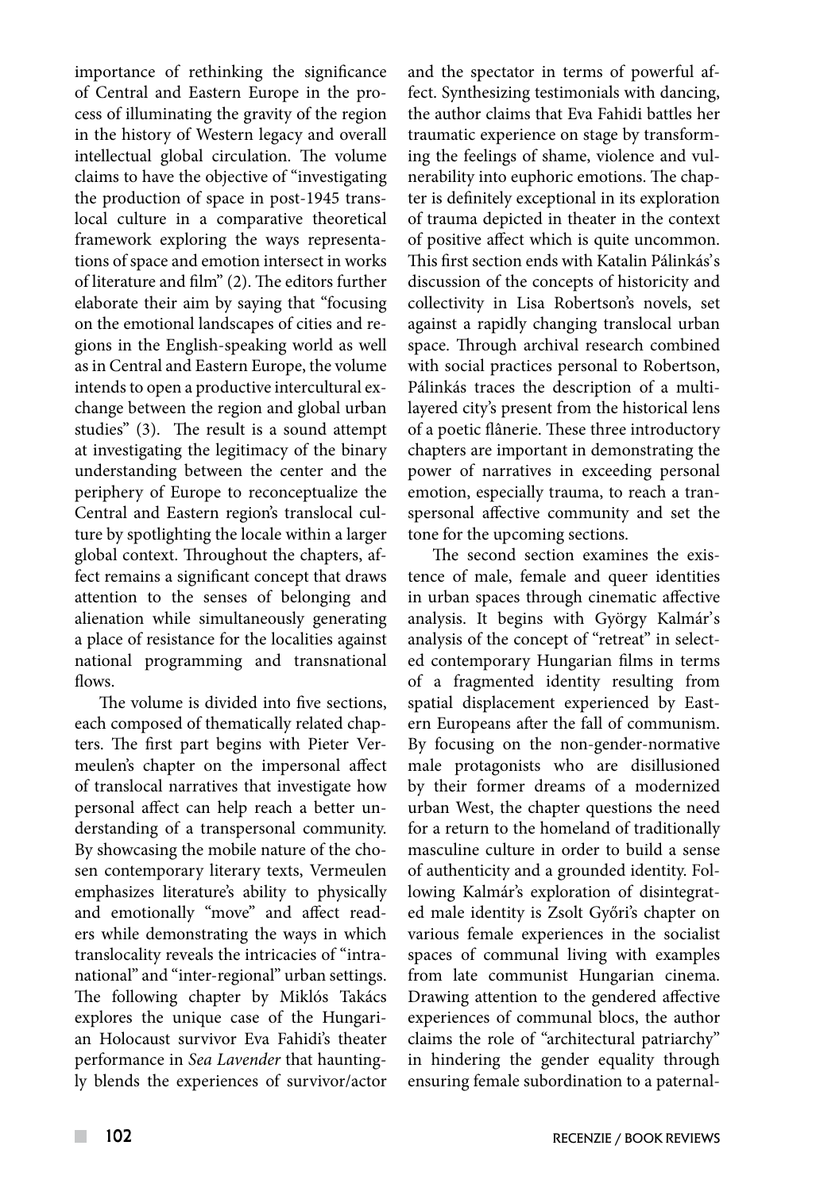importance of rethinking the significance of Central and Eastern Europe in the process of illuminating the gravity of the region in the history of Western legacy and overall intellectual global circulation. The volume claims to have the objective of "investigating the production of space in post-1945 translocal culture in a comparative theoretical framework exploring the ways representations of space and emotion intersect in works of literature and film" (2). The editors further elaborate their aim by saying that "focusing on the emotional landscapes of cities and regions in the English-speaking world as well as in Central and Eastern Europe, the volume intends to open a productive intercultural exchange between the region and global urban studies" (3). The result is a sound attempt at investigating the legitimacy of the binary understanding between the center and the periphery of Europe to reconceptualize the Central and Eastern region's translocal culture by spotlighting the locale within a larger global context. Throughout the chapters, affect remains a significant concept that draws attention to the senses of belonging and alienation while simultaneously generating a place of resistance for the localities against national programming and transnational flows.

The volume is divided into five sections, each composed of thematically related chapters. The first part begins with Pieter Vermeulen's chapter on the impersonal affect of translocal narratives that investigate how personal affect can help reach a better understanding of a transpersonal community. By showcasing the mobile nature of the chosen contemporary literary texts, Vermeulen emphasizes literature's ability to physically and emotionally "move" and affect readers while demonstrating the ways in which translocality reveals the intricacies of "intranational" and "inter-regional" urban settings. The following chapter by Miklós Takács explores the unique case of the Hungarian Holocaust survivor Eva Fahidi's theater performance in *Sea Lavender* that hauntingly blends the experiences of survivor/actor and the spectator in terms of powerful affect. Synthesizing testimonials with dancing, the author claims that Eva Fahidi battles her traumatic experience on stage by transforming the feelings of shame, violence and vulnerability into euphoric emotions. The chapter is definitely exceptional in its exploration of trauma depicted in theater in the context of positive affect which is quite uncommon. This first section ends with Katalin Pálinkás's discussion of the concepts of historicity and collectivity in Lisa Robertson's novels, set against a rapidly changing translocal urban space. Through archival research combined with social practices personal to Robertson, Pálinkás traces the description of a multi-layered city's present from the historical lens of a poetic flânerie. These three introductory chapters are important in demonstrating the power of narratives in exceeding personal emotion, especially trauma, to reach a transpersonal affective community and set the tone for the upcoming sections.

The second section examines the existence of male, female and queer identities in urban spaces through cinematic affective analysis. It begins with György Kalmár's analysis of the concept of "retreat" in selected contemporary Hungarian films in terms of a fragmented identity resulting from spatial displacement experienced by Eastern Europeans after the fall of communism. By focusing on the non-gender-normative male protagonists who are disillusioned by their former dreams of a modernized urban West, the chapter questions the need for a return to the homeland of traditionally masculine culture in order to build a sense of authenticity and a grounded identity. Following Kalmár's exploration of disintegrated male identity is Zsolt Győri's chapter on various female experiences in the socialist spaces of communal living with examples from late communist Hungarian cinema. Drawing attention to the gendered affective experiences of communal blocs, the author claims the role of "architectural patriarchy" in hindering the gender equality through ensuring female subordination to a paternal-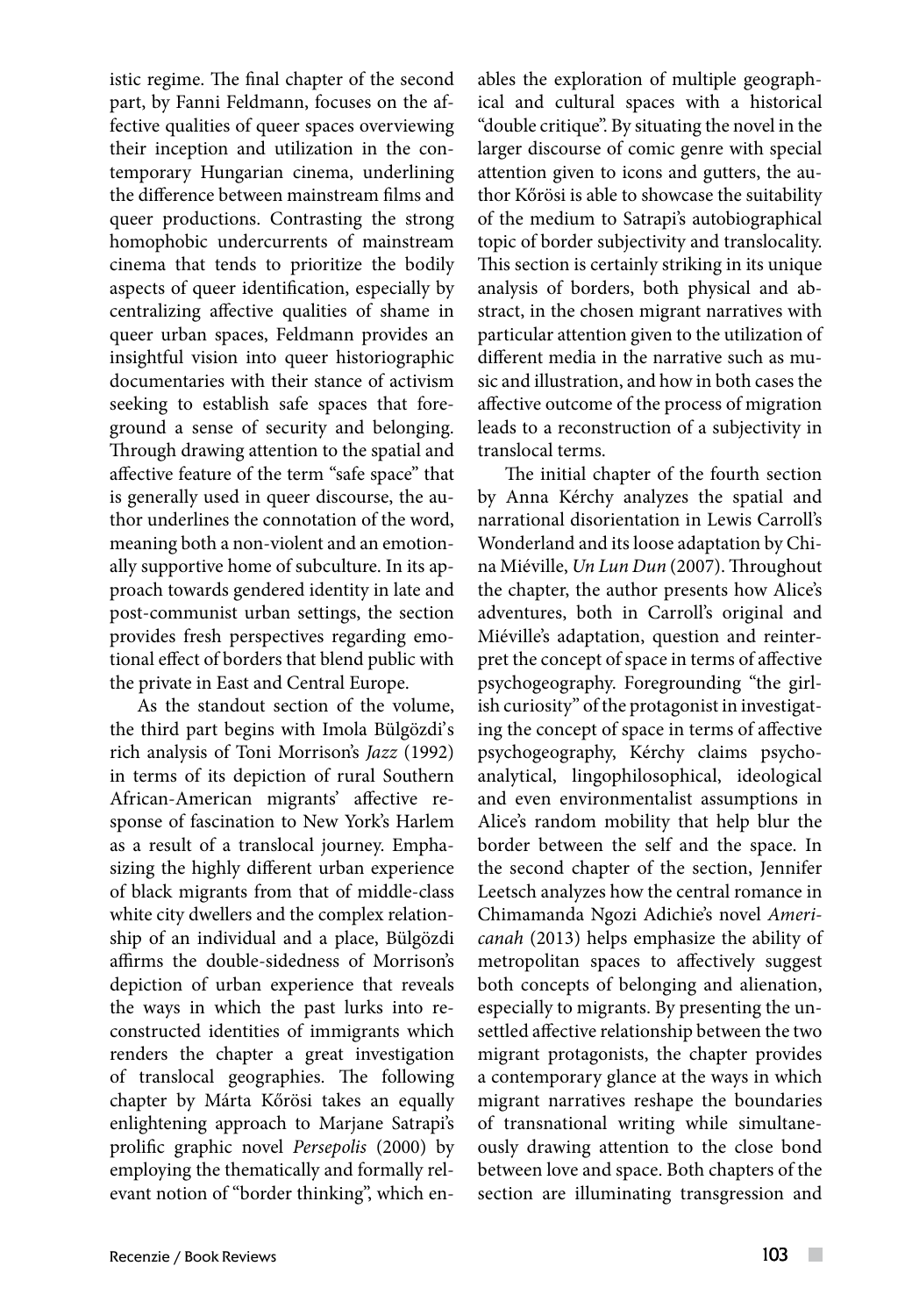istic regime. The final chapter of the second part, by Fanni Feldmann, focuses on the affective qualities of queer spaces overviewing their inception and utilization in the contemporary Hungarian cinema, underlining the difference between mainstream films and queer productions. Contrasting the strong homophobic undercurrents of mainstream cinema that tends to prioritize the bodily aspects of queer identification, especially by centralizing affective qualities of shame in queer urban spaces, Feldmann provides an insightful vision into queer historiographic documentaries with their stance of activism seeking to establish safe spaces that foreground a sense of security and belonging. Through drawing attention to the spatial and affective feature of the term "safe space" that is generally used in queer discourse, the author underlines the connotation of the word, meaning both a non-violent and an emotionally supportive home of subculture. In its approach towards gendered identity in late and post-communist urban settings, the section provides fresh perspectives regarding emotional effect of borders that blend public with the private in East and Central Europe.

As the standout section of the volume, the third part begins with Imola Bülgözdi's rich analysis of Toni Morrison's *Jazz* (1992) in terms of its depiction of rural Southern African-American migrants' affective response of fascination to New York's Harlem as a result of a translocal journey. Emphasizing the highly different urban experience of black migrants from that of middle-class white city dwellers and the complex relationship of an individual and a place, Bülgözdi affirms the double-sidedness of Morrison's depiction of urban experience that reveals the ways in which the past lurks into reconstructed identities of immigrants which renders the chapter a great investigation of translocal geographies. The following chapter by Márta Kőrösi takes an equally enlightening approach to Marjane Satrapi's prolific graphic novel *Persepolis* (2000) by employing the thematically and formally relevant notion of "border thinking", which enables the exploration of multiple geographical and cultural spaces with a historical "double critique". By situating the novel in the larger discourse of comic genre with special attention given to icons and gutters, the author Kőrösi is able to showcase the suitability of the medium to Satrapi's autobiographical topic of border subjectivity and translocality. This section is certainly striking in its unique analysis of borders, both physical and abstract, in the chosen migrant narratives with particular attention given to the utilization of different media in the narrative such as music and illustration, and how in both cases the affective outcome of the process of migration leads to a reconstruction of a subjectivity in translocal terms.

The initial chapter of the fourth section by Anna Kérchy analyzes the spatial and narrational disorientation in Lewis Carroll's Wonderland and its loose adaptation by China Miéville, *Un Lun Dun* (2007). Throughout the chapter, the author presents how Alice's adventures, both in Carroll's original and Miéville's adaptation, question and reinterpret the concept of space in terms of affective psychogeography. Foregrounding "the girlish curiosity" of the protagonist in investigating the concept of space in terms of affective psychogeography, Kérchy claims psychoanalytical, lingophilosophical, ideological and even environmentalist assumptions in Alice's random mobility that help blur the border between the self and the space. In the second chapter of the section, Jennifer Leetsch analyzes how the central romance in Chimamanda Ngozi Adichie's novel *Americanah* (2013) helps emphasize the ability of metropolitan spaces to affectively suggest both concepts of belonging and alienation, especially to migrants. By presenting the unsettled affective relationship between the two migrant protagonists, the chapter provides a contemporary glance at the ways in which migrant narratives reshape the boundaries of transnational writing while simultaneously drawing attention to the close bond between love and space. Both chapters of the section are illuminating transgression and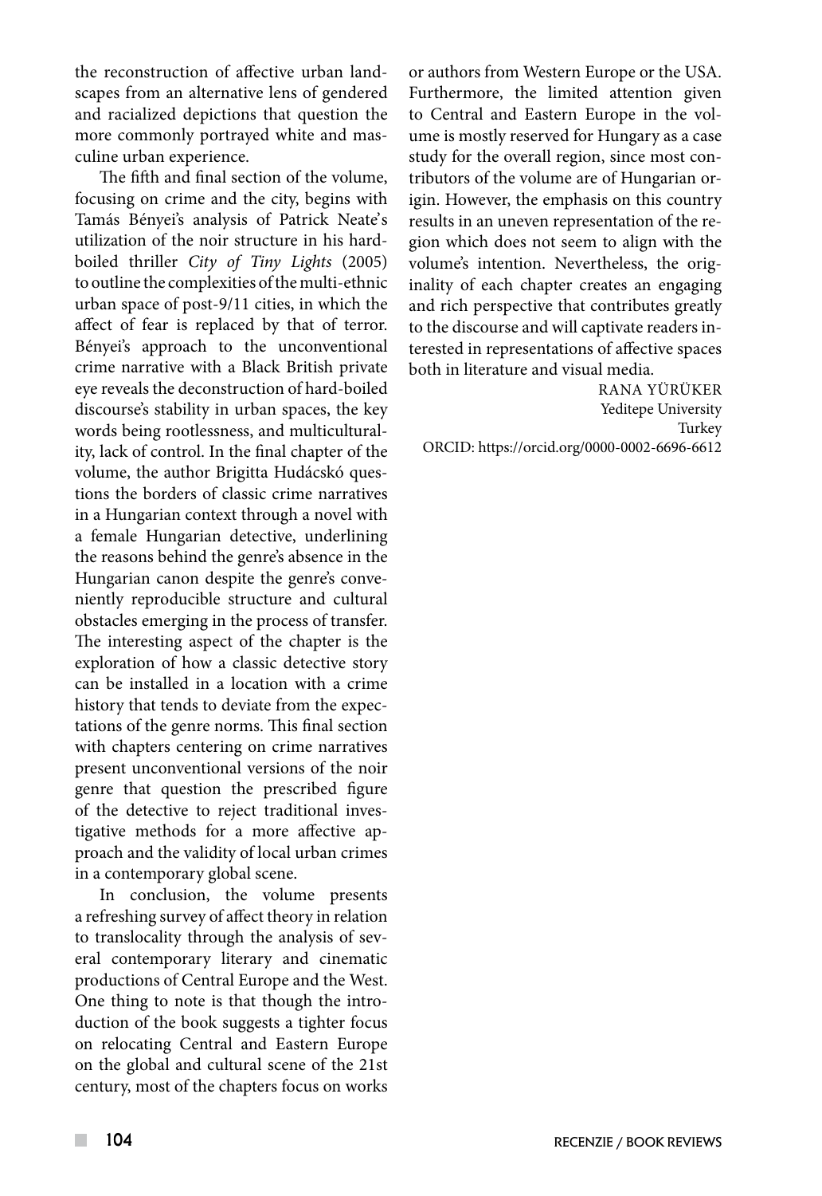the reconstruction of affective urban landscapes from an alternative lens of gendered and racialized depictions that question the more commonly portrayed white and masculine urban experience.

The fifth and final section of the volume, focusing on crime and the city, begins with Tamás Bényei's analysis of Patrick Neate's utilization of the noir structure in his hard-boiled thriller *City of Tiny Lights* (2005) to outline the complexities of the multi-ethnic urban space of post-9/11 cities, in which the affect of fear is replaced by that of terror. Bényei's approach to the unconventional crime narrative with a Black British private eye reveals the deconstruction of hard-boiled discourse's stability in urban spaces, the key words being rootlessness, and multiculturality, lack of control. In the final chapter of the volume, the author Brigitta Hudácskó questions the borders of classic crime narratives in a Hungarian context through a novel with a female Hungarian detective, underlining the reasons behind the genre's absence in the Hungarian canon despite the genre's conveniently reproducible structure and cultural obstacles emerging in the process of transfer. The interesting aspect of the chapter is the exploration of how a classic detective story can be installed in a location with a crime history that tends to deviate from the expectations of the genre norms. This final section with chapters centering on crime narratives present unconventional versions of the noir genre that question the prescribed figure of the detective to reject traditional investigative methods for a more affective approach and the validity of local urban crimes in a contemporary global scene.

In conclusion, the volume presents a refreshing survey of affect theory in relation to translocality through the analysis of several contemporary literary and cinematic productions of Central Europe and the West. One thing to note is that though the introduction of the book suggests a tighter focus on relocating Central and Eastern Europe on the global and cultural scene of the 21st century, most of the chapters focus on works or authors from Western Europe or the USA. Furthermore, the limited attention given to Central and Eastern Europe in the volume is mostly reserved for Hungary as a case study for the overall region, since most contributors of the volume are of Hungarian origin. However, the emphasis on this country results in an uneven representation of the region which does not seem to align with the volume's intention. Nevertheless, the originality of each chapter creates an engaging and rich perspective that contributes greatly to the discourse and will captivate readers interested in representations of affective spaces both in literature and visual media.

RANA YÜRÜKER
Yeditepe University
Turkey
ORCID: https://orcid.org/0000-0002-6696-6612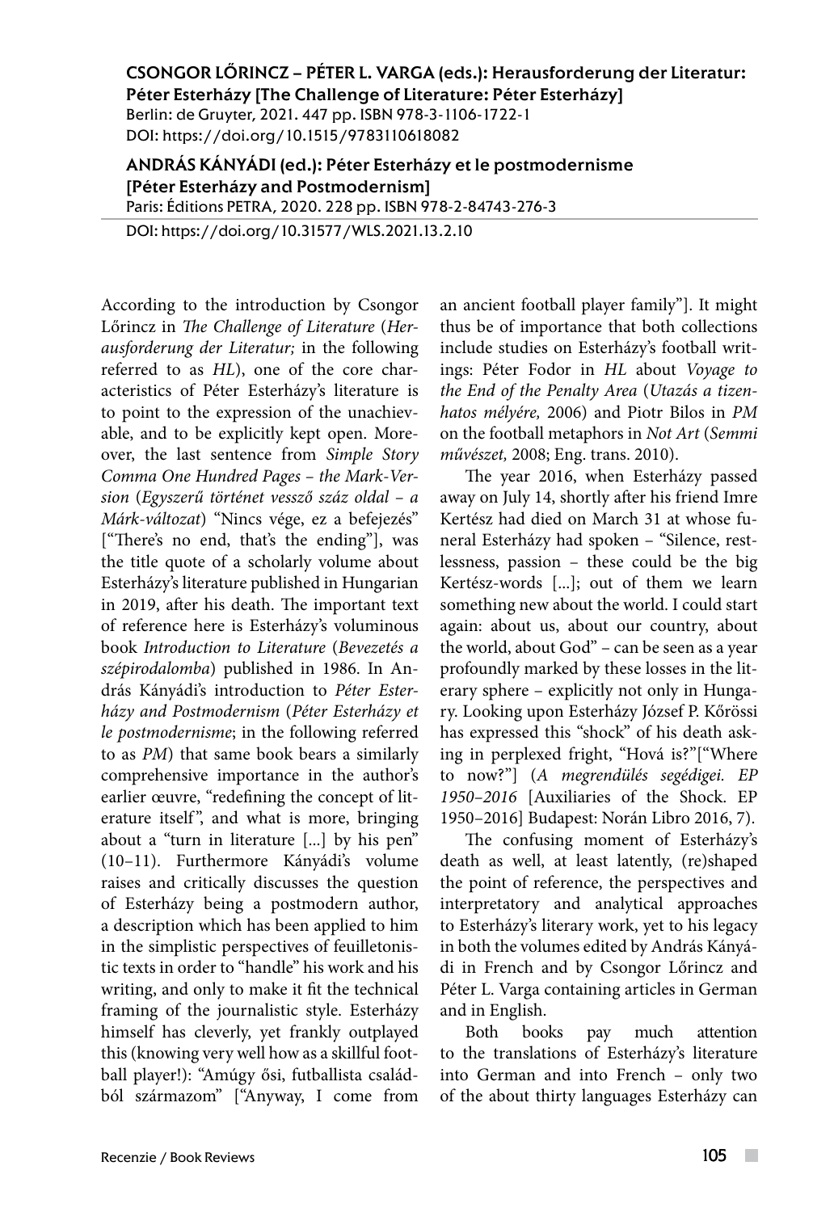**CSONGOR LŐRINCZ – PÉTER L. VARGA (eds.): Herausforderung der Literatur: Péter Esterházy [The Challenge of Literature: Péter Esterházy]**
Berlin: de Gruyter, 2021. 447 pp. ISBN 978-3-1106-1722-1
DOI: https://doi.org/10.1515/9783110618082

**ANDRÁS KÁNYÁDI (ed.): Péter Esterházy et le postmodernisme [Péter Esterházy and Postmodernism]**
Paris: Éditions PETRA, 2020. 228 pp. ISBN 978-2-84743-276-3

DOI: https://doi.org/10.31577/WLS.2021.13.2.10

According to the introduction by Csongor Lőrincz in *The Challenge of Literature* (*Herausforderung der Literatur;* in the following referred to as *HL*), one of the core characteristics of Péter Esterházy's literature is to point to the expression of the unachievable, and to be explicitly kept open. Moreover, the last sentence from *Simple Story Comma One Hundred Pages – the Mark-Version* (*Egyszerű történet vessző száz oldal – a Márk-változat*) "Nincs vége, ez a befejezés" ["There's no end, that's the ending"], was the title quote of a scholarly volume about Esterházy's literature published in Hungarian in 2019, after his death. The important text of reference here is Esterházy's voluminous book *Introduction to Literature* (*Bevezetés a szépirodalomba*) published in 1986. In András Kányádi's introduction to *Péter Esterházy and Postmodernism* (*Péter Esterházy et le postmodernisme*; in the following referred to as *PM*) that same book bears a similarly comprehensive importance in the author's earlier œuvre, "redefining the concept of literature itself", and what is more, bringing about a "turn in literature [...] by his pen" (10–11). Furthermore Kányádi's volume raises and critically discusses the question of Esterházy being a postmodern author, a description which has been applied to him in the simplistic perspectives of feuilletonistic texts in order to "handle" his work and his writing, and only to make it fit the technical framing of the journalistic style. Esterházy himself has cleverly, yet frankly outplayed this (knowing very well how as a skillful football player!): "Amúgy ősi, futballista családból származom" ["Anyway, I come from an ancient football player family"]. It might thus be of importance that both collections include studies on Esterházy's football writings: Péter Fodor in *HL* about *Voyage to the End of the Penalty Area* (*Utazás a tizenhatos mélyére,* 2006) and Piotr Bilos in *PM* on the football metaphors in *Not Art* (*Semmi művészet,* 2008; Eng. trans. 2010).

The year 2016, when Esterházy passed away on July 14, shortly after his friend Imre Kertész had died on March 31 at whose funeral Esterházy had spoken – "Silence, restlessness, passion – these could be the big Kertész-words [...]; out of them we learn something new about the world. I could start again: about us, about our country, about the world, about God" – can be seen as a year profoundly marked by these losses in the literary sphere – explicitly not only in Hungary. Looking upon Esterházy József P. Kőrössi has expressed this "shock" of his death asking in perplexed fright, "Hová is?"["Where to now?"] (*A megrendülés segédigei. EP 1950–2016* [Auxiliaries of the Shock. EP 1950–2016] Budapest: Norán Libro 2016, 7).

The confusing moment of Esterházy's death as well, at least latently, (re)shaped the point of reference, the perspectives and interpretatory and analytical approaches to Esterházy's literary work, yet to his legacy in both the volumes edited by András Kányádi in French and by Csongor Lőrincz and Péter L. Varga containing articles in German and in English.

Both books pay much attention to the translations of Esterházy's literature into German and into French – only two of the about thirty languages Esterházy can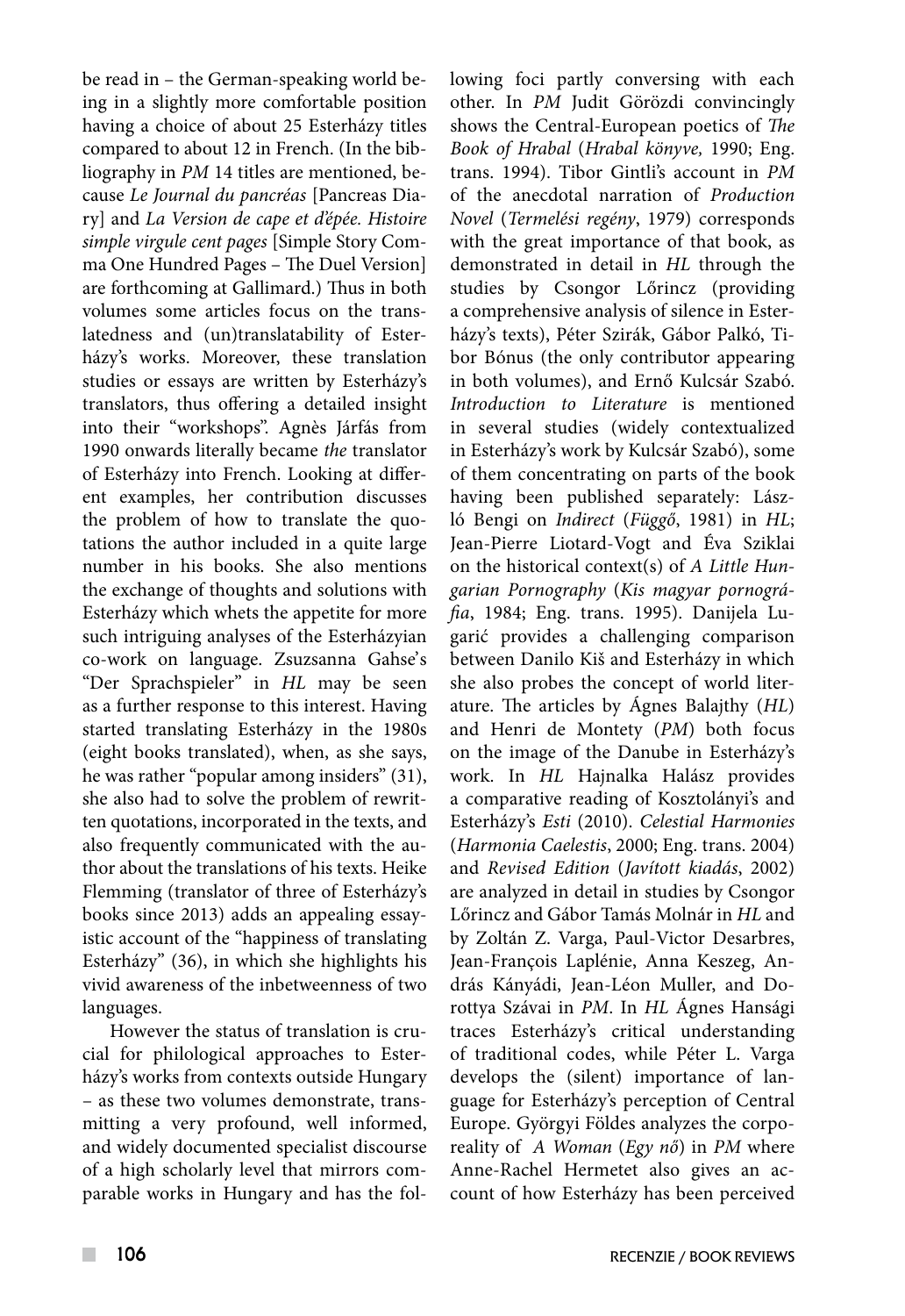be read in – the German-speaking world being in a slightly more comfortable position having a choice of about 25 Esterházy titles compared to about 12 in French. (In the bibliography in *PM* 14 titles are mentioned, because *Le Journal du pancréas* [Pancreas Diary] and *La Version de cape et d'épée. Histoire simple virgule cent pages* [Simple Story Comma One Hundred Pages – The Duel Version] are forthcoming at Gallimard.) Thus in both volumes some articles focus on the translatedness and (un)translatability of Esterházy's works. Moreover, these translation studies or essays are written by Esterházy's translators, thus offering a detailed insight into their "workshops". Agnès Járfás from 1990 onwards literally became *the* translator of Esterházy into French. Looking at different examples, her contribution discusses the problem of how to translate the quotations the author included in a quite large number in his books. She also mentions the exchange of thoughts and solutions with Esterházy which whets the appetite for more such intriguing analyses of the Esterházyian co-work on language. Zsuzsanna Gahse's "Der Sprachspieler" in *HL* may be seen as a further response to this interest. Having started translating Esterházy in the 1980s (eight books translated), when, as she says, he was rather "popular among insiders" (31), she also had to solve the problem of rewritten quotations, incorporated in the texts, and also frequently communicated with the author about the translations of his texts. Heike Flemming (translator of three of Esterházy's books since 2013) adds an appealing essayistic account of the "happiness of translating Esterházy" (36), in which she highlights his vivid awareness of the inbetweenness of two languages.

However the status of translation is crucial for philological approaches to Esterházy's works from contexts outside Hungary – as these two volumes demonstrate, transmitting a very profound, well informed, and widely documented specialist discourse of a high scholarly level that mirrors comparable works in Hungary and has the following foci partly conversing with each other. In *PM* Judit Görözdi convincingly shows the Central-European poetics of *The Book of Hrabal* (*Hrabal könyve,* 1990; Eng. trans. 1994). Tibor Gintli's account in *PM* of the anecdotal narration of *Production Novel* (*Termelési regény*, 1979) corresponds with the great importance of that book, as demonstrated in detail in *HL* through the studies by Csongor Lőrincz (providing a comprehensive analysis of silence in Esterházy's texts), Péter Szirák, Gábor Palkó, Tibor Bónus (the only contributor appearing in both volumes), and Ernő Kulcsár Szabó. *Introduction to Literature* is mentioned in several studies (widely contextualized in Esterházy's work by Kulcsár Szabó), some of them concentrating on parts of the book having been published separately: László Bengi on *Indirect* (*Függő*, 1981) in *HL*; Jean-Pierre Liotard-Vogt and Éva Sziklai on the historical context(s) of *A Little Hungarian Pornography* (*Kis magyar pornográfia*, 1984; Eng. trans. 1995). Danijela Lugarić provides a challenging comparison between Danilo Kiš and Esterházy in which she also probes the concept of world literature. The articles by Ágnes Balajthy (*HL*) and Henri de Montety (*PM*) both focus on the image of the Danube in Esterházy's work. In *HL* Hajnalka Halász provides a comparative reading of Kosztolányi's and Esterházy's *Esti* (2010). *Celestial Harmonies* (*Harmonia Caelestis*, 2000; Eng. trans. 2004) and *Revised Edition* (*Javított kiadás*, 2002) are analyzed in detail in studies by Csongor Lőrincz and Gábor Tamás Molnár in *HL* and by Zoltán Z. Varga, Paul-Victor Desarbres, Jean-François Laplénie, Anna Keszeg, András Kányádi, Jean-Léon Muller, and Dorottya Szávai in *PM*. In *HL* Ágnes Hanségi traces Esterházy's critical understanding of traditional codes, while Péter L. Varga develops the (silent) importance of language for Esterházy's perception of Central Europe. Györgyi Földes analyzes the corporeality of *A Woman* (*Egy nő*) in *PM* where Anne-Rachel Hermetet also gives an account of how Esterházy has been perceived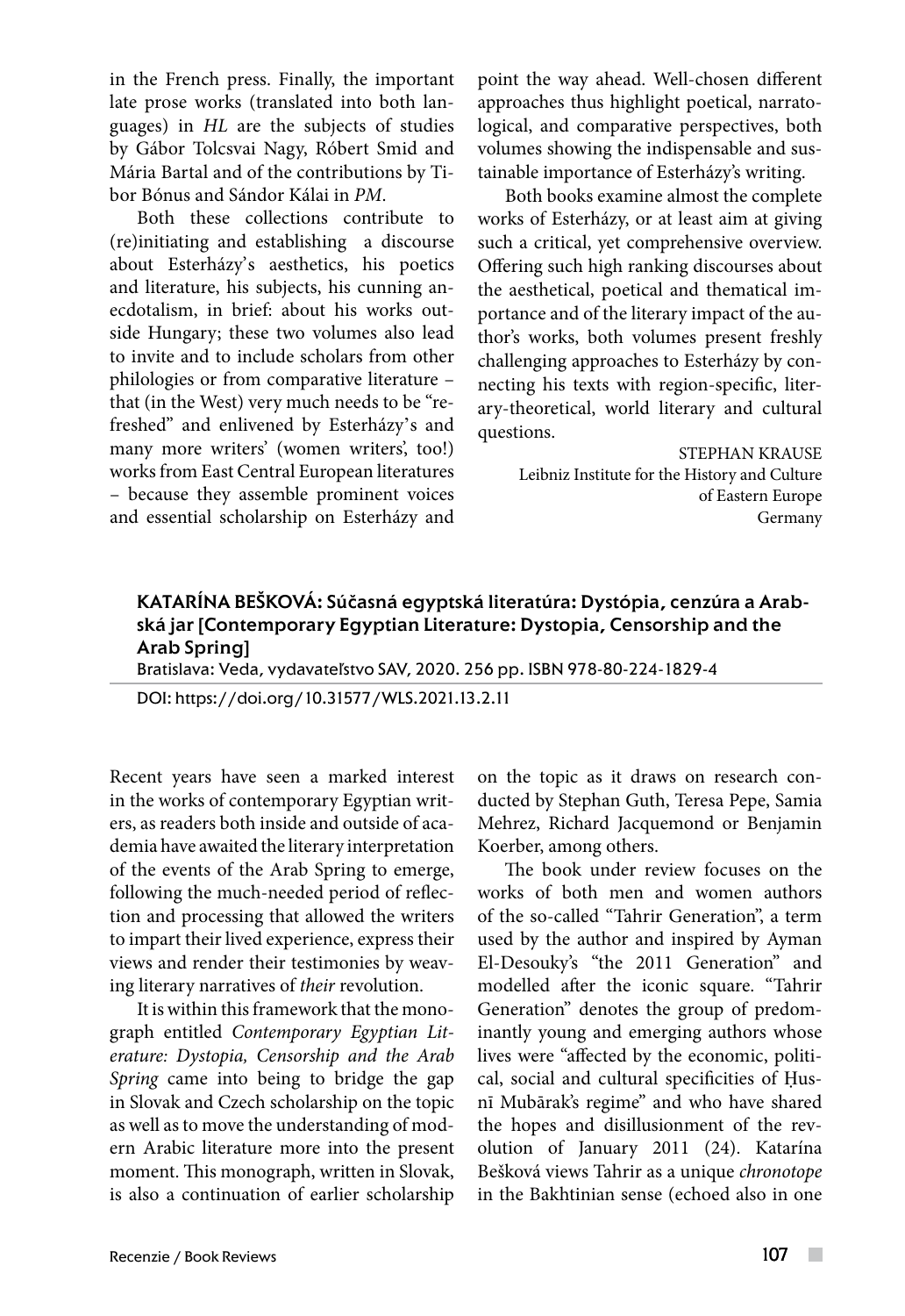in the French press. Finally, the important late prose works (translated into both languages) in *HL* are the subjects of studies by Gábor Tolcsvai Nagy, Róbert Smid and Mária Bartal and of the contributions by Tibor Bónus and Sándor Kálai in *PM*.

Both these collections contribute to (re)initiating and establishing a discourse about Esterházy's aesthetics, his poetics and literature, his subjects, his cunning anecdotalism, in brief: about his works outside Hungary; these two volumes also lead to invite and to include scholars from other philologies or from comparative literature – that (in the West) very much needs to be "refreshed" and enlivened by Esterházy's and many more writers' (women writers', too!) works from East Central European literatures – because they assemble prominent voices and essential scholarship on Esterházy and point the way ahead. Well-chosen different approaches thus highlight poetical, narratological, and comparative perspectives, both volumes showing the indispensable and sustainable importance of Esterházy's writing.

Both books examine almost the complete works of Esterházy, or at least aim at giving such a critical, yet comprehensive overview. Offering such high ranking discourses about the aesthetical, poetical and thematical importance and of the literary impact of the author's works, both volumes present freshly challenging approaches to Esterházy by connecting his texts with region-specific, literary-theoretical, world literary and cultural questions.

STEPHAN KRAUSE
Leibniz Institute for the History and Culture of Eastern Europe
Germany

## KATARÍNA BEŠKOVÁ: Súčasná egyptská literatúra: Dystópia, cenzúra a Arabská jar [Contemporary Egyptian Literature: Dystopia, Censorship and the Arab Spring]

Bratislava: Veda, vydavateľstvo SAV, 2020. 256 pp. ISBN 978-80-224-1829-4

DOI: https://doi.org/10.31577/WLS.2021.13.2.11

Recent years have seen a marked interest in the works of contemporary Egyptian writers, as readers both inside and outside of academia have awaited the literary interpretation of the events of the Arab Spring to emerge, following the much-needed period of reflection and processing that allowed the writers to impart their lived experience, express their views and render their testimonies by weaving literary narratives of *their* revolution.

It is within this framework that the monograph entitled *Contemporary Egyptian Literature: Dystopia, Censorship and the Arab Spring* came into being to bridge the gap in Slovak and Czech scholarship on the topic as well as to move the understanding of modern Arabic literature more into the present moment. This monograph, written in Slovak, is also a continuation of earlier scholarship on the topic as it draws on research conducted by Stephan Guth, Teresa Pepe, Samia Mehrez, Richard Jacquemond or Benjamin Koerber, among others.

The book under review focuses on the works of both men and women authors of the so-called "Tahrir Generation", a term used by the author and inspired by Ayman El-Desouky's "the 2011 Generation" and modelled after the iconic square. "Tahrir Generation" denotes the group of predominantly young and emerging authors whose lives were "affected by the economic, political, social and cultural specificities of Ḥusnī Mubārak's regime" and who have shared the hopes and disillusionment of the revolution of January 2011 (24). Katarína Bešková views Tahrir as a unique *chronotope* in the Bakhtinian sense (echoed also in one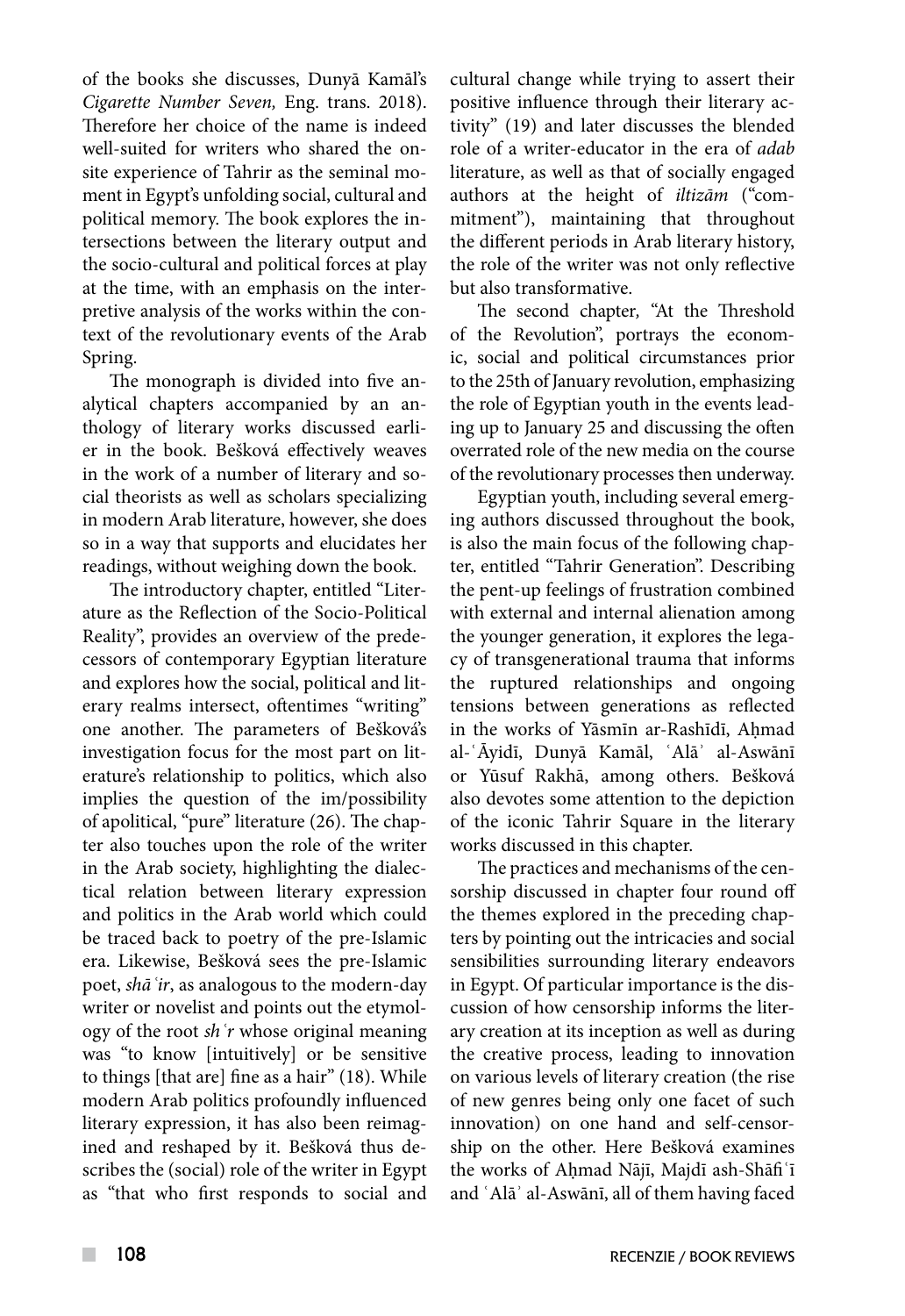of the books she discusses, Dunyā Kamāl's *Cigarette Number Seven,* Eng. trans. 2018). Therefore her choice of the name is indeed well-suited for writers who shared the on-site experience of Tahrir as the seminal moment in Egypt's unfolding social, cultural and political memory. The book explores the intersections between the literary output and the socio-cultural and political forces at play at the time, with an emphasis on the interpretive analysis of the works within the context of the revolutionary events of the Arab Spring.

The monograph is divided into five analytical chapters accompanied by an anthology of literary works discussed earlier in the book. Bešková effectively weaves in the work of a number of literary and social theorists as well as scholars specializing in modern Arab literature, however, she does so in a way that supports and elucidates her readings, without weighing down the book.

The introductory chapter, entitled "Literature as the Reflection of the Socio-Political Reality", provides an overview of the predecessors of contemporary Egyptian literature and explores how the social, political and literary realms intersect, oftentimes "writing" one another. The parameters of Bešková's investigation focus for the most part on literature's relationship to politics, which also implies the question of the im/possibility of apolitical, "pure" literature (26). The chapter also touches upon the role of the writer in the Arab society, highlighting the dialectical relation between literary expression and politics in the Arab world which could be traced back to poetry of the pre-Islamic era. Likewise, Bešková sees the pre-Islamic poet, *shāʿir*, as analogous to the modern-day writer or novelist and points out the etymology of the root *shʿr* whose original meaning was "to know [intuitively] or be sensitive to things [that are] fine as a hair" (18). While modern Arab politics profoundly influenced literary expression, it has also been reimagined and reshaped by it. Bešková thus describes the (social) role of the writer in Egypt as "that who first responds to social and cultural change while trying to assert their positive influence through their literary activity" (19) and later discusses the blended role of a writer-educator in the era of *adab* literature, as well as that of socially engaged authors at the height of *iltizām* ("commitment"), maintaining that throughout the different periods in Arab literary history, the role of the writer was not only reflective but also transformative.

The second chapter, "At the Threshold of the Revolution", portrays the economic, social and political circumstances prior to the 25th of January revolution, emphasizing the role of Egyptian youth in the events leading up to January 25 and discussing the often overrated role of the new media on the course of the revolutionary processes then underway.

Egyptian youth, including several emerging authors discussed throughout the book, is also the main focus of the following chapter, entitled "Tahrir Generation". Describing the pent-up feelings of frustration combined with external and internal alienation among the younger generation, it explores the legacy of transgenerational trauma that informs the ruptured relationships and ongoing tensions between generations as reflected in the works of Yāsmīn ar-Rashīdī, Aḥmad al-ʿĀyidī, Dunyā Kamāl, ʿAlāʾ al-Aswānī or Yūsuf Rakhā, among others. Bešková also devotes some attention to the depiction of the iconic Tahrir Square in the literary works discussed in this chapter.

The practices and mechanisms of the censorship discussed in chapter four round off the themes explored in the preceding chapters by pointing out the intricacies and social sensibilities surrounding literary endeavors in Egypt. Of particular importance is the discussion of how censorship informs the literary creation at its inception as well as during the creative process, leading to innovation on various levels of literary creation (the rise of new genres being only one facet of such innovation) on one hand and self-censorship on the other. Here Bešková examines the works of Aḥmad Nājī, Majdī ash-Shāfiʿī and ʿAlāʾ al-Aswānī, all of them having faced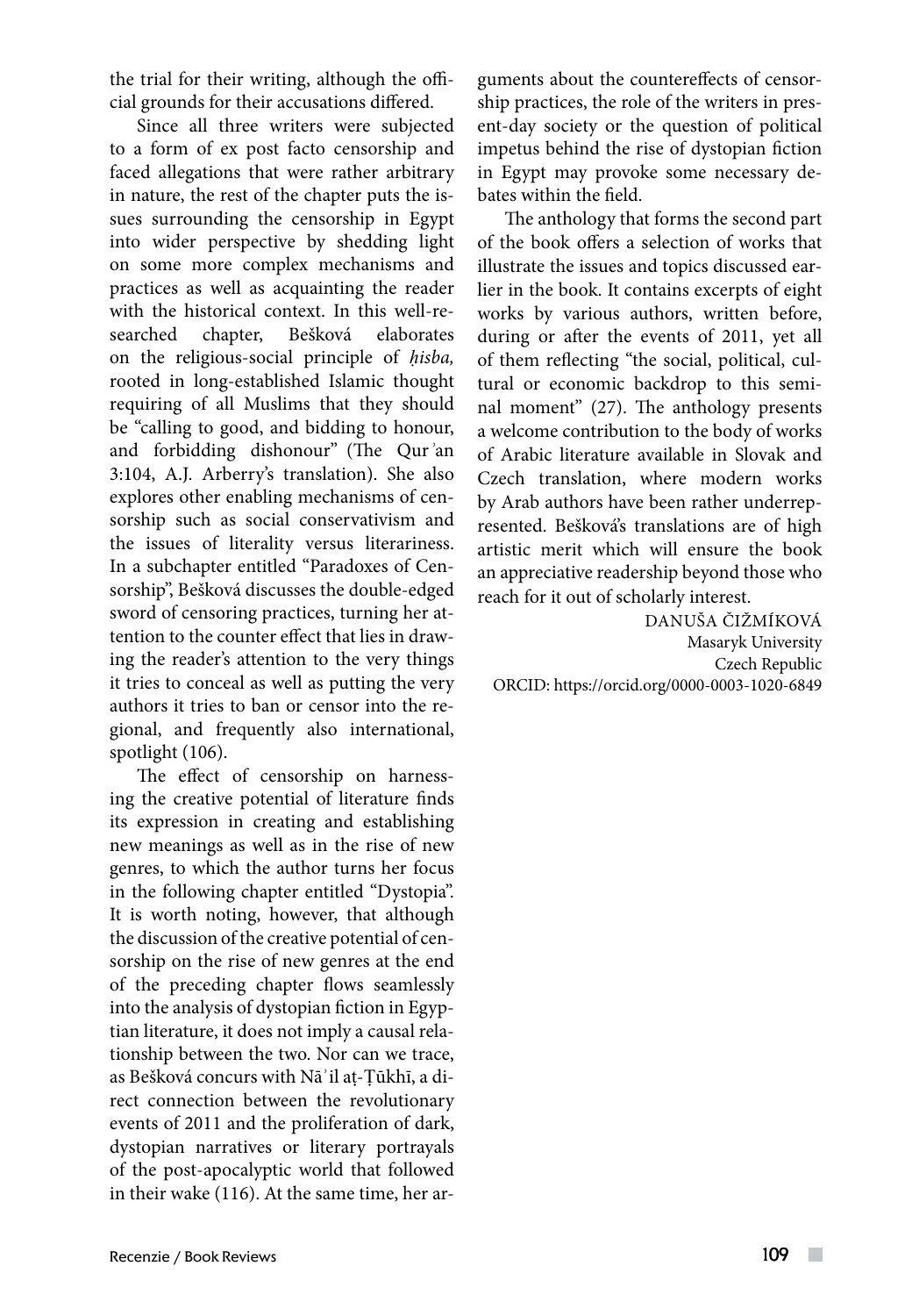the trial for their writing, although the official grounds for their accusations differed.

Since all three writers were subjected to a form of ex post facto censorship and faced allegations that were rather arbitrary in nature, the rest of the chapter puts the issues surrounding the censorship in Egypt into wider perspective by shedding light on some more complex mechanisms and practices as well as acquainting the reader with the historical context. In this well-researched chapter, Bešková elaborates on the religious-social principle of *ḥisba,* rooted in long-established Islamic thought requiring of all Muslims that they should be "calling to good, and bidding to honour, and forbidding dishonour" (The Qurʾan 3:104, A.J. Arberry's translation). She also explores other enabling mechanisms of censorship such as social conservativism and the issues of literality versus literariness. In a subchapter entitled "Paradoxes of Censorship", Bešková discusses the double-edged sword of censoring practices, turning her attention to the counter effect that lies in drawing the reader's attention to the very things it tries to conceal as well as putting the very authors it tries to ban or censor into the regional, and frequently also international, spotlight (106).

The effect of censorship on harnessing the creative potential of literature finds its expression in creating and establishing new meanings as well as in the rise of new genres, to which the author turns her focus in the following chapter entitled "Dystopia". It is worth noting, however, that although the discussion of the creative potential of censorship on the rise of new genres at the end of the preceding chapter flows seamlessly into the analysis of dystopian fiction in Egyptian literature, it does not imply a causal relationship between the two. Nor can we trace, as Bešková concurs with Nāʾil aṭ-Ṭūkhī, a direct connection between the revolutionary events of 2011 and the proliferation of dark, dystopian narratives or literary portrayals of the post-apocalyptic world that followed in their wake (116). At the same time, her arguments about the countereffects of censorship practices, the role of the writers in present-day society or the question of political impetus behind the rise of dystopian fiction in Egypt may provoke some necessary debates within the field.

The anthology that forms the second part of the book offers a selection of works that illustrate the issues and topics discussed earlier in the book. It contains excerpts of eight works by various authors, written before, during or after the events of 2011, yet all of them reflecting "the social, political, cultural or economic backdrop to this seminal moment" (27). The anthology presents a welcome contribution to the body of works of Arabic literature available in Slovak and Czech translation, where modern works by Arab authors have been rather underrepresented. Bešková's translations are of high artistic merit which will ensure the book an appreciative readership beyond those who reach for it out of scholarly interest.

DANUŠA ČIŽMÍKOVÁ
Masaryk University
Czech Republic
ORCID: https://orcid.org/0000-0003-1020-6849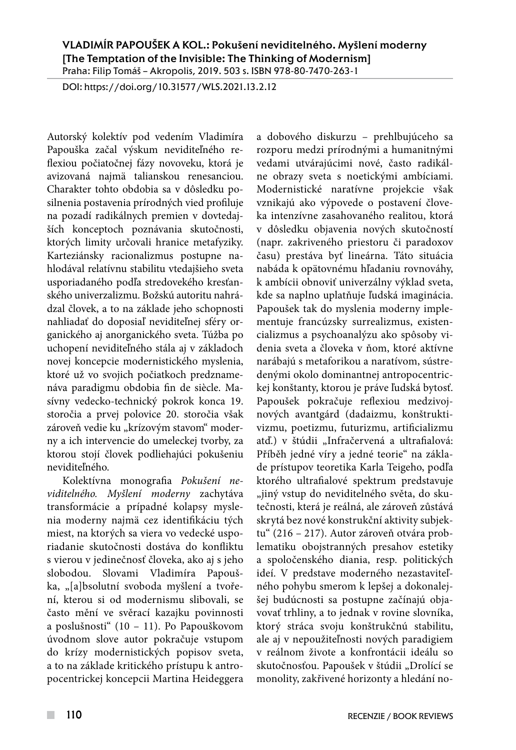**VLADIMÍR PAPOUŠEK A KOL.: Pokušení neviditelného. Myšlení moderny [The Temptation of the Invisible: The Thinking of Modernism]**
Praha: Filip Tomáš – Akropolis, 2019. 503 s. ISBN 978-80-7470-263-1

DOI: https://doi.org/10.31577/WLS.2021.13.2.12

Autorský kolektív pod vedením Vladimíra Papouška začal výskum neviditeľného reflexiou počiatočnej fázy novoveku, ktorá je avizovaná najmä talianskou renesanciou. Charakter tohto obdobia sa v dôsledku posilnenia postavenia prírodných vied profiluje na pozadí radikálnych premien v dovtedajších konceptoch poznávania skutočnosti, ktorých limity určovali hranice metafyziky. Karteziánsky racionalizmus postupne nahlodával relatívnu stabilitu vtedajšieho sveta usporiadaného podľa stredovekého kresťanského univerzalizmu. Božskú autoritu nahrádzal človek, a to na základe jeho schopnosti nahliadať do doposiaľ neviditeľnej sféry organického aj anorganického sveta. Túžba po uchopení neviditeľného stála aj v základoch novej koncepcie modernistického myslenia, ktoré už vo svojich počiatkoch predznamenáva paradigmu obdobia fin de siècle. Masívny vedecko-technický pokrok konca 19. storočia a prvej polovice 20. storočia však zároveň vedie ku „krízovým stavom" moderny a ich intervencie do umeleckej tvorby, za ktorou stojí človek podliehajúci pokušeniu neviditeľného.

Kolektívna monografia *Pokušení neviditelného. Myšlení moderny* zachytáva transformácie a prípadné kolapsy myslenia moderny najmä cez identifikáciu tých miest, na ktorých sa viera vo vedecké usporiadanie skutočnosti dostáva do konfliktu s vierou v jedinečnosť človeka, ako aj s jeho slobodou. Slovami Vladimíra Papouška, „[a]bsolutní svoboda myšlení a tvoření, kterou si od modernismu slibovali, se často mění ve svěrací kazajku povinnosti a poslušnosti" (10 – 11). Po Papouškovom úvodnom slove autor pokračuje vstupom do krízy modernistických popisov sveta, a to na základe kritického prístupu k antropocentrickej koncepcii Martina Heideggera a dobového diskurzu – prehlbujúceho sa rozporu medzi prírodnými a humanitnými vedami utvárajúcimi nové, často radikálne obrazy sveta s noetickými ambíciami. Modernistické naratívne projekcie však vznikajú ako výpovede o postavení človeka intenzívne zasahovaného realitou, ktorá v dôsledku objavenia nových skutočností (napr. zakriveného priestoru či paradoxov času) prestáva byť lineárna. Táto situácia nabáda k opätovnému hľadaniu rovnováhy, k ambícii obnoviť univerzálny výklad sveta, kde sa naplno uplatňuje ľudská imaginácia. Papoušek tak do myslenia moderny implementuje francúzsky surrealizmus, existencializmus a psychoanalýzu ako spôsoby videnia sveta a človeka v ňom, ktoré aktívne narábajú s metaforikou a naratívom, sústredenými okolo dominantnej antropocentrickej konštanty, ktorou je práve ľudská bytosť. Papoušek pokračuje reflexiou medzivojnových avantgárd (dadaizmu, konštruktivizmu, poetizmu, futurizmu, artificializmu atď.) v štúdii „Infračervená a ultrafialová: Příběh jedné víry a jedné teorie" na základe prístupov teoretika Karla Teigeho, podľa ktorého ultrafialové spektrum predstavuje „jiný vstup do neviditelného světa, do skutečnosti, která je reálná, ale zároveň zůstává skrytá bez nové konstrukční aktivity subjektu" (216 – 217). Autor zároveň otvára problematiku obojstranných presahov estetiky a spoločenského diania, resp. politických ideí. V predstave moderného nezastaviteľného pohybu smerom k lepšej a dokonalejšej budúcnosti sa postupne začínajú objavovať trhliny, a to jednak v rovine slovníka, ktorý stráca svoju konštrukčnú stabilitu, ale aj v nepoužiteľnosti nových paradigiem v reálnom živote a konfrontácii ideálu so skutočnosťou. Papoušek v štúdii „Drolící se monolity, zakřivené horizonty a hledání no-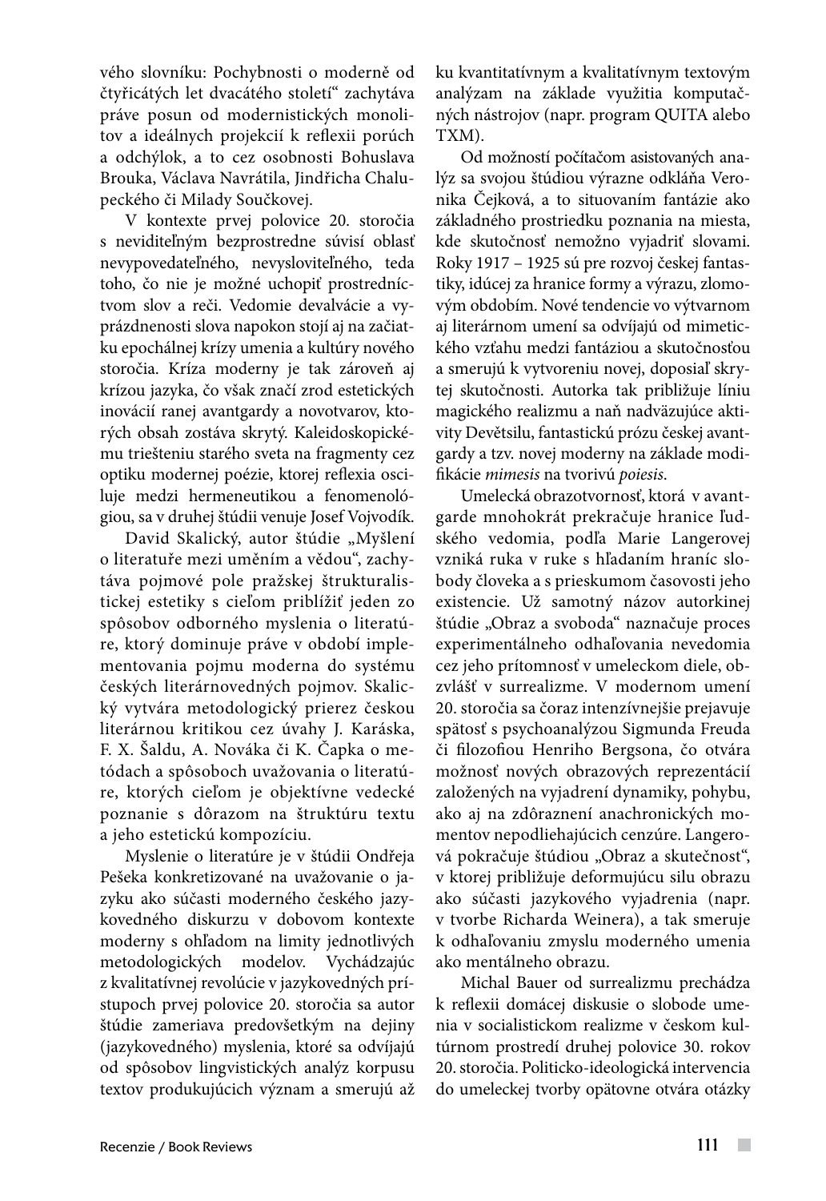vého slovníku: Pochybnosti o moderně od čtyřicátých let dvacátého století" zachytáva práve posun od modernistických monolitov a ideálnych projekcií k reflexii porúch a odchýlok, a to cez osobnosti Bohuslava Brouka, Václava Navrátila, Jindřicha Chalupeckého či Milady Součkovej.

V kontexte prvej polovice 20. storočia s neviditeľným bezprostredne súvisí oblasť nevypovedateľného, nevysloviteľného, teda toho, čo nie je možné uchopiť prostredníctvom slov a reči. Vedomie devalvácie a vyprázdnenosti slova napokon stojí aj na začiatku epochálnej krízy umenia a kultúry nového storočia. Kríza moderny je tak zároveň aj krízou jazyka, čo však značí zrod estetických inovácií ranej avantgardy a novotvarov, ktorých obsah zostáva skrytý. Kaleidoskopickému triešteniu starého sveta na fragmenty cez optiku modernej poézie, ktorej reflexia osciluje medzi hermeneutikou a fenomenológiou, sa v druhej štúdii venuje Josef Vojvodík.

David Skalický, autor štúdie „Myšlení o literatuře mezi uměním a vědou", zachytáva pojmové pole pražskej štrukturalistickej estetiky s cieľom priblížiť jeden zo spôsobov odborného myslenia o literatúre, ktorý dominuje práve v období implementovania pojmu moderna do systému českých literárnovedných pojmov. Skalický vytvára metodologický prierez českou literárnou kritikou cez úvahy J. Karáska, F. X. Šaldu, A. Nováka či K. Čapka o metódach a spôsoboch uvažovania o literatúre, ktorých cieľom je objektívne vedecké poznanie s dôrazom na štruktúru textu a jeho estetickú kompozíciu.

Myslenie o literatúre je v štúdii Ondřeja Pešeka konkretizované na uvažovanie o jazyku ako súčasti moderného českého jazykovedného diskurzu v dobovom kontexte moderny s ohľadom na limity jednotlivých metodologických modelov. Vychádzajúc z kvalitatívnej revolúcie v jazykovedných prístupoch prvej polovice 20. storočia sa autor štúdie zameriava predovšetkým na dejiny (jazykovedného) myslenia, ktoré sa odvíjajú od spôsobov lingvistických analýz korpusu textov produkujúcich význam a smerujú až ku kvantitatívnym a kvalitatívnym textovým analýzam na základe využitia komputačných nástrojov (napr. program QUITA alebo TXM).

Od možností počítačom asistovaných analýz sa svojou štúdiou výrazne odkláňa Veronika Čejková, a to situovaním fantázie ako základného prostriedku poznania na miesta, kde skutočnosť nemožno vyjadriť slovami. Roky 1917 – 1925 sú pre rozvoj českej fantastiky, idúcej za hranice formy a výrazu, zlomovým obdobím. Nové tendencie vo výtvarnom aj literárnom umení sa odvíjajú od mimetického vzťahu medzi fantáziou a skutočnosťou a smerujú k vytvoreniu novej, doposiaľ skrytej skutočnosti. Autorka tak približuje líniu magického realizmu a naň nadväzujúce aktivity Devětsilu, fantastickú prózu českej avantgardy a tzv. novej moderny na základe modifikácie *mimesis* na tvorivú *poiesis*.

Umelecká obrazotvornosť, ktorá v avantgarde mnohokrát prekračuje hranice ľudského vedomia, podľa Marie Langerovej vzniká ruka v ruke s hľadaním hraníc slobody človeka a s prieskumom časovosti jeho existencie. Už samotný názov autorkinej štúdie „Obraz a svoboda" naznačuje proces experimentálneho odhaľovania nevedomia cez jeho prítomnosť v umeleckom diele, obzvlášť v surrealizme. V modernom umení 20. storočia sa čoraz intenzívnejšie prejavuje spätosť s psychoanalýzou Sigmunda Freuda či filozofiou Henriho Bergsona, čo otvára možnosť nových obrazových reprezentácií založených na vyjadrení dynamiky, pohybu, ako aj na zdôraznení anachronických momentov nepodliehajúcich cenzúre. Langerová pokračuje štúdiou „Obraz a skutečnost", v ktorej približuje deformujúcu silu obrazu ako súčasti jazykového vyjadrenia (napr. v tvorbe Richarda Weinera), a tak smeruje k odhaľovaniu zmyslu moderného umenia ako mentálneho obrazu.

Michal Bauer od surrealizmu prechádza k reflexii domácej diskusie o slobode umenia v socialistickom realizme v českom kultúrnom prostredí druhej polovice 30. rokov 20. storočia. Politicko-ideologická intervencia do umeleckej tvorby opätovne otvára otázky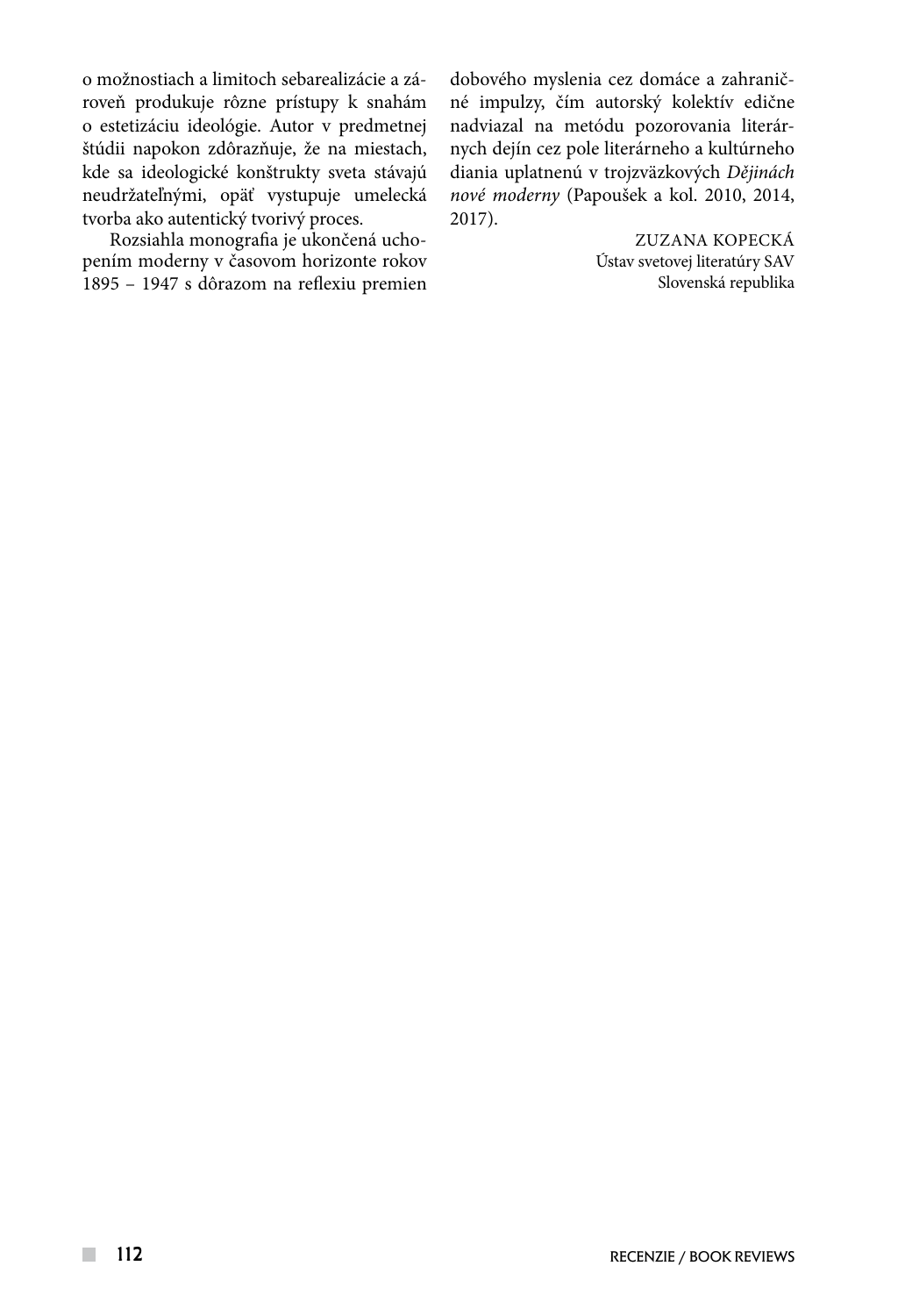o možnostiach a limitoch sebarealizácie a zároveň produkuje rôzne prístupy k snahám o estetizáciu ideológie. Autor v predmetnej štúdii napokon zdôrazňuje, že na miestach, kde sa ideologické konštrukty sveta stávajú neudržateľnými, opäť vystupuje umelecká tvorba ako autentický tvorivý proces.

Rozsiahla monografia je ukončená uchopením moderny v časovom horizonte rokov 1895 – 1947 s dôrazom na reflexiu premien dobového myslenia cez domáce a zahraničné impulzy, čím autorský kolektív edične nadviazal na metódu pozorovania literárnych dejín cez pole literárneho a kultúrneho diania uplatnenú v trojzväzkových *Dějinách nové moderny* (Papoušek a kol. 2010, 2014, 2017).

ZUZANA KOPECKÁ
Ústav svetovej literatúry SAV
Slovenská republika